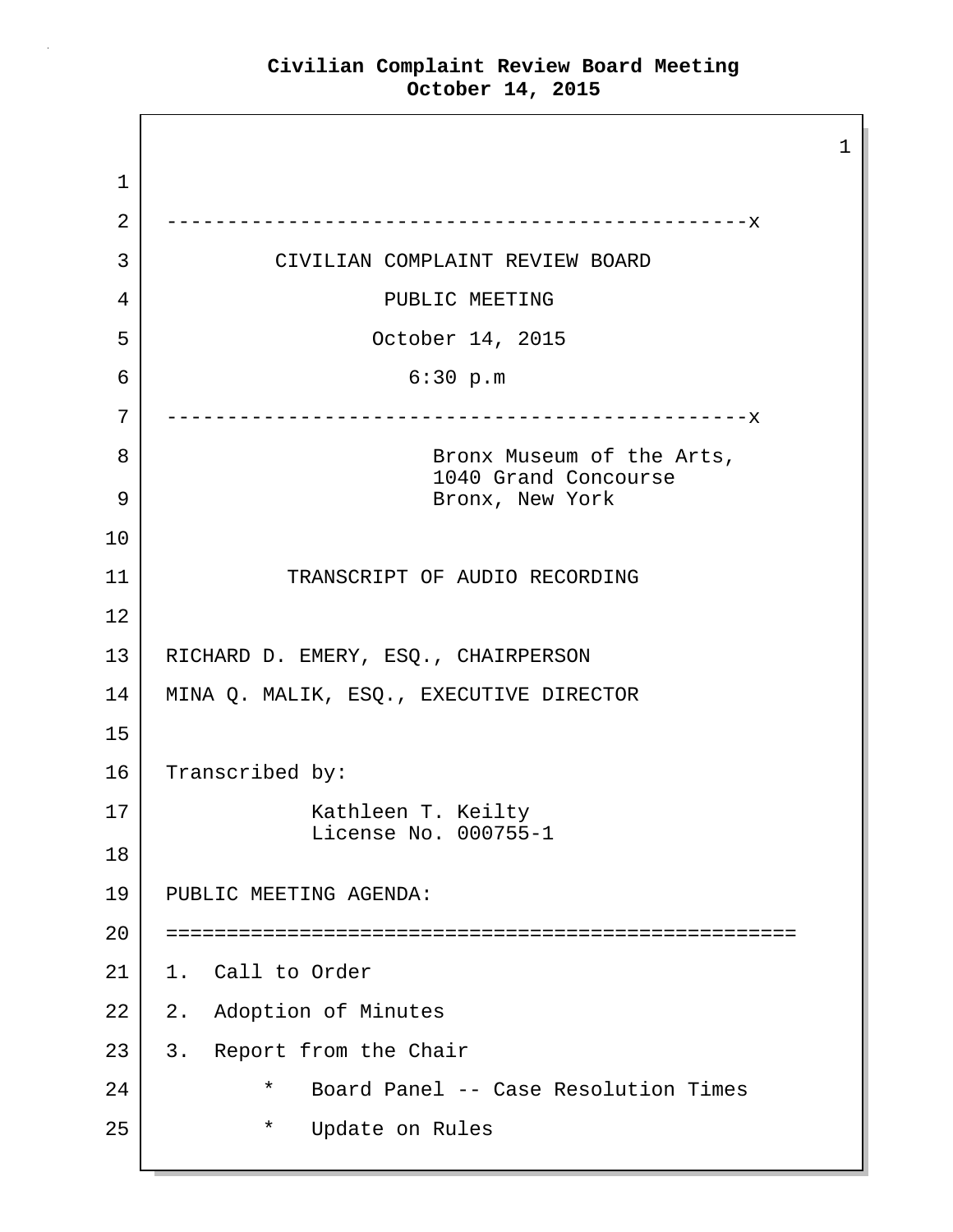CIVILIAN COMPLAINT REVIEW BOARD

PUBLIC MEETING

October 14, 2015

6:30 p.m

Bronx Museum of the Arts,
1040 Grand Concourse
Bronx, New York

TRANSCRIPT OF AUDIO RECORDING

RICHARD D. EMERY, ESQ., CHAIRPERSON

MINA Q. MALIK, ESQ., EXECUTIVE DIRECTOR

Transcribed by:

Kathleen T. Keilty
License No. 000755-1

PUBLIC MEETING AGENDA:

1. Call to Order
2. Adoption of Minutes
3. Report from the Chair
    * Board Panel -- Case Resolution Times
    * Update on Rules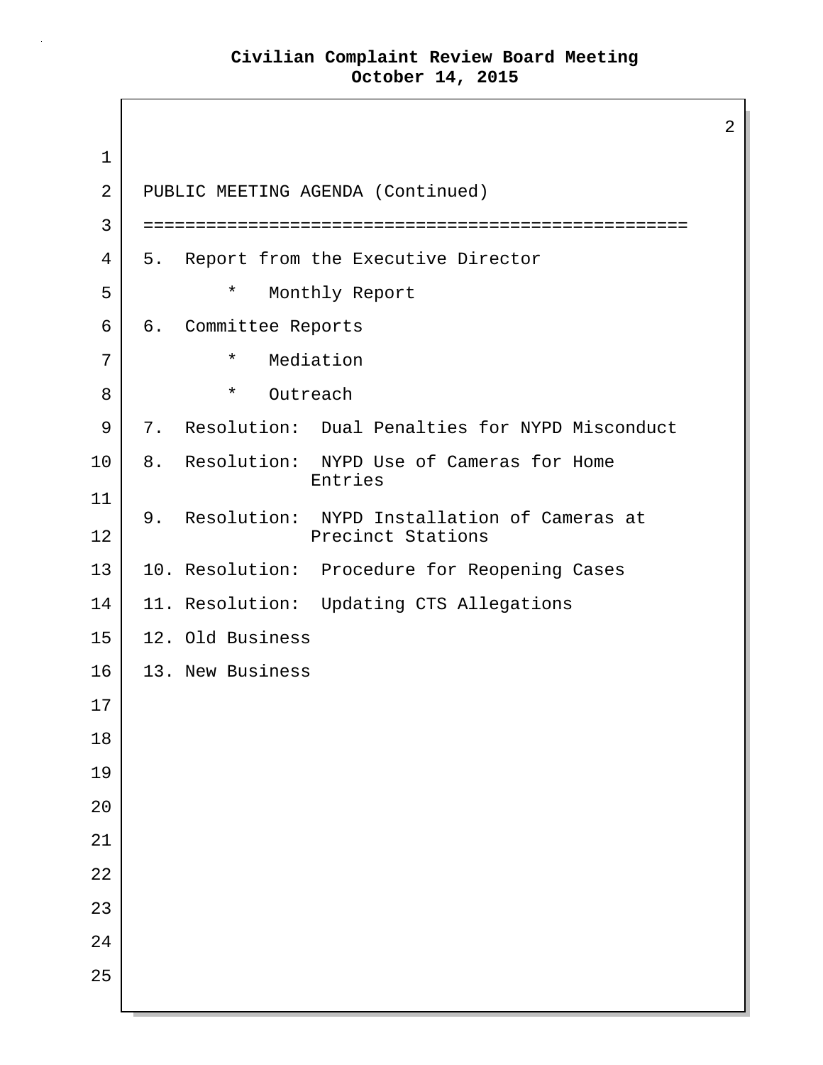PUBLIC MEETING AGENDA (Continued)

=====================================================

5. Report from the Executive Director
   * Monthly Report
6. Committee Reports
   * Mediation
   * Outreach
7. Resolution: Dual Penalties for NYPD Misconduct
8. Resolution: NYPD Use of Cameras for Home Entries
9. Resolution: NYPD Installation of Cameras at Precinct Stations
10. Resolution: Procedure for Reopening Cases
11. Resolution: Updating CTS Allegations
12. Old Business
13. New Business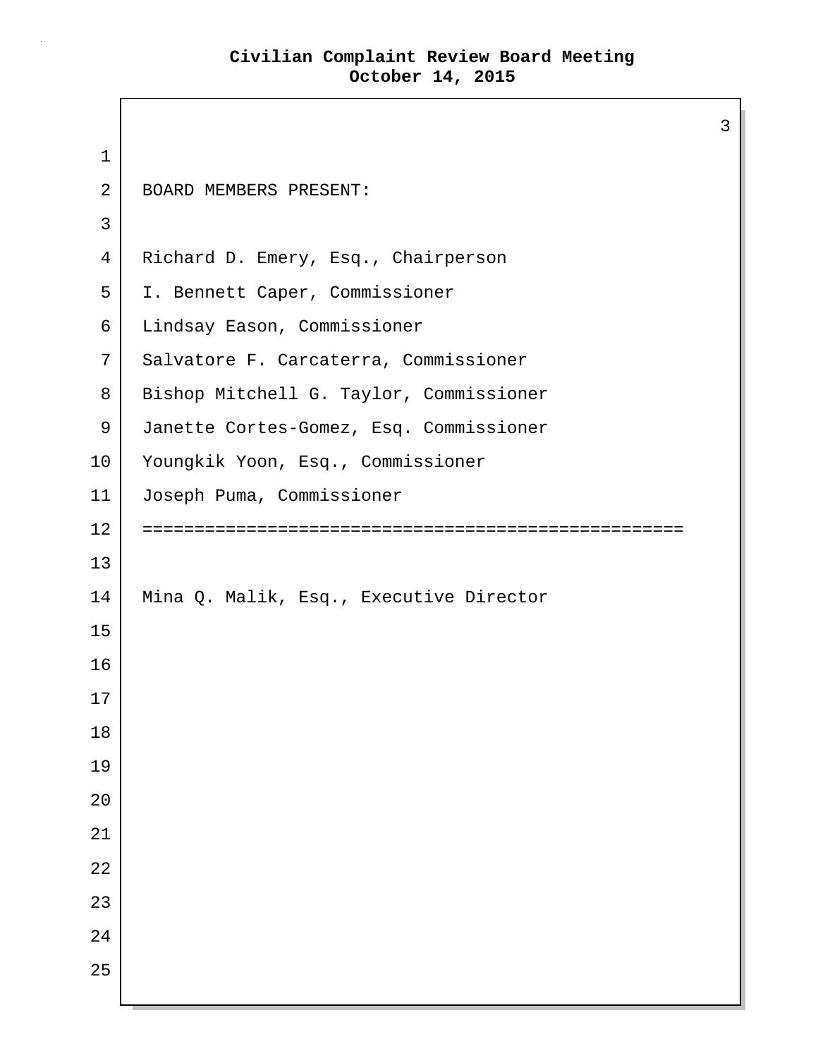BOARD MEMBERS PRESENT:

Richard D. Emery, Esq., Chairperson
I. Bennett Caper, Commissioner
Lindsay Eason, Commissioner
Salvatore F. Carcaterra, Commissioner
Bishop Mitchell G. Taylor, Commissioner
Janette Cortes-Gomez, Esq. Commissioner
Youngkik Yoon, Esq., Commissioner
Joseph Puma, Commissioner

====================================================

Mina Q. Malik, Esq., Executive Director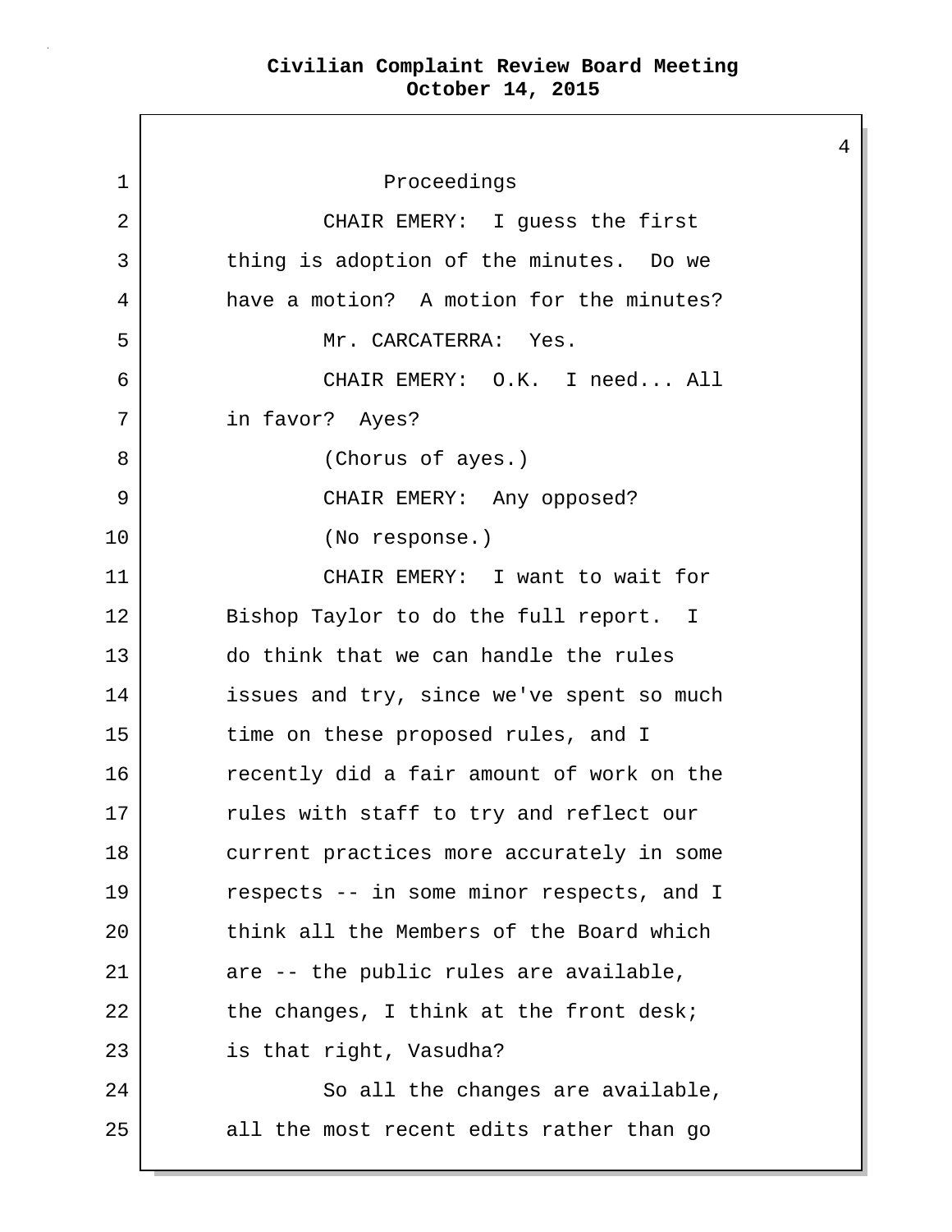Proceedings

CHAIR EMERY: I guess the first thing is adoption of the minutes. Do we have a motion? A motion for the minutes?

Mr. CARCATERRA: Yes.

CHAIR EMERY: O.K. I need... All in favor? Ayes?

(Chorus of ayes.)

CHAIR EMERY: Any opposed?

(No response.)

CHAIR EMERY: I want to wait for Bishop Taylor to do the full report. I do think that we can handle the rules issues and try, since we've spent so much time on these proposed rules, and I recently did a fair amount of work on the rules with staff to try and reflect our current practices more accurately in some respects -- in some minor respects, and I think all the Members of the Board which are -- the public rules are available, the changes, I think at the front desk; is that right, Vasudha?

So all the changes are available, all the most recent edits rather than go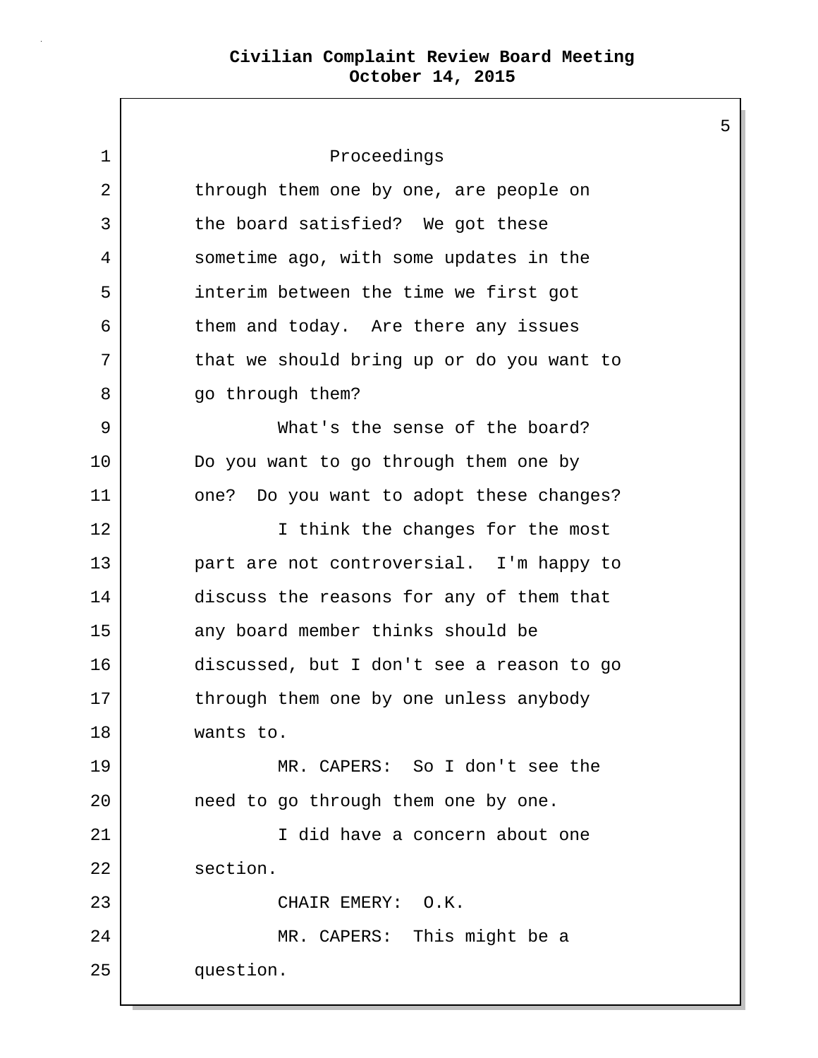Proceedings

through them one by one, are people on the board satisfied? We got these sometime ago, with some updates in the interim between the time we first got them and today. Are there any issues that we should bring up or do you want to go through them?

What's the sense of the board? Do you want to go through them one by one? Do you want to adopt these changes?

I think the changes for the most part are not controversial. I'm happy to discuss the reasons for any of them that any board member thinks should be discussed, but I don't see a reason to go through them one by one unless anybody wants to.

MR. CAPERS: So I don't see the need to go through them one by one.

I did have a concern about one section.

CHAIR EMERY: O.K.

MR. CAPERS: This might be a question.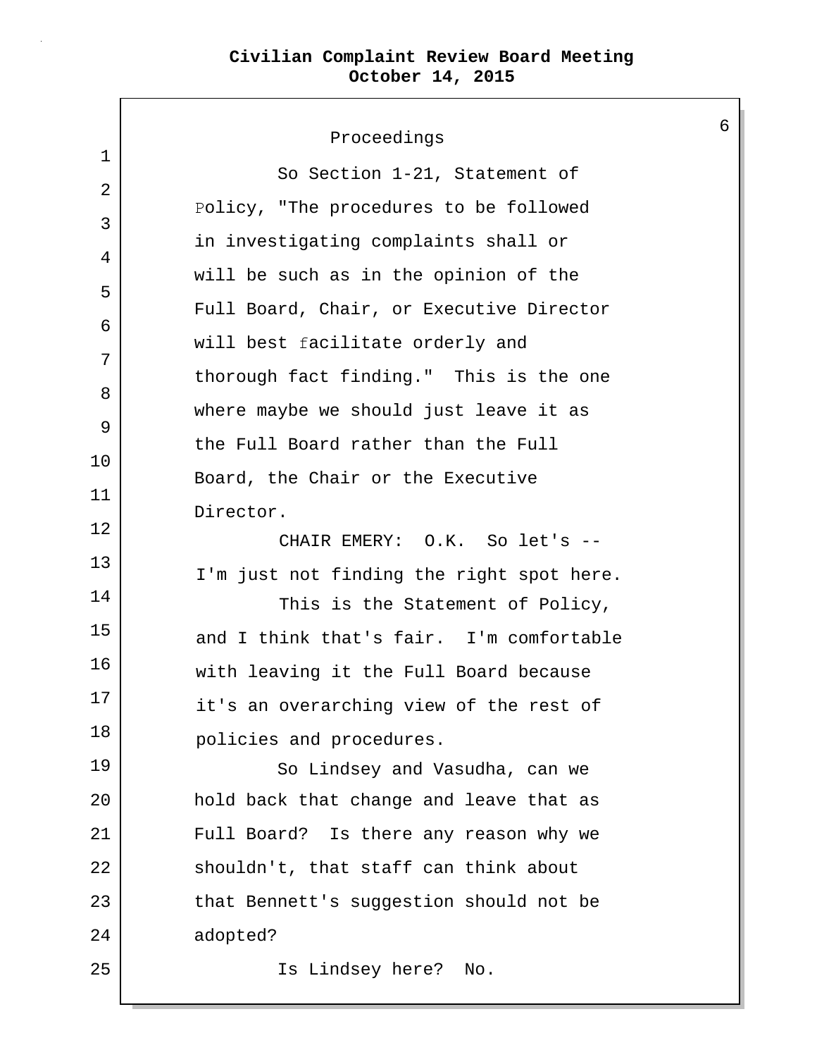Proceedings

So Section 1-21, Statement of Policy, "The procedures to be followed in investigating complaints shall or will be such as in the opinion of the Full Board, Chair, or Executive Director will best facilitate orderly and thorough fact finding." This is the one where maybe we should just leave it as the Full Board rather than the Full Board, the Chair or the Executive Director.

CHAIR EMERY: O.K. So let's -- I'm just not finding the right spot here.

This is the Statement of Policy, and I think that's fair. I'm comfortable with leaving it the Full Board because it's an overarching view of the rest of policies and procedures.

So Lindsey and Vasudha, can we hold back that change and leave that as Full Board? Is there any reason why we shouldn't, that staff can think about that Bennett's suggestion should not be adopted?

Is Lindsey here? No.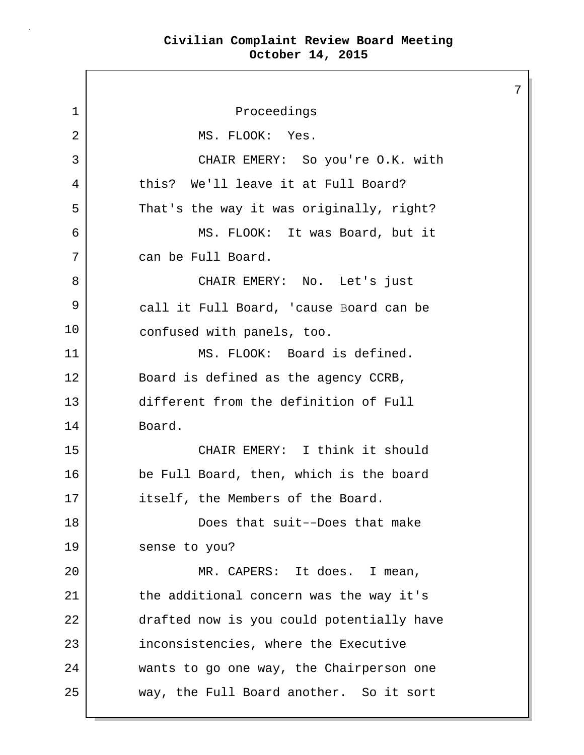Proceedings

MS. FLOOK: Yes.

CHAIR EMERY: So you're O.K. with this? We'll leave it at Full Board? That's the way it was originally, right?

MS. FLOOK: It was Board, but it can be Full Board.

CHAIR EMERY: No. Let's just call it Full Board, 'cause Board can be confused with panels, too.

MS. FLOOK: Board is defined. Board is defined as the agency CCRB, different from the definition of Full Board.

CHAIR EMERY: I think it should be Full Board, then, which is the board itself, the Members of the Board.

Does that suit––Does that make sense to you?

MR. CAPERS: It does. I mean, the additional concern was the way it's drafted now is you could potentially have inconsistencies, where the Executive wants to go one way, the Chairperson one way, the Full Board another. So it sort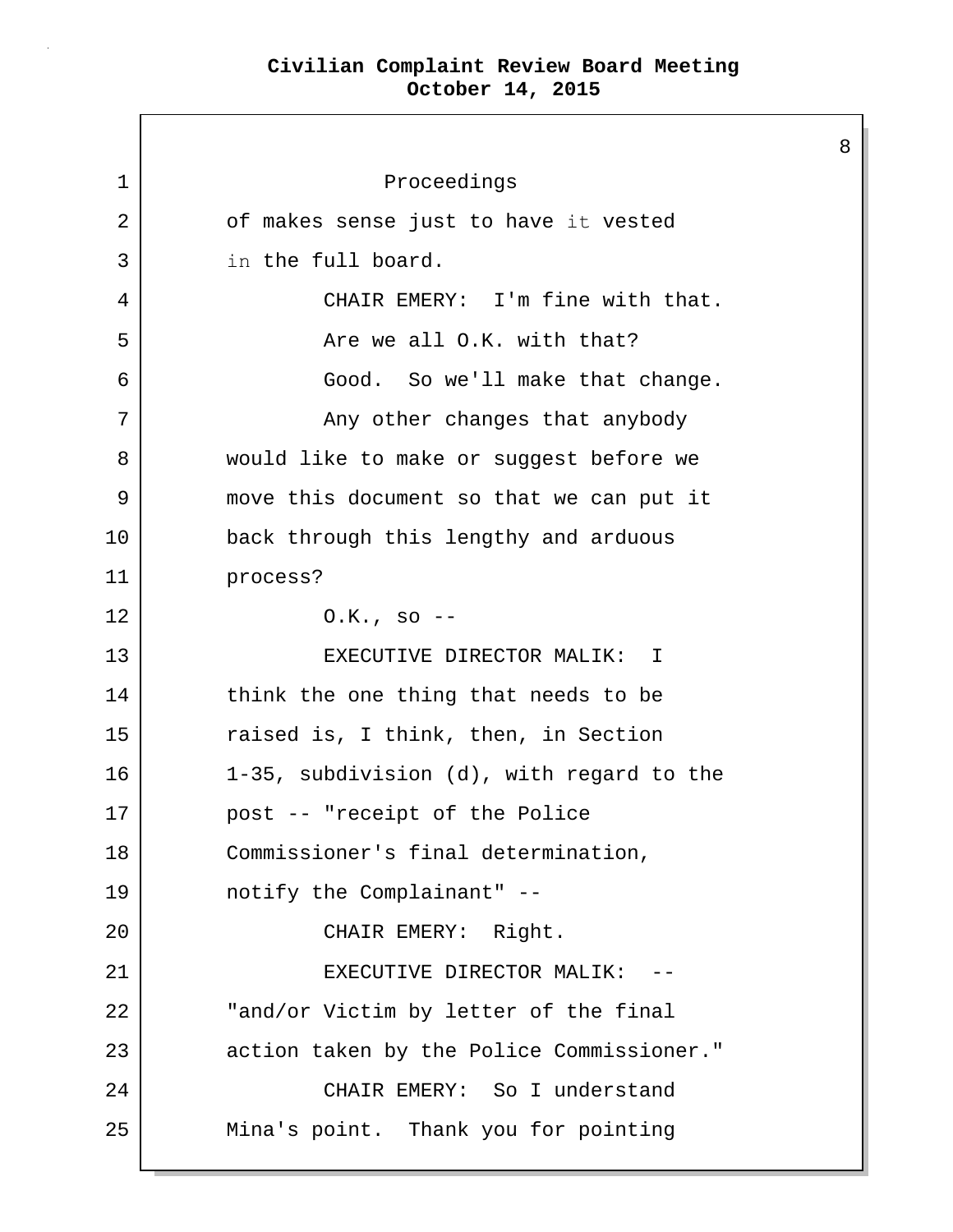Proceedings

of makes sense just to have it vested in the full board.

CHAIR EMERY: I'm fine with that. Are we all O.K. with that?

Good. So we'll make that change.

Any other changes that anybody would like to make or suggest before we move this document so that we can put it back through this lengthy and arduous process?

O.K., so --

EXECUTIVE DIRECTOR MALIK: I think the one thing that needs to be raised is, I think, then, in Section 1-35, subdivision (d), with regard to the post -- "receipt of the Police Commissioner's final determination, notify the Complainant" --

CHAIR EMERY: Right.

EXECUTIVE DIRECTOR MALIK: -- "and/or Victim by letter of the final action taken by the Police Commissioner."

CHAIR EMERY: So I understand Mina's point. Thank you for pointing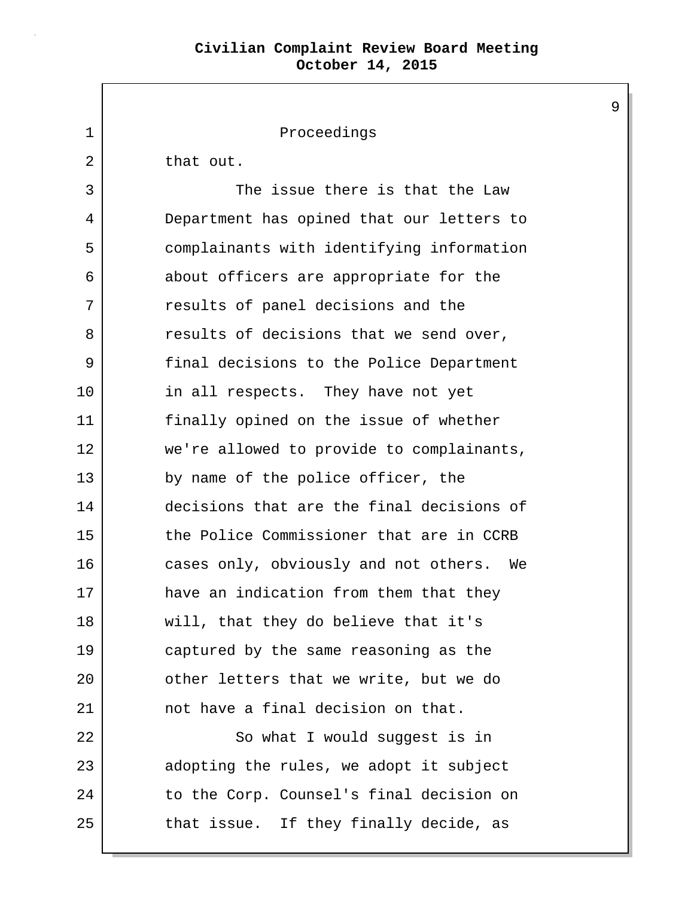Proceedings

that out.

The issue there is that the Law Department has opined that our letters to complainants with identifying information about officers are appropriate for the results of panel decisions and the results of decisions that we send over, final decisions to the Police Department in all respects. They have not yet finally opined on the issue of whether we're allowed to provide to complainants, by name of the police officer, the decisions that are the final decisions of the Police Commissioner that are in CCRB cases only, obviously and not others. We have an indication from them that they will, that they do believe that it's captured by the same reasoning as the other letters that we write, but we do not have a final decision on that.

So what I would suggest is in adopting the rules, we adopt it subject to the Corp. Counsel's final decision on that issue. If they finally decide, as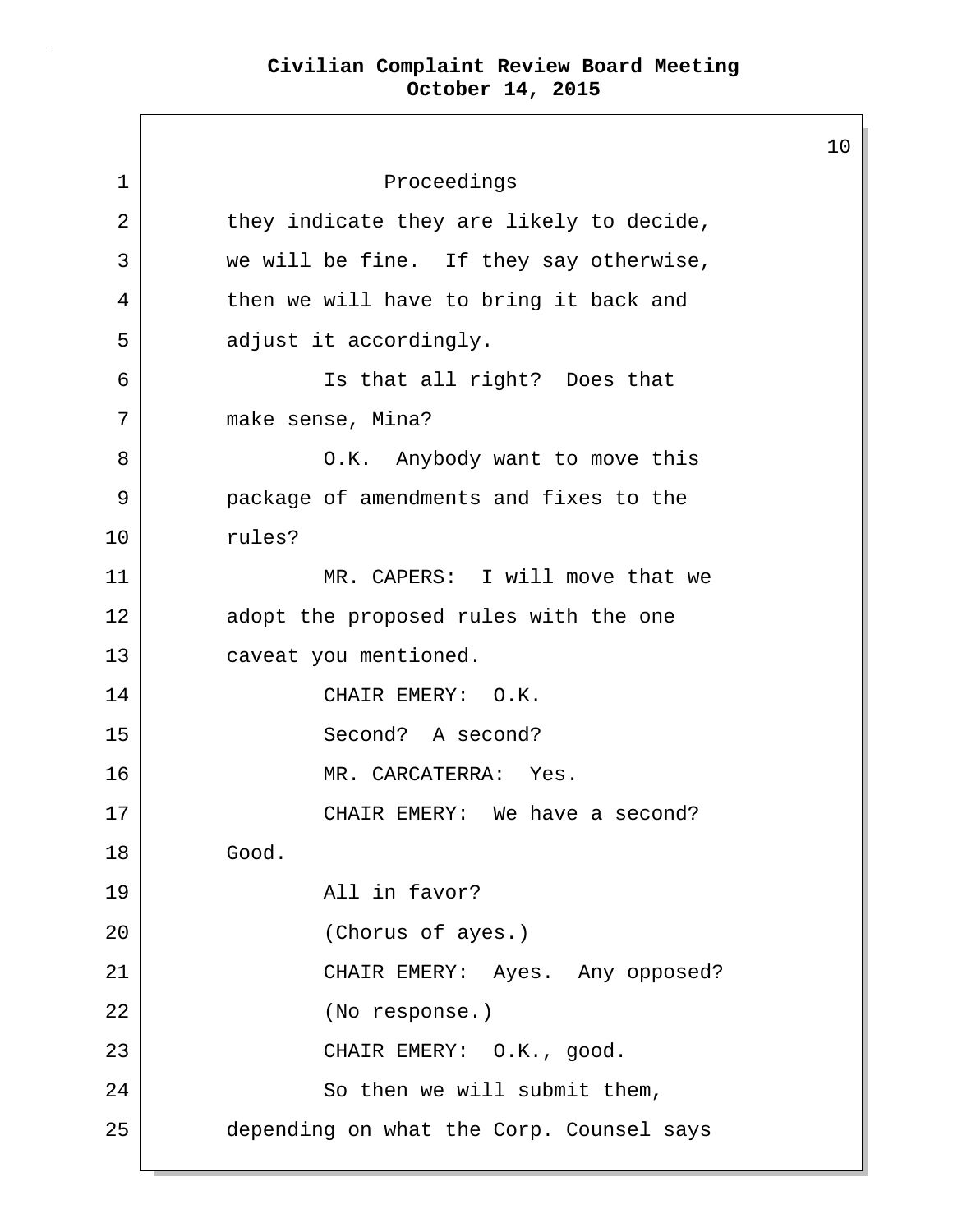Proceedings

they indicate they are likely to decide, we will be fine. If they say otherwise, then we will have to bring it back and adjust it accordingly.

Is that all right? Does that make sense, Mina?

O.K. Anybody want to move this package of amendments and fixes to the rules?

MR. CAPERS: I will move that we adopt the proposed rules with the one caveat you mentioned.

CHAIR EMERY: O.K.

Second? A second?

MR. CARCATERRA: Yes.

CHAIR EMERY: We have a second? Good.

All in favor?

(Chorus of ayes.)

CHAIR EMERY: Ayes. Any opposed?

(No response.)

CHAIR EMERY: O.K., good.

So then we will submit them, depending on what the Corp. Counsel says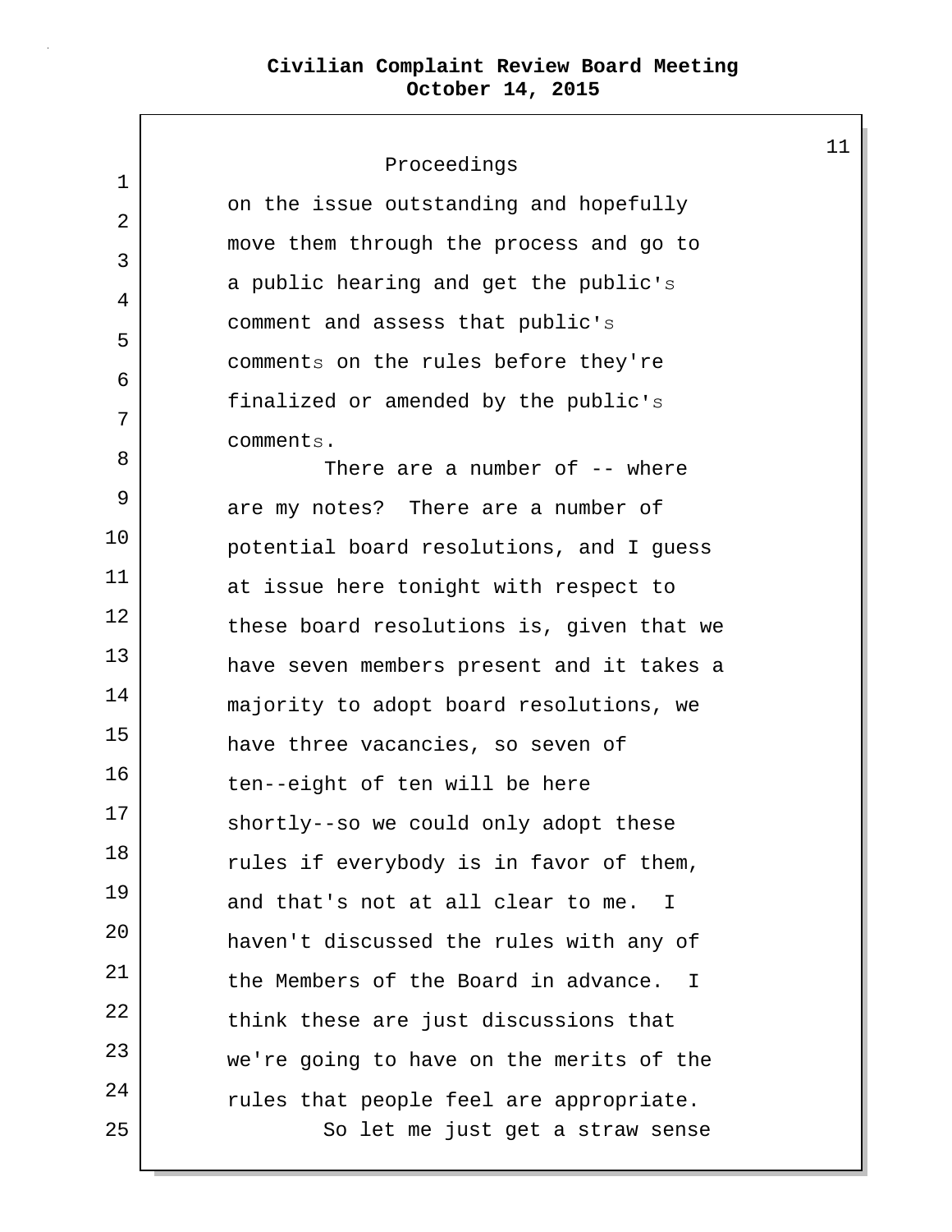Proceedings

on the issue outstanding and hopefully move them through the process and go to a public hearing and get the public's comment and assess that public's comments on the rules before they're finalized or amended by the public's comments.

There are a number of -- where are my notes? There are a number of potential board resolutions, and I guess at issue here tonight with respect to these board resolutions is, given that we have seven members present and it takes a majority to adopt board resolutions, we have three vacancies, so seven of ten--eight of ten will be here shortly--so we could only adopt these rules if everybody is in favor of them, and that's not at all clear to me. I haven't discussed the rules with any of the Members of the Board in advance. I think these are just discussions that we're going to have on the merits of the rules that people feel are appropriate.

So let me just get a straw sense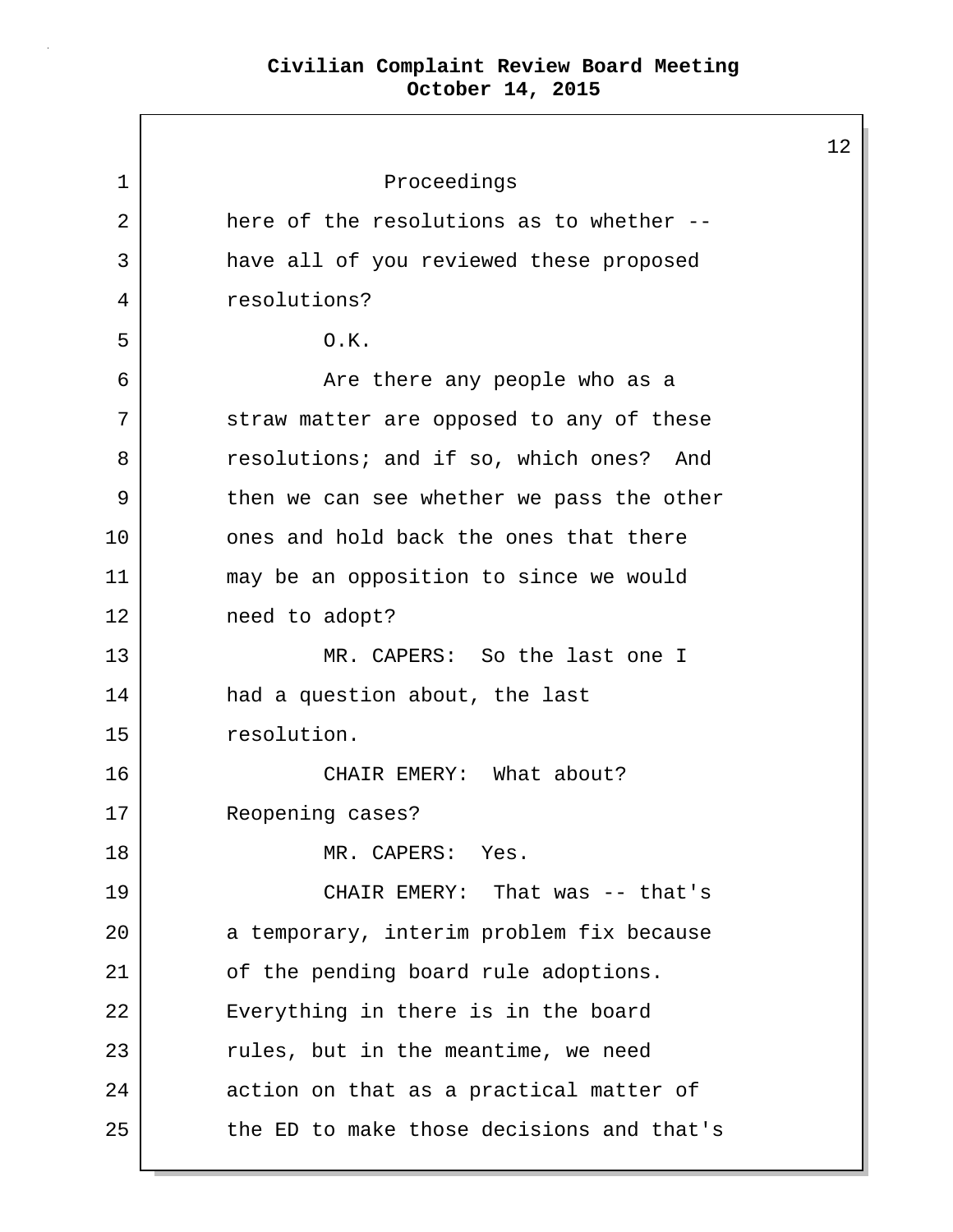Proceedings

here of the resolutions as to whether -- have all of you reviewed these proposed resolutions?

O.K.

Are there any people who as a straw matter are opposed to any of these resolutions; and if so, which ones? And then we can see whether we pass the other ones and hold back the ones that there may be an opposition to since we would need to adopt?

MR. CAPERS: So the last one I had a question about, the last resolution.

CHAIR EMERY: What about? Reopening cases?

MR. CAPERS: Yes.

CHAIR EMERY: That was -- that's a temporary, interim problem fix because of the pending board rule adoptions. Everything in there is in the board rules, but in the meantime, we need action on that as a practical matter of the ED to make those decisions and that's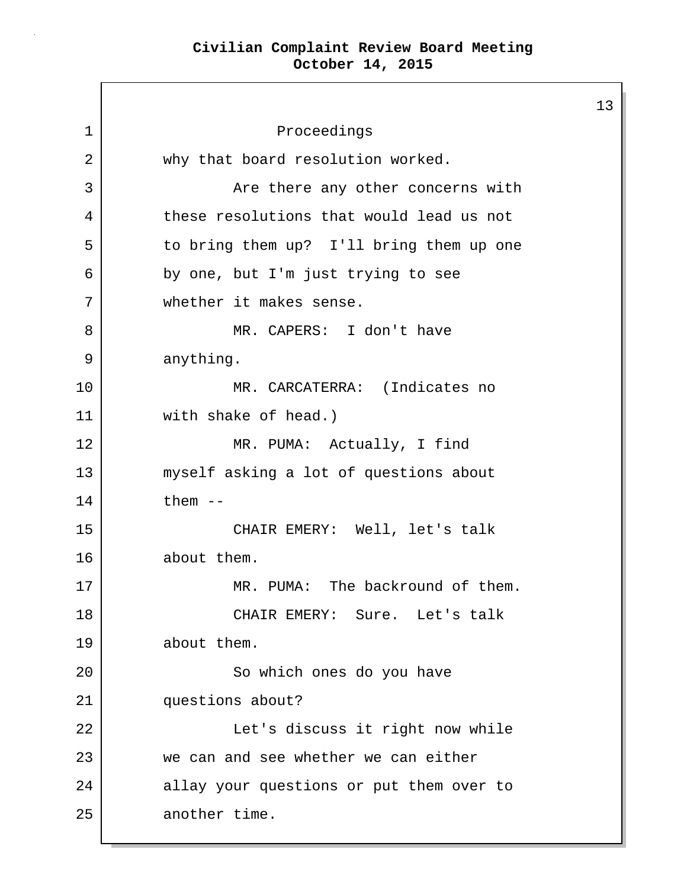Proceedings

why that board resolution worked.

Are there any other concerns with these resolutions that would lead us not to bring them up? I'll bring them up one by one, but I'm just trying to see whether it makes sense.

MR. CAPERS: I don't have anything.

MR. CARCATERRA: (Indicates no with shake of head.)

MR. PUMA: Actually, I find myself asking a lot of questions about them --

CHAIR EMERY: Well, let's talk about them.

MR. PUMA: The backround of them.

CHAIR EMERY: Sure. Let's talk about them.

So which ones do you have questions about?

Let's discuss it right now while we can and see whether we can either allay your questions or put them over to another time.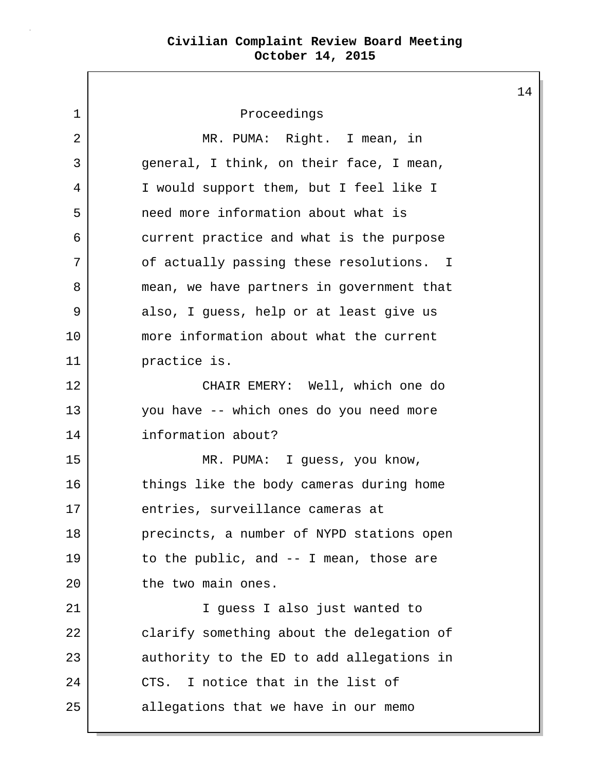Proceedings

MR. PUMA: Right. I mean, in general, I think, on their face, I mean, I would support them, but I feel like I need more information about what is current practice and what is the purpose of actually passing these resolutions. I mean, we have partners in government that also, I guess, help or at least give us more information about what the current practice is.

CHAIR EMERY: Well, which one do you have -- which ones do you need more information about?

MR. PUMA: I guess, you know, things like the body cameras during home entries, surveillance cameras at precincts, a number of NYPD stations open to the public, and -- I mean, those are the two main ones.

I guess I also just wanted to clarify something about the delegation of authority to the ED to add allegations in CTS. I notice that in the list of allegations that we have in our memo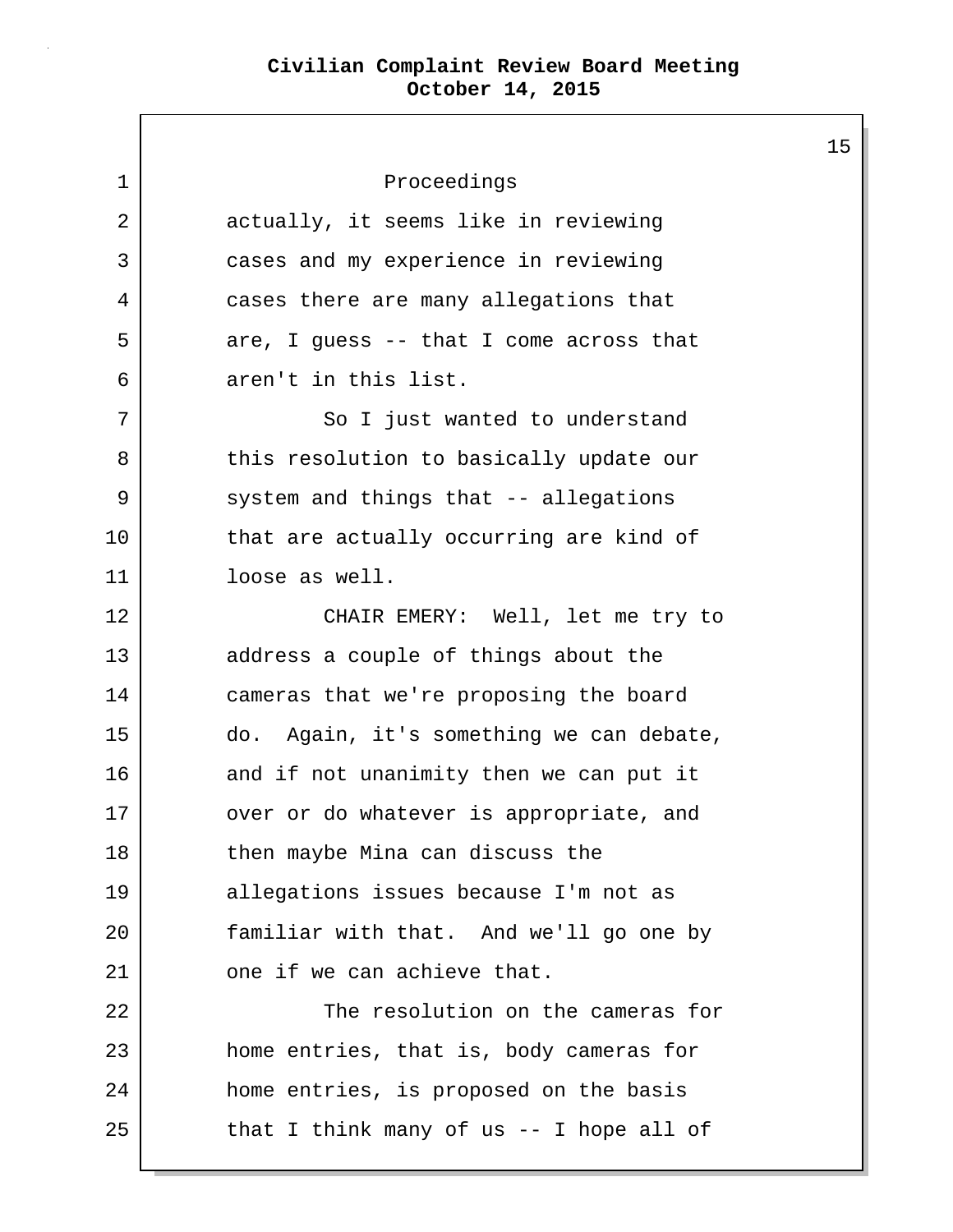Proceedings

actually, it seems like in reviewing cases and my experience in reviewing cases there are many allegations that are, I guess -- that I come across that aren't in this list.

So I just wanted to understand this resolution to basically update our system and things that -- allegations that are actually occurring are kind of loose as well.

CHAIR EMERY: Well, let me try to address a couple of things about the cameras that we're proposing the board do. Again, it's something we can debate, and if not unanimity then we can put it over or do whatever is appropriate, and then maybe Mina can discuss the allegations issues because I'm not as familiar with that. And we'll go one by one if we can achieve that.

The resolution on the cameras for home entries, that is, body cameras for home entries, is proposed on the basis that I think many of us -- I hope all of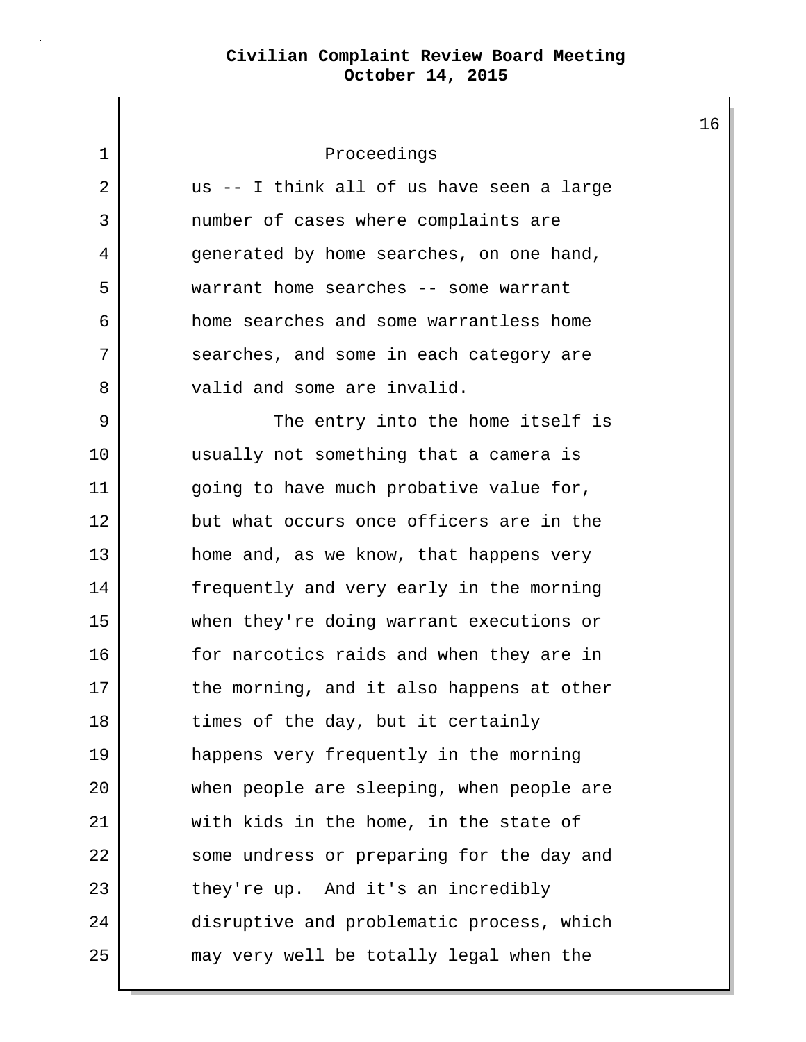Proceedings

us -- I think all of us have seen a large number of cases where complaints are generated by home searches, on one hand, warrant home searches -- some warrant home searches and some warrantless home searches, and some in each category are valid and some are invalid.

The entry into the home itself is usually not something that a camera is going to have much probative value for, but what occurs once officers are in the home and, as we know, that happens very frequently and very early in the morning when they're doing warrant executions or for narcotics raids and when they are in the morning, and it also happens at other times of the day, but it certainly happens very frequently in the morning when people are sleeping, when people are with kids in the home, in the state of some undress or preparing for the day and they're up. And it's an incredibly disruptive and problematic process, which may very well be totally legal when the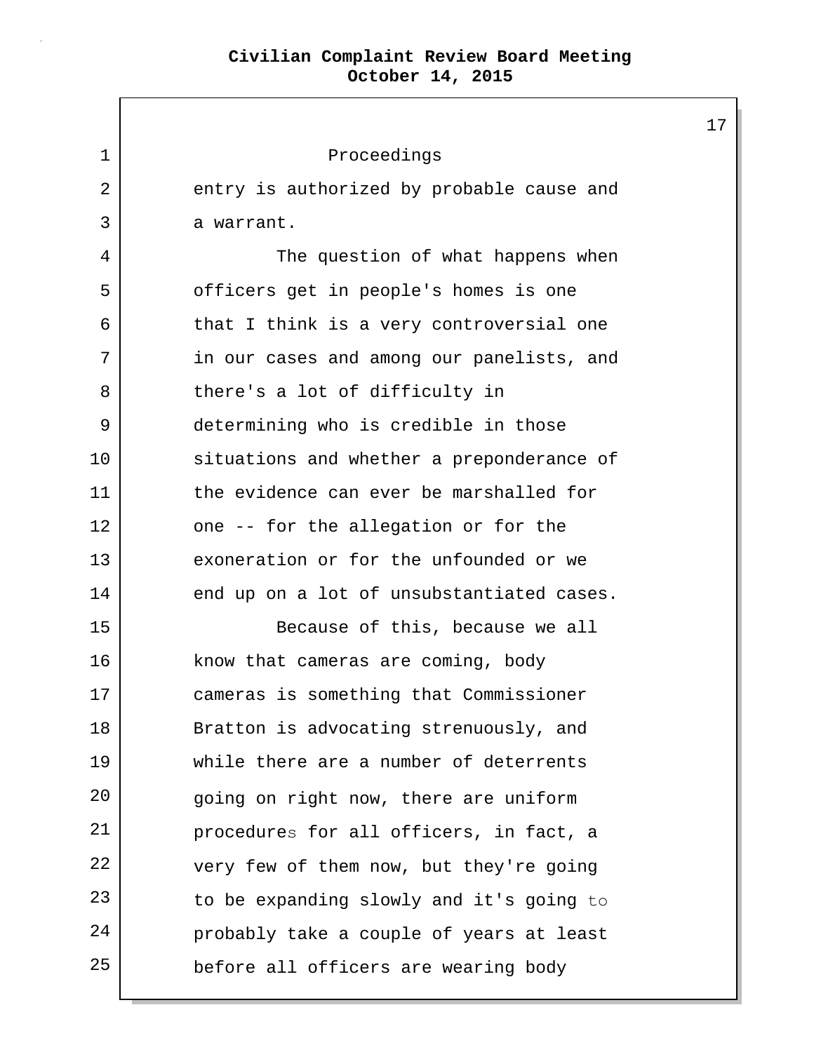Proceedings

entry is authorized by probable cause and a warrant.

The question of what happens when officers get in people's homes is one that I think is a very controversial one in our cases and among our panelists, and there's a lot of difficulty in determining who is credible in those situations and whether a preponderance of the evidence can ever be marshalled for one -- for the allegation or for the exoneration or for the unfounded or we end up on a lot of unsubstantiated cases.

Because of this, because we all know that cameras are coming, body cameras is something that Commissioner Bratton is advocating strenuously, and while there are a number of deterrents going on right now, there are uniform procedures for all officers, in fact, a very few of them now, but they're going to be expanding slowly and it's going to probably take a couple of years at least before all officers are wearing body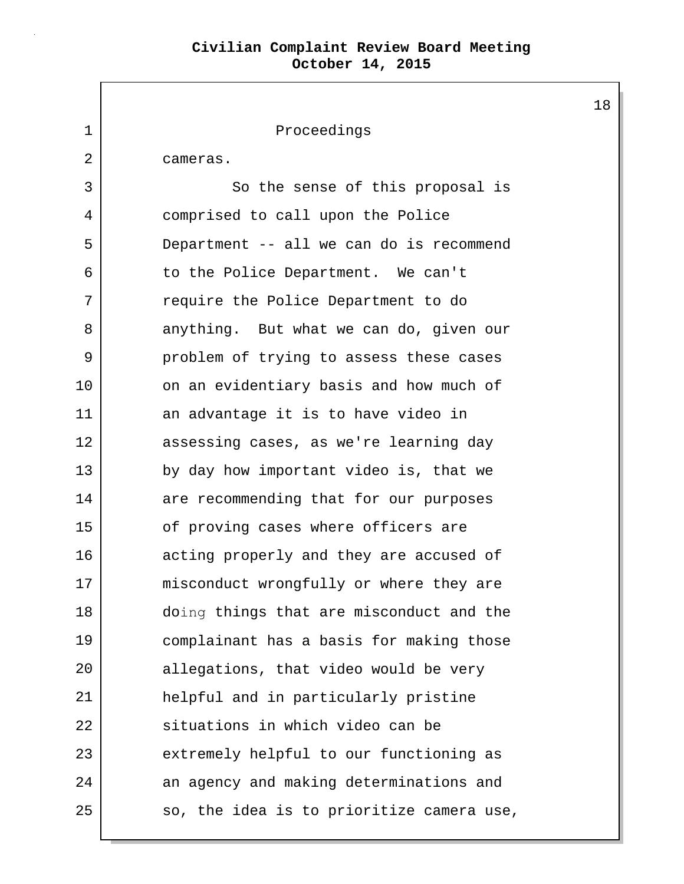Proceedings

cameras.

So the sense of this proposal is comprised to call upon the Police Department -- all we can do is recommend to the Police Department. We can't require the Police Department to do anything. But what we can do, given our problem of trying to assess these cases on an evidentiary basis and how much of an advantage it is to have video in assessing cases, as we're learning day by day how important video is, that we are recommending that for our purposes of proving cases where officers are acting properly and they are accused of misconduct wrongfully or where they are doing things that are misconduct and the complainant has a basis for making those allegations, that video would be very helpful and in particularly pristine situations in which video can be extremely helpful to our functioning as an agency and making determinations and so, the idea is to prioritize camera use,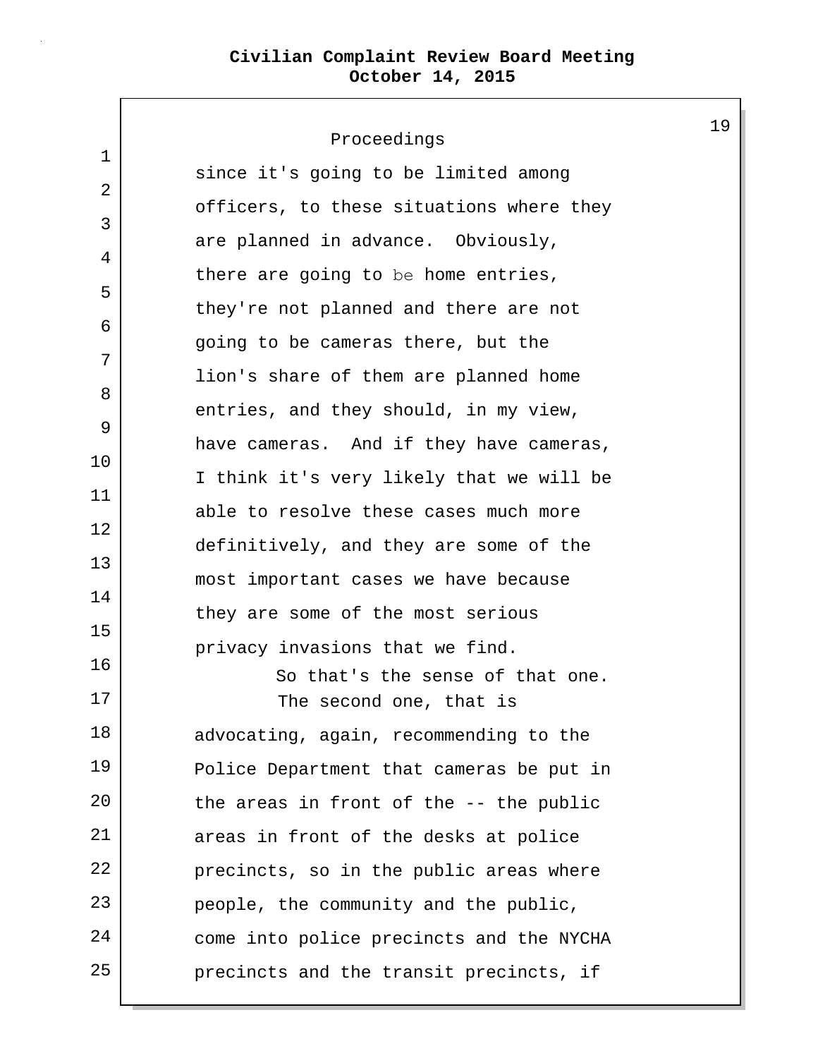Proceedings

since it's going to be limited among officers, to these situations where they are planned in advance. Obviously, there are going to be home entries, they're not planned and there are not going to be cameras there, but the lion's share of them are planned home entries, and they should, in my view, have cameras. And if they have cameras, I think it's very likely that we will be able to resolve these cases much more definitively, and they are some of the most important cases we have because they are some of the most serious privacy invasions that we find.

So that's the sense of that one.

The second one, that is advocating, again, recommending to the Police Department that cameras be put in the areas in front of the -- the public areas in front of the desks at police precincts, so in the public areas where people, the community and the public, come into police precincts and the NYCHA precincts and the transit precincts, if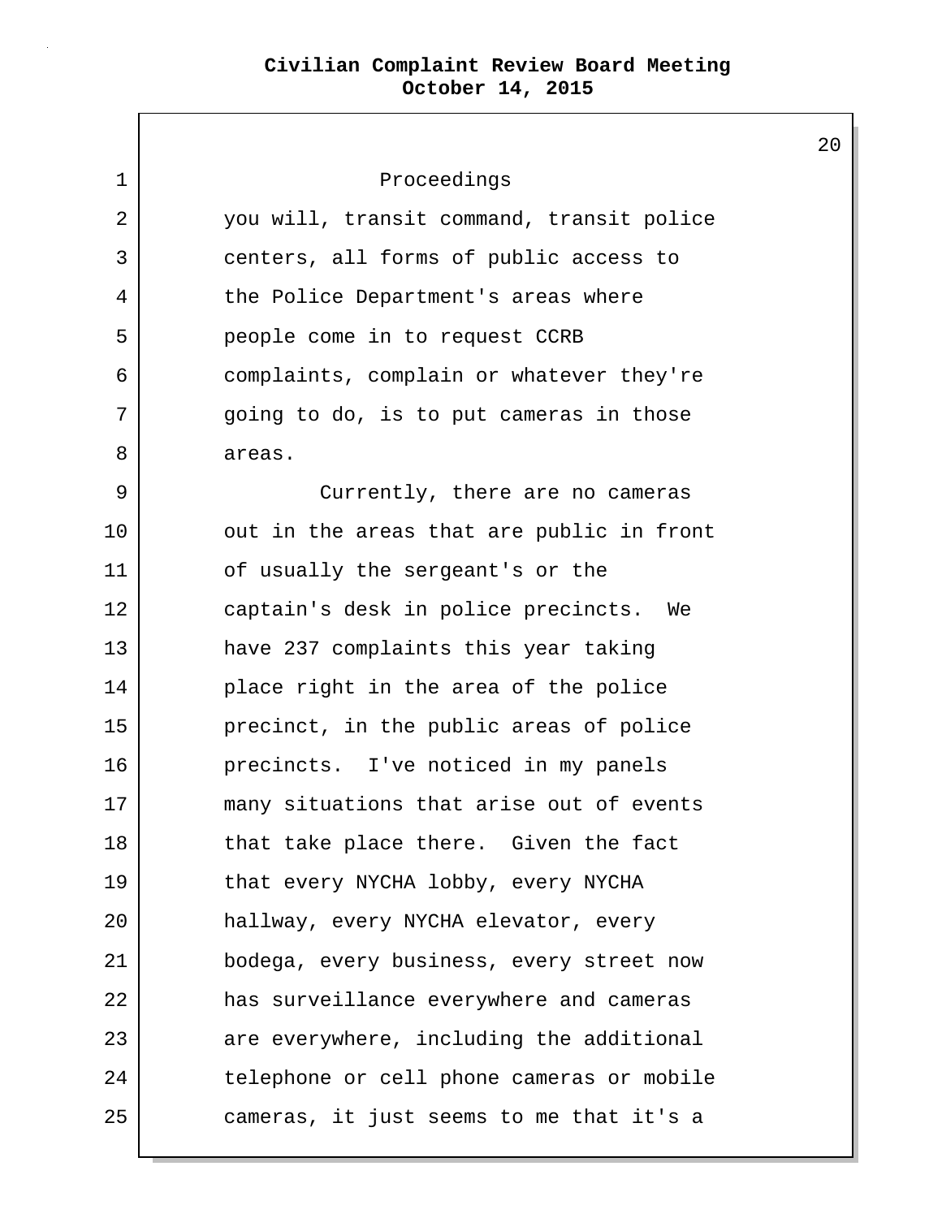Proceedings

you will, transit command, transit police centers, all forms of public access to the Police Department's areas where people come in to request CCRB complaints, complain or whatever they're going to do, is to put cameras in those areas.

Currently, there are no cameras out in the areas that are public in front of usually the sergeant's or the captain's desk in police precincts. We have 237 complaints this year taking place right in the area of the police precinct, in the public areas of police precincts. I've noticed in my panels many situations that arise out of events that take place there. Given the fact that every NYCHA lobby, every NYCHA hallway, every NYCHA elevator, every bodega, every business, every street now has surveillance everywhere and cameras are everywhere, including the additional telephone or cell phone cameras or mobile cameras, it just seems to me that it's a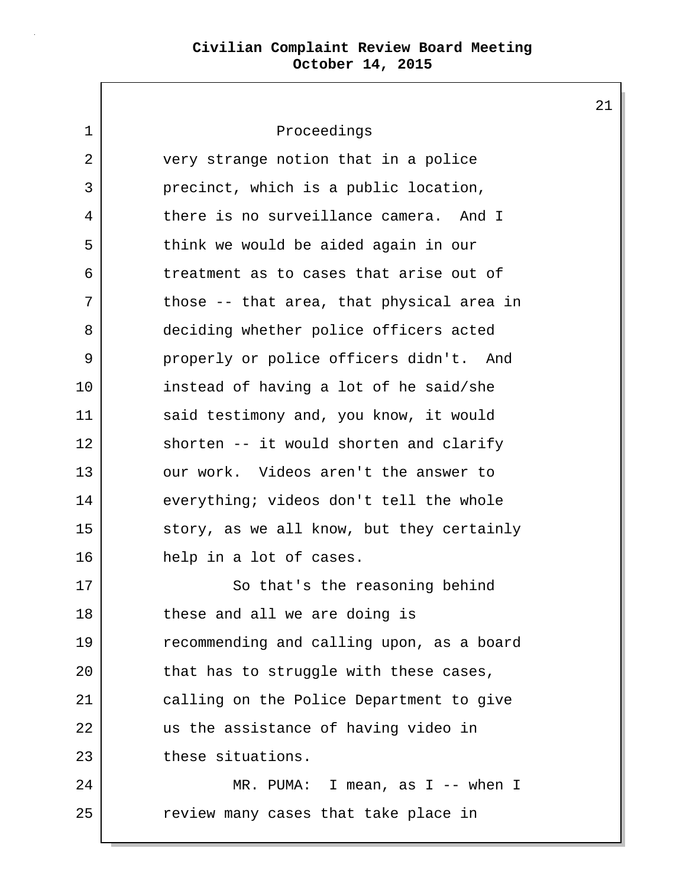Proceedings

very strange notion that in a police precinct, which is a public location, there is no surveillance camera. And I think we would be aided again in our treatment as to cases that arise out of those -- that area, that physical area in deciding whether police officers acted properly or police officers didn't. And instead of having a lot of he said/she said testimony and, you know, it would shorten -- it would shorten and clarify our work. Videos aren't the answer to everything; videos don't tell the whole story, as we all know, but they certainly help in a lot of cases.

So that's the reasoning behind these and all we are doing is recommending and calling upon, as a board that has to struggle with these cases, calling on the Police Department to give us the assistance of having video in these situations.

MR. PUMA: I mean, as I -- when I review many cases that take place in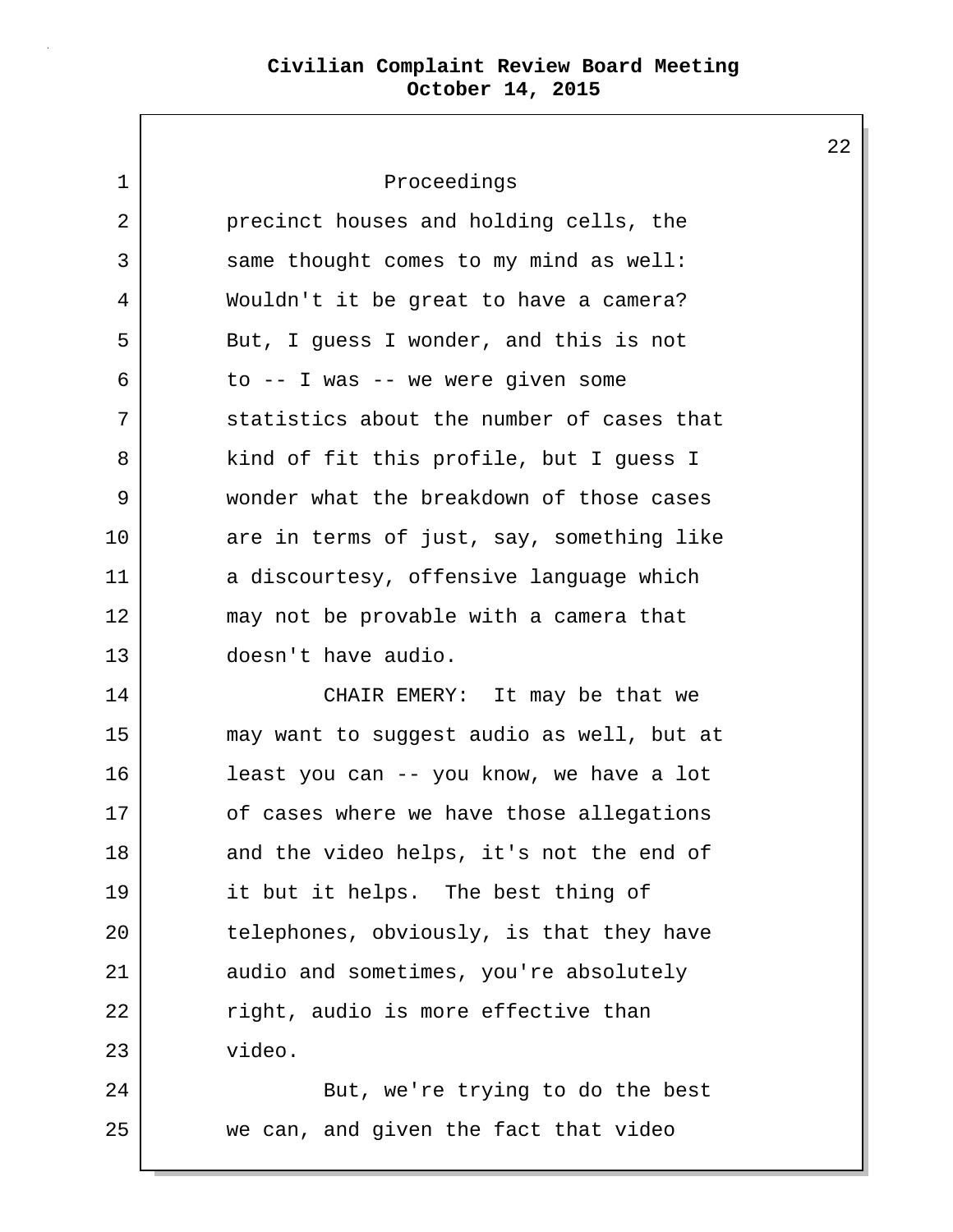Proceedings

precinct houses and holding cells, the same thought comes to my mind as well: Wouldn't it be great to have a camera? But, I guess I wonder, and this is not to -- I was -- we were given some statistics about the number of cases that kind of fit this profile, but I guess I wonder what the breakdown of those cases are in terms of just, say, something like a discourtesy, offensive language which may not be provable with a camera that doesn't have audio.

CHAIR EMERY: It may be that we may want to suggest audio as well, but at least you can -- you know, we have a lot of cases where we have those allegations and the video helps, it's not the end of it but it helps. The best thing of telephones, obviously, is that they have audio and sometimes, you're absolutely right, audio is more effective than video.

But, we're trying to do the best we can, and given the fact that video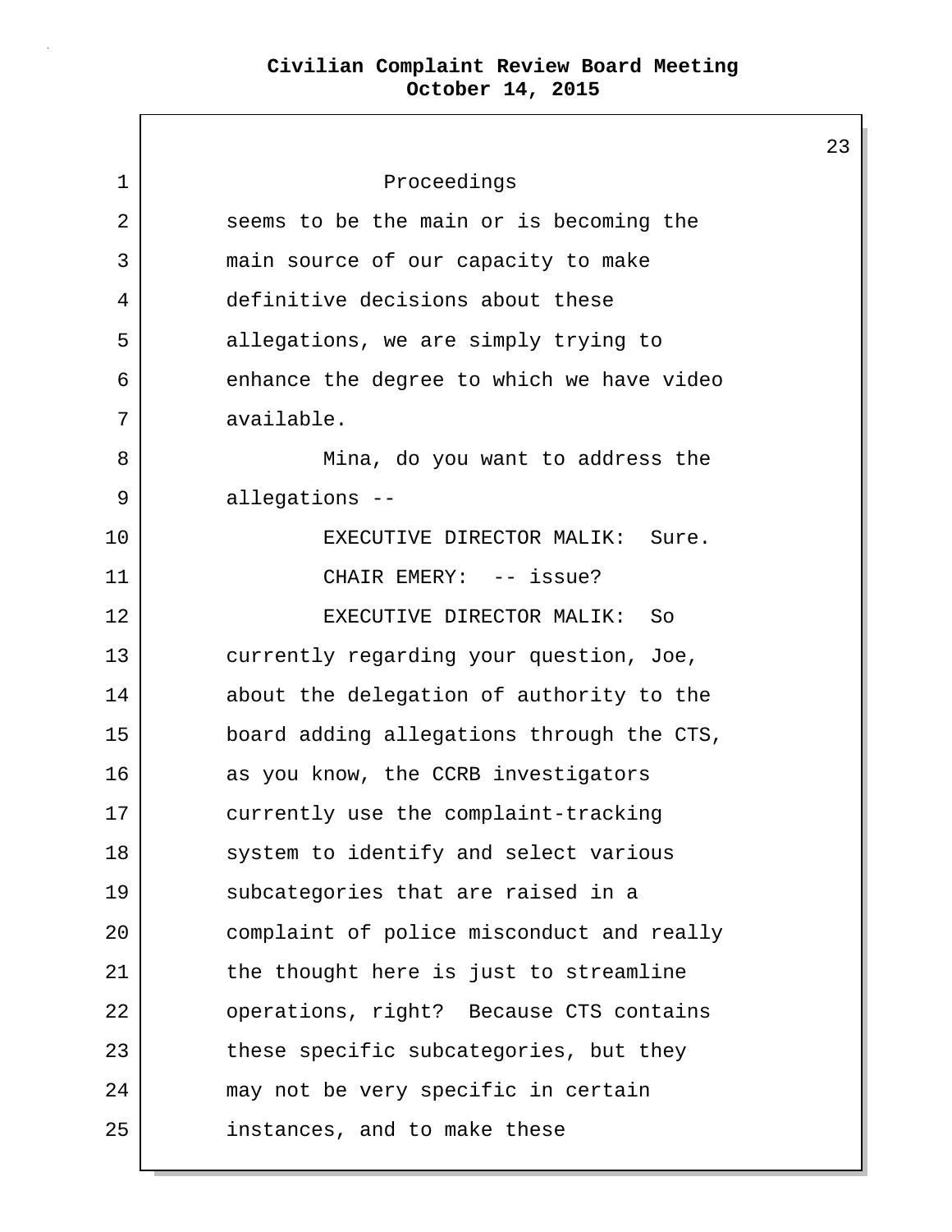Proceedings

seems to be the main or is becoming the main source of our capacity to make definitive decisions about these allegations, we are simply trying to enhance the degree to which we have video available.

Mina, do you want to address the allegations --

EXECUTIVE DIRECTOR MALIK: Sure.

CHAIR EMERY: -- issue?

EXECUTIVE DIRECTOR MALIK: So currently regarding your question, Joe, about the delegation of authority to the board adding allegations through the CTS, as you know, the CCRB investigators currently use the complaint-tracking system to identify and select various subcategories that are raised in a complaint of police misconduct and really the thought here is just to streamline operations, right? Because CTS contains these specific subcategories, but they may not be very specific in certain instances, and to make these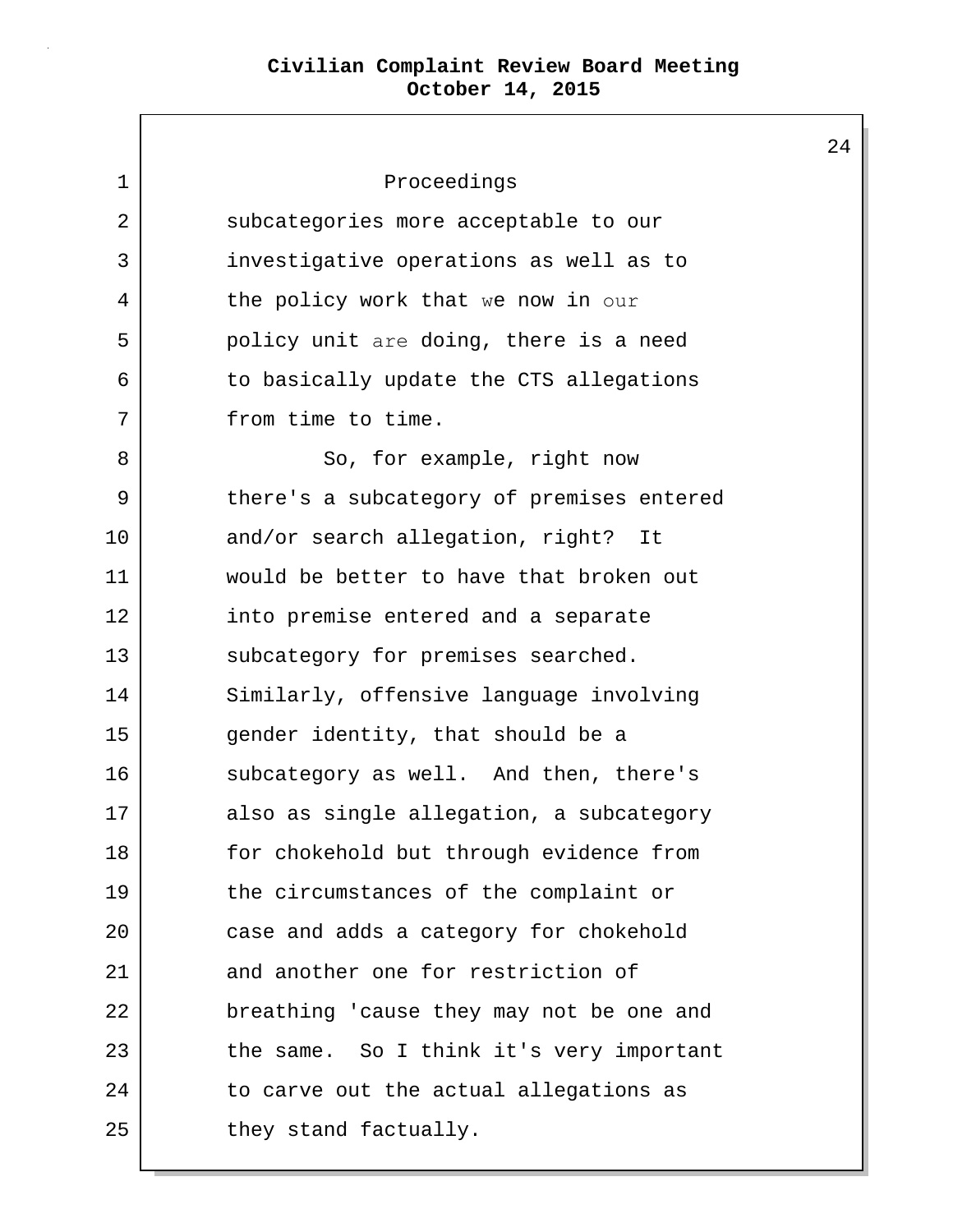Proceedings

subcategories more acceptable to our investigative operations as well as to the policy work that we now in our policy unit are doing, there is a need to basically update the CTS allegations from time to time.

So, for example, right now there's a subcategory of premises entered and/or search allegation, right? It would be better to have that broken out into premise entered and a separate subcategory for premises searched. Similarly, offensive language involving gender identity, that should be a subcategory as well. And then, there's also as single allegation, a subcategory for chokehold but through evidence from the circumstances of the complaint or case and adds a category for chokehold and another one for restriction of breathing 'cause they may not be one and the same. So I think it's very important to carve out the actual allegations as they stand factually.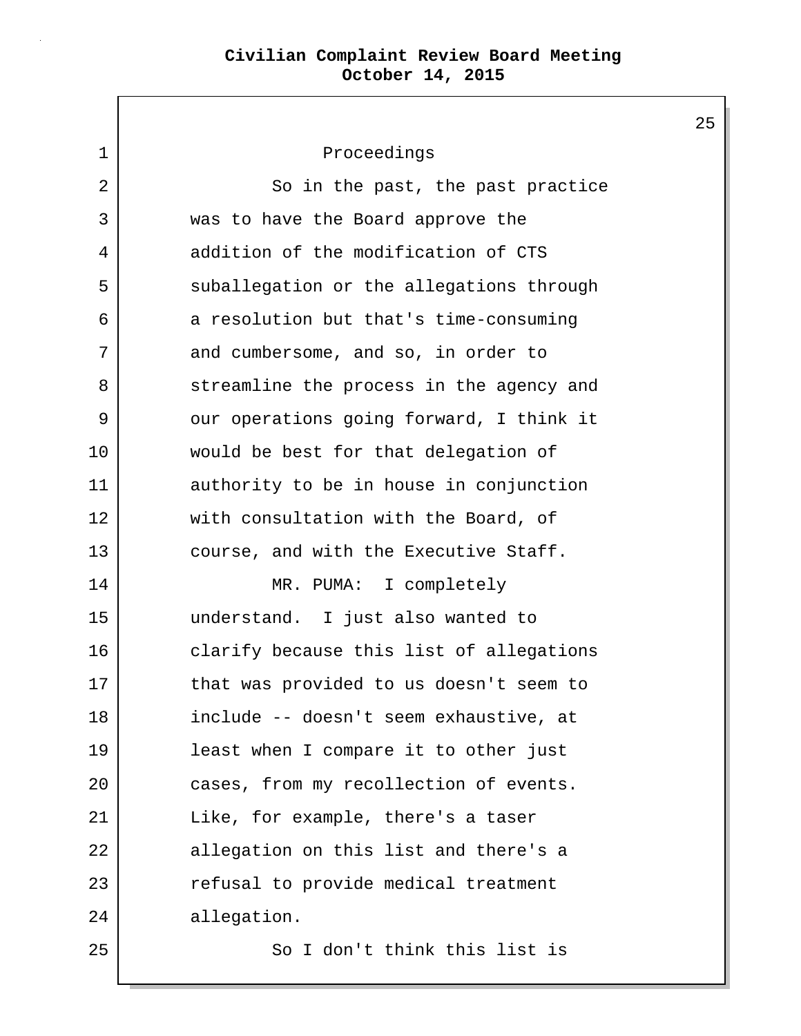Proceedings

So in the past, the past practice was to have the Board approve the addition of the modification of CTS suballegation or the allegations through a resolution but that's time-consuming and cumbersome, and so, in order to streamline the process in the agency and our operations going forward, I think it would be best for that delegation of authority to be in house in conjunction with consultation with the Board, of course, and with the Executive Staff.

MR. PUMA: I completely understand. I just also wanted to clarify because this list of allegations that was provided to us doesn't seem to include -- doesn't seem exhaustive, at least when I compare it to other just cases, from my recollection of events. Like, for example, there's a taser allegation on this list and there's a refusal to provide medical treatment allegation.

So I don't think this list is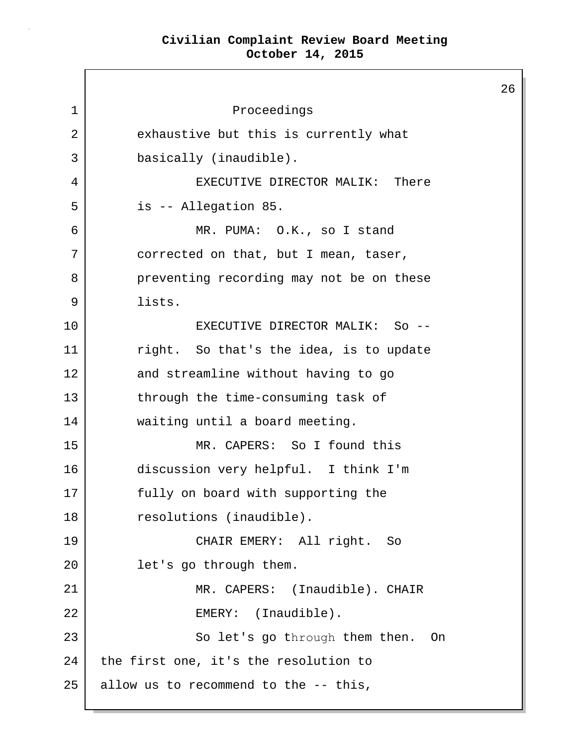Proceedings

exhaustive but this is currently what basically (inaudible).

EXECUTIVE DIRECTOR MALIK: There is -- Allegation 85.

MR. PUMA: O.K., so I stand corrected on that, but I mean, taser, preventing recording may not be on these lists.

EXECUTIVE DIRECTOR MALIK: So -- right. So that's the idea, is to update and streamline without having to go through the time-consuming task of waiting until a board meeting.

MR. CAPERS: So I found this discussion very helpful. I think I'm fully on board with supporting the resolutions (inaudible).

CHAIR EMERY: All right. So let's go through them.

MR. CAPERS: (Inaudible). CHAIR EMERY: (Inaudible).

So let's go through them then. On the first one, it's the resolution to allow us to recommend to the -- this,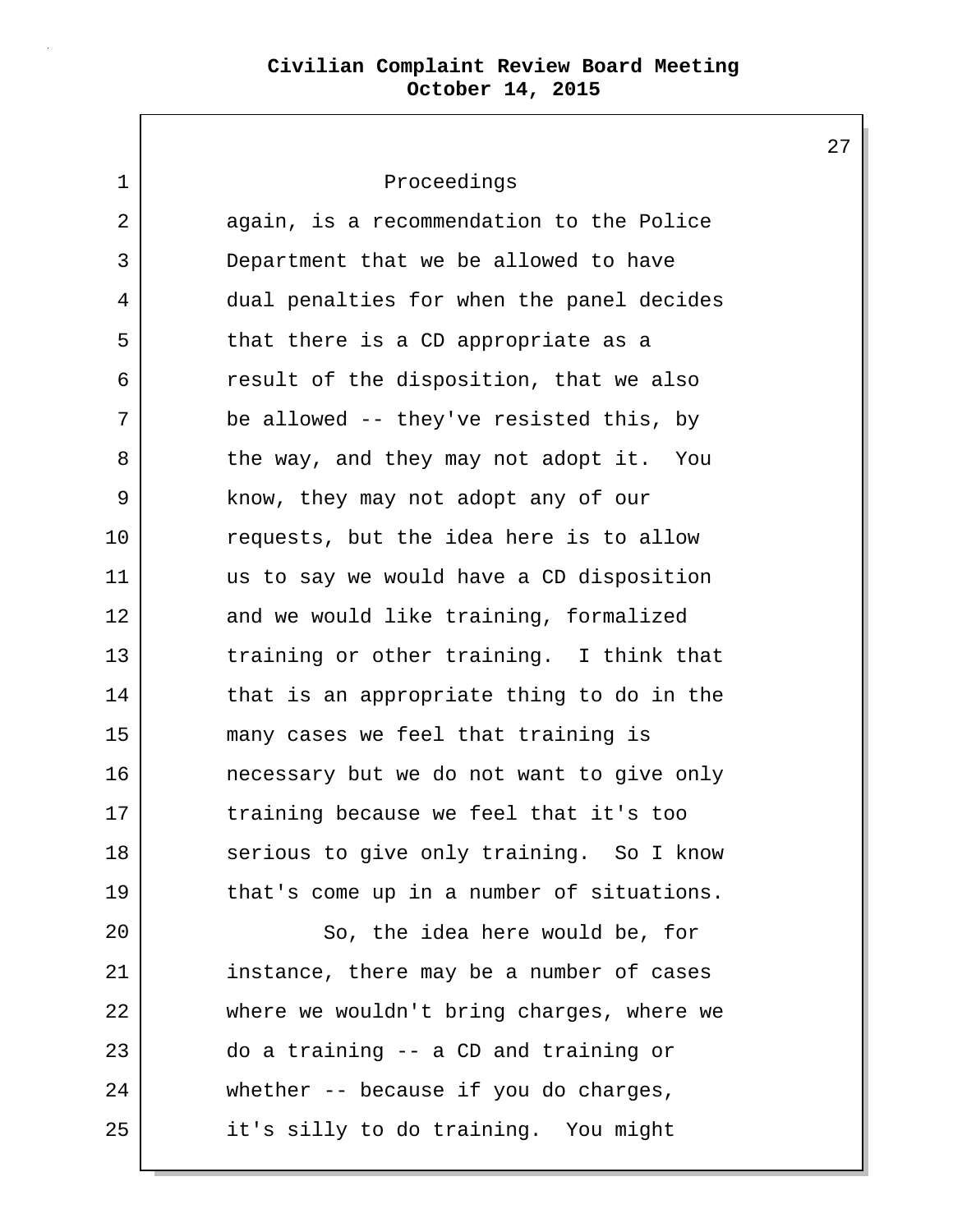Proceedings

again, is a recommendation to the Police Department that we be allowed to have dual penalties for when the panel decides that there is a CD appropriate as a result of the disposition, that we also be allowed -- they've resisted this, by the way, and they may not adopt it. You know, they may not adopt any of our requests, but the idea here is to allow us to say we would have a CD disposition and we would like training, formalized training or other training. I think that that is an appropriate thing to do in the many cases we feel that training is necessary but we do not want to give only training because we feel that it's too serious to give only training. So I know that's come up in a number of situations.

So, the idea here would be, for instance, there may be a number of cases where we wouldn't bring charges, where we do a training -- a CD and training or whether -- because if you do charges, it's silly to do training. You might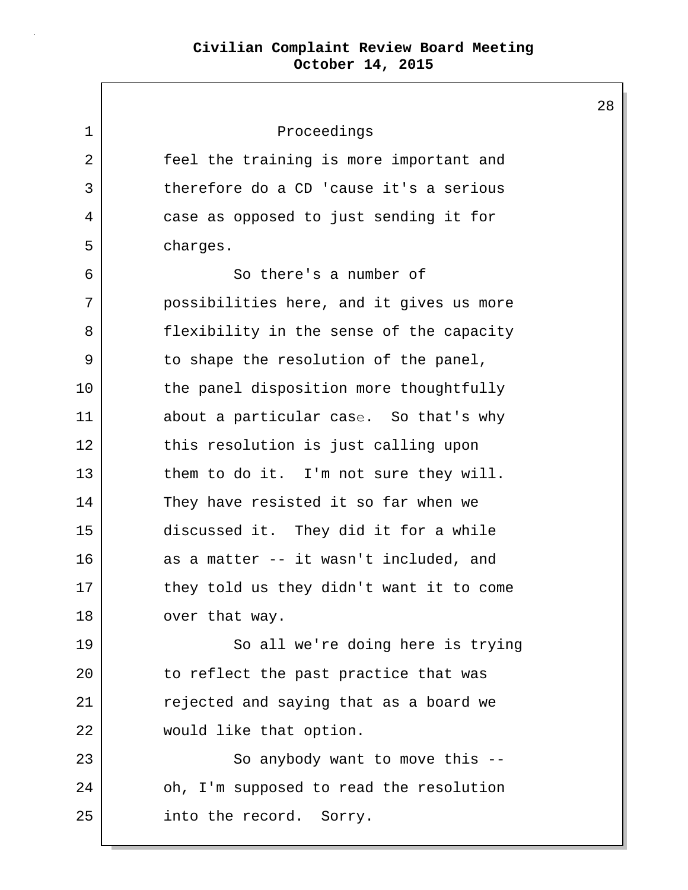Proceedings

feel the training is more important and therefore do a CD 'cause it's a serious case as opposed to just sending it for charges.

So there's a number of possibilities here, and it gives us more flexibility in the sense of the capacity to shape the resolution of the panel, the panel disposition more thoughtfully about a particular case. So that's why this resolution is just calling upon them to do it. I'm not sure they will. They have resisted it so far when we discussed it. They did it for a while as a matter -- it wasn't included, and they told us they didn't want it to come over that way.

So all we're doing here is trying to reflect the past practice that was rejected and saying that as a board we would like that option.

So anybody want to move this -- oh, I'm supposed to read the resolution into the record. Sorry.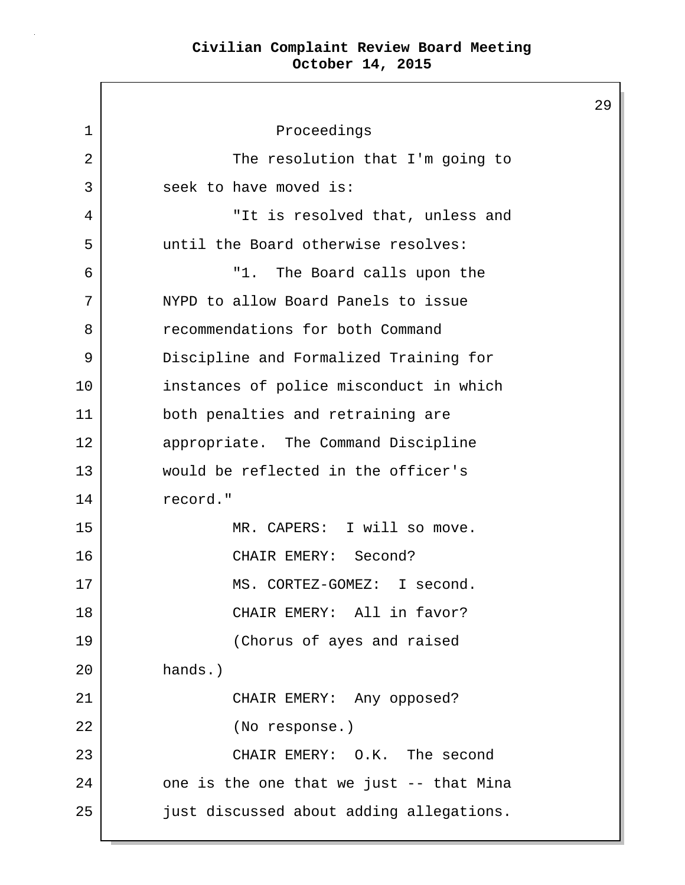Proceedings

The resolution that I'm going to seek to have moved is:

"It is resolved that, unless and until the Board otherwise resolves:

"1. The Board calls upon the NYPD to allow Board Panels to issue recommendations for both Command Discipline and Formalized Training for instances of police misconduct in which both penalties and retraining are appropriate. The Command Discipline would be reflected in the officer's record."

MR. CAPERS: I will so move.

CHAIR EMERY: Second?

MS. CORTEZ-GOMEZ: I second.

CHAIR EMERY: All in favor?

(Chorus of ayes and raised hands.)

CHAIR EMERY: Any opposed?

(No response.)

CHAIR EMERY: O.K. The second one is the one that we just -- that Mina just discussed about adding allegations.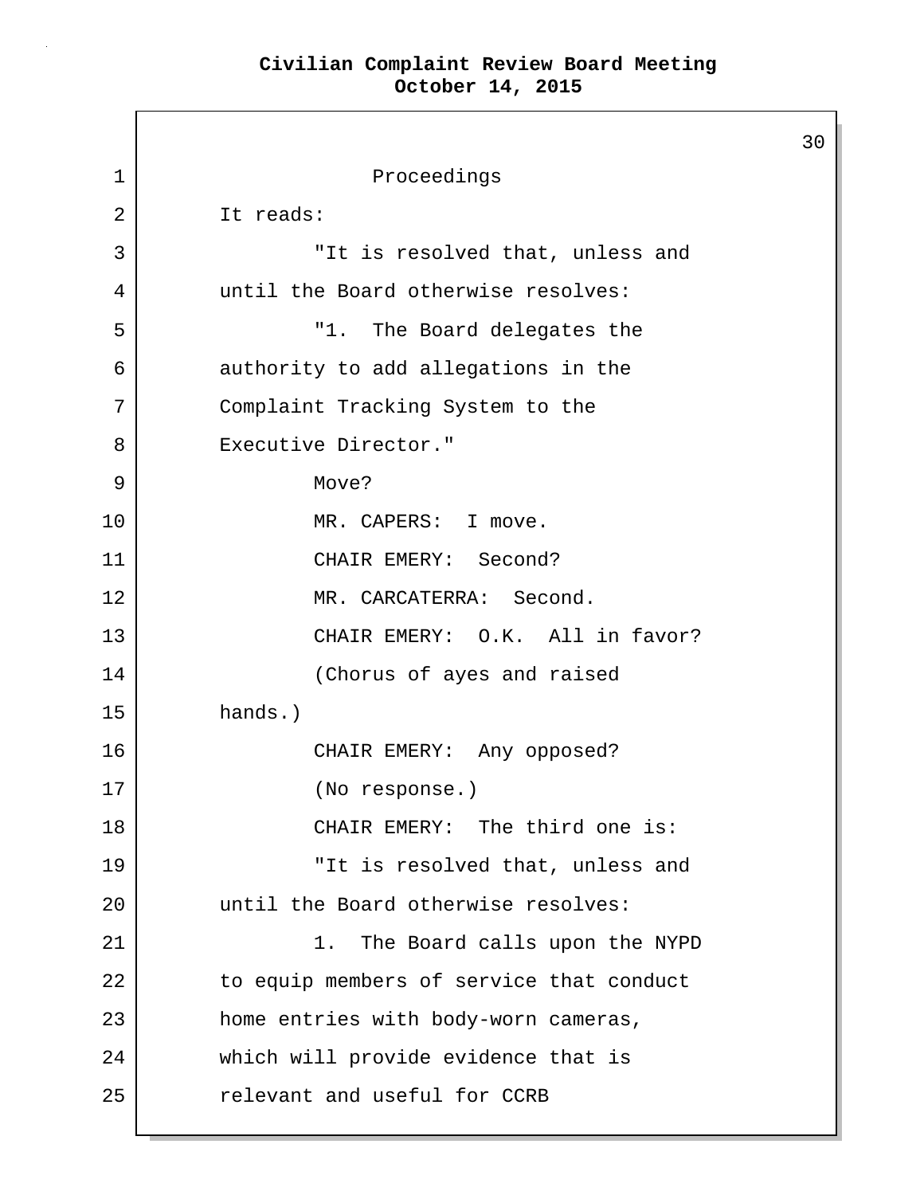Proceedings

It reads:

"It is resolved that, unless and until the Board otherwise resolves:

"1. The Board delegates the authority to add allegations in the Complaint Tracking System to the Executive Director."

Move?

MR. CAPERS: I move.

CHAIR EMERY: Second?

MR. CARCATERRA: Second.

CHAIR EMERY: O.K. All in favor?

(Chorus of ayes and raised hands.)

CHAIR EMERY: Any opposed?

(No response.)

CHAIR EMERY: The third one is:

"It is resolved that, unless and until the Board otherwise resolves:

1. The Board calls upon the NYPD to equip members of service that conduct home entries with body-worn cameras, which will provide evidence that is relevant and useful for CCRB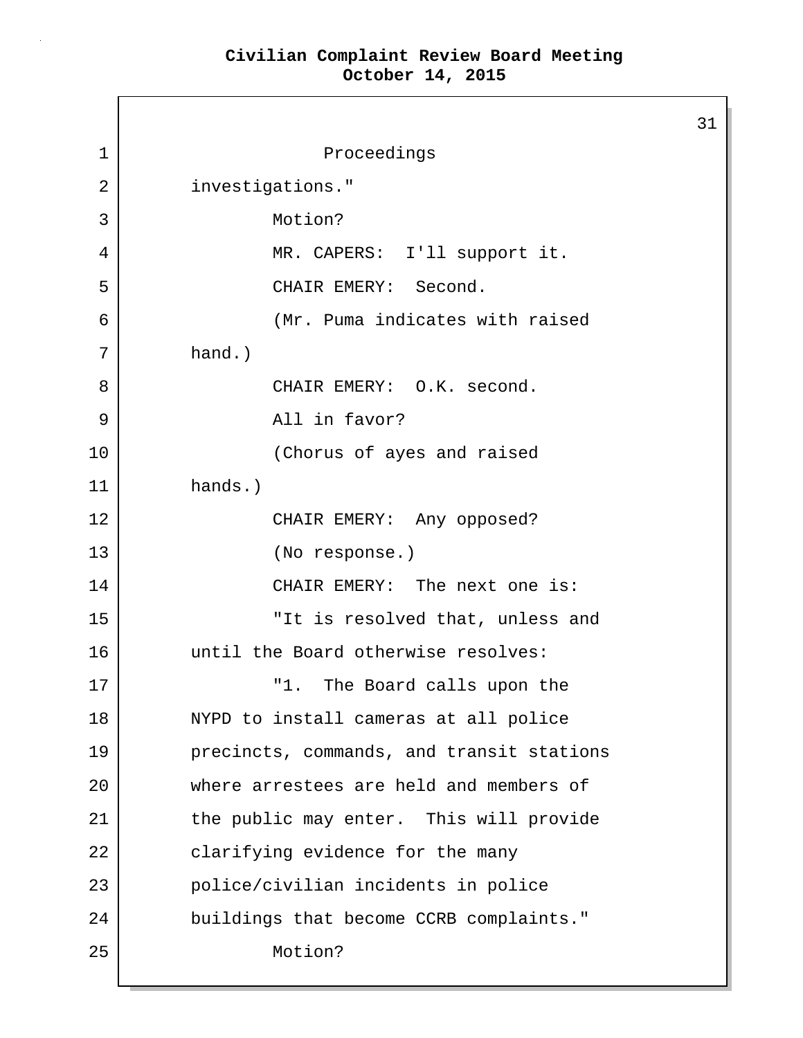Proceedings

investigations."

Motion?

MR. CAPERS: I'll support it.

CHAIR EMERY: Second.

(Mr. Puma indicates with raised hand.)

CHAIR EMERY: O.K. second.

All in favor?

(Chorus of ayes and raised hands.)

CHAIR EMERY: Any opposed?

(No response.)

CHAIR EMERY: The next one is:

"It is resolved that, unless and until the Board otherwise resolves:

"1. The Board calls upon the NYPD to install cameras at all police precincts, commands, and transit stations where arrestees are held and members of the public may enter. This will provide clarifying evidence for the many police/civilian incidents in police buildings that become CCRB complaints."

Motion?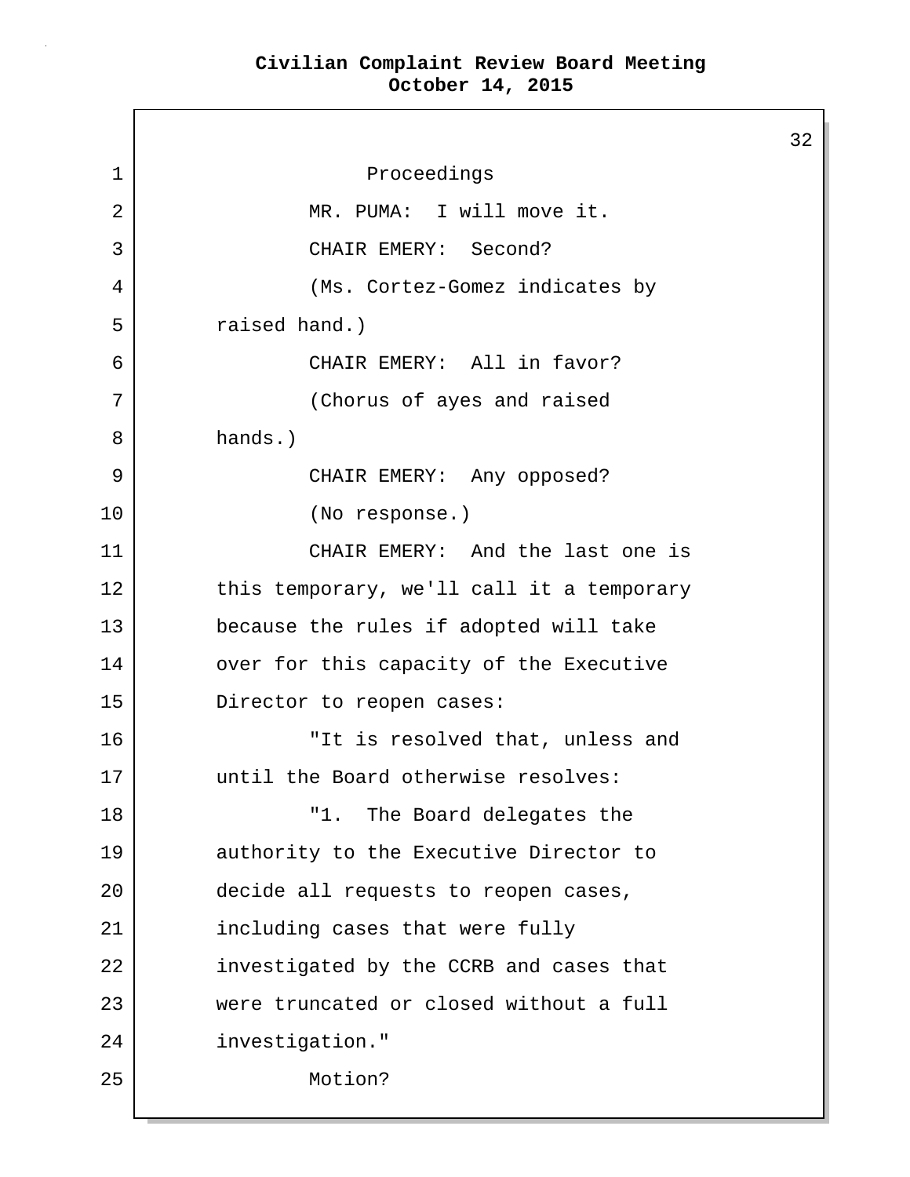Proceedings

MR. PUMA: I will move it.

CHAIR EMERY: Second?

(Ms. Cortez-Gomez indicates by raised hand.)

CHAIR EMERY: All in favor?

(Chorus of ayes and raised hands.)

CHAIR EMERY: Any opposed?

(No response.)

CHAIR EMERY: And the last one is this temporary, we'll call it a temporary because the rules if adopted will take over for this capacity of the Executive Director to reopen cases:

"It is resolved that, unless and until the Board otherwise resolves:

"1. The Board delegates the authority to the Executive Director to decide all requests to reopen cases, including cases that were fully investigated by the CCRB and cases that were truncated or closed without a full investigation."

Motion?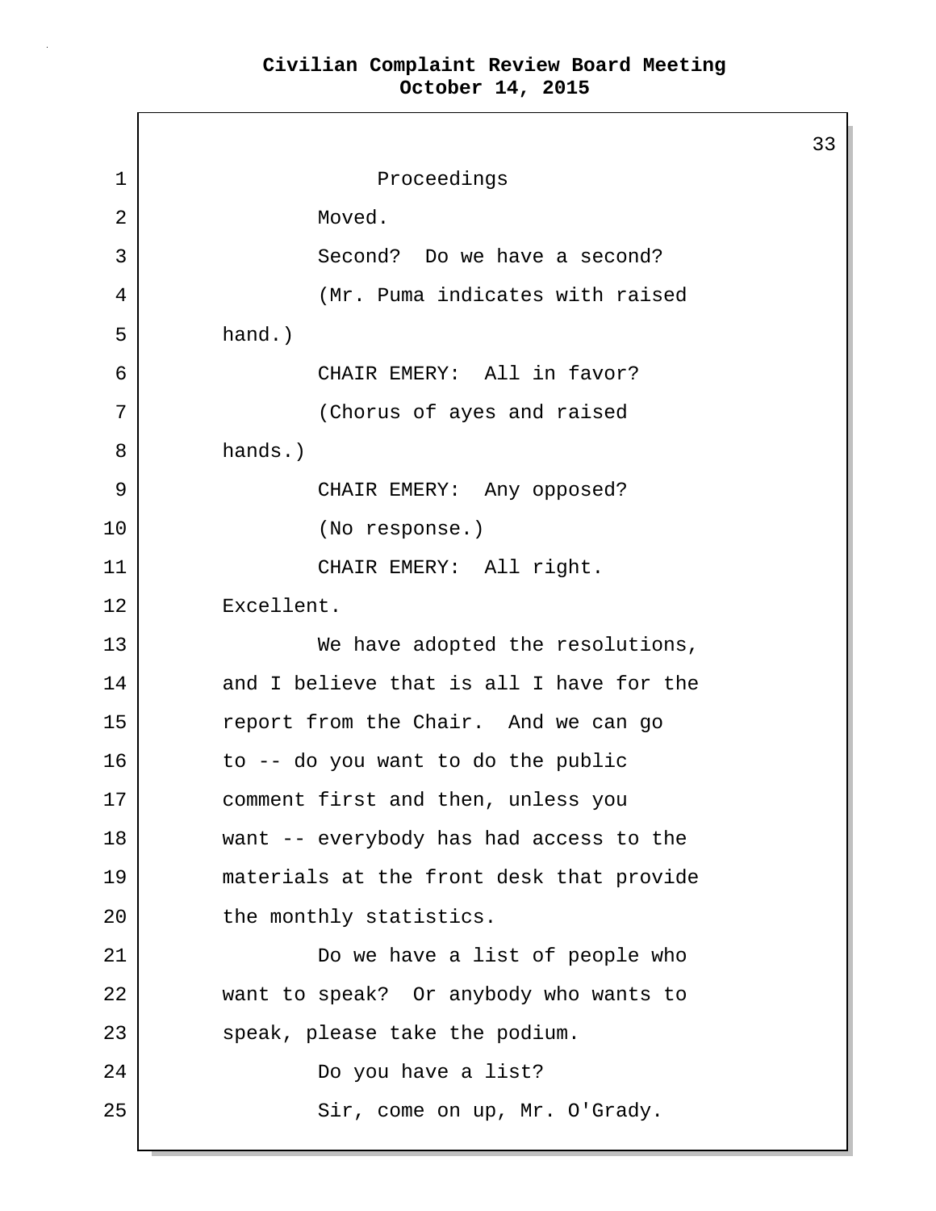Proceedings

Moved.

Second? Do we have a second?

(Mr. Puma indicates with raised hand.)

CHAIR EMERY: All in favor?

(Chorus of ayes and raised hands.)

CHAIR EMERY: Any opposed?

(No response.)

CHAIR EMERY: All right. Excellent.

We have adopted the resolutions, and I believe that is all I have for the report from the Chair. And we can go to -- do you want to do the public comment first and then, unless you want -- everybody has had access to the materials at the front desk that provide the monthly statistics.

Do we have a list of people who want to speak? Or anybody who wants to speak, please take the podium.

Do you have a list?

Sir, come on up, Mr. O'Grady.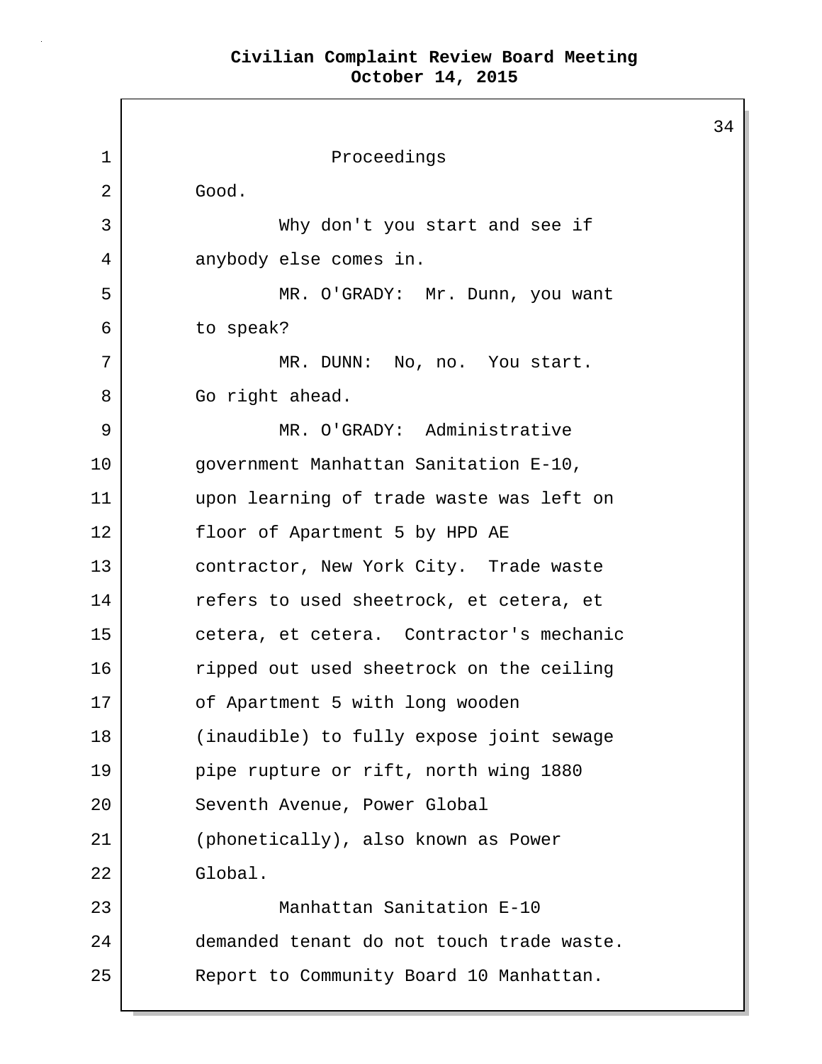Proceedings

Good.

Why don't you start and see if anybody else comes in.

MR. O'GRADY: Mr. Dunn, you want to speak?

MR. DUNN: No, no. You start. Go right ahead.

MR. O'GRADY: Administrative government Manhattan Sanitation E-10, upon learning of trade waste was left on floor of Apartment 5 by HPD AE contractor, New York City. Trade waste refers to used sheetrock, et cetera, et cetera, et cetera. Contractor's mechanic ripped out used sheetrock on the ceiling of Apartment 5 with long wooden (inaudible) to fully expose joint sewage pipe rupture or rift, north wing 1880 Seventh Avenue, Power Global (phonetically), also known as Power Global.

Manhattan Sanitation E-10 demanded tenant do not touch trade waste. Report to Community Board 10 Manhattan.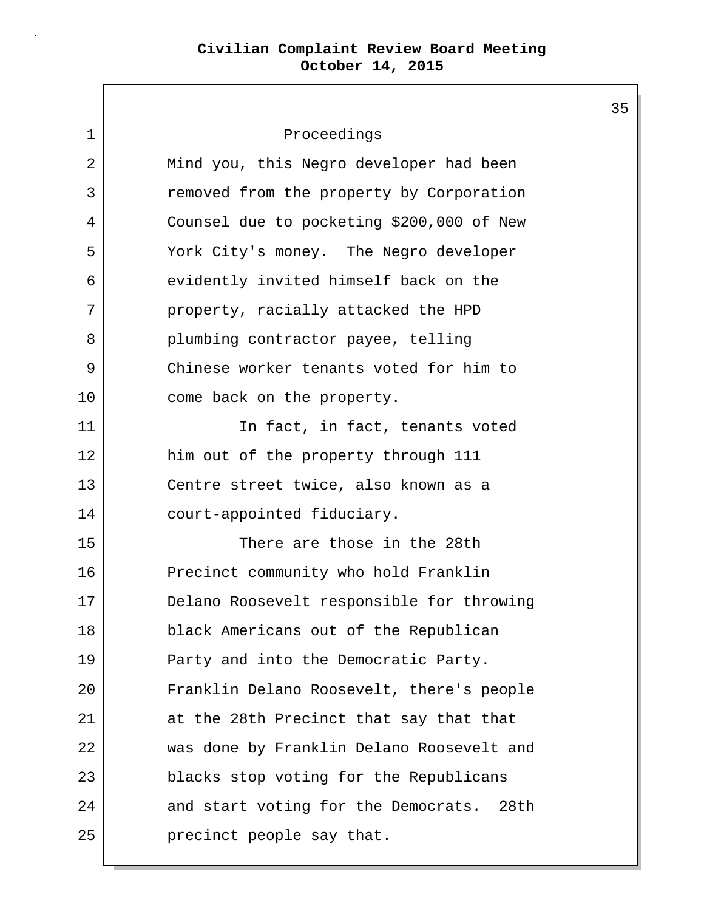Proceedings

Mind you, this Negro developer had been removed from the property by Corporation Counsel due to pocketing $200,000 of New York City's money. The Negro developer evidently invited himself back on the property, racially attacked the HPD plumbing contractor payee, telling Chinese worker tenants voted for him to come back on the property.

In fact, in fact, tenants voted him out of the property through 111 Centre street twice, also known as a court-appointed fiduciary.

There are those in the 28th Precinct community who hold Franklin Delano Roosevelt responsible for throwing black Americans out of the Republican Party and into the Democratic Party. Franklin Delano Roosevelt, there's people at the 28th Precinct that say that that was done by Franklin Delano Roosevelt and blacks stop voting for the Republicans and start voting for the Democrats. 28th precinct people say that.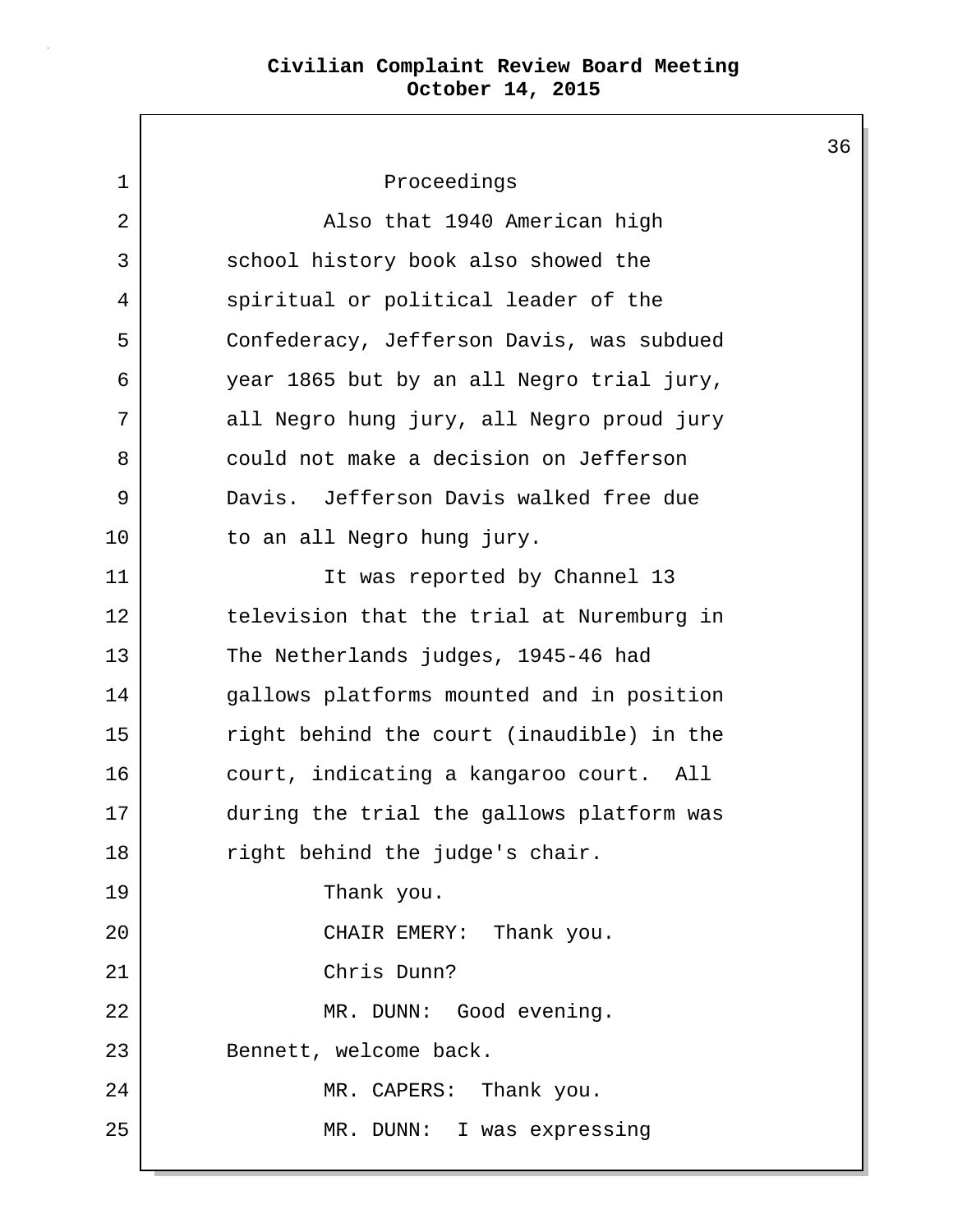Proceedings

Also that 1940 American high school history book also showed the spiritual or political leader of the Confederacy, Jefferson Davis, was subdued year 1865 but by an all Negro trial jury, all Negro hung jury, all Negro proud jury could not make a decision on Jefferson Davis. Jefferson Davis walked free due to an all Negro hung jury.

It was reported by Channel 13 television that the trial at Nuremburg in The Netherlands judges, 1945-46 had gallows platforms mounted and in position right behind the court (inaudible) in the court, indicating a kangaroo court. All during the trial the gallows platform was right behind the judge's chair.

Thank you.

CHAIR EMERY: Thank you.

Chris Dunn?

MR. DUNN: Good evening. Bennett, welcome back.

MR. CAPERS: Thank you.

MR. DUNN: I was expressing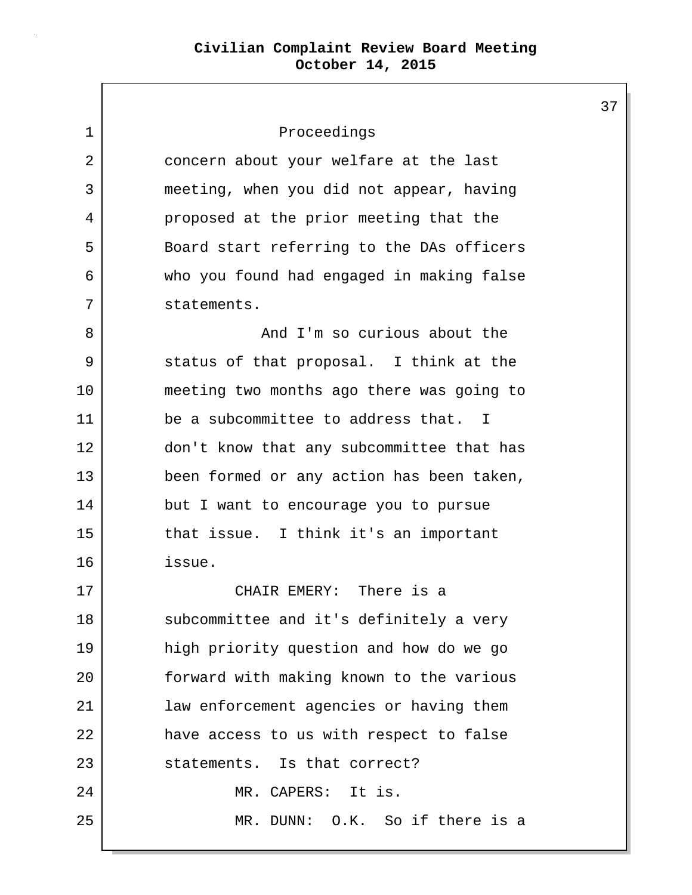concern about your welfare at the last meeting, when you did not appear, having proposed at the prior meeting that the Board start referring to the DAs officers who you found had engaged in making false statements.

And I'm so curious about the status of that proposal. I think at the meeting two months ago there was going to be a subcommittee to address that. I don't know that any subcommittee that has been formed or any action has been taken, but I want to encourage you to pursue that issue. I think it's an important issue.

CHAIR EMERY: There is a subcommittee and it's definitely a very high priority question and how do we go forward with making known to the various law enforcement agencies or having them have access to us with respect to false statements. Is that correct?

MR. CAPERS: It is.

MR. DUNN: O.K. So if there is a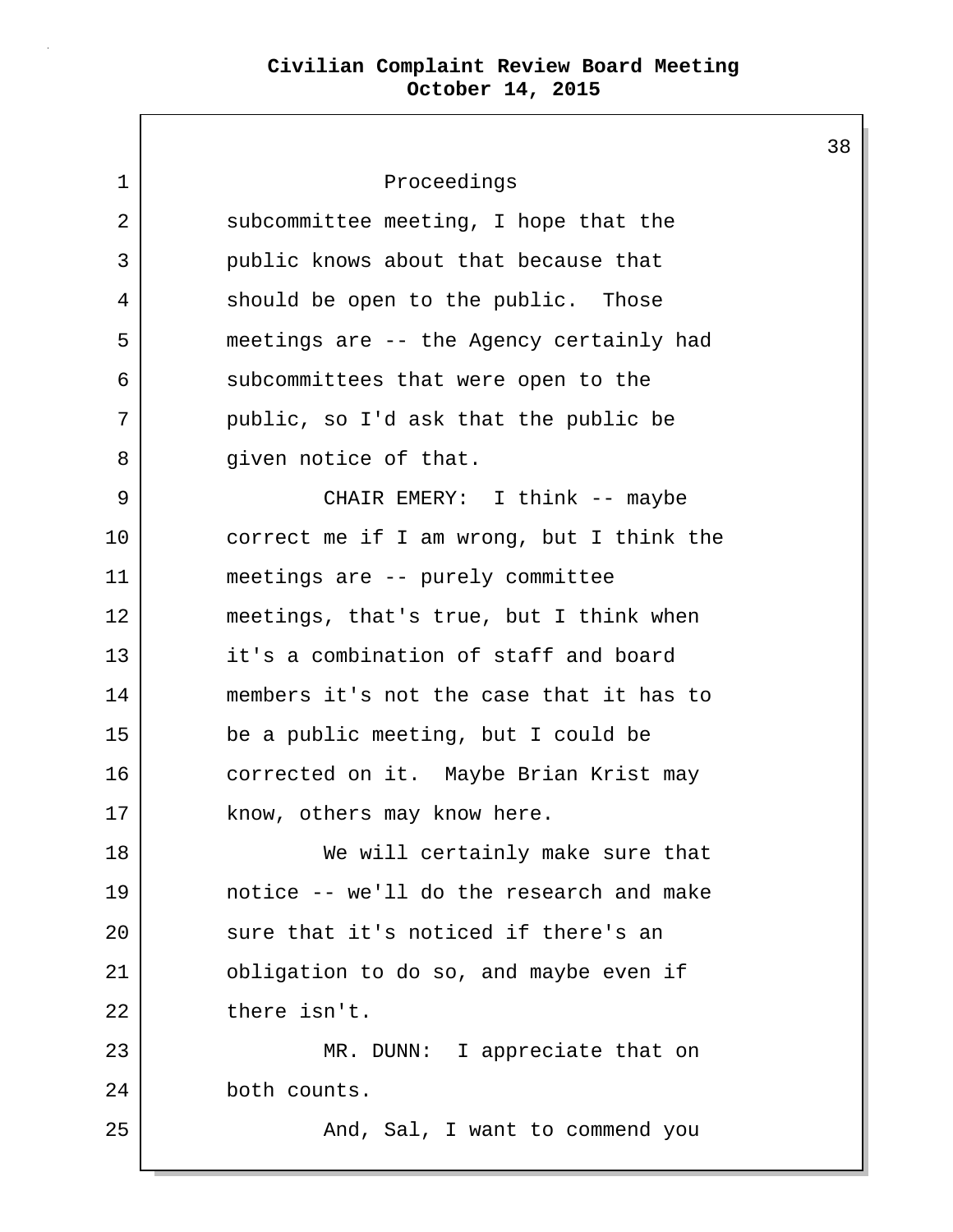Proceedings

subcommittee meeting, I hope that the public knows about that because that should be open to the public. Those meetings are -- the Agency certainly had subcommittees that were open to the public, so I'd ask that the public be given notice of that.

CHAIR EMERY: I think -- maybe correct me if I am wrong, but I think the meetings are -- purely committee meetings, that's true, but I think when it's a combination of staff and board members it's not the case that it has to be a public meeting, but I could be corrected on it. Maybe Brian Krist may know, others may know here.

We will certainly make sure that notice -- we'll do the research and make sure that it's noticed if there's an obligation to do so, and maybe even if there isn't.

MR. DUNN: I appreciate that on both counts.

And, Sal, I want to commend you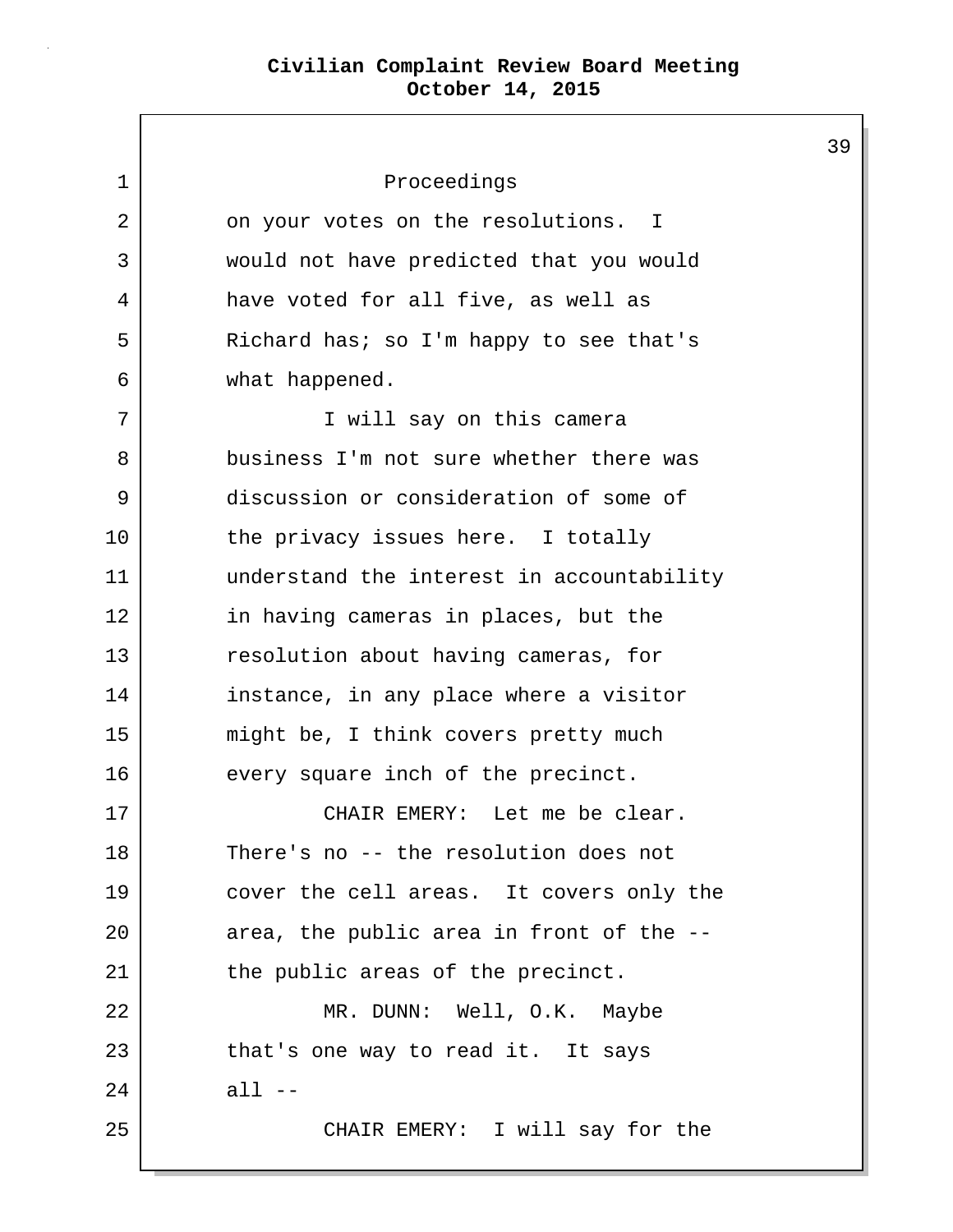Proceedings

on your votes on the resolutions. I would not have predicted that you would have voted for all five, as well as Richard has; so I'm happy to see that's what happened.

I will say on this camera business I'm not sure whether there was discussion or consideration of some of the privacy issues here. I totally understand the interest in accountability in having cameras in places, but the resolution about having cameras, for instance, in any place where a visitor might be, I think covers pretty much every square inch of the precinct.

CHAIR EMERY: Let me be clear. There's no -- the resolution does not cover the cell areas. It covers only the area, the public area in front of the -- the public areas of the precinct.

MR. DUNN: Well, O.K. Maybe that's one way to read it. It says all --

CHAIR EMERY: I will say for the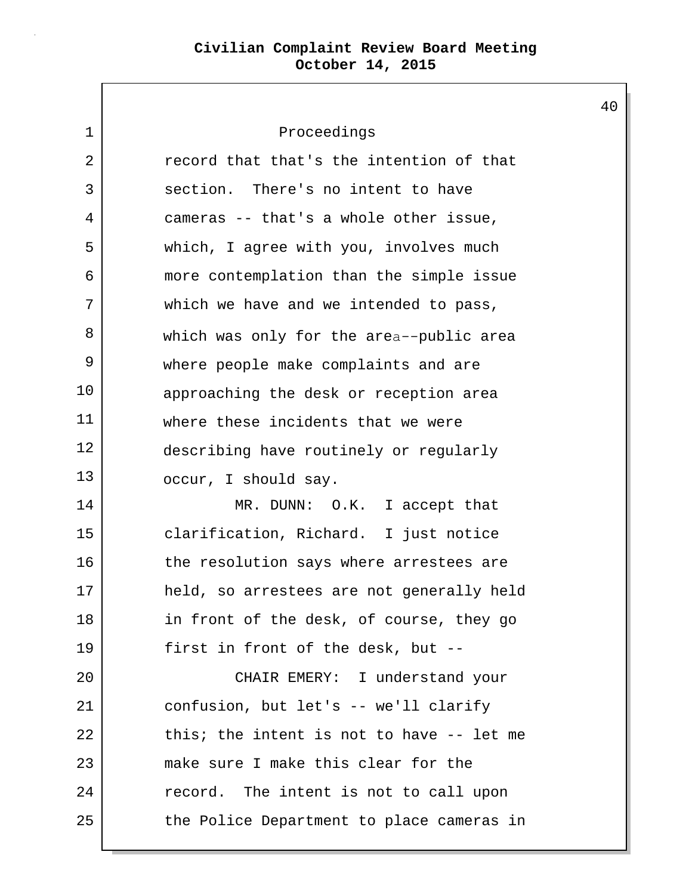Proceedings

record that that's the intention of that section. There's no intent to have cameras -- that's a whole other issue, which, I agree with you, involves much more contemplation than the simple issue which we have and we intended to pass, which was only for the area––public area where people make complaints and are approaching the desk or reception area where these incidents that we were describing have routinely or regularly occur, I should say.

MR. DUNN: O.K. I accept that clarification, Richard. I just notice the resolution says where arrestees are held, so arrestees are not generally held in front of the desk, of course, they go first in front of the desk, but --

CHAIR EMERY: I understand your confusion, but let's -- we'll clarify this; the intent is not to have -- let me make sure I make this clear for the record. The intent is not to call upon the Police Department to place cameras in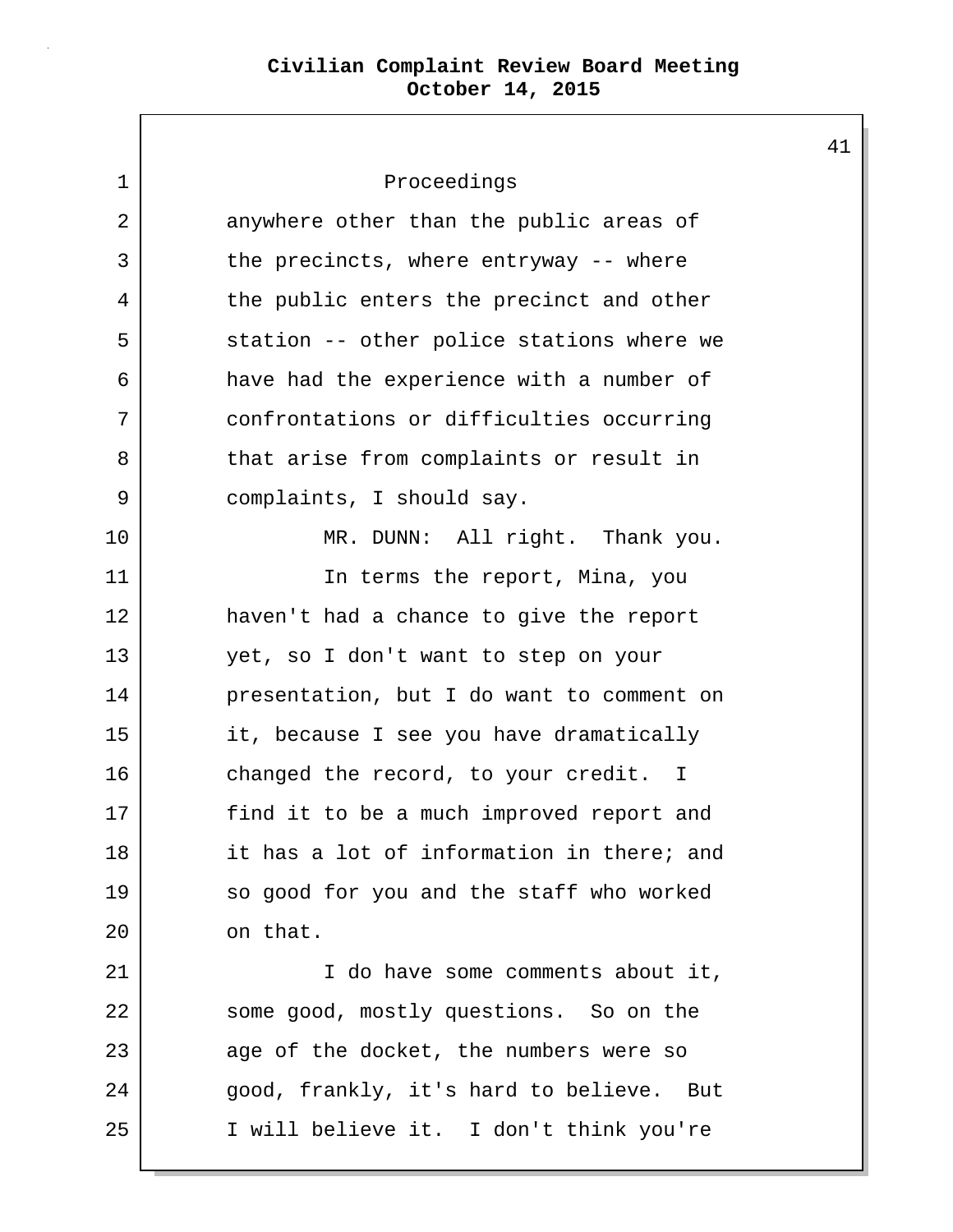Proceedings

anywhere other than the public areas of the precincts, where entryway -- where the public enters the precinct and other station -- other police stations where we have had the experience with a number of confrontations or difficulties occurring that arise from complaints or result in complaints, I should say.

MR. DUNN: All right. Thank you.

In terms the report, Mina, you haven't had a chance to give the report yet, so I don't want to step on your presentation, but I do want to comment on it, because I see you have dramatically changed the record, to your credit. I find it to be a much improved report and it has a lot of information in there; and so good for you and the staff who worked on that.

I do have some comments about it, some good, mostly questions. So on the age of the docket, the numbers were so good, frankly, it's hard to believe. But I will believe it. I don't think you're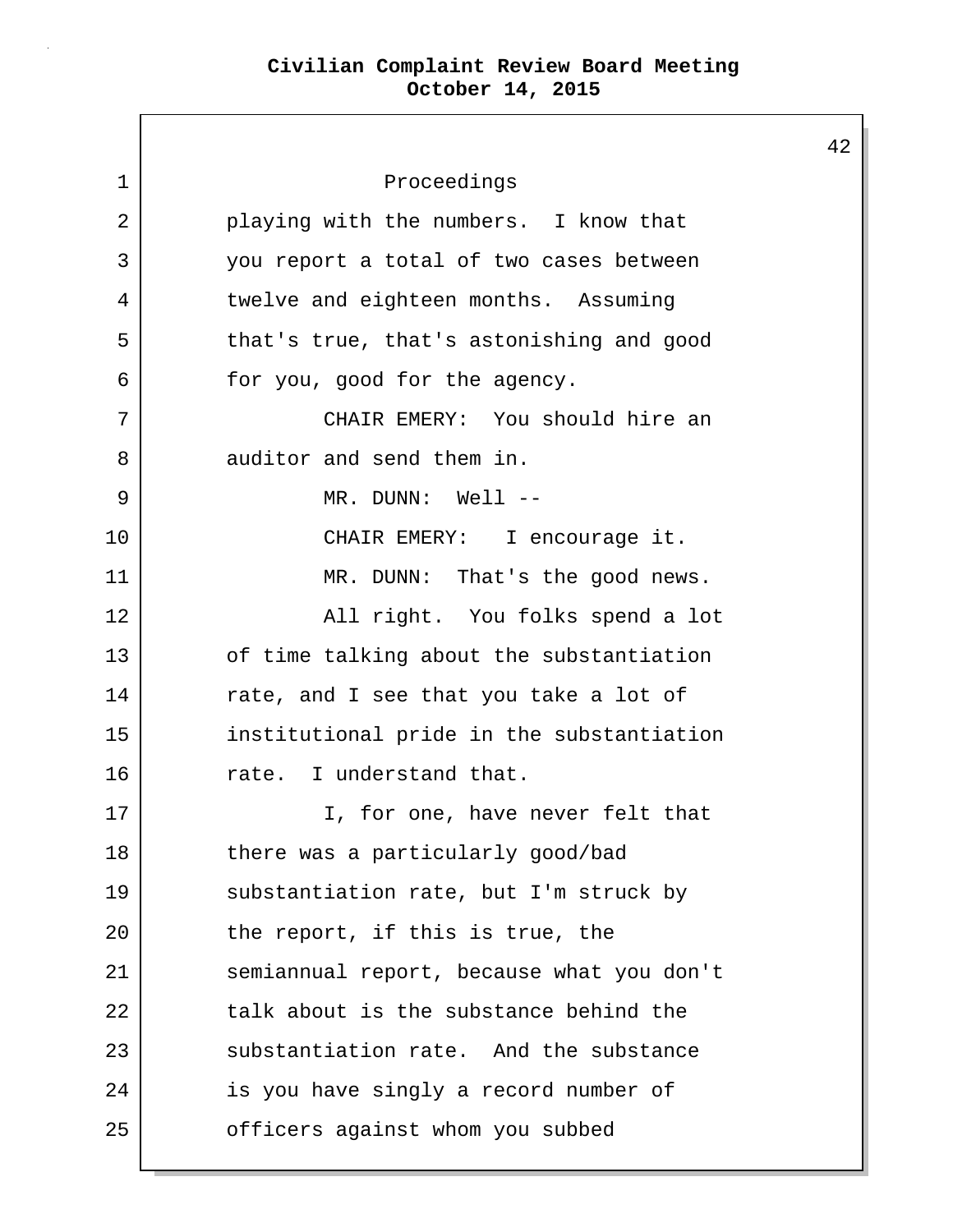Proceedings

playing with the numbers. I know that you report a total of two cases between twelve and eighteen months. Assuming that's true, that's astonishing and good for you, good for the agency.

CHAIR EMERY: You should hire an auditor and send them in.

MR. DUNN: Well --

CHAIR EMERY: I encourage it.

MR. DUNN: That's the good news.

All right. You folks spend a lot of time talking about the substantiation rate, and I see that you take a lot of institutional pride in the substantiation rate. I understand that.

I, for one, have never felt that there was a particularly good/bad substantiation rate, but I'm struck by the report, if this is true, the semiannual report, because what you don't talk about is the substance behind the substantiation rate. And the substance is you have singly a record number of officers against whom you subbed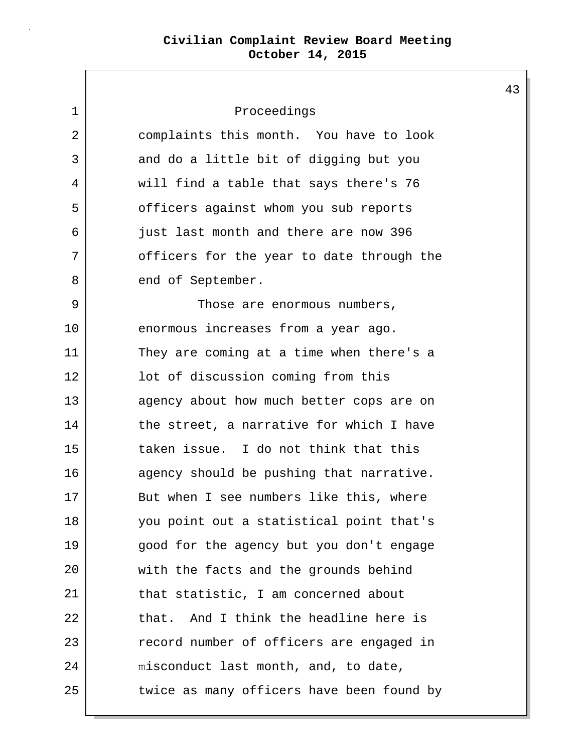Proceedings

complaints this month. You have to look and do a little bit of digging but you will find a table that says there's 76 officers against whom you sub reports just last month and there are now 396 officers for the year to date through the end of September.

Those are enormous numbers, enormous increases from a year ago. They are coming at a time when there's a lot of discussion coming from this agency about how much better cops are on the street, a narrative for which I have taken issue. I do not think that this agency should be pushing that narrative. But when I see numbers like this, where you point out a statistical point that's good for the agency but you don't engage with the facts and the grounds behind that statistic, I am concerned about that. And I think the headline here is record number of officers are engaged in misconduct last month, and, to date, twice as many officers have been found by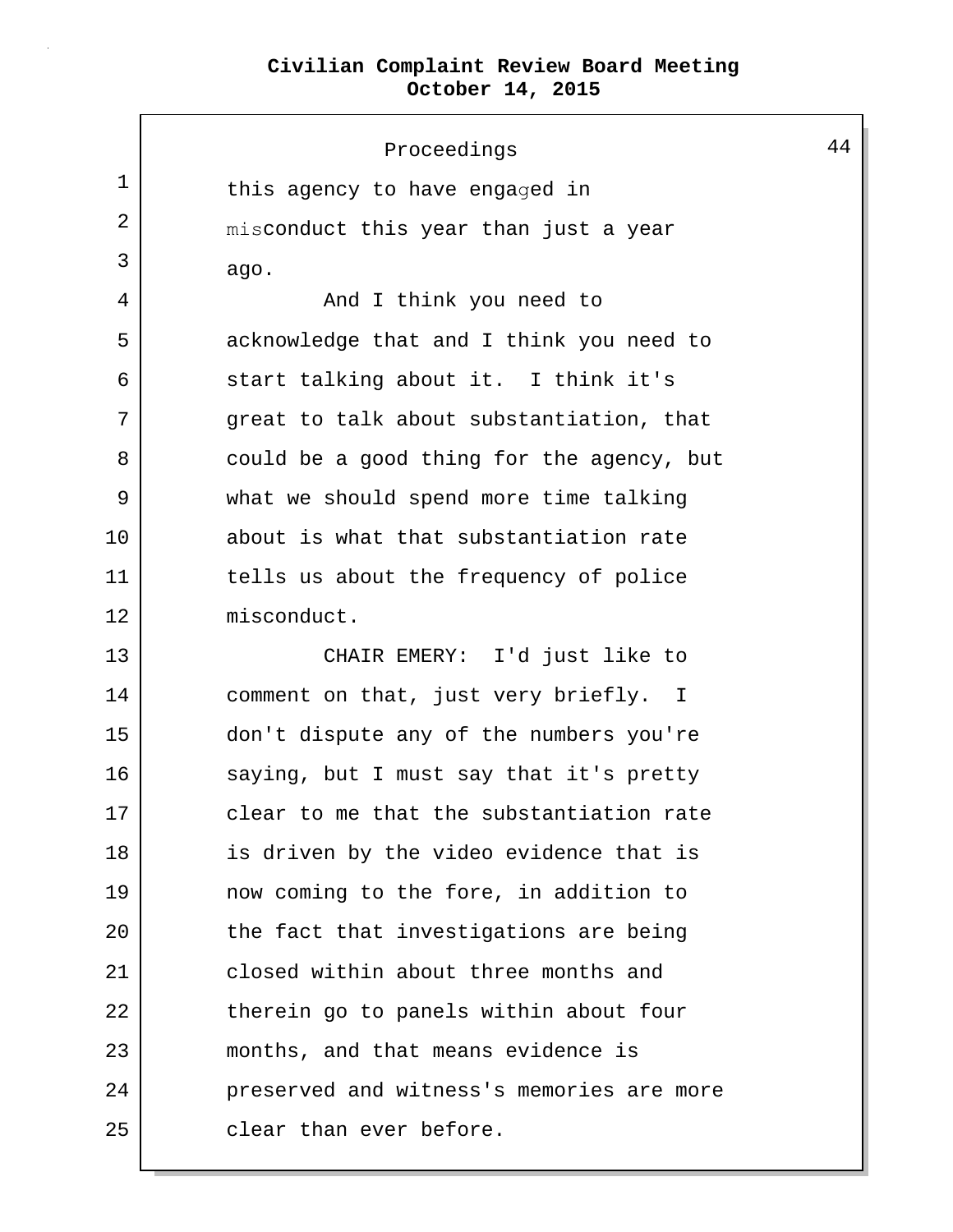Proceedings

this agency to have engaged in misconduct this year than just a year ago.

And I think you need to acknowledge that and I think you need to start talking about it. I think it's great to talk about substantiation, that could be a good thing for the agency, but what we should spend more time talking about is what that substantiation rate tells us about the frequency of police misconduct.

CHAIR EMERY: I'd just like to comment on that, just very briefly. I don't dispute any of the numbers you're saying, but I must say that it's pretty clear to me that the substantiation rate is driven by the video evidence that is now coming to the fore, in addition to the fact that investigations are being closed within about three months and therein go to panels within about four months, and that means evidence is preserved and witness's memories are more clear than ever before.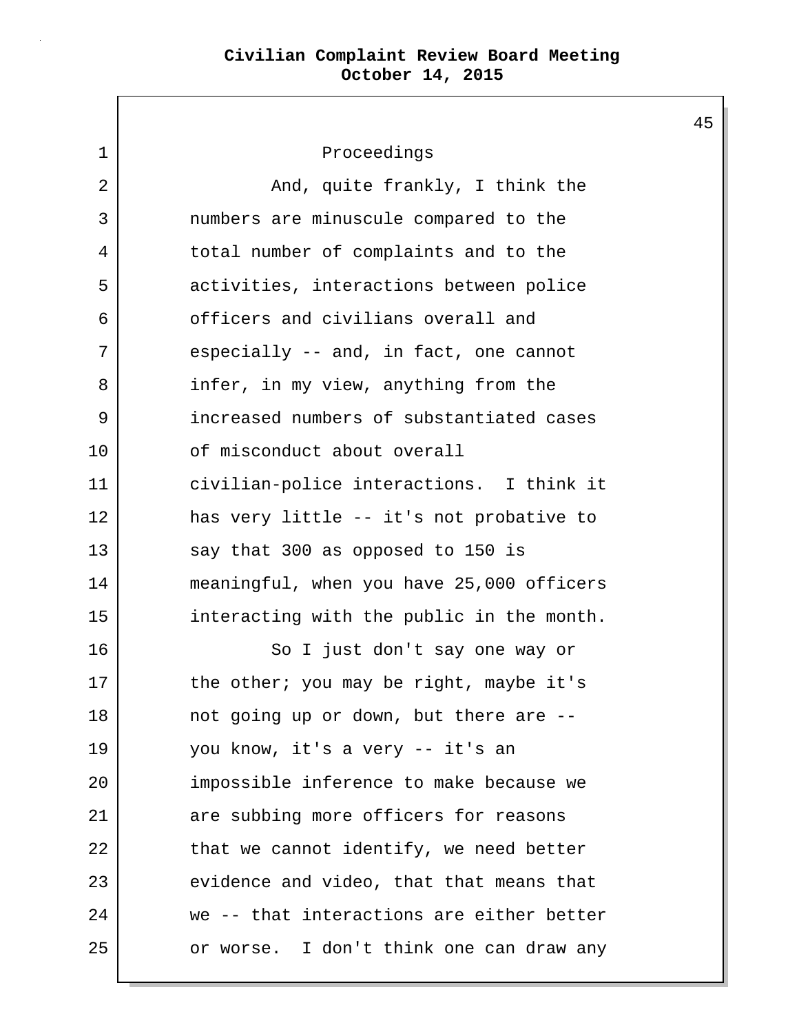Proceedings

And, quite frankly, I think the numbers are minuscule compared to the total number of complaints and to the activities, interactions between police officers and civilians overall and especially -- and, in fact, one cannot infer, in my view, anything from the increased numbers of substantiated cases of misconduct about overall civilian-police interactions. I think it has very little -- it's not probative to say that 300 as opposed to 150 is meaningful, when you have 25,000 officers interacting with the public in the month.

So I just don't say one way or the other; you may be right, maybe it's not going up or down, but there are -- you know, it's a very -- it's an impossible inference to make because we are subbing more officers for reasons that we cannot identify, we need better evidence and video, that that means that we -- that interactions are either better or worse. I don't think one can draw any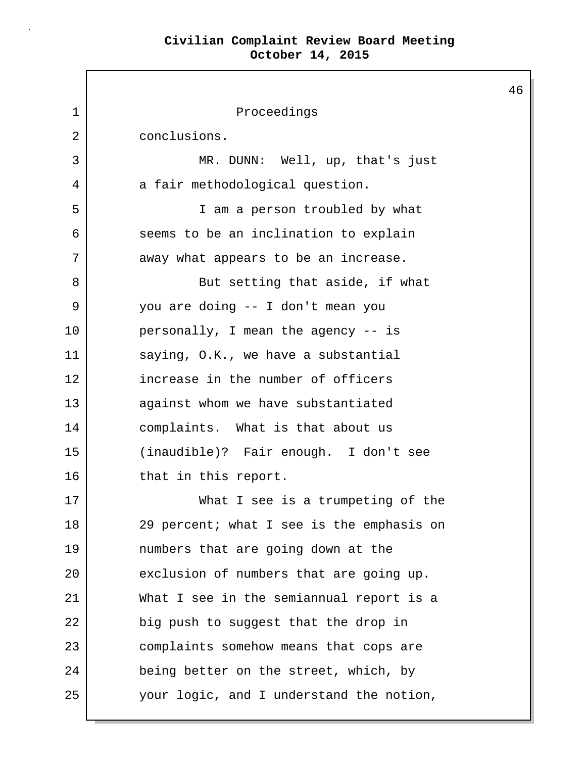Proceedings

conclusions.

MR. DUNN: Well, up, that's just a fair methodological question.

I am a person troubled by what seems to be an inclination to explain away what appears to be an increase.

But setting that aside, if what you are doing -- I don't mean you personally, I mean the agency -- is saying, O.K., we have a substantial increase in the number of officers against whom we have substantiated complaints. What is that about us (inaudible)? Fair enough. I don't see that in this report.

What I see is a trumpeting of the 29 percent; what I see is the emphasis on numbers that are going down at the exclusion of numbers that are going up. What I see in the semiannual report is a big push to suggest that the drop in complaints somehow means that cops are being better on the street, which, by your logic, and I understand the notion,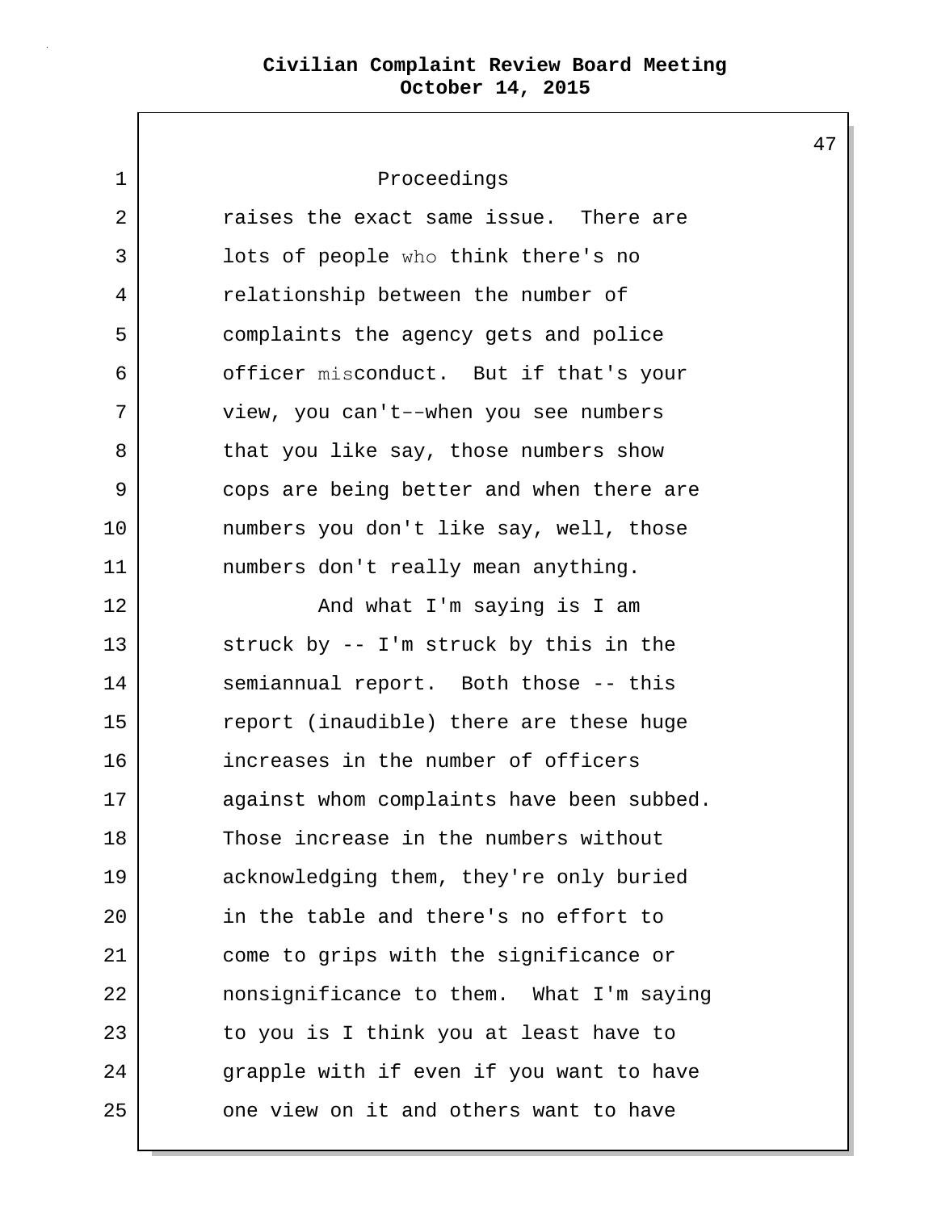Proceedings

raises the exact same issue. There are lots of people who think there's no relationship between the number of complaints the agency gets and police officer misconduct. But if that's your view, you can't––when you see numbers that you like say, those numbers show cops are being better and when there are numbers you don't like say, well, those numbers don't really mean anything.

And what I'm saying is I am struck by -- I'm struck by this in the semiannual report. Both those -- this report (inaudible) there are these huge increases in the number of officers against whom complaints have been subbed. Those increase in the numbers without acknowledging them, they're only buried in the table and there's no effort to come to grips with the significance or nonsignificance to them. What I'm saying to you is I think you at least have to grapple with if even if you want to have one view on it and others want to have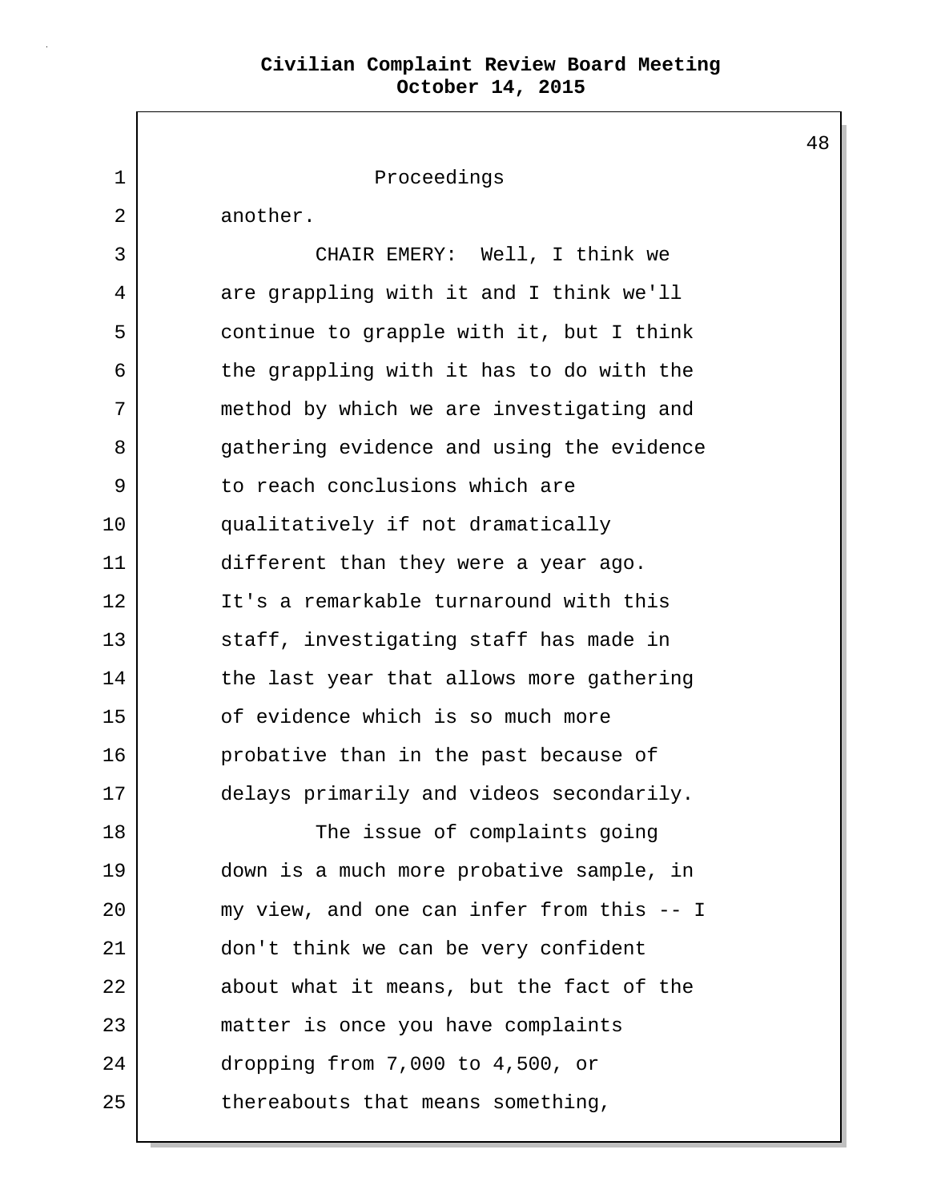Proceedings

another.

CHAIR EMERY: Well, I think we are grappling with it and I think we'll continue to grapple with it, but I think the grappling with it has to do with the method by which we are investigating and gathering evidence and using the evidence to reach conclusions which are qualitatively if not dramatically different than they were a year ago. It's a remarkable turnaround with this staff, investigating staff has made in the last year that allows more gathering of evidence which is so much more probative than in the past because of delays primarily and videos secondarily.

The issue of complaints going down is a much more probative sample, in my view, and one can infer from this -- I don't think we can be very confident about what it means, but the fact of the matter is once you have complaints dropping from 7,000 to 4,500, or thereabouts that means something,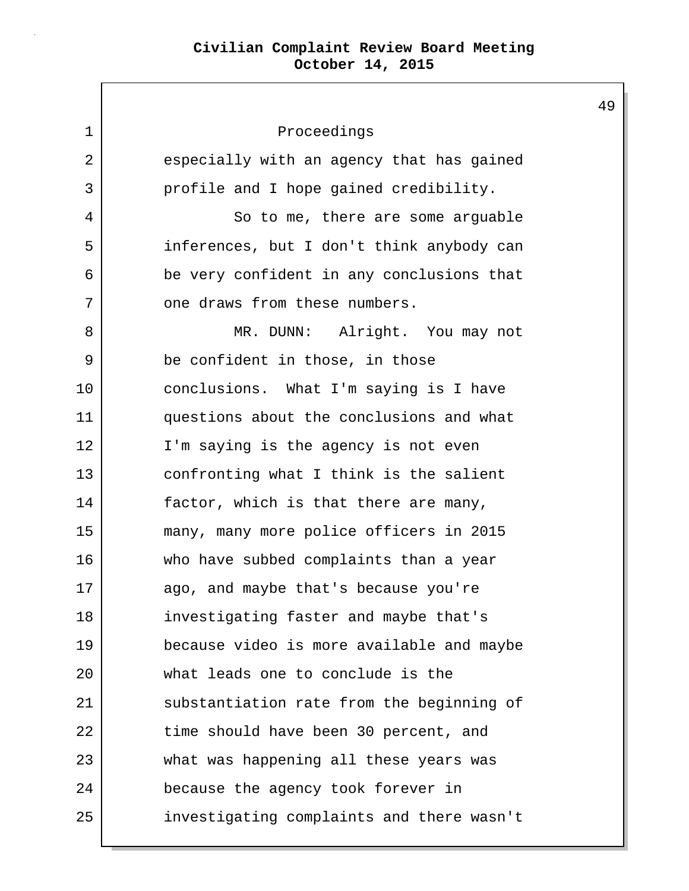Proceedings

especially with an agency that has gained profile and I hope gained credibility.

So to me, there are some arguable inferences, but I don't think anybody can be very confident in any conclusions that one draws from these numbers.

MR. DUNN: Alright. You may not be confident in those, in those conclusions. What I'm saying is I have questions about the conclusions and what I'm saying is the agency is not even confronting what I think is the salient factor, which is that there are many, many, many more police officers in 2015 who have subbed complaints than a year ago, and maybe that's because you're investigating faster and maybe that's because video is more available and maybe what leads one to conclude is the substantiation rate from the beginning of time should have been 30 percent, and what was happening all these years was because the agency took forever in investigating complaints and there wasn't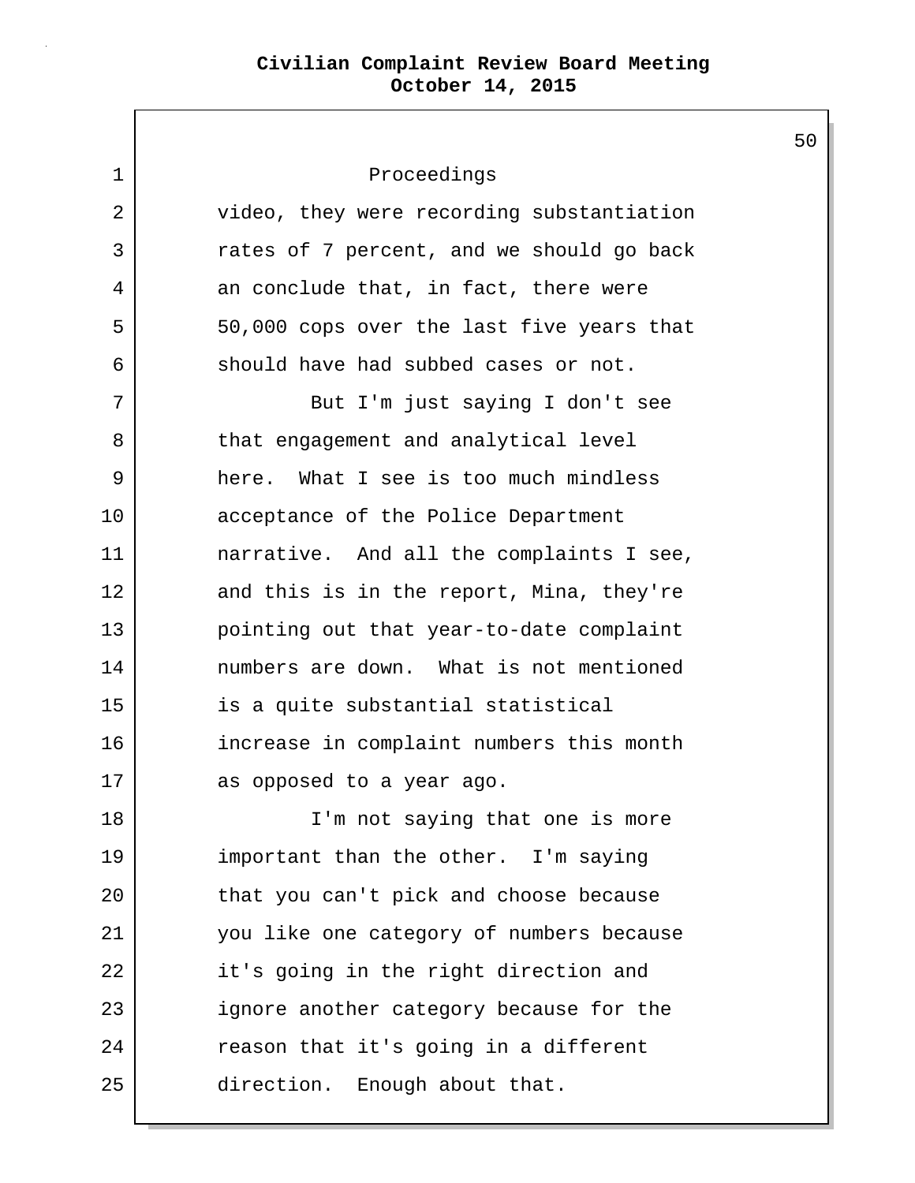Proceedings

video, they were recording substantiation rates of 7 percent, and we should go back an conclude that, in fact, there were 50,000 cops over the last five years that should have had subbed cases or not.

But I'm just saying I don't see that engagement and analytical level here. What I see is too much mindless acceptance of the Police Department narrative. And all the complaints I see, and this is in the report, Mina, they're pointing out that year-to-date complaint numbers are down. What is not mentioned is a quite substantial statistical increase in complaint numbers this month as opposed to a year ago.

I'm not saying that one is more important than the other. I'm saying that you can't pick and choose because you like one category of numbers because it's going in the right direction and ignore another category because for the reason that it's going in a different direction. Enough about that.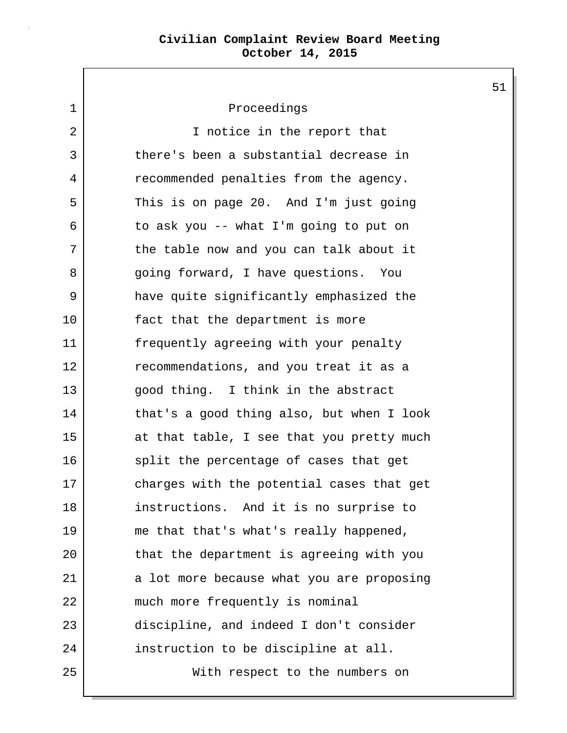Proceedings

I notice in the report that there's been a substantial decrease in recommended penalties from the agency. This is on page 20. And I'm just going to ask you -- what I'm going to put on the table now and you can talk about it going forward, I have questions. You have quite significantly emphasized the fact that the department is more frequently agreeing with your penalty recommendations, and you treat it as a good thing. I think in the abstract that's a good thing also, but when I look at that table, I see that you pretty much split the percentage of cases that get charges with the potential cases that get instructions. And it is no surprise to me that that's what's really happened, that the department is agreeing with you a lot more because what you are proposing much more frequently is nominal discipline, and indeed I don't consider instruction to be discipline at all.

With respect to the numbers on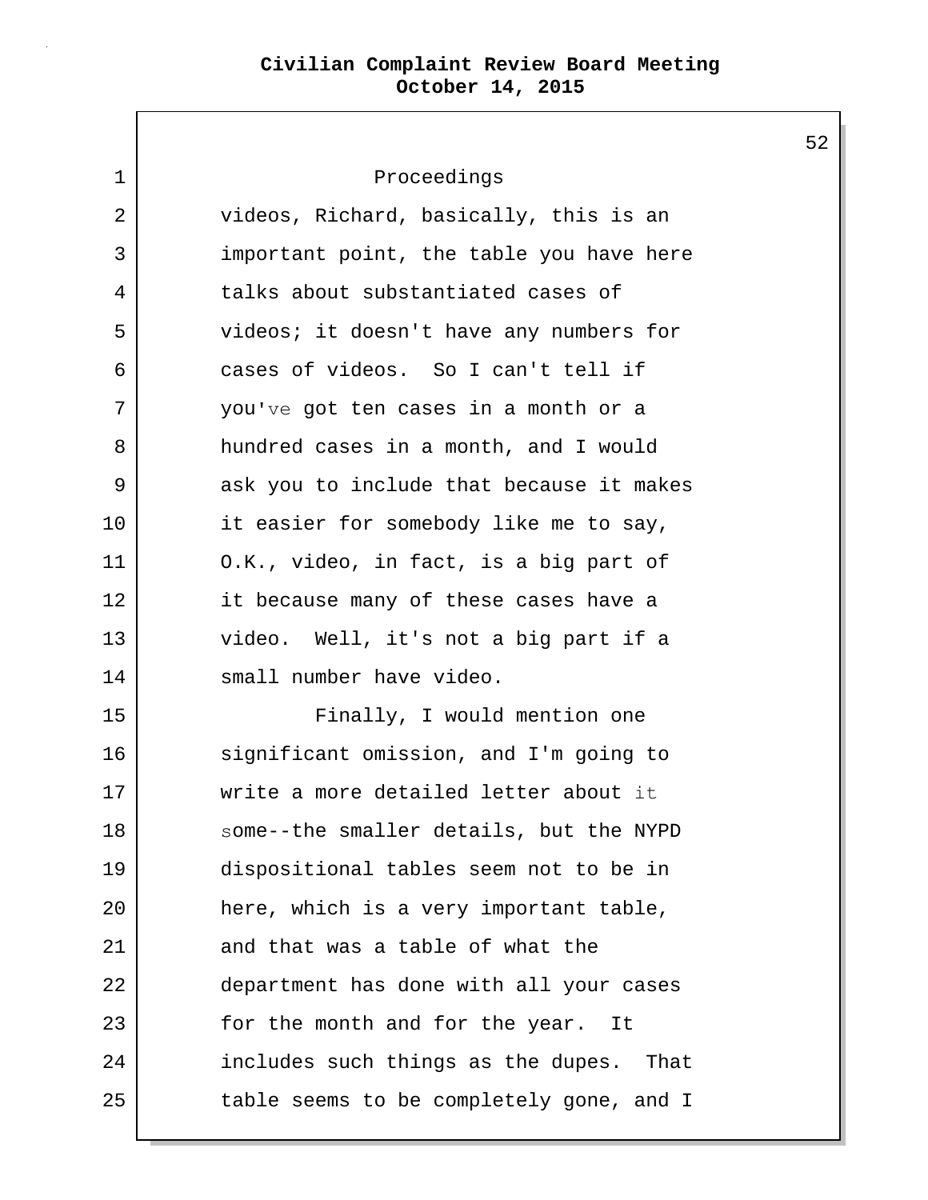Proceedings

videos, Richard, basically, this is an important point, the table you have here talks about substantiated cases of videos; it doesn't have any numbers for cases of videos. So I can't tell if you've got ten cases in a month or a hundred cases in a month, and I would ask you to include that because it makes it easier for somebody like me to say, O.K., video, in fact, is a big part of it because many of these cases have a video. Well, it's not a big part if a small number have video.

Finally, I would mention one significant omission, and I'm going to write a more detailed letter about it some--the smaller details, but the NYPD dispositional tables seem not to be in here, which is a very important table, and that was a table of what the department has done with all your cases for the month and for the year. It includes such things as the dupes. That table seems to be completely gone, and I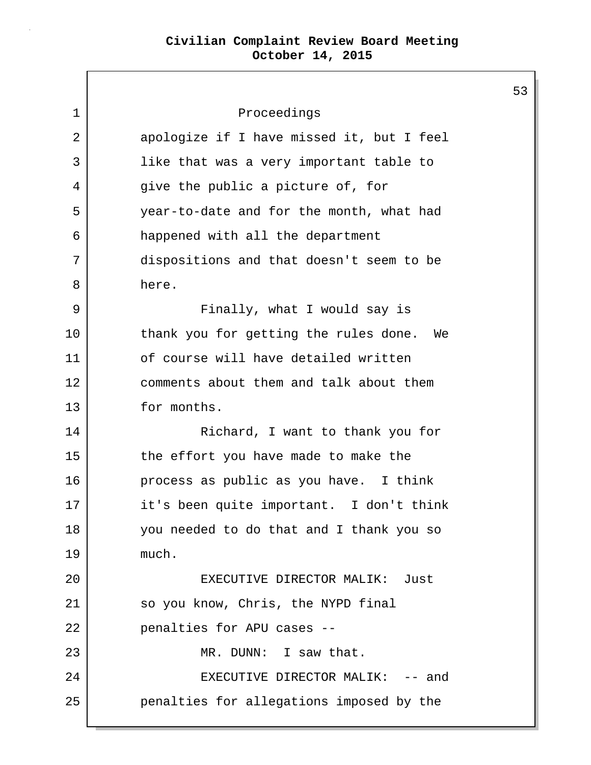Proceedings

apologize if I have missed it, but I feel like that was a very important table to give the public a picture of, for year-to-date and for the month, what had happened with all the department dispositions and that doesn't seem to be here.

Finally, what I would say is thank you for getting the rules done. We of course will have detailed written comments about them and talk about them for months.

Richard, I want to thank you for the effort you have made to make the process as public as you have. I think it's been quite important. I don't think you needed to do that and I thank you so much.

EXECUTIVE DIRECTOR MALIK: Just so you know, Chris, the NYPD final penalties for APU cases --

MR. DUNN: I saw that.

EXECUTIVE DIRECTOR MALIK: -- and penalties for allegations imposed by the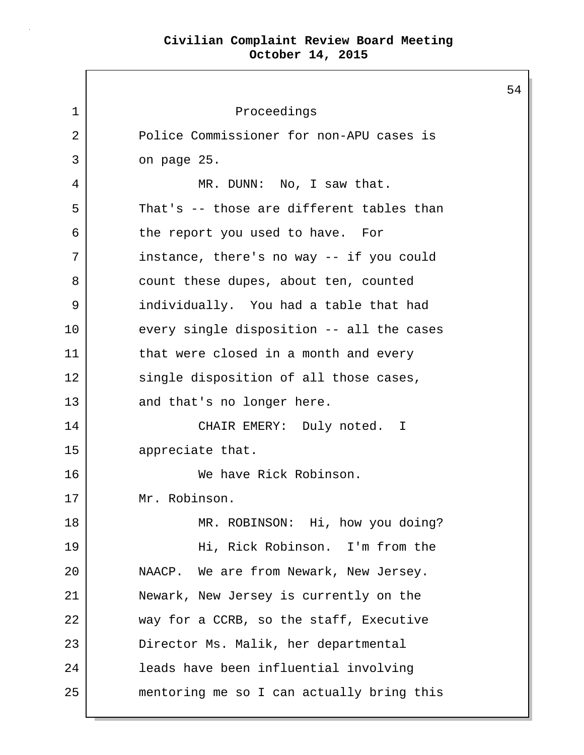Proceedings

Police Commissioner for non-APU cases is on page 25.

MR. DUNN: No, I saw that. That's -- those are different tables than the report you used to have. For instance, there's no way -- if you could count these dupes, about ten, counted individually. You had a table that had every single disposition -- all the cases that were closed in a month and every single disposition of all those cases, and that's no longer here.

CHAIR EMERY: Duly noted. I appreciate that.

We have Rick Robinson. Mr. Robinson.

MR. ROBINSON: Hi, how you doing?

Hi, Rick Robinson. I'm from the NAACP. We are from Newark, New Jersey. Newark, New Jersey is currently on the way for a CCRB, so the staff, Executive Director Ms. Malik, her departmental leads have been influential involving mentoring me so I can actually bring this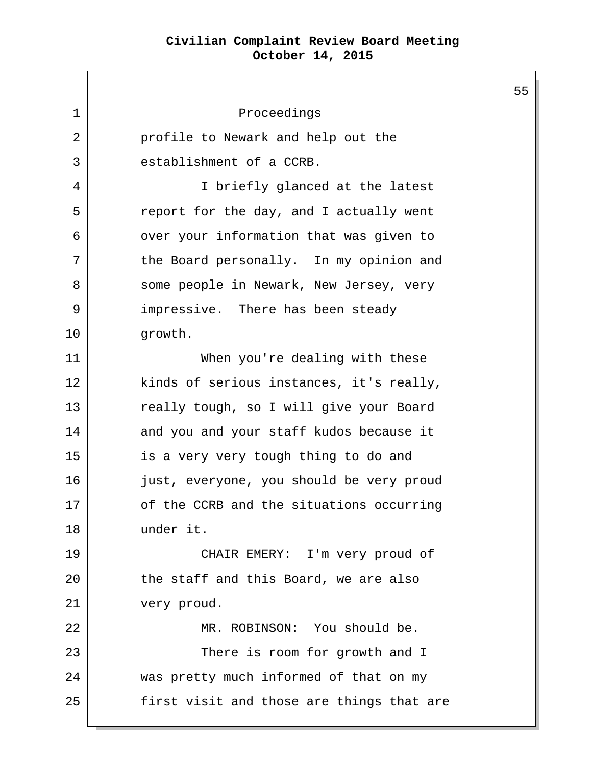Proceedings

profile to Newark and help out the establishment of a CCRB.

I briefly glanced at the latest report for the day, and I actually went over your information that was given to the Board personally. In my opinion and some people in Newark, New Jersey, very impressive. There has been steady growth.

When you're dealing with these kinds of serious instances, it's really, really tough, so I will give your Board and you and your staff kudos because it is a very very tough thing to do and just, everyone, you should be very proud of the CCRB and the situations occurring under it.

CHAIR EMERY: I'm very proud of the staff and this Board, we are also very proud.

MR. ROBINSON: You should be.

There is room for growth and I was pretty much informed of that on my first visit and those are things that are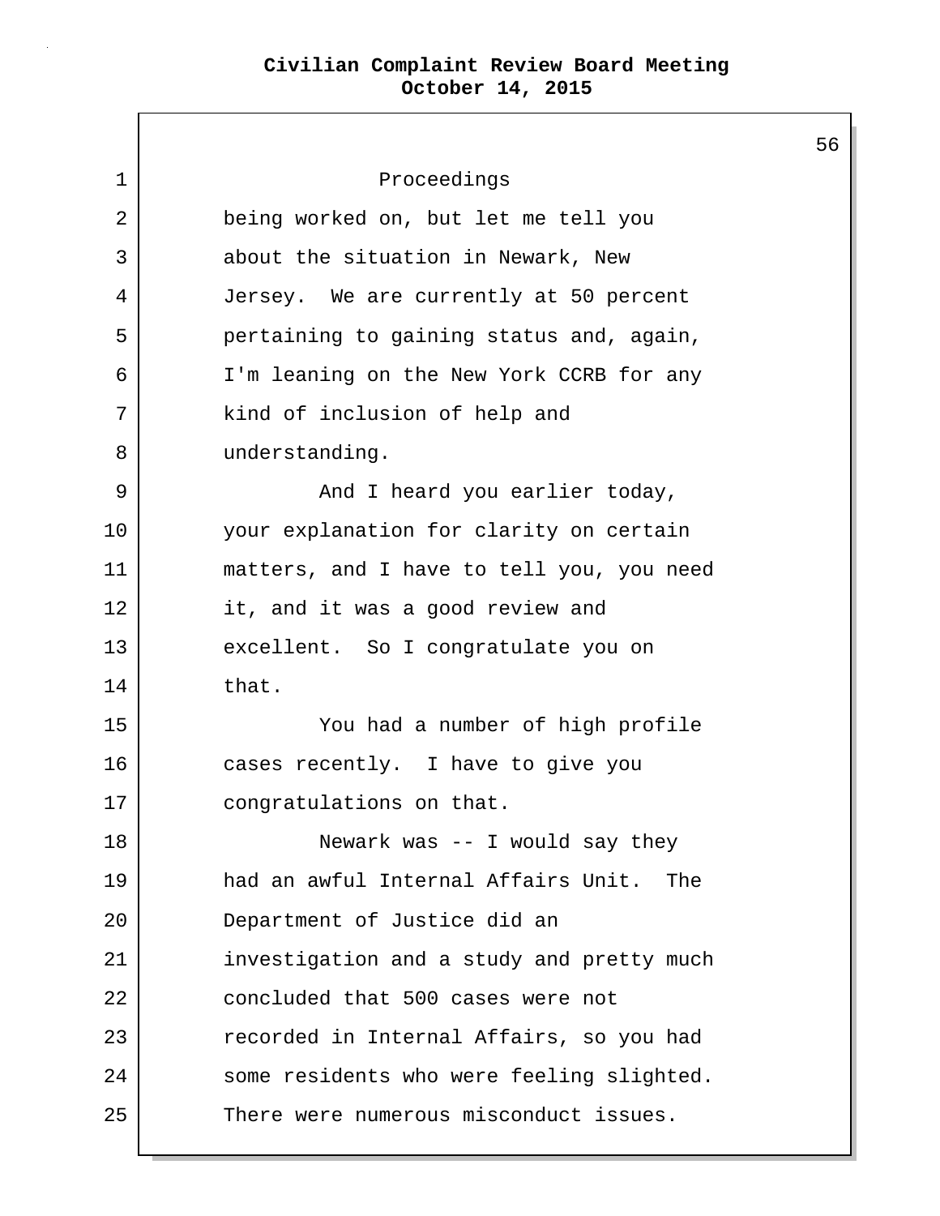Proceedings

being worked on, but let me tell you about the situation in Newark, New Jersey. We are currently at 50 percent pertaining to gaining status and, again, I'm leaning on the New York CCRB for any kind of inclusion of help and understanding.

And I heard you earlier today, your explanation for clarity on certain matters, and I have to tell you, you need it, and it was a good review and excellent. So I congratulate you on that.

You had a number of high profile cases recently. I have to give you congratulations on that.

Newark was -- I would say they had an awful Internal Affairs Unit. The Department of Justice did an investigation and a study and pretty much concluded that 500 cases were not recorded in Internal Affairs, so you had some residents who were feeling slighted. There were numerous misconduct issues.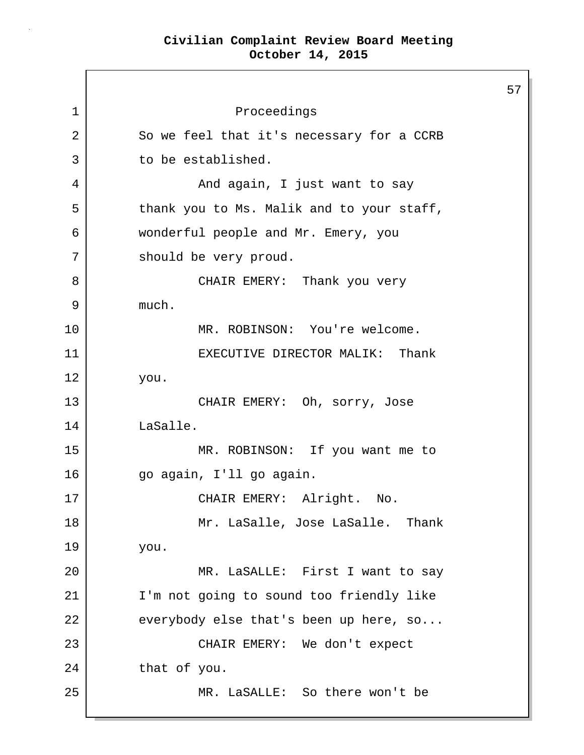Proceedings

So we feel that it's necessary for a CCRB to be established.

And again, I just want to say thank you to Ms. Malik and to your staff, wonderful people and Mr. Emery, you should be very proud.

CHAIR EMERY: Thank you very much.

MR. ROBINSON: You're welcome.

EXECUTIVE DIRECTOR MALIK: Thank you.

CHAIR EMERY: Oh, sorry, Jose LaSalle.

MR. ROBINSON: If you want me to go again, I'll go again.

CHAIR EMERY: Alright. No.

Mr. LaSalle, Jose LaSalle. Thank you.

MR. LaSALLE: First I want to say I'm not going to sound too friendly like everybody else that's been up here, so...

CHAIR EMERY: We don't expect that of you.

MR. LaSALLE: So there won't be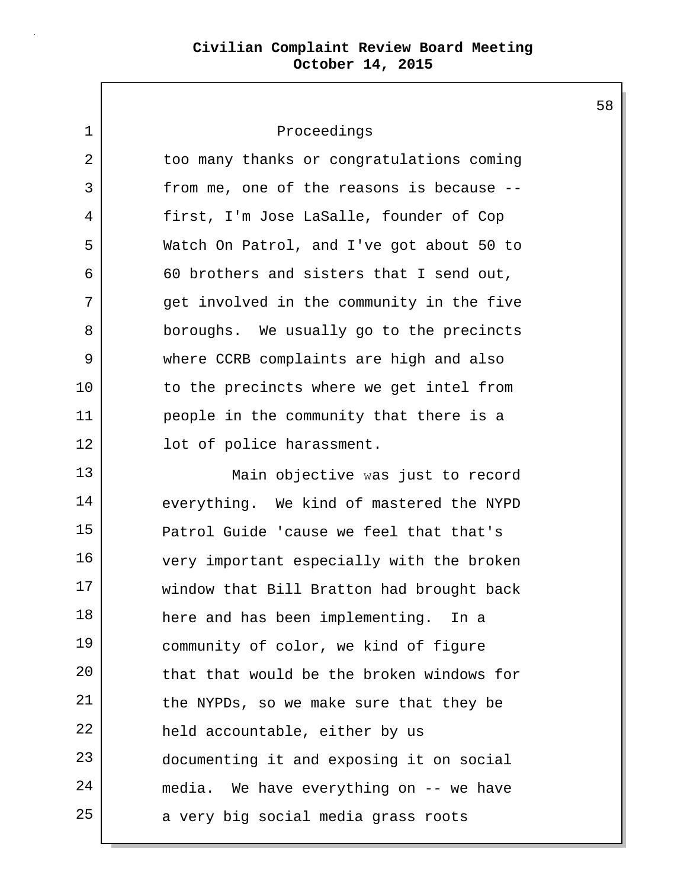Proceedings

too many thanks or congratulations coming from me, one of the reasons is because -- first, I'm Jose LaSalle, founder of Cop Watch On Patrol, and I've got about 50 to 60 brothers and sisters that I send out, get involved in the community in the five boroughs. We usually go to the precincts where CCRB complaints are high and also to the precincts where we get intel from people in the community that there is a lot of police harassment.

Main objective was just to record everything. We kind of mastered the NYPD Patrol Guide 'cause we feel that that's very important especially with the broken window that Bill Bratton had brought back here and has been implementing. In a community of color, we kind of figure that that would be the broken windows for the NYPDs, so we make sure that they be held accountable, either by us documenting it and exposing it on social media. We have everything on -- we have a very big social media grass roots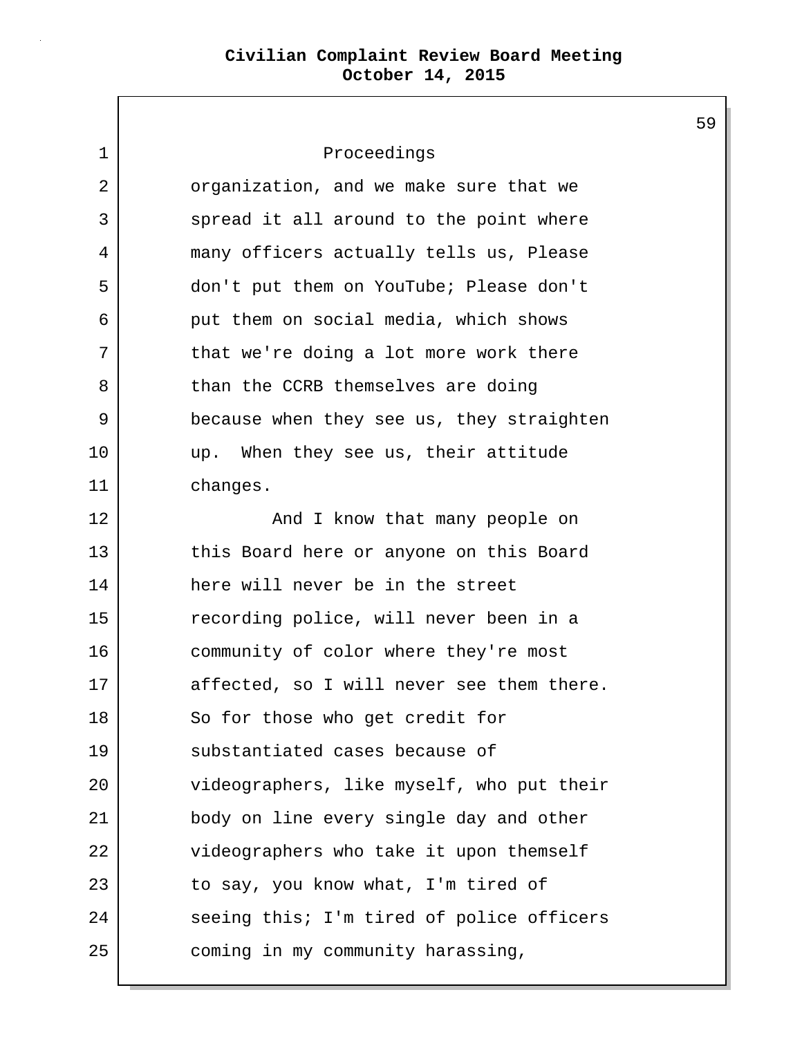Proceedings

organization, and we make sure that we spread it all around to the point where many officers actually tells us, Please don't put them on YouTube; Please don't put them on social media, which shows that we're doing a lot more work there than the CCRB themselves are doing because when they see us, they straighten up. When they see us, their attitude changes.

And I know that many people on this Board here or anyone on this Board here will never be in the street recording police, will never been in a community of color where they're most affected, so I will never see them there. So for those who get credit for substantiated cases because of videographers, like myself, who put their body on line every single day and other videographers who take it upon themself to say, you know what, I'm tired of seeing this; I'm tired of police officers coming in my community harassing,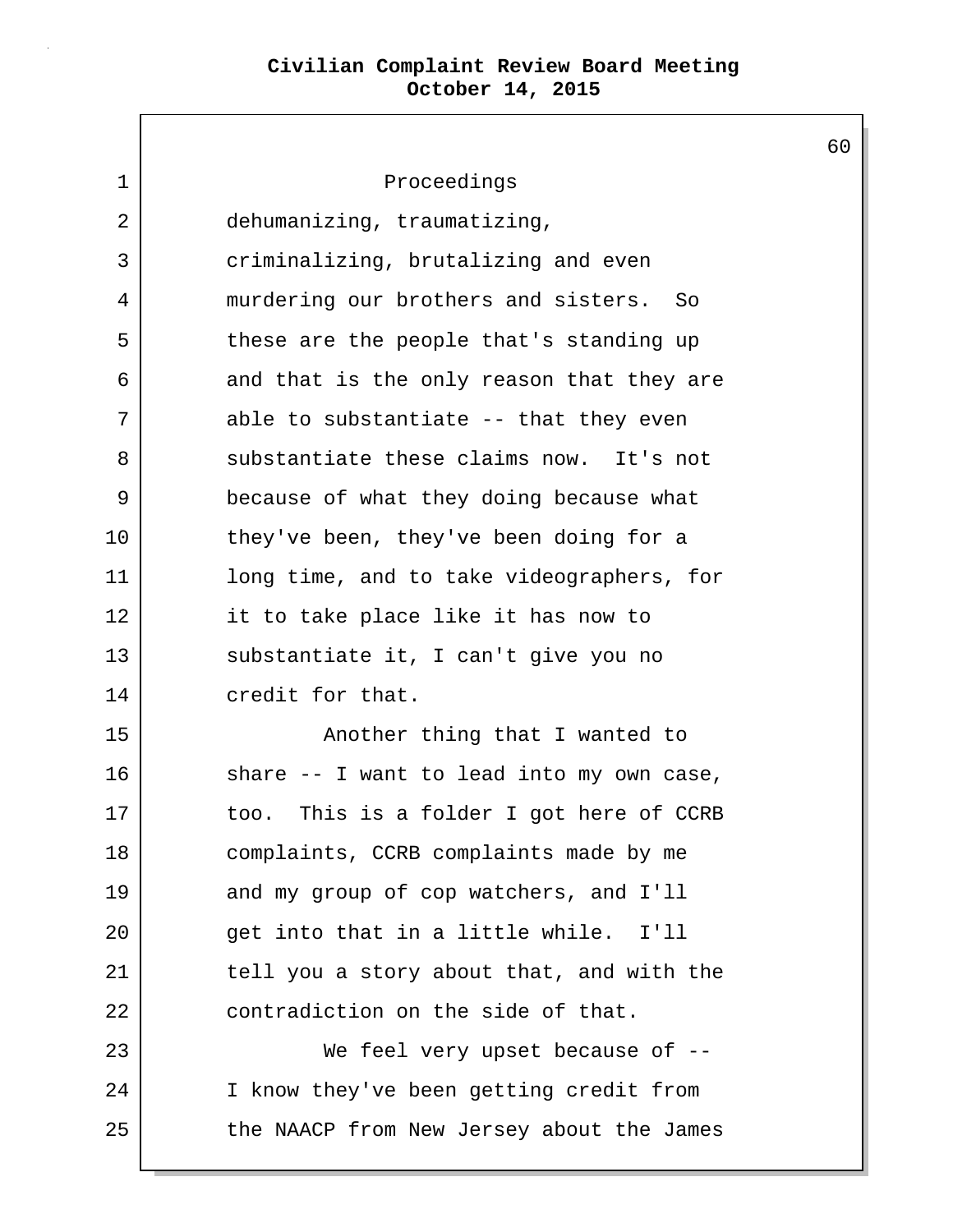Proceedings

dehumanizing, traumatizing, criminalizing, brutalizing and even murdering our brothers and sisters. So these are the people that's standing up and that is the only reason that they are able to substantiate -- that they even substantiate these claims now. It's not because of what they doing because what they've been, they've been doing for a long time, and to take videographers, for it to take place like it has now to substantiate it, I can't give you no credit for that.

Another thing that I wanted to share -- I want to lead into my own case, too. This is a folder I got here of CCRB complaints, CCRB complaints made by me and my group of cop watchers, and I'll get into that in a little while. I'll tell you a story about that, and with the contradiction on the side of that.

We feel very upset because of -- I know they've been getting credit from the NAACP from New Jersey about the James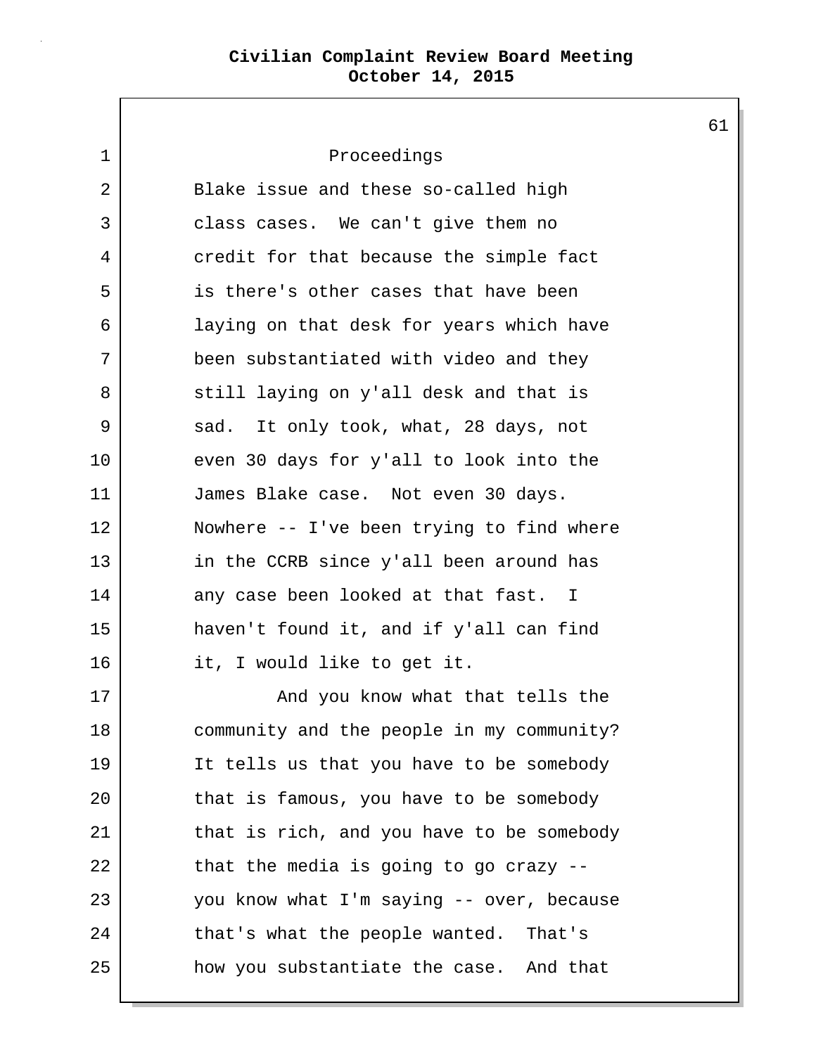Proceedings

Blake issue and these so-called high class cases. We can't give them no credit for that because the simple fact is there's other cases that have been laying on that desk for years which have been substantiated with video and they still laying on y'all desk and that is sad. It only took, what, 28 days, not even 30 days for y'all to look into the James Blake case. Not even 30 days. Nowhere -- I've been trying to find where in the CCRB since y'all been around has any case been looked at that fast. I haven't found it, and if y'all can find it, I would like to get it.

And you know what that tells the community and the people in my community? It tells us that you have to be somebody that is famous, you have to be somebody that is rich, and you have to be somebody that the media is going to go crazy -- you know what I'm saying -- over, because that's what the people wanted. That's how you substantiate the case. And that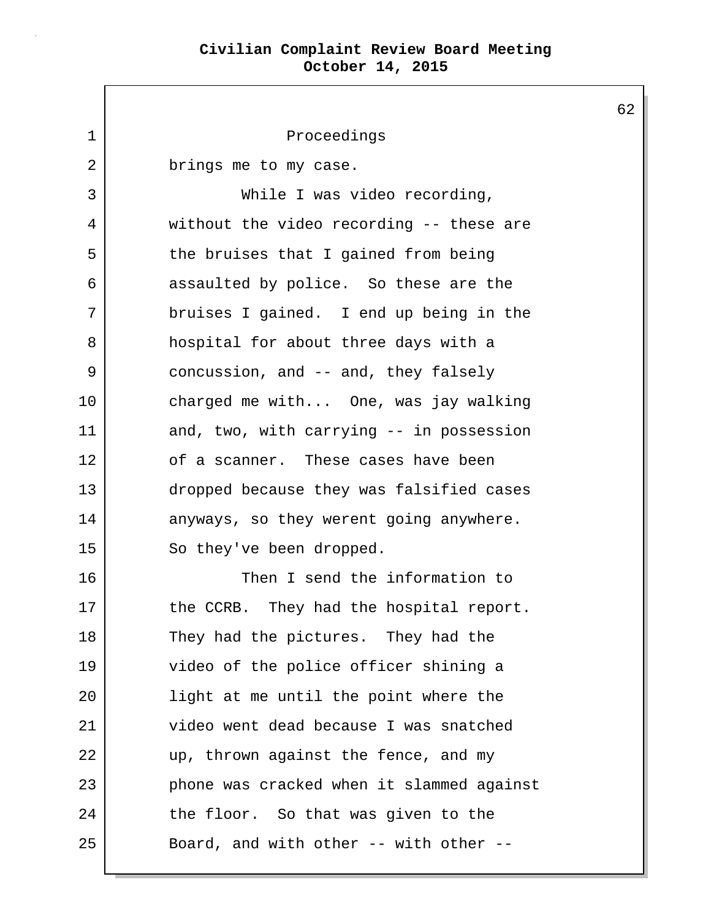Proceedings

brings me to my case.

While I was video recording, without the video recording -- these are the bruises that I gained from being assaulted by police. So these are the bruises I gained. I end up being in the hospital for about three days with a concussion, and -- and, they falsely charged me with... One, was jay walking and, two, with carrying -- in possession of a scanner. These cases have been dropped because they was falsified cases anyways, so they werent going anywhere. So they've been dropped.

Then I send the information to the CCRB. They had the hospital report. They had the pictures. They had the video of the police officer shining a light at me until the point where the video went dead because I was snatched up, thrown against the fence, and my phone was cracked when it slammed against the floor. So that was given to the Board, and with other -- with other --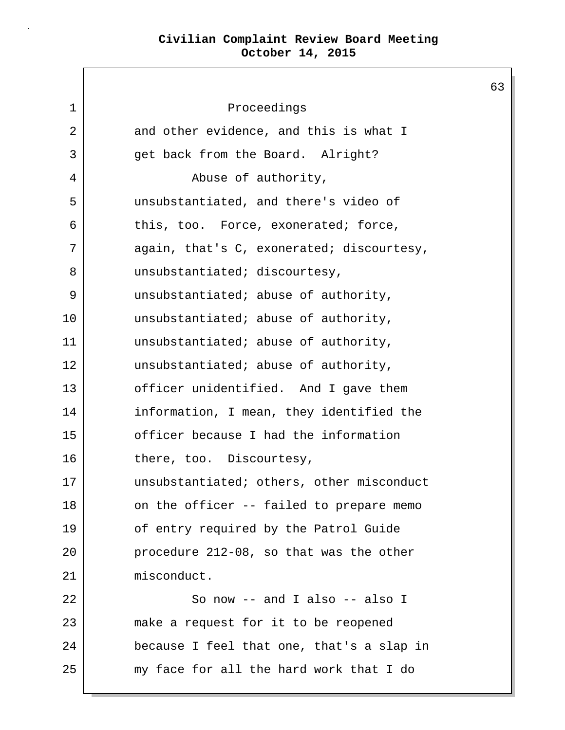Proceedings

and other evidence, and this is what I get back from the Board. Alright?

Abuse of authority, unsubstantiated, and there's video of this, too. Force, exonerated; force, again, that's C, exonerated; discourtesy, unsubstantiated; discourtesy, unsubstantiated; abuse of authority, unsubstantiated; abuse of authority, unsubstantiated; abuse of authority, unsubstantiated; abuse of authority, officer unidentified. And I gave them information, I mean, they identified the officer because I had the information there, too. Discourtesy, unsubstantiated; others, other misconduct on the officer -- failed to prepare memo of entry required by the Patrol Guide procedure 212-08, so that was the other misconduct.

So now -- and I also -- also I make a request for it to be reopened because I feel that one, that's a slap in my face for all the hard work that I do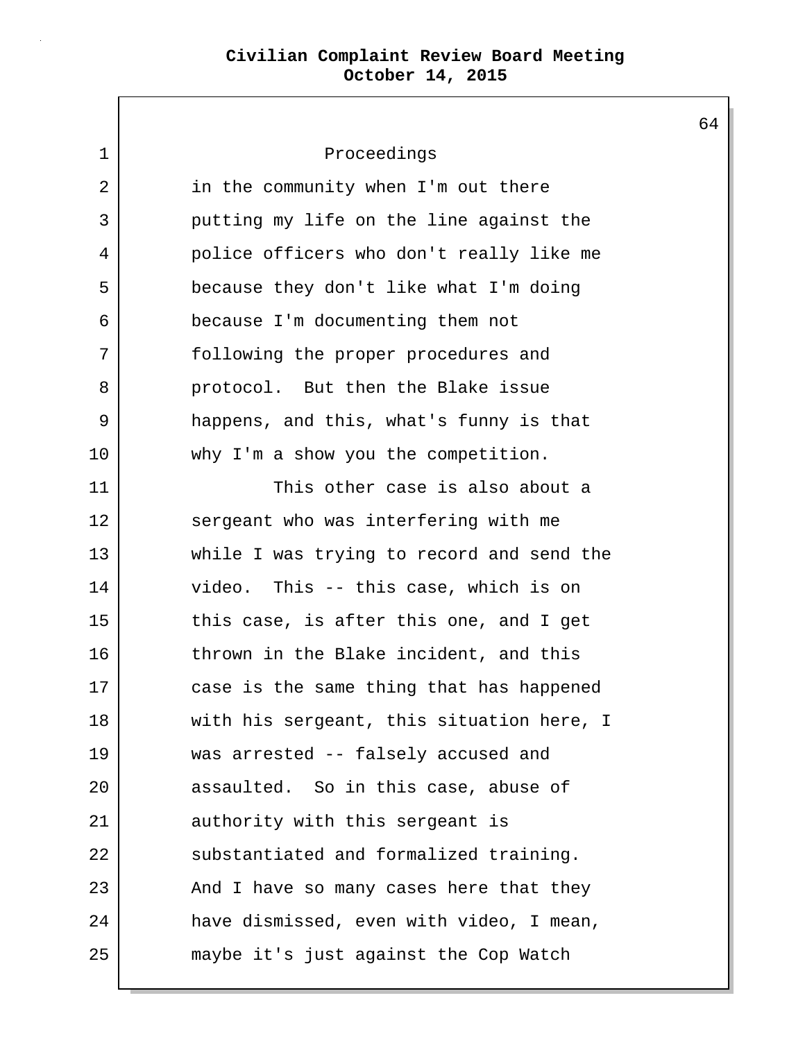Proceedings

in the community when I'm out there putting my life on the line against the police officers who don't really like me because they don't like what I'm doing because I'm documenting them not following the proper procedures and protocol. But then the Blake issue happens, and this, what's funny is that why I'm a show you the competition.

This other case is also about a sergeant who was interfering with me while I was trying to record and send the video. This -- this case, which is on this case, is after this one, and I get thrown in the Blake incident, and this case is the same thing that has happened with his sergeant, this situation here, I was arrested -- falsely accused and assaulted. So in this case, abuse of authority with this sergeant is substantiated and formalized training. And I have so many cases here that they have dismissed, even with video, I mean, maybe it's just against the Cop Watch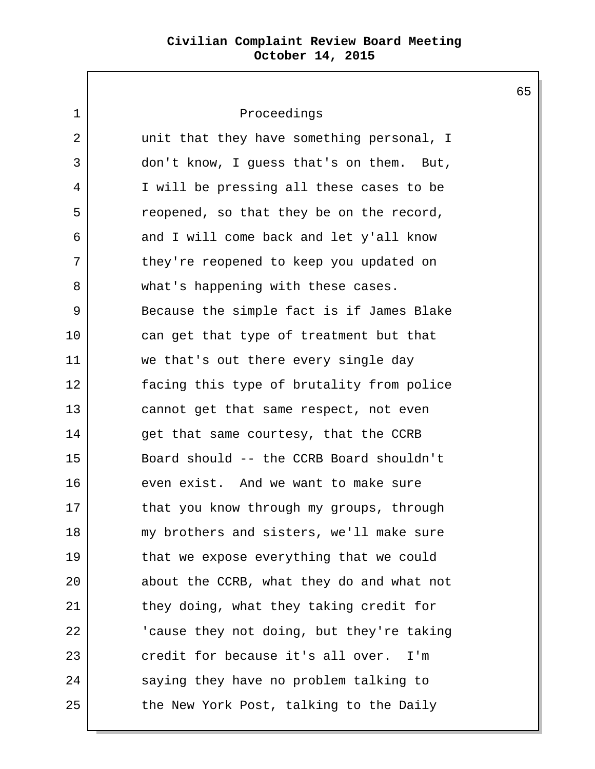Proceedings

unit that they have something personal, I don't know, I guess that's on them. But, I will be pressing all these cases to be reopened, so that they be on the record, and I will come back and let y'all know they're reopened to keep you updated on what's happening with these cases. Because the simple fact is if James Blake can get that type of treatment but that we that's out there every single day facing this type of brutality from police cannot get that same respect, not even get that same courtesy, that the CCRB Board should -- the CCRB Board shouldn't even exist. And we want to make sure that you know through my groups, through my brothers and sisters, we'll make sure that we expose everything that we could about the CCRB, what they do and what not they doing, what they taking credit for 'cause they not doing, but they're taking credit for because it's all over. I'm saying they have no problem talking to the New York Post, talking to the Daily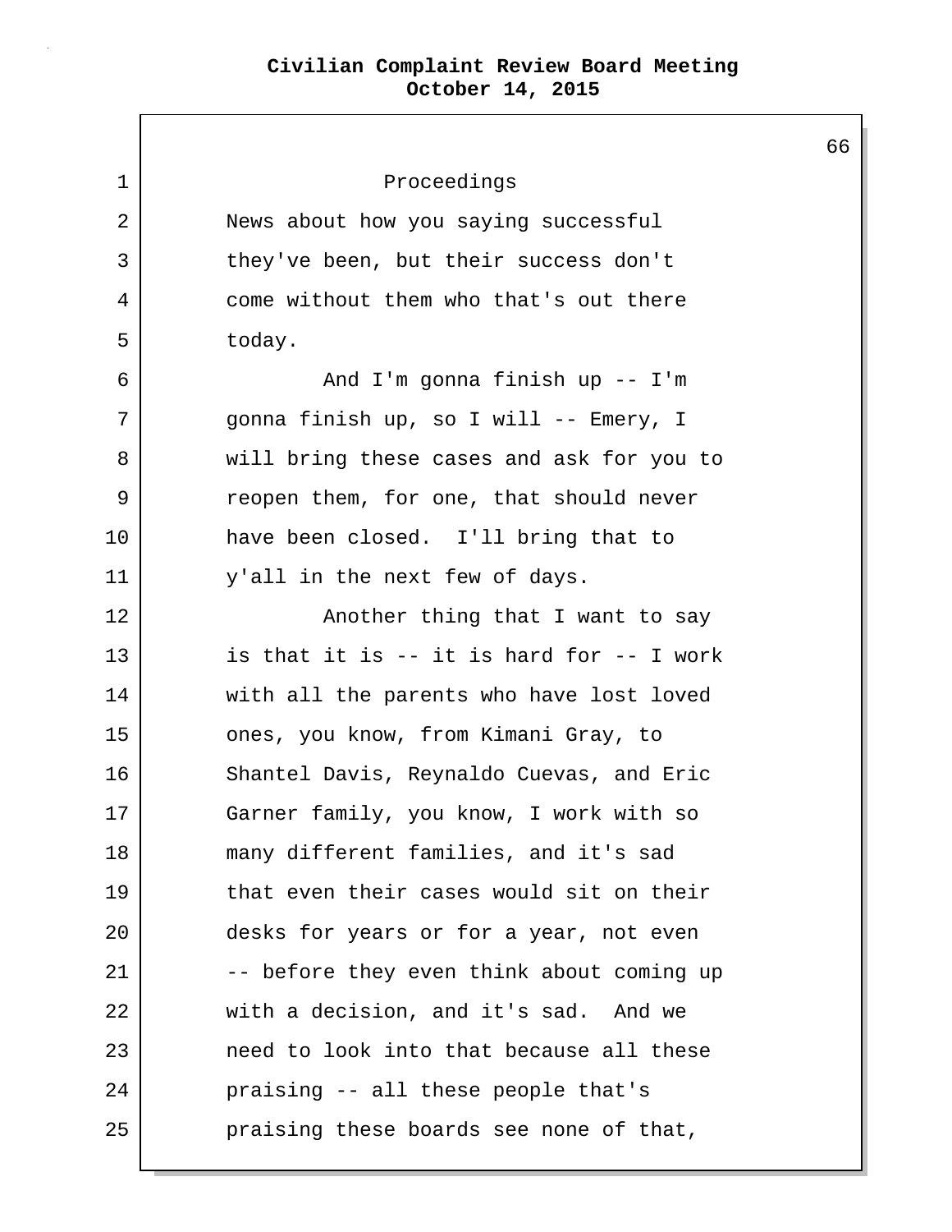Proceedings

News about how you saying successful they've been, but their success don't come without them who that's out there today.

And I'm gonna finish up -- I'm gonna finish up, so I will -- Emery, I will bring these cases and ask for you to reopen them, for one, that should never have been closed. I'll bring that to y'all in the next few of days.

Another thing that I want to say is that it is -- it is hard for -- I work with all the parents who have lost loved ones, you know, from Kimani Gray, to Shantel Davis, Reynaldo Cuevas, and Eric Garner family, you know, I work with so many different families, and it's sad that even their cases would sit on their desks for years or for a year, not even -- before they even think about coming up with a decision, and it's sad. And we need to look into that because all these praising -- all these people that's praising these boards see none of that,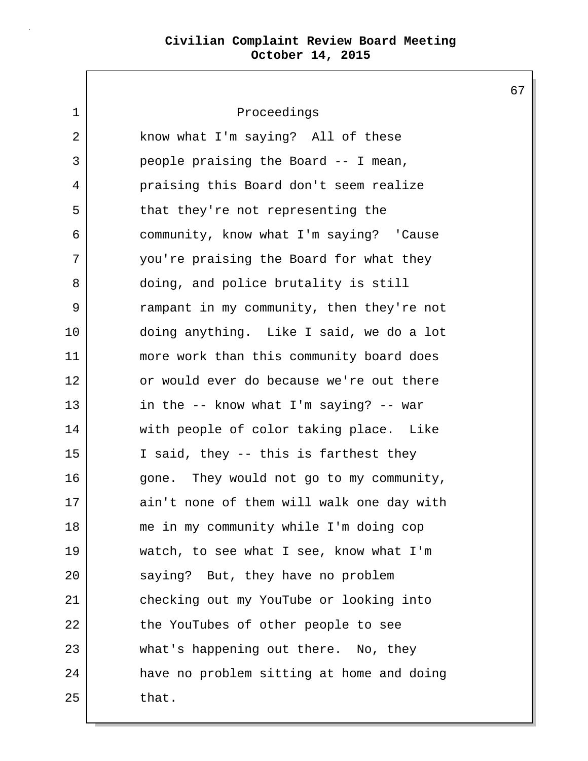Proceedings

know what I'm saying? All of these people praising the Board -- I mean, praising this Board don't seem realize that they're not representing the community, know what I'm saying? 'Cause you're praising the Board for what they doing, and police brutality is still rampant in my community, then they're not doing anything. Like I said, we do a lot more work than this community board does or would ever do because we're out there in the -- know what I'm saying? -- war with people of color taking place. Like I said, they -- this is farthest they gone. They would not go to my community, ain't none of them will walk one day with me in my community while I'm doing cop watch, to see what I see, know what I'm saying? But, they have no problem checking out my YouTube or looking into the YouTubes of other people to see what's happening out there. No, they have no problem sitting at home and doing that.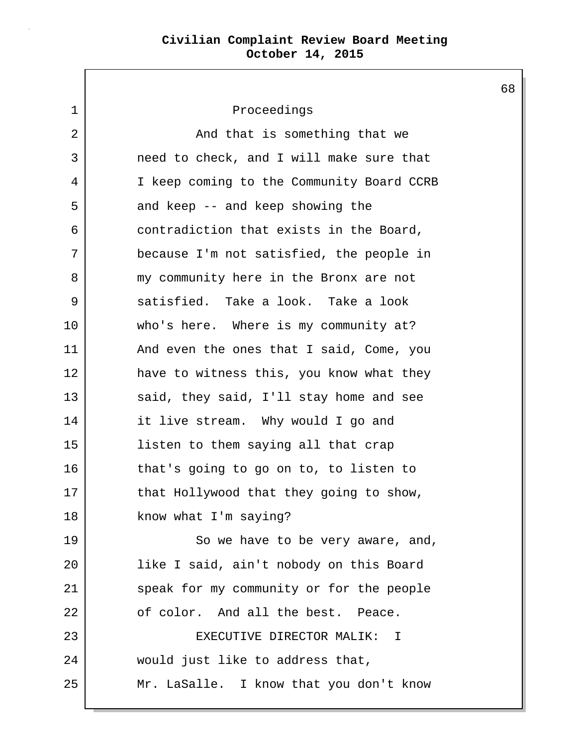Proceedings

And that is something that we need to check, and I will make sure that I keep coming to the Community Board CCRB and keep -- and keep showing the contradiction that exists in the Board, because I'm not satisfied, the people in my community here in the Bronx are not satisfied. Take a look. Take a look who's here. Where is my community at? And even the ones that I said, Come, you have to witness this, you know what they said, they said, I'll stay home and see it live stream. Why would I go and listen to them saying all that crap that's going to go on to, to listen to that Hollywood that they going to show, know what I'm saying?

So we have to be very aware, and, like I said, ain't nobody on this Board speak for my community or for the people of color. And all the best. Peace.

EXECUTIVE DIRECTOR MALIK: I would just like to address that, Mr. LaSalle. I know that you don't know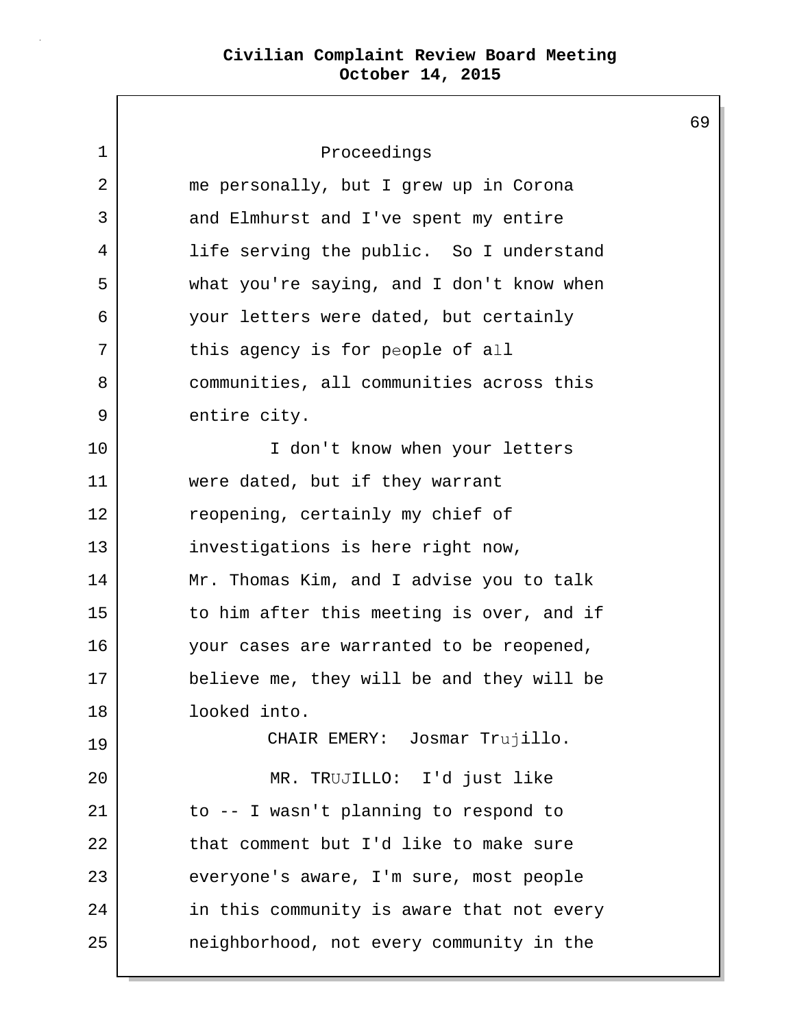Proceedings

me personally, but I grew up in Corona and Elmhurst and I've spent my entire life serving the public. So I understand what you're saying, and I don't know when your letters were dated, but certainly this agency is for people of all communities, all communities across this entire city.

I don't know when your letters were dated, but if they warrant reopening, certainly my chief of investigations is here right now, Mr. Thomas Kim, and I advise you to talk to him after this meeting is over, and if your cases are warranted to be reopened, believe me, they will be and they will be looked into.

CHAIR EMERY: Josmar Trujillo.

MR. TRUJILLO: I'd just like to -- I wasn't planning to respond to that comment but I'd like to make sure everyone's aware, I'm sure, most people in this community is aware that not every neighborhood, not every community in the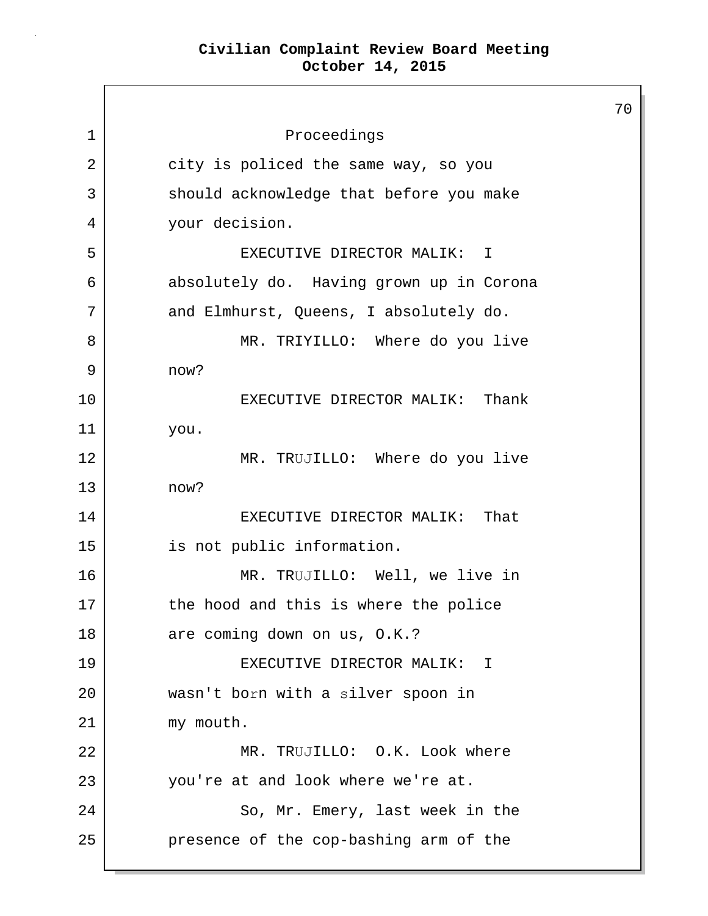Proceedings

city is policed the same way, so you should acknowledge that before you make your decision.

EXECUTIVE DIRECTOR MALIK: I absolutely do. Having grown up in Corona and Elmhurst, Queens, I absolutely do.

MR. TRIYILLO: Where do you live now?

EXECUTIVE DIRECTOR MALIK: Thank you.

MR. TRUJILLO: Where do you live now?

EXECUTIVE DIRECTOR MALIK: That is not public information.

MR. TRUJILLO: Well, we live in the hood and this is where the police are coming down on us, O.K.?

EXECUTIVE DIRECTOR MALIK: I wasn't born with a silver spoon in my mouth.

MR. TRUJILLO: O.K. Look where you're at and look where we're at.

So, Mr. Emery, last week in the presence of the cop-bashing arm of the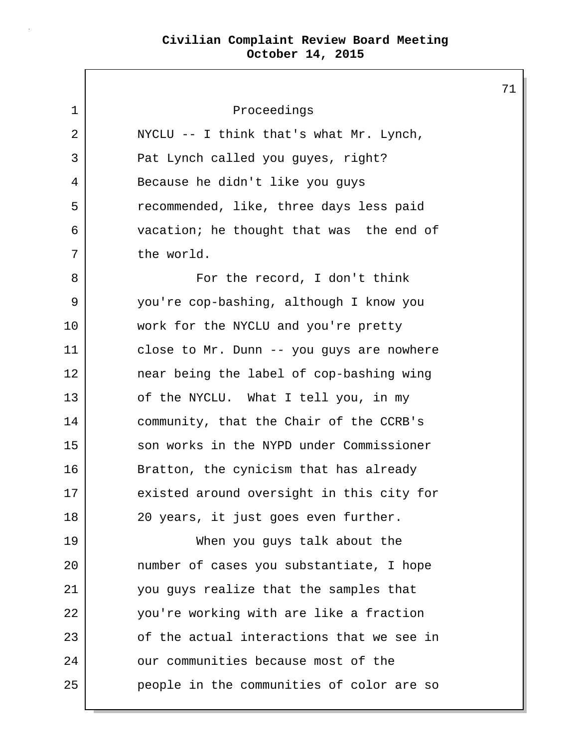Proceedings

NYCLU -- I think that's what Mr. Lynch, Pat Lynch called you guyes, right? Because he didn't like you guys recommended, like, three days less paid vacation; he thought that was the end of the world.

For the record, I don't think you're cop-bashing, although I know you work for the NYCLU and you're pretty close to Mr. Dunn -- you guys are nowhere near being the label of cop-bashing wing of the NYCLU. What I tell you, in my community, that the Chair of the CCRB's son works in the NYPD under Commissioner Bratton, the cynicism that has already existed around oversight in this city for 20 years, it just goes even further.

When you guys talk about the number of cases you substantiate, I hope you guys realize that the samples that you're working with are like a fraction of the actual interactions that we see in our communities because most of the people in the communities of color are so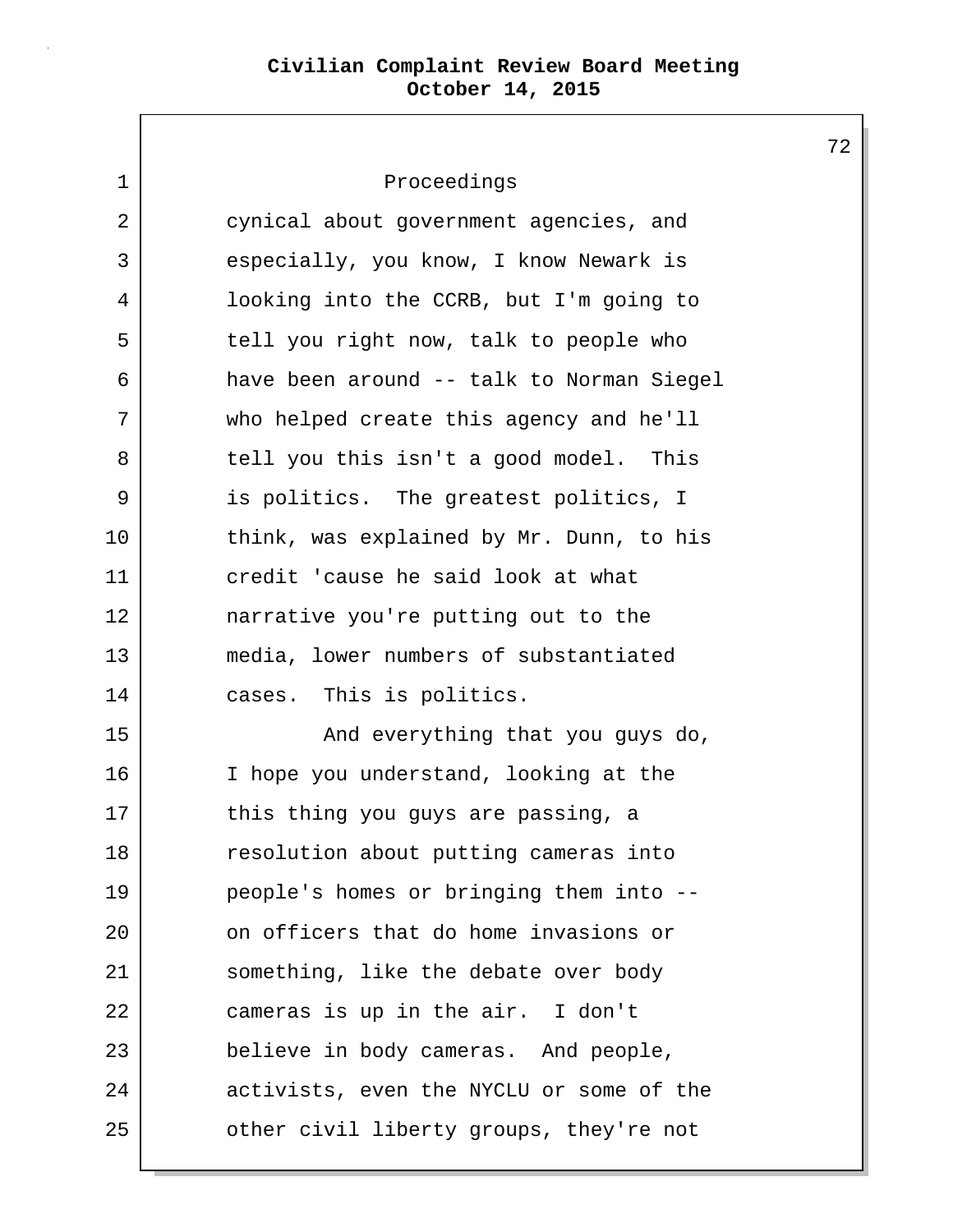Proceedings

cynical about government agencies, and especially, you know, I know Newark is looking into the CCRB, but I'm going to tell you right now, talk to people who have been around -- talk to Norman Siegel who helped create this agency and he'll tell you this isn't a good model. This is politics. The greatest politics, I think, was explained by Mr. Dunn, to his credit 'cause he said look at what narrative you're putting out to the media, lower numbers of substantiated cases. This is politics.

And everything that you guys do, I hope you understand, looking at the this thing you guys are passing, a resolution about putting cameras into people's homes or bringing them into -- on officers that do home invasions or something, like the debate over body cameras is up in the air. I don't believe in body cameras. And people, activists, even the NYCLU or some of the other civil liberty groups, they're not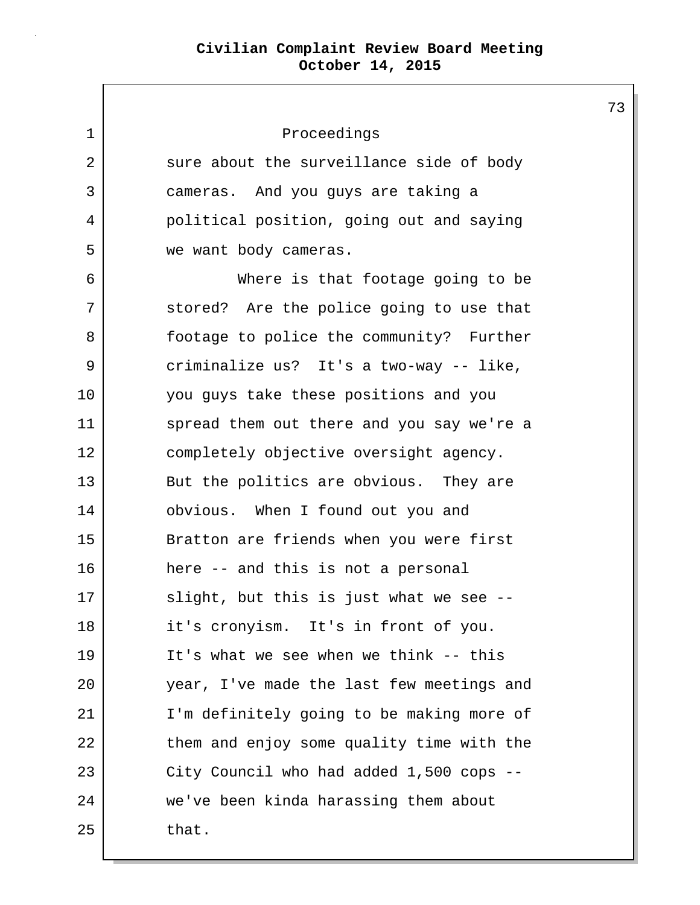Proceedings

sure about the surveillance side of body cameras. And you guys are taking a political position, going out and saying we want body cameras.

Where is that footage going to be stored? Are the police going to use that footage to police the community? Further criminalize us? It's a two-way -- like, you guys take these positions and you spread them out there and you say we're a completely objective oversight agency. But the politics are obvious. They are obvious. When I found out you and Bratton are friends when you were first here -- and this is not a personal slight, but this is just what we see -- it's cronyism. It's in front of you. It's what we see when we think -- this year, I've made the last few meetings and I'm definitely going to be making more of them and enjoy some quality time with the City Council who had added 1,500 cops -- we've been kinda harassing them about that.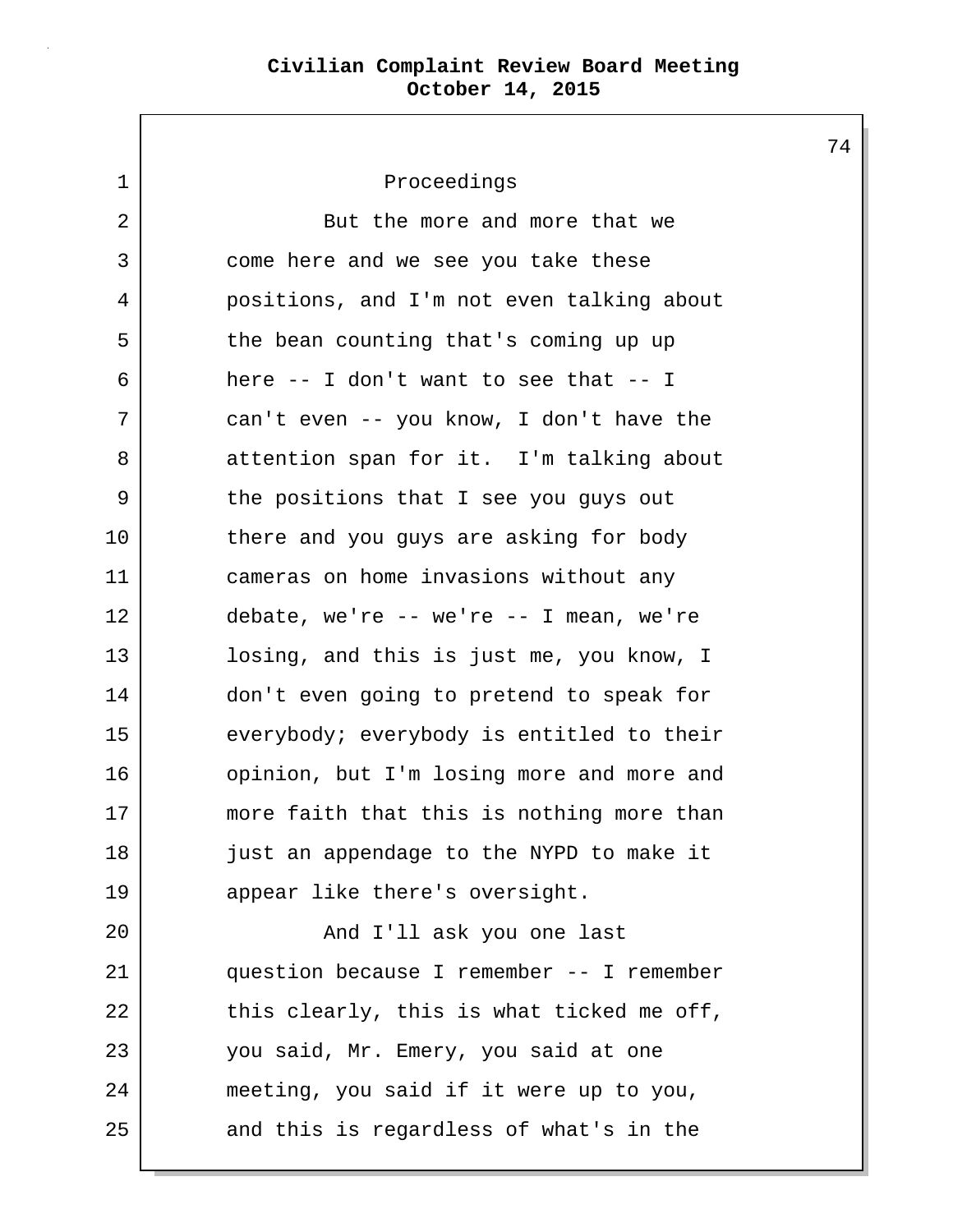Proceedings

But the more and more that we come here and we see you take these positions, and I'm not even talking about the bean counting that's coming up up here -- I don't want to see that -- I can't even -- you know, I don't have the attention span for it. I'm talking about the positions that I see you guys out there and you guys are asking for body cameras on home invasions without any debate, we're -- we're -- I mean, we're losing, and this is just me, you know, I don't even going to pretend to speak for everybody; everybody is entitled to their opinion, but I'm losing more and more and more faith that this is nothing more than just an appendage to the NYPD to make it appear like there's oversight.

And I'll ask you one last question because I remember -- I remember this clearly, this is what ticked me off, you said, Mr. Emery, you said at one meeting, you said if it were up to you, and this is regardless of what's in the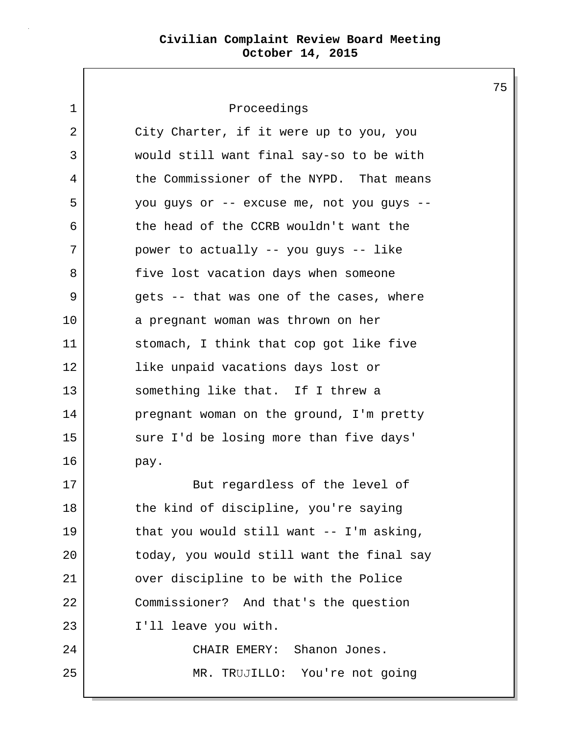Proceedings

City Charter, if it were up to you, you would still want final say-so to be with the Commissioner of the NYPD. That means you guys or -- excuse me, not you guys -- the head of the CCRB wouldn't want the power to actually -- you guys -- like five lost vacation days when someone gets -- that was one of the cases, where a pregnant woman was thrown on her stomach, I think that cop got like five like unpaid vacations days lost or something like that. If I threw a pregnant woman on the ground, I'm pretty sure I'd be losing more than five days' pay.

But regardless of the level of the kind of discipline, you're saying that you would still want -- I'm asking, today, you would still want the final say over discipline to be with the Police Commissioner? And that's the question I'll leave you with.

CHAIR EMERY: Shanon Jones.

MR. TRUJILLO: You're not going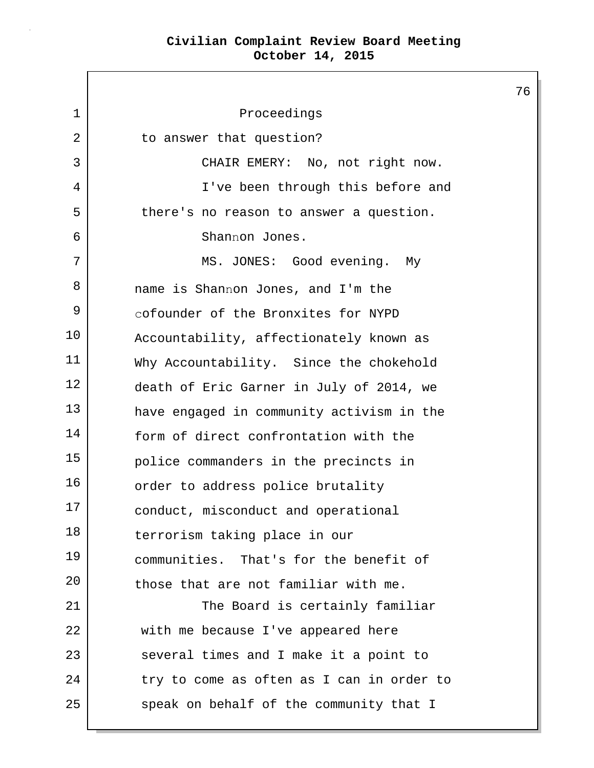Proceedings

to answer that question?

CHAIR EMERY: No, not right now.

I've been through this before and there's no reason to answer a question.

Shannon Jones.

MS. JONES: Good evening. My name is Shannon Jones, and I'm the cofounder of the Bronxites for NYPD Accountability, affectionately known as Why Accountability. Since the chokehold death of Eric Garner in July of 2014, we have engaged in community activism in the form of direct confrontation with the police commanders in the precincts in order to address police brutality conduct, misconduct and operational terrorism taking place in our communities. That's for the benefit of those that are not familiar with me.

The Board is certainly familiar with me because I've appeared here several times and I make it a point to try to come as often as I can in order to speak on behalf of the community that I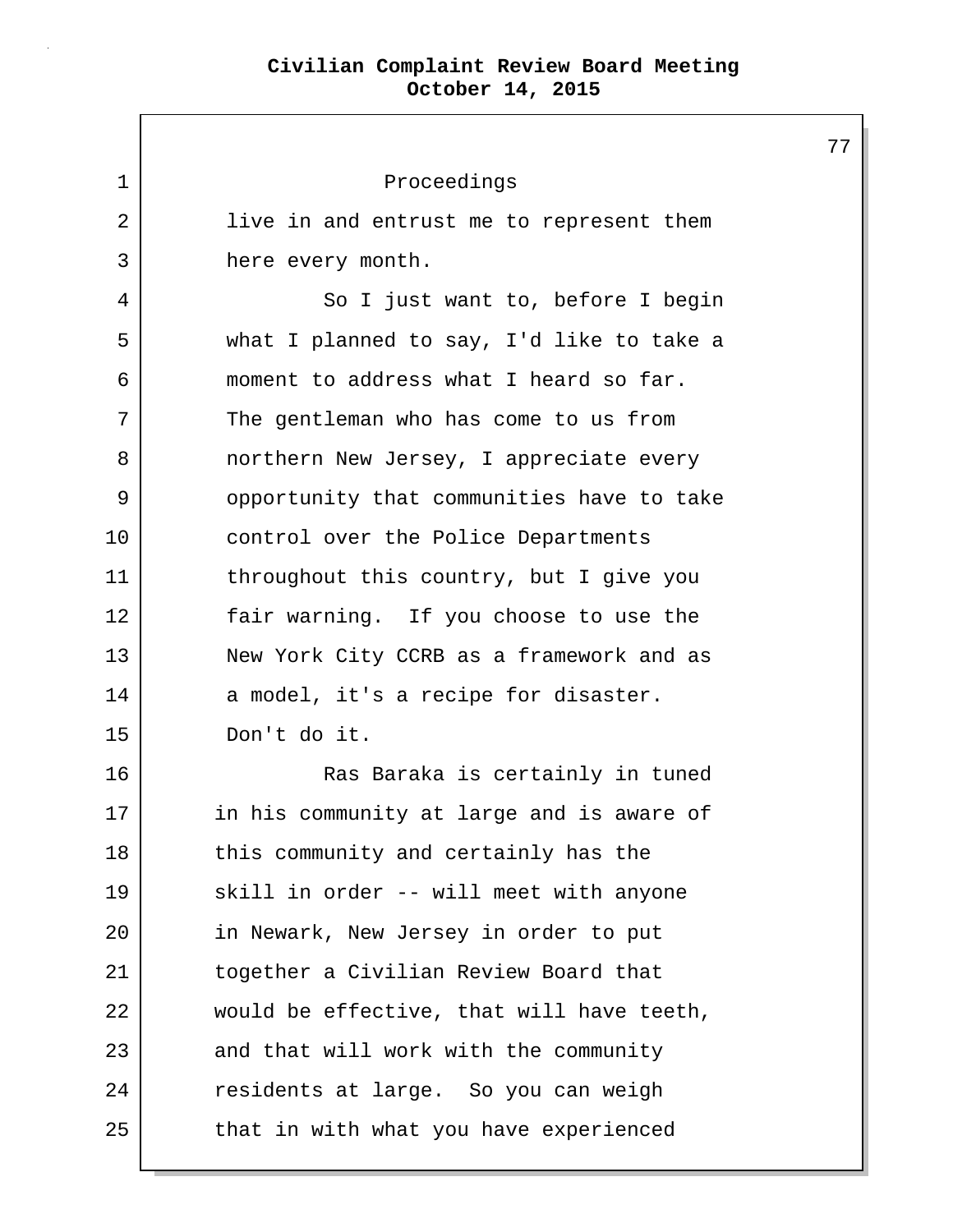Proceedings

live in and entrust me to represent them here every month.

So I just want to, before I begin what I planned to say, I'd like to take a moment to address what I heard so far. The gentleman who has come to us from northern New Jersey, I appreciate every opportunity that communities have to take control over the Police Departments throughout this country, but I give you fair warning. If you choose to use the New York City CCRB as a framework and as a model, it's a recipe for disaster. Don't do it.

Ras Baraka is certainly in tuned in his community at large and is aware of this community and certainly has the skill in order -- will meet with anyone in Newark, New Jersey in order to put together a Civilian Review Board that would be effective, that will have teeth, and that will work with the community residents at large. So you can weigh that in with what you have experienced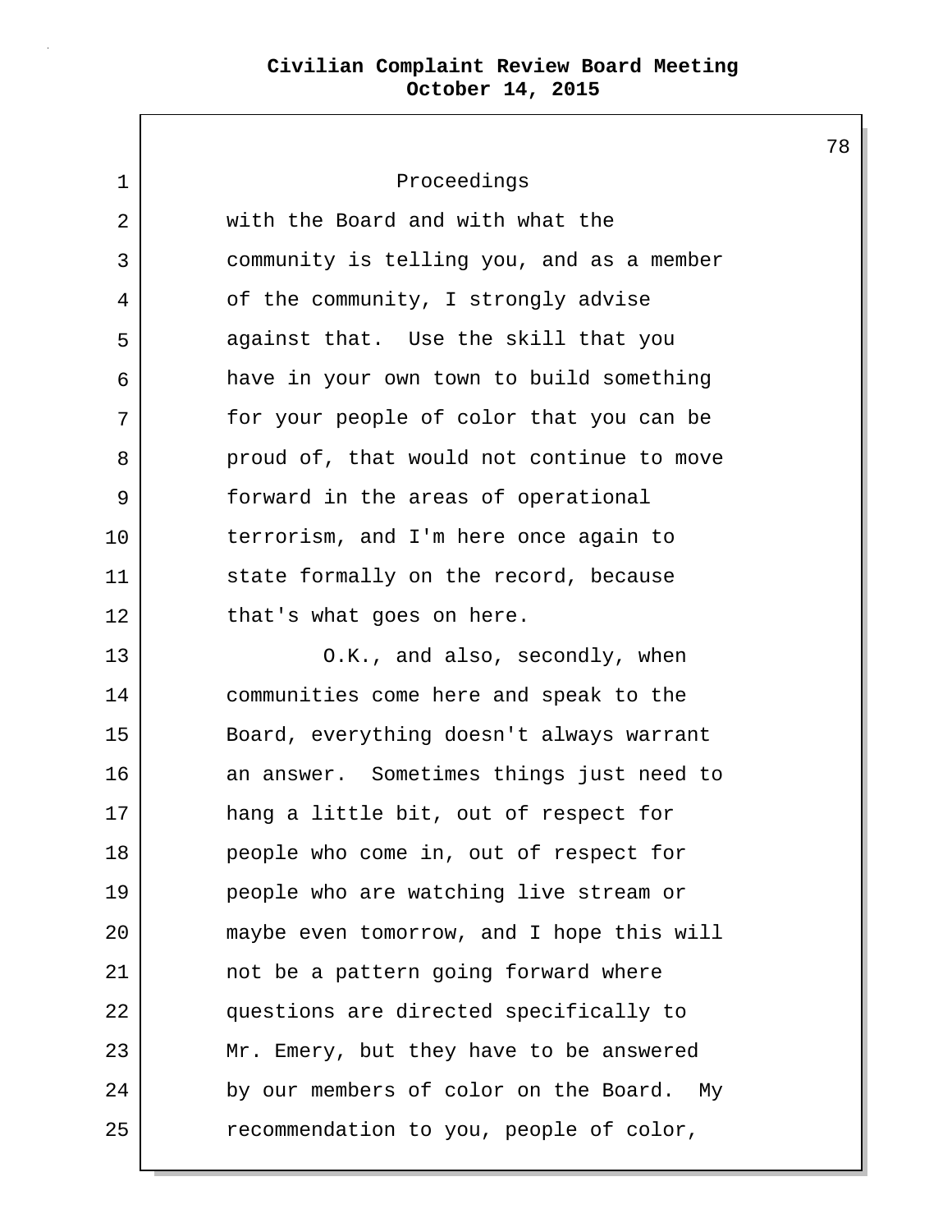Proceedings

with the Board and with what the community is telling you, and as a member of the community, I strongly advise against that. Use the skill that you have in your own town to build something for your people of color that you can be proud of, that would not continue to move forward in the areas of operational terrorism, and I'm here once again to state formally on the record, because that's what goes on here.

O.K., and also, secondly, when communities come here and speak to the Board, everything doesn't always warrant an answer. Sometimes things just need to hang a little bit, out of respect for people who come in, out of respect for people who are watching live stream or maybe even tomorrow, and I hope this will not be a pattern going forward where questions are directed specifically to Mr. Emery, but they have to be answered by our members of color on the Board. My recommendation to you, people of color,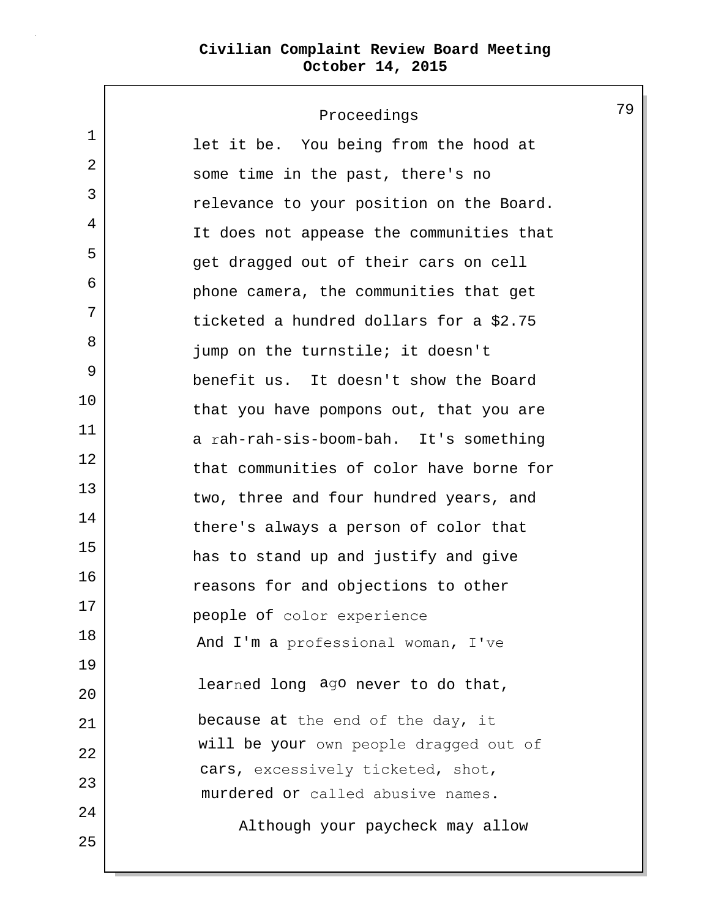Proceedings

let it be. You being from the hood at some time in the past, there's no relevance to your position on the Board. It does not appease the communities that get dragged out of their cars on cell phone camera, the communities that get ticketed a hundred dollars for a $2.75 jump on the turnstile; it doesn't benefit us. It doesn't show the Board that you have pompons out, that you are a rah-rah-sis-boom-bah. It's something that communities of color have borne for two, three and four hundred years, and there's always a person of color that has to stand up and justify and give reasons for and objections to other people of color experience

And I'm a professional woman, I've learned long ago never to do that, because at the end of the day, it will be your own people dragged out of cars, excessively ticketed, shot, murdered or called abusive names.

Although your paycheck may allow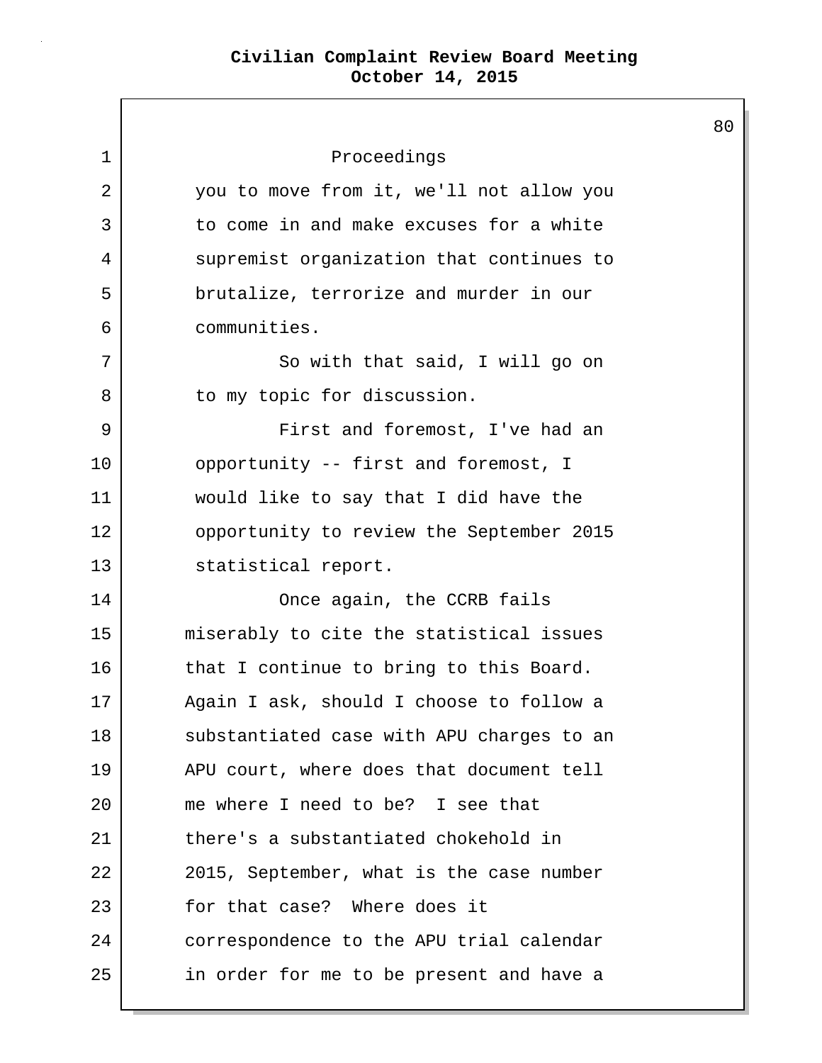Proceedings

you to move from it, we'll not allow you to come in and make excuses for a white supremist organization that continues to brutalize, terrorize and murder in our communities.

So with that said, I will go on to my topic for discussion.

First and foremost, I've had an opportunity -- first and foremost, I would like to say that I did have the opportunity to review the September 2015 statistical report.

Once again, the CCRB fails miserably to cite the statistical issues that I continue to bring to this Board. Again I ask, should I choose to follow a substantiated case with APU charges to an APU court, where does that document tell me where I need to be? I see that there's a substantiated chokehold in 2015, September, what is the case number for that case? Where does it correspondence to the APU trial calendar in order for me to be present and have a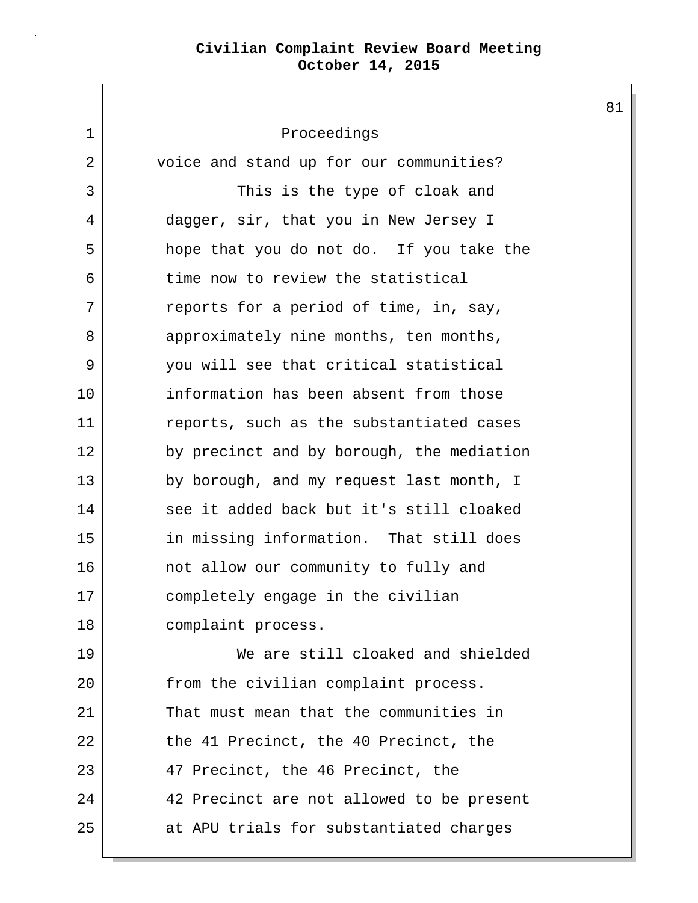Proceedings

voice and stand up for our communities?

This is the type of cloak and dagger, sir, that you in New Jersey I hope that you do not do. If you take the time now to review the statistical reports for a period of time, in, say, approximately nine months, ten months, you will see that critical statistical information has been absent from those reports, such as the substantiated cases by precinct and by borough, the mediation by borough, and my request last month, I see it added back but it's still cloaked in missing information. That still does not allow our community to fully and completely engage in the civilian complaint process.

We are still cloaked and shielded from the civilian complaint process. That must mean that the communities in the 41 Precinct, the 40 Precinct, the 47 Precinct, the 46 Precinct, the 42 Precinct are not allowed to be present at APU trials for substantiated charges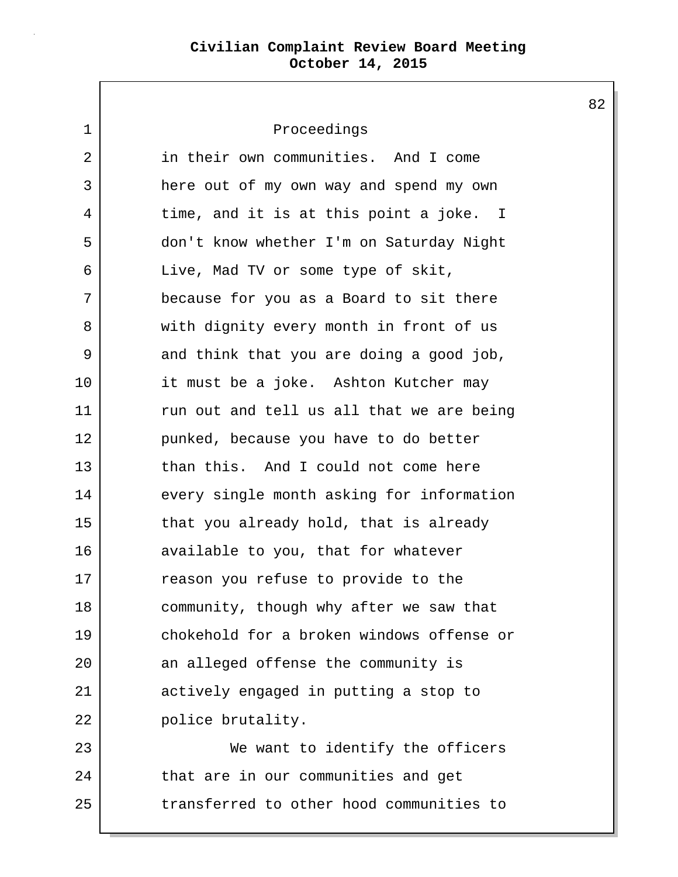Proceedings

in their own communities. And I come here out of my own way and spend my own time, and it is at this point a joke. I don't know whether I'm on Saturday Night Live, Mad TV or some type of skit, because for you as a Board to sit there with dignity every month in front of us and think that you are doing a good job, it must be a joke. Ashton Kutcher may run out and tell us all that we are being punked, because you have to do better than this. And I could not come here every single month asking for information that you already hold, that is already available to you, that for whatever reason you refuse to provide to the community, though why after we saw that chokehold for a broken windows offense or an alleged offense the community is actively engaged in putting a stop to police brutality.

We want to identify the officers that are in our communities and get transferred to other hood communities to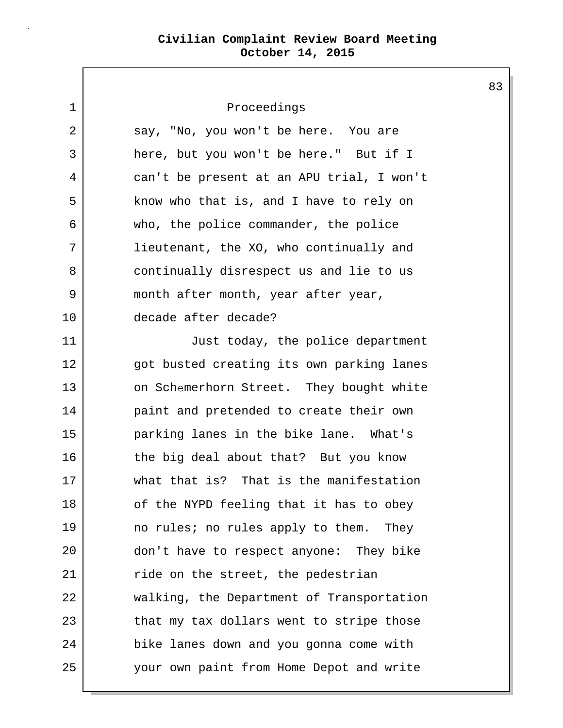Proceedings

say, "No, you won't be here. You are here, but you won't be here." But if I can't be present at an APU trial, I won't know who that is, and I have to rely on who, the police commander, the police lieutenant, the XO, who continually and continually disrespect us and lie to us month after month, year after year, decade after decade?

Just today, the police department got busted creating its own parking lanes on Schemerhorn Street. They bought white paint and pretended to create their own parking lanes in the bike lane. What's the big deal about that? But you know what that is? That is the manifestation of the NYPD feeling that it has to obey no rules; no rules apply to them. They don't have to respect anyone: They bike ride on the street, the pedestrian walking, the Department of Transportation that my tax dollars went to stripe those bike lanes down and you gonna come with your own paint from Home Depot and write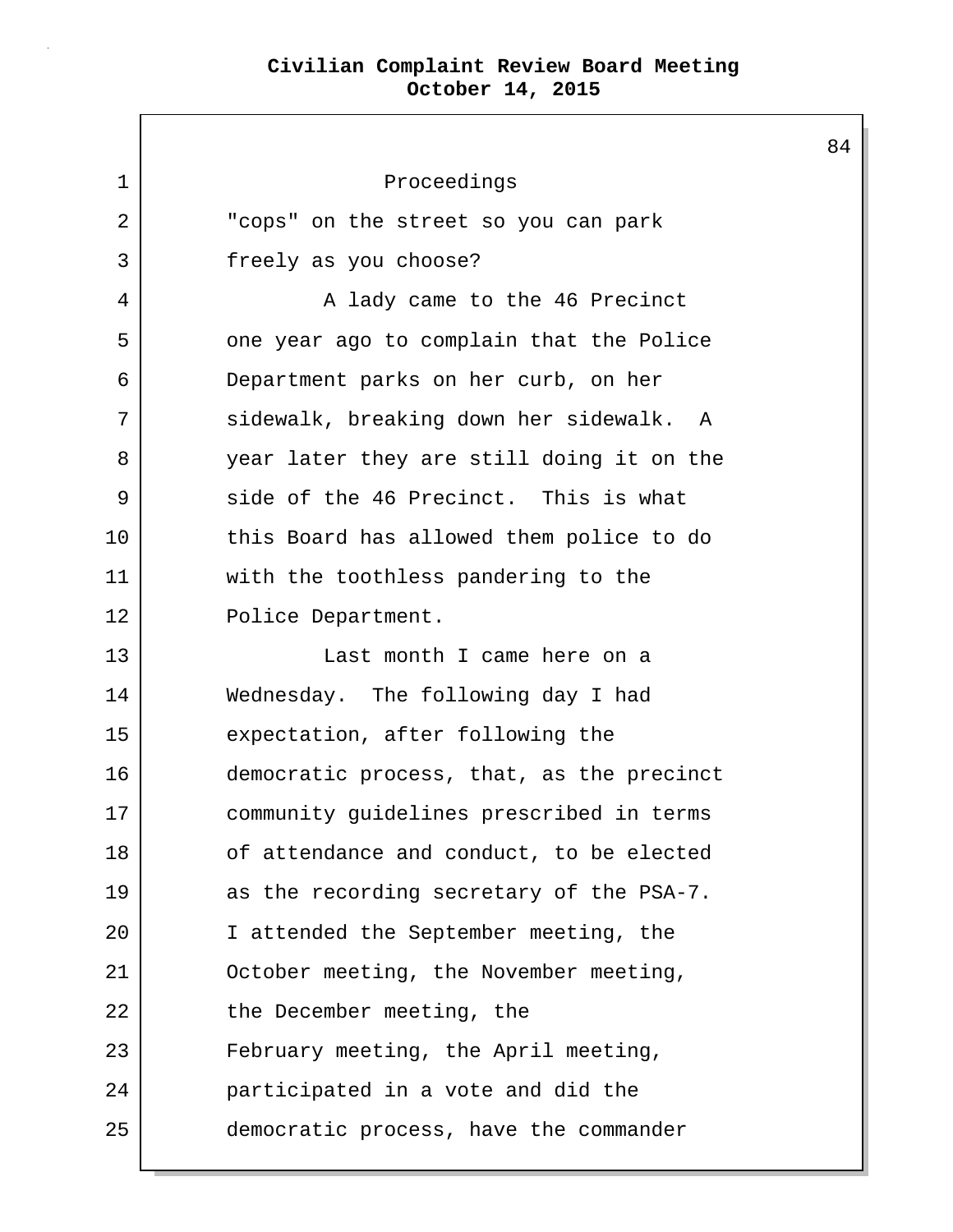Proceedings

"cops" on the street so you can park freely as you choose?

A lady came to the 46 Precinct one year ago to complain that the Police Department parks on her curb, on her sidewalk, breaking down her sidewalk. A year later they are still doing it on the side of the 46 Precinct. This is what this Board has allowed them police to do with the toothless pandering to the Police Department.

Last month I came here on a Wednesday. The following day I had expectation, after following the democratic process, that, as the precinct community guidelines prescribed in terms of attendance and conduct, to be elected as the recording secretary of the PSA-7. I attended the September meeting, the October meeting, the November meeting, the December meeting, the February meeting, the April meeting, participated in a vote and did the democratic process, have the commander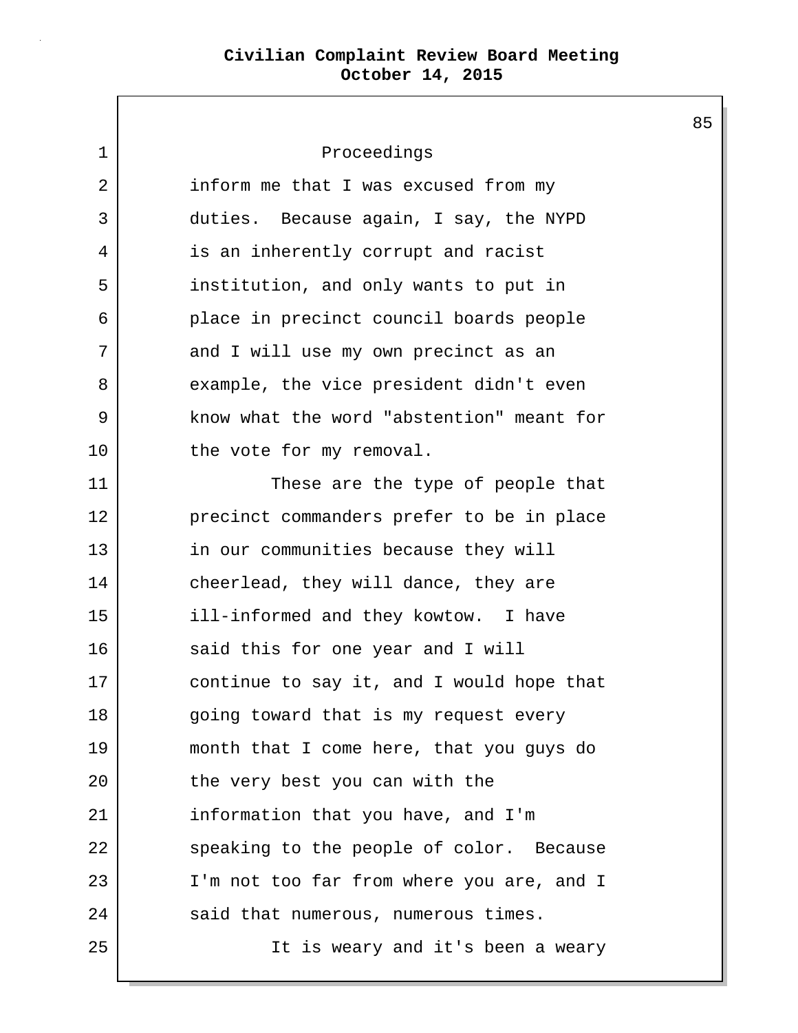Proceedings

inform me that I was excused from my duties. Because again, I say, the NYPD is an inherently corrupt and racist institution, and only wants to put in place in precinct council boards people and I will use my own precinct as an example, the vice president didn't even know what the word "abstention" meant for the vote for my removal.

These are the type of people that precinct commanders prefer to be in place in our communities because they will cheerlead, they will dance, they are ill-informed and they kowtow. I have said this for one year and I will continue to say it, and I would hope that going toward that is my request every month that I come here, that you guys do the very best you can with the information that you have, and I'm speaking to the people of color. Because I'm not too far from where you are, and I said that numerous, numerous times.

It is weary and it's been a weary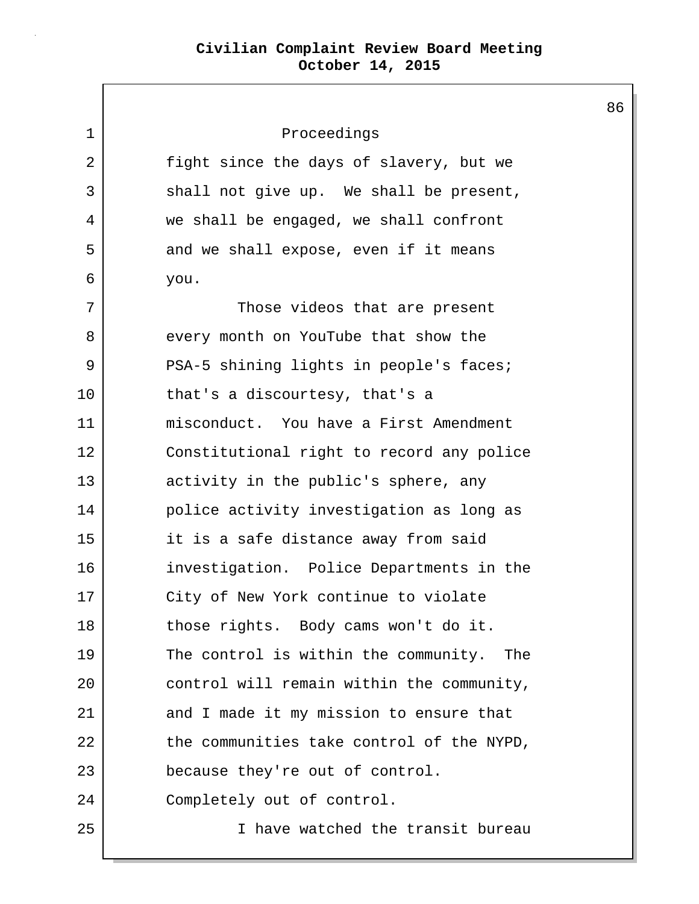Proceedings

fight since the days of slavery, but we shall not give up. We shall be present, we shall be engaged, we shall confront and we shall expose, even if it means you.

Those videos that are present every month on YouTube that show the PSA-5 shining lights in people's faces; that's a discourtesy, that's a misconduct. You have a First Amendment Constitutional right to record any police activity in the public's sphere, any police activity investigation as long as it is a safe distance away from said investigation. Police Departments in the City of New York continue to violate those rights. Body cams won't do it. The control is within the community. The control will remain within the community, and I made it my mission to ensure that the communities take control of the NYPD, because they're out of control. Completely out of control.

I have watched the transit bureau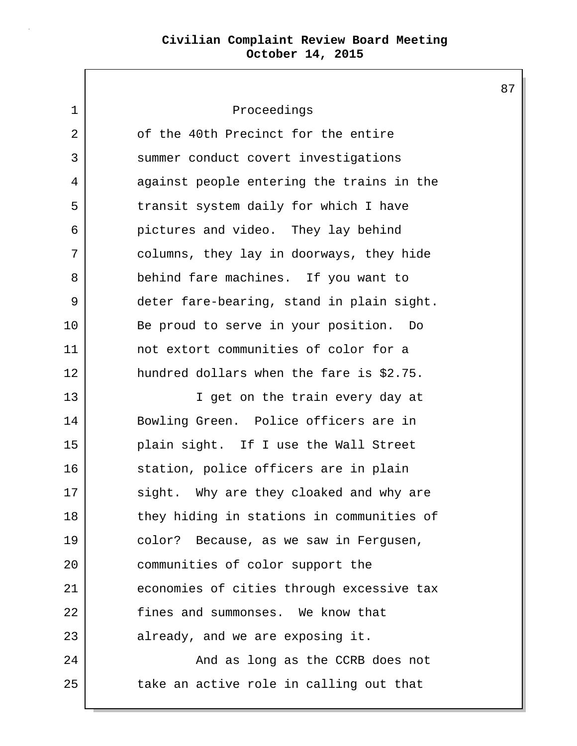Proceedings

of the 40th Precinct for the entire summer conduct covert investigations against people entering the trains in the transit system daily for which I have pictures and video. They lay behind columns, they lay in doorways, they hide behind fare machines. If you want to deter fare-bearing, stand in plain sight. Be proud to serve in your position. Do not extort communities of color for a hundred dollars when the fare is $2.75.

I get on the train every day at Bowling Green. Police officers are in plain sight. If I use the Wall Street station, police officers are in plain sight. Why are they cloaked and why are they hiding in stations in communities of color? Because, as we saw in Fergusen, communities of color support the economies of cities through excessive tax fines and summonses. We know that already, and we are exposing it.

And as long as the CCRB does not take an active role in calling out that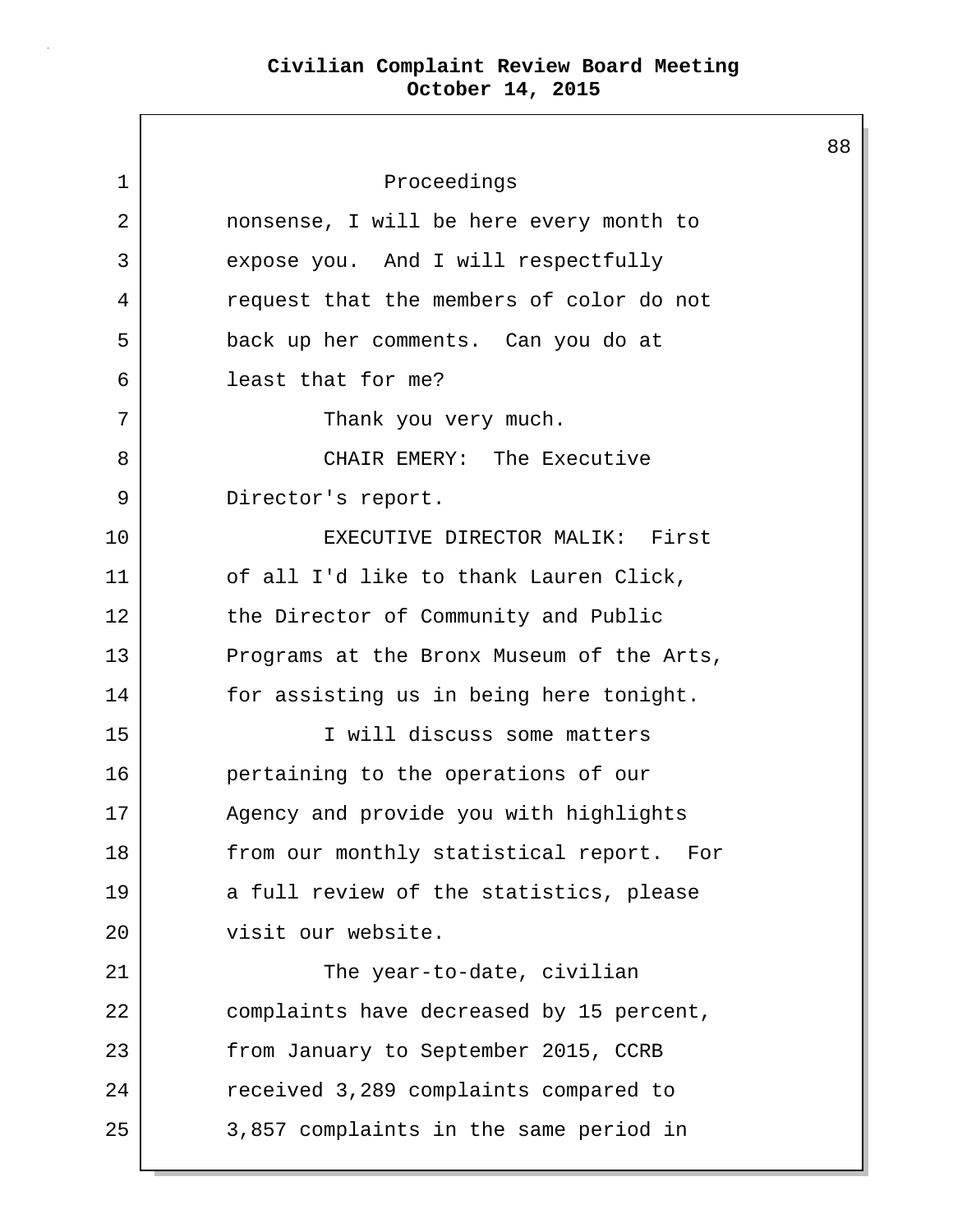Proceedings

nonsense, I will be here every month to expose you. And I will respectfully request that the members of color do not back up her comments. Can you do at least that for me?

Thank you very much.

CHAIR EMERY: The Executive Director's report.

EXECUTIVE DIRECTOR MALIK: First of all I'd like to thank Lauren Click, the Director of Community and Public Programs at the Bronx Museum of the Arts, for assisting us in being here tonight.

I will discuss some matters pertaining to the operations of our Agency and provide you with highlights from our monthly statistical report. For a full review of the statistics, please visit our website.

The year-to-date, civilian complaints have decreased by 15 percent, from January to September 2015, CCRB received 3,289 complaints compared to 3,857 complaints in the same period in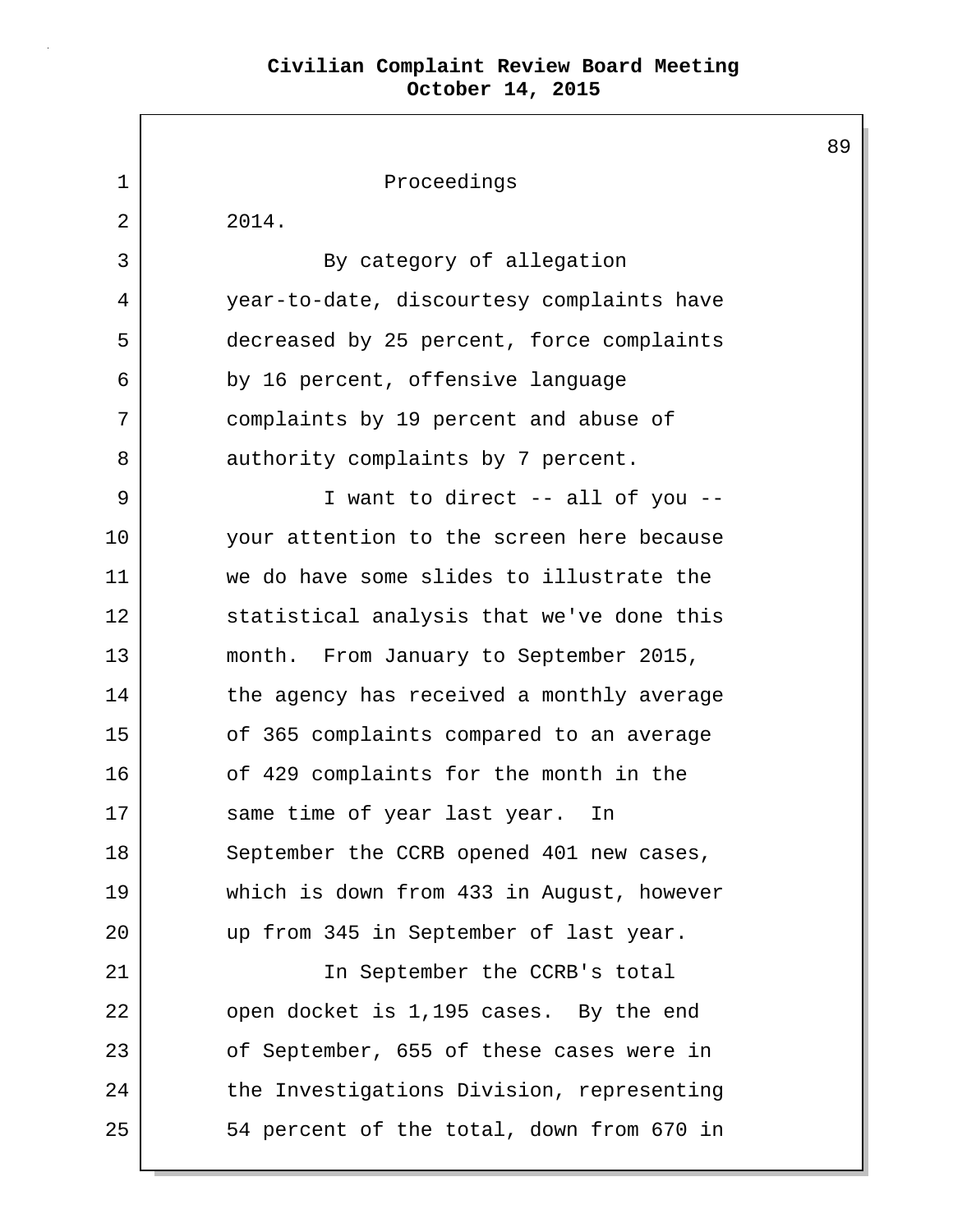Proceedings

2014.

By category of allegation year-to-date, discourtesy complaints have decreased by 25 percent, force complaints by 16 percent, offensive language complaints by 19 percent and abuse of authority complaints by 7 percent.

I want to direct -- all of you -- your attention to the screen here because we do have some slides to illustrate the statistical analysis that we've done this month. From January to September 2015, the agency has received a monthly average of 365 complaints compared to an average of 429 complaints for the month in the same time of year last year. In September the CCRB opened 401 new cases, which is down from 433 in August, however up from 345 in September of last year.

In September the CCRB's total open docket is 1,195 cases. By the end of September, 655 of these cases were in the Investigations Division, representing 54 percent of the total, down from 670 in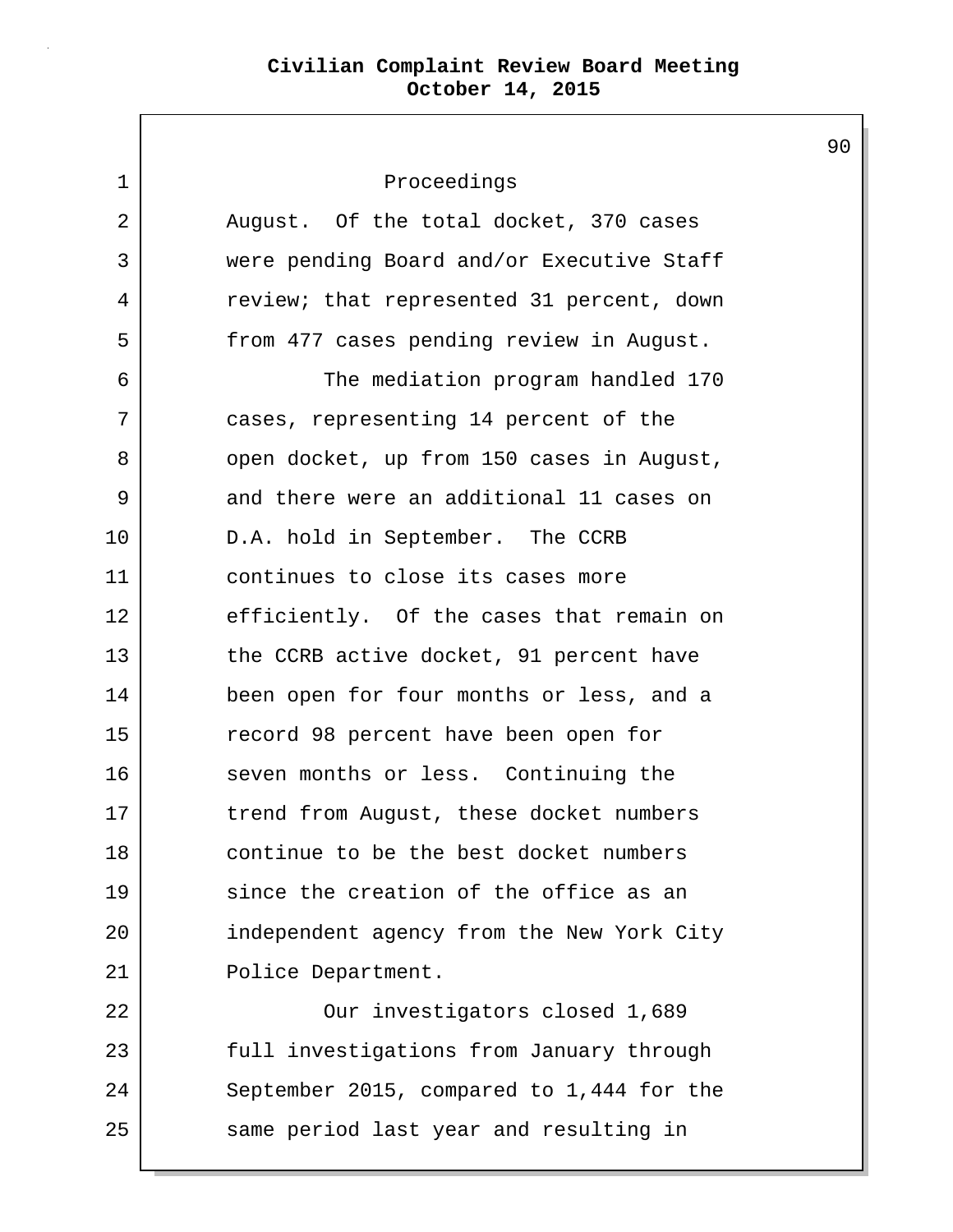Proceedings

August. Of the total docket, 370 cases were pending Board and/or Executive Staff review; that represented 31 percent, down from 477 cases pending review in August.

The mediation program handled 170 cases, representing 14 percent of the open docket, up from 150 cases in August, and there were an additional 11 cases on D.A. hold in September. The CCRB continues to close its cases more efficiently. Of the cases that remain on the CCRB active docket, 91 percent have been open for four months or less, and a record 98 percent have been open for seven months or less. Continuing the trend from August, these docket numbers continue to be the best docket numbers since the creation of the office as an independent agency from the New York City Police Department.

Our investigators closed 1,689 full investigations from January through September 2015, compared to 1,444 for the same period last year and resulting in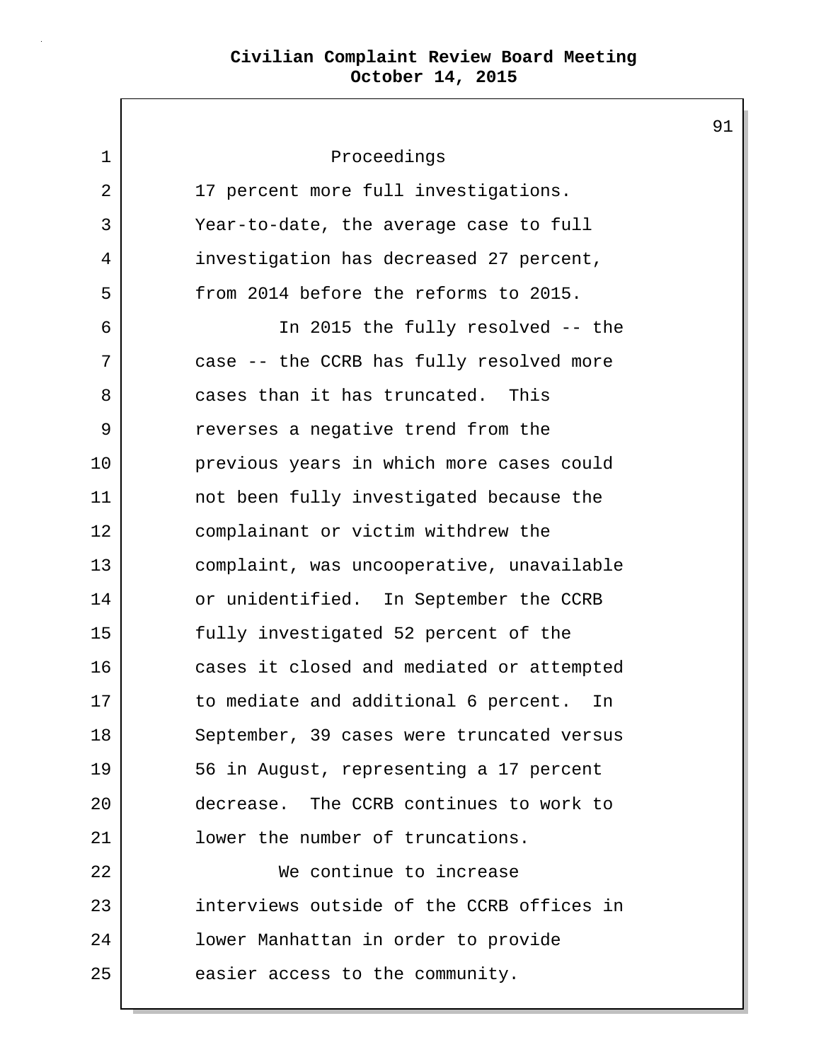Proceedings

17 percent more full investigations. Year-to-date, the average case to full investigation has decreased 27 percent, from 2014 before the reforms to 2015.

In 2015 the fully resolved -- the case -- the CCRB has fully resolved more cases than it has truncated. This reverses a negative trend from the previous years in which more cases could not been fully investigated because the complainant or victim withdrew the complaint, was uncooperative, unavailable or unidentified. In September the CCRB fully investigated 52 percent of the cases it closed and mediated or attempted to mediate and additional 6 percent. In September, 39 cases were truncated versus 56 in August, representing a 17 percent decrease. The CCRB continues to work to lower the number of truncations.

We continue to increase interviews outside of the CCRB offices in lower Manhattan in order to provide easier access to the community.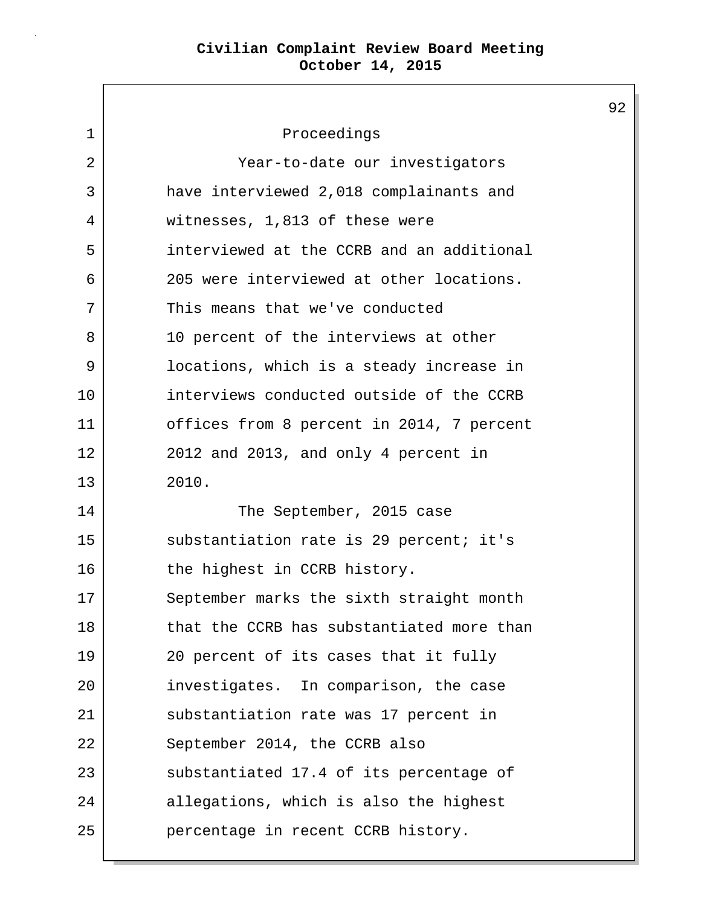Proceedings

Year-to-date our investigators have interviewed 2,018 complainants and witnesses, 1,813 of these were interviewed at the CCRB and an additional 205 were interviewed at other locations. This means that we've conducted 10 percent of the interviews at other locations, which is a steady increase in interviews conducted outside of the CCRB offices from 8 percent in 2014, 7 percent 2012 and 2013, and only 4 percent in 2010.

The September, 2015 case substantiation rate is 29 percent; it's the highest in CCRB history. September marks the sixth straight month that the CCRB has substantiated more than 20 percent of its cases that it fully investigates. In comparison, the case substantiation rate was 17 percent in September 2014, the CCRB also substantiated 17.4 of its percentage of allegations, which is also the highest percentage in recent CCRB history.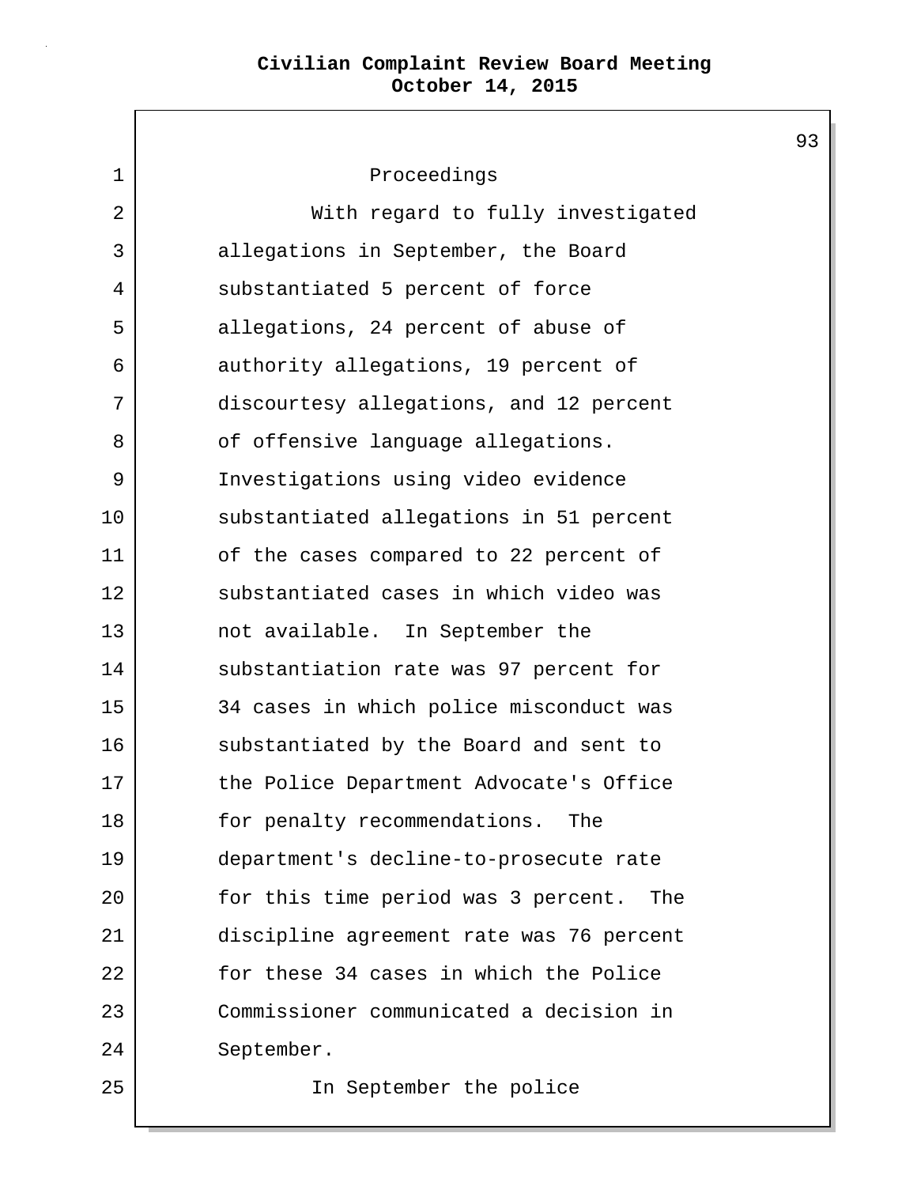Proceedings

With regard to fully investigated allegations in September, the Board substantiated 5 percent of force allegations, 24 percent of abuse of authority allegations, 19 percent of discourtesy allegations, and 12 percent of offensive language allegations. Investigations using video evidence substantiated allegations in 51 percent of the cases compared to 22 percent of substantiated cases in which video was not available. In September the substantiation rate was 97 percent for 34 cases in which police misconduct was substantiated by the Board and sent to the Police Department Advocate's Office for penalty recommendations. The department's decline-to-prosecute rate for this time period was 3 percent. The discipline agreement rate was 76 percent for these 34 cases in which the Police Commissioner communicated a decision in September.

In September the police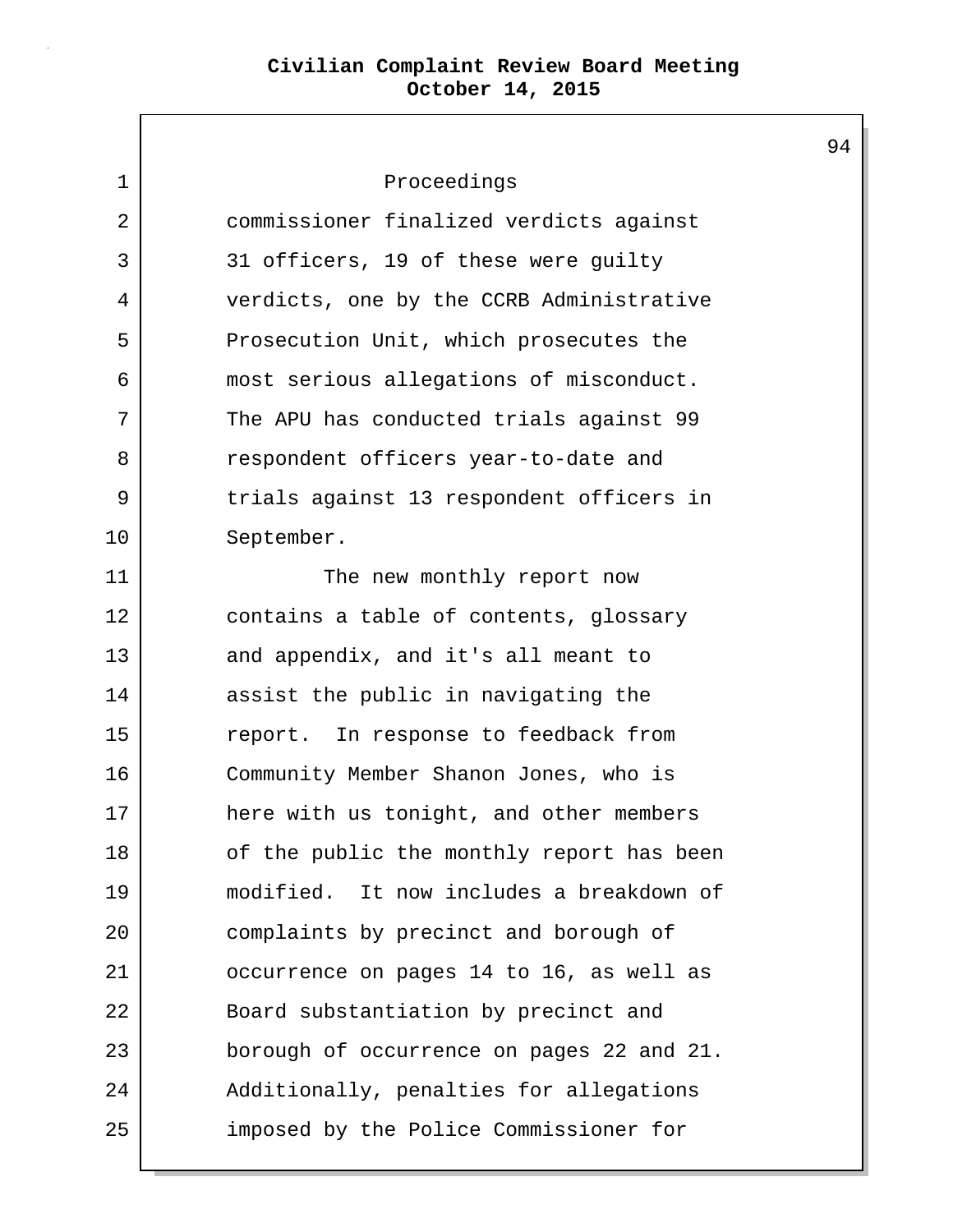Proceedings

commissioner finalized verdicts against 31 officers, 19 of these were guilty verdicts, one by the CCRB Administrative Prosecution Unit, which prosecutes the most serious allegations of misconduct. The APU has conducted trials against 99 respondent officers year-to-date and trials against 13 respondent officers in September.

The new monthly report now contains a table of contents, glossary and appendix, and it's all meant to assist the public in navigating the report. In response to feedback from Community Member Shanon Jones, who is here with us tonight, and other members of the public the monthly report has been modified. It now includes a breakdown of complaints by precinct and borough of occurrence on pages 14 to 16, as well as Board substantiation by precinct and borough of occurrence on pages 22 and 21. Additionally, penalties for allegations imposed by the Police Commissioner for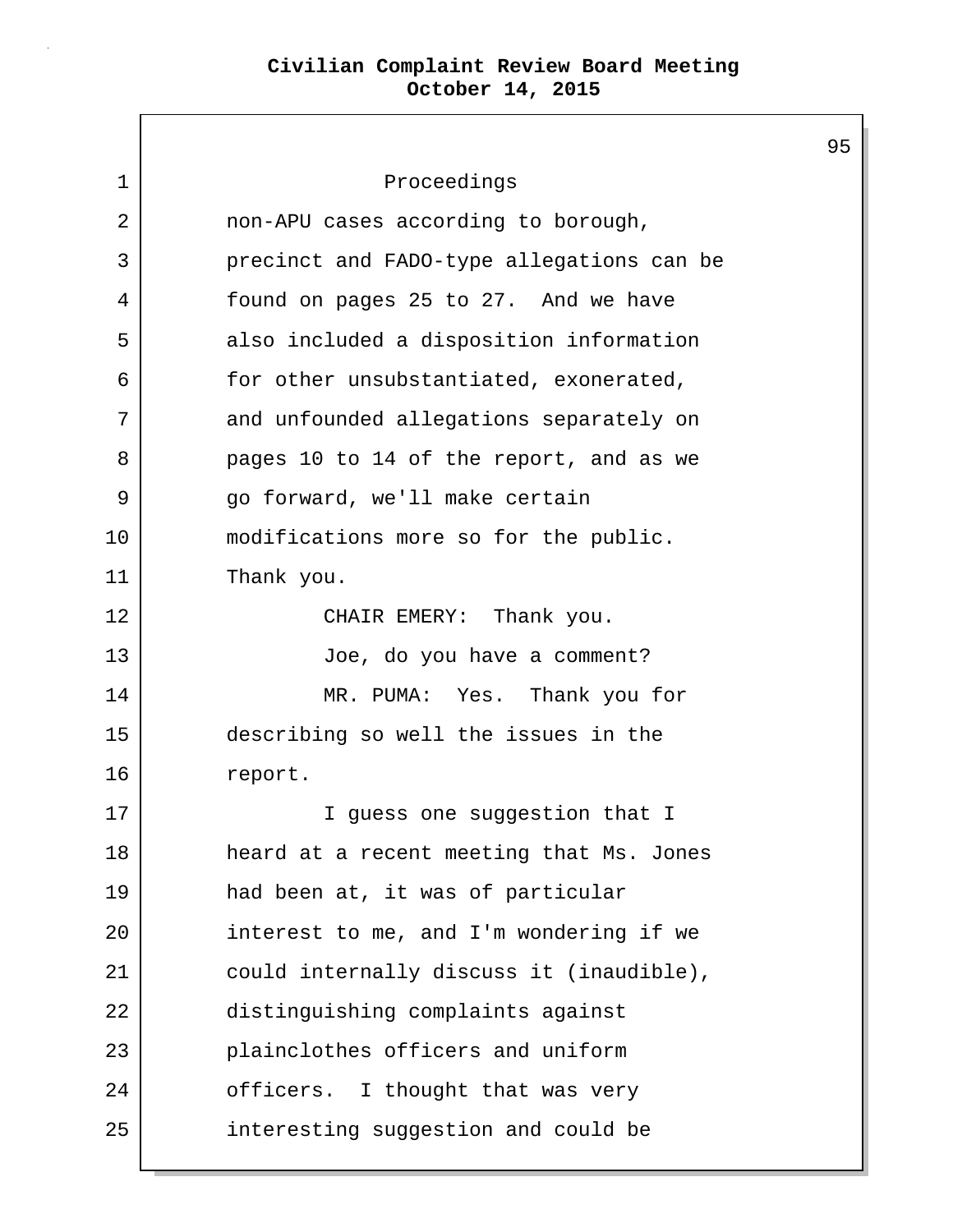Proceedings

non-APU cases according to borough, precinct and FADO-type allegations can be found on pages 25 to 27. And we have also included a disposition information for other unsubstantiated, exonerated, and unfounded allegations separately on pages 10 to 14 of the report, and as we go forward, we'll make certain modifications more so for the public. Thank you.

CHAIR EMERY: Thank you.

Joe, do you have a comment?

MR. PUMA: Yes. Thank you for describing so well the issues in the report.

I guess one suggestion that I heard at a recent meeting that Ms. Jones had been at, it was of particular interest to me, and I'm wondering if we could internally discuss it (inaudible), distinguishing complaints against plainclothes officers and uniform officers. I thought that was very interesting suggestion and could be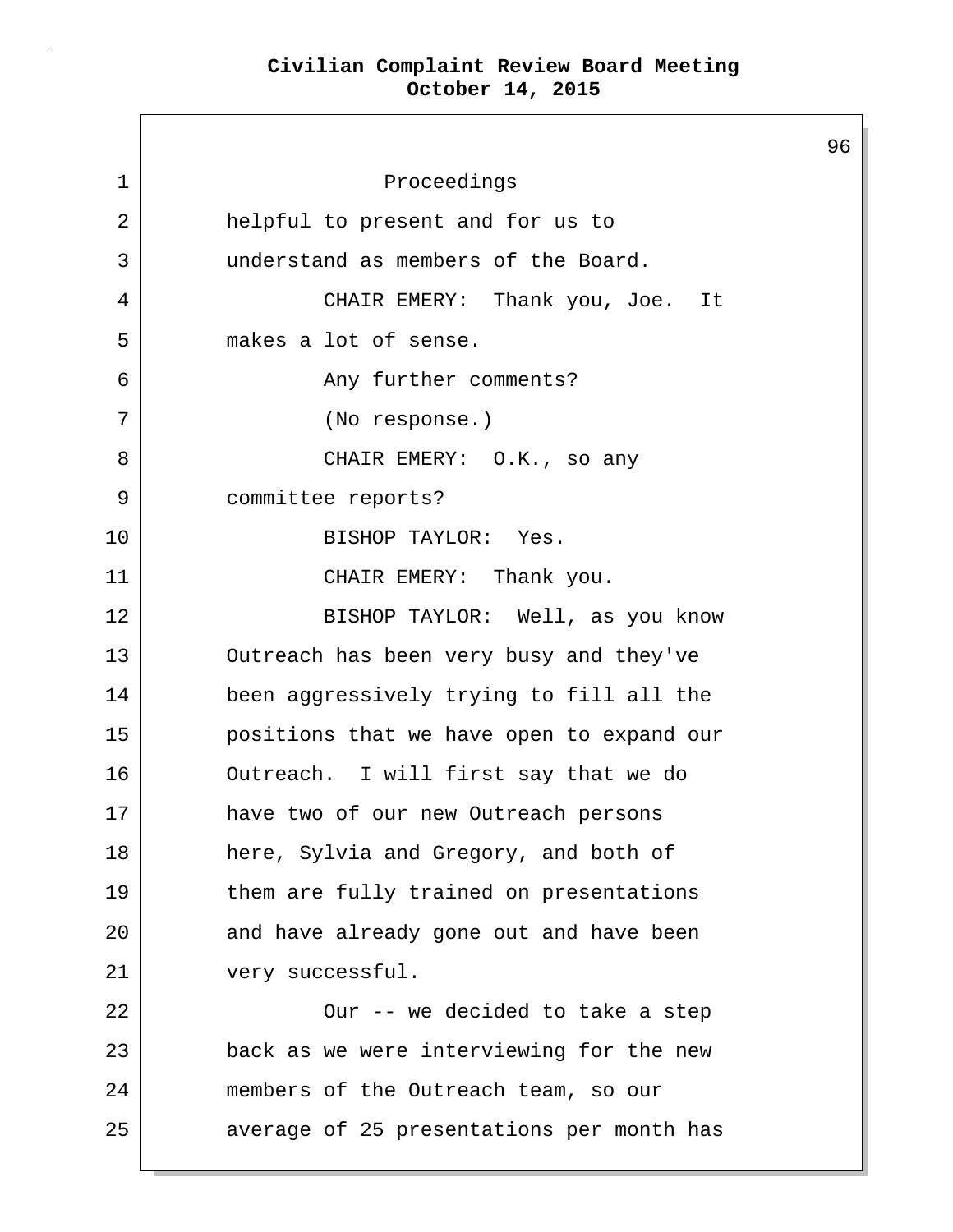Proceedings

helpful to present and for us to understand as members of the Board.

CHAIR EMERY: Thank you, Joe. It makes a lot of sense.

Any further comments?

(No response.)

CHAIR EMERY: O.K., so any committee reports?

BISHOP TAYLOR: Yes.

CHAIR EMERY: Thank you.

BISHOP TAYLOR: Well, as you know Outreach has been very busy and they've been aggressively trying to fill all the positions that we have open to expand our Outreach. I will first say that we do have two of our new Outreach persons here, Sylvia and Gregory, and both of them are fully trained on presentations and have already gone out and have been very successful.

Our -- we decided to take a step back as we were interviewing for the new members of the Outreach team, so our average of 25 presentations per month has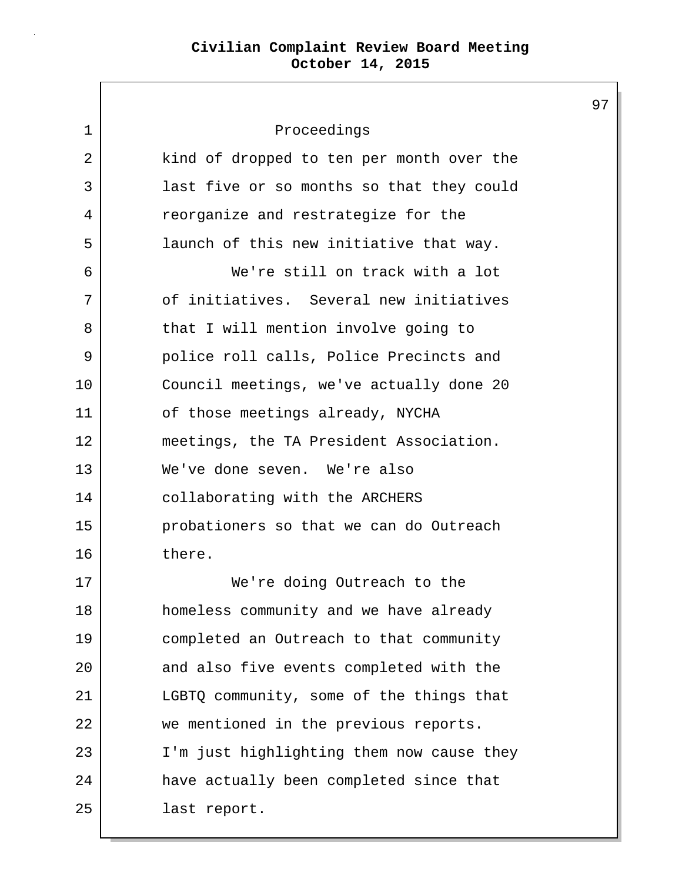Proceedings

kind of dropped to ten per month over the last five or so months so that they could reorganize and restrategize for the launch of this new initiative that way.

We're still on track with a lot of initiatives. Several new initiatives that I will mention involve going to police roll calls, Police Precincts and Council meetings, we've actually done 20 of those meetings already, NYCHA meetings, the TA President Association. We've done seven. We're also collaborating with the ARCHERS probationers so that we can do Outreach there.

We're doing Outreach to the homeless community and we have already completed an Outreach to that community and also five events completed with the LGBTQ community, some of the things that we mentioned in the previous reports. I'm just highlighting them now cause they have actually been completed since that last report.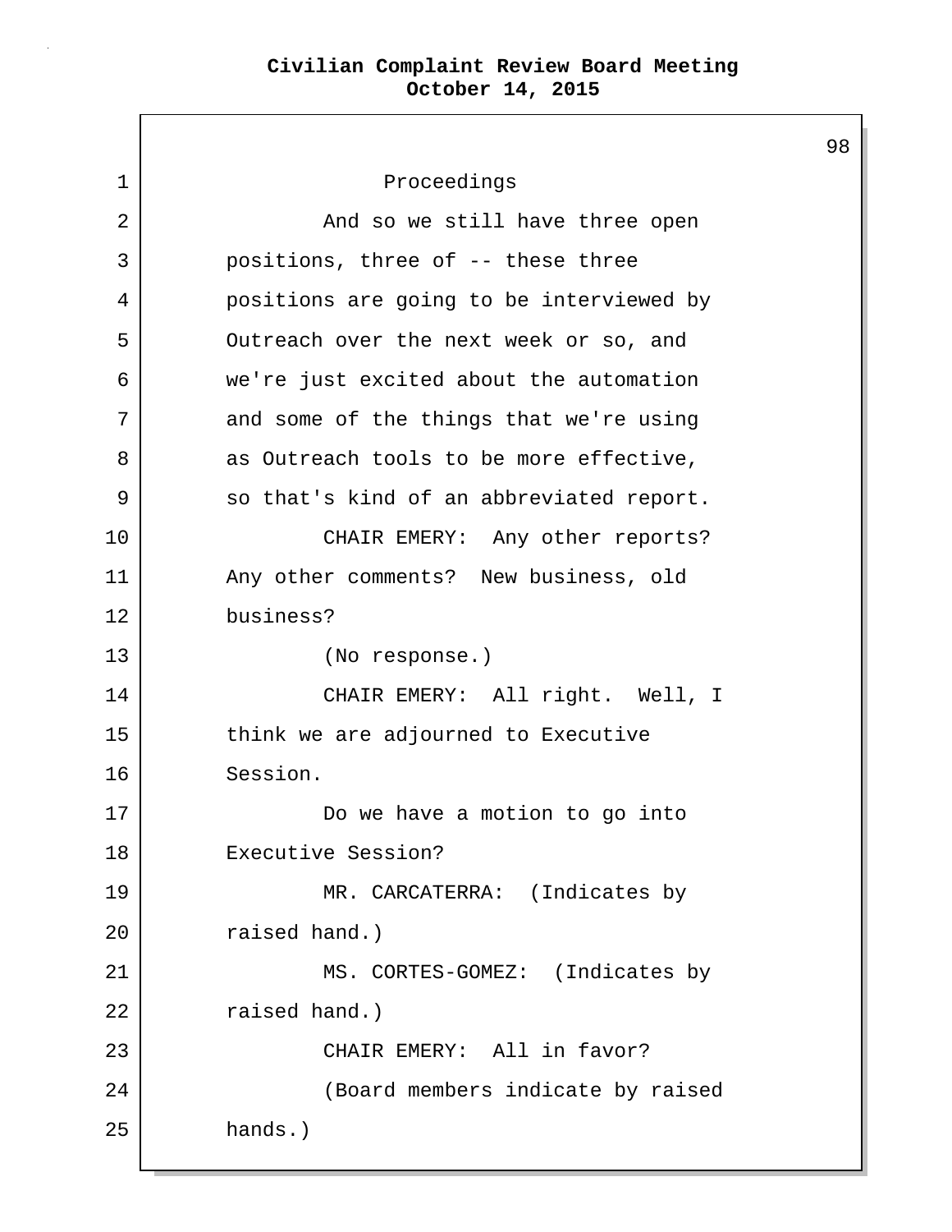Proceedings

And so we still have three open positions, three of -- these three positions are going to be interviewed by Outreach over the next week or so, and we're just excited about the automation and some of the things that we're using as Outreach tools to be more effective, so that's kind of an abbreviated report.

CHAIR EMERY: Any other reports? Any other comments? New business, old business?

(No response.)

CHAIR EMERY: All right. Well, I think we are adjourned to Executive Session.

Do we have a motion to go into Executive Session?

MR. CARCATERRA: (Indicates by raised hand.)

MS. CORTES-GOMEZ: (Indicates by raised hand.)

CHAIR EMERY: All in favor?

(Board members indicate by raised hands.)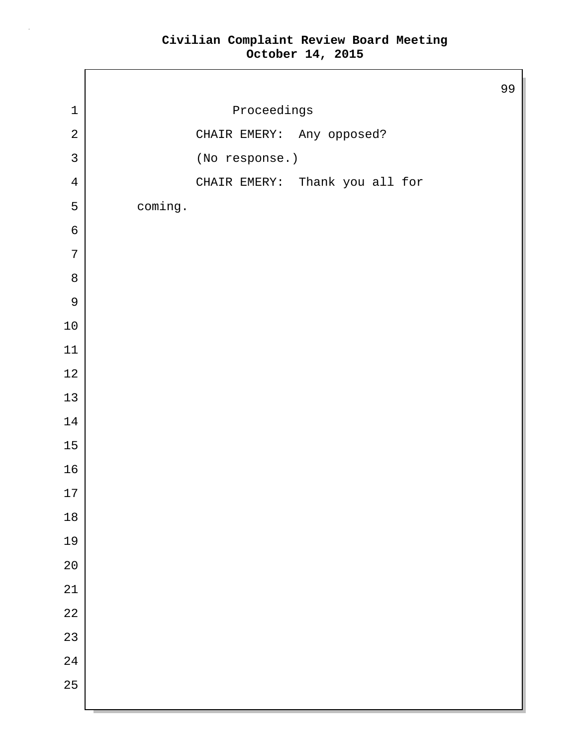Proceedings

CHAIR EMERY: Any opposed?

(No response.)

CHAIR EMERY: Thank you all for coming.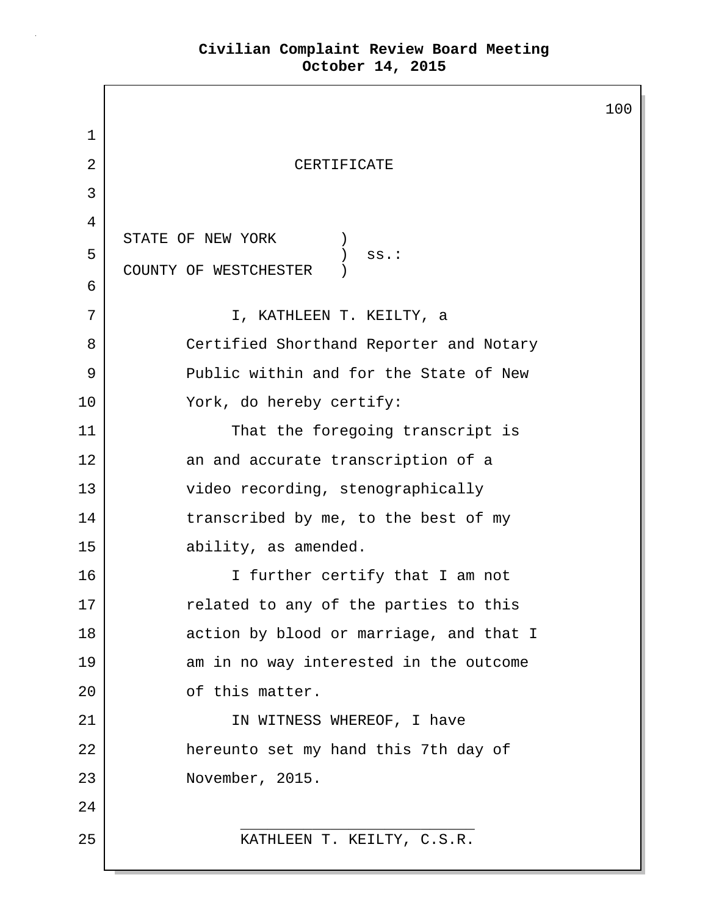## CERTIFICATE

STATE OF NEW YORK )
) ss.:
COUNTY OF WESTCHESTER )

I, KATHLEEN T. KEILTY, a Certified Shorthand Reporter and Notary Public within and for the State of New York, do hereby certify:

That the foregoing transcript is an and accurate transcription of a video recording, stenographically transcribed by me, to the best of my ability, as amended.

I further certify that I am not related to any of the parties to this action by blood or marriage, and that I am in no way interested in the outcome of this matter.

IN WITNESS WHEREOF, I have hereunto set my hand this 7th day of November, 2015.

___________________________
KATHLEEN T. KEILTY, C.S.R.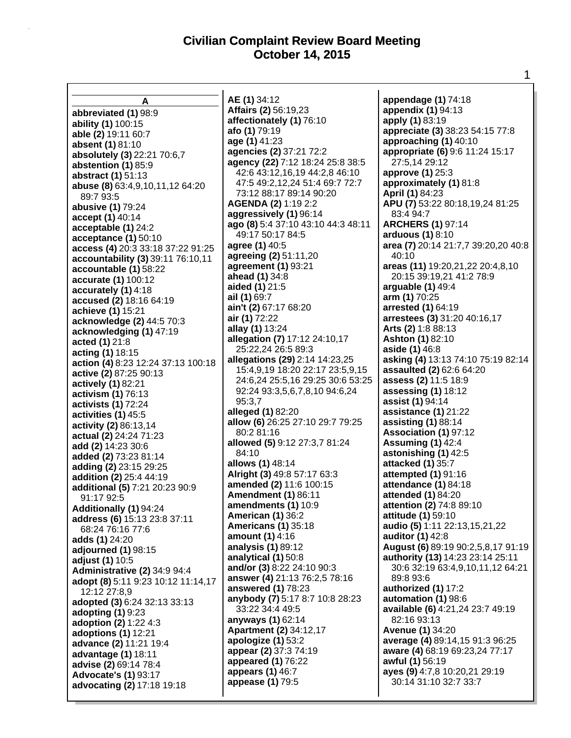# Civilian Complaint Review Board Meeting
# October 14, 2015

**A**

**abbreviated (1)** 98:9
**ability (1)** 100:15
**able (2)** 19:11 60:7
**absent (1)** 81:10
**absolutely (3)** 22:21 70:6,7
**abstention (1)** 85:9
**abstract (1)** 51:13
**abuse (8)** 63:4,9,10,11,12 64:20 89:7 93:5
**abusive (1)** 79:24
**accept (1)** 40:14
**acceptable (1)** 24:2
**acceptance (1)** 50:10
**access (4)** 20:3 33:18 37:22 91:25
**accountability (3)** 39:11 76:10,11
**accountable (1)** 58:22
**accurate (1)** 100:12
**accurately (1)** 4:18
**accused (2)** 18:16 64:19
**achieve (1)** 15:21
**acknowledge (2)** 44:5 70:3
**acknowledging (1)** 47:19
**acted (1)** 21:8
**acting (1)** 18:15
**action (4)** 8:23 12:24 37:13 100:18
**active (2)** 87:25 90:13
**actively (1)** 82:21
**activism (1)** 76:13
**activists (1)** 72:24
**activities (1)** 45:5
**activity (2)** 86:13,14
**actual (2)** 24:24 71:23
**add (2)** 14:23 30:6
**added (2)** 73:23 81:14
**adding (2)** 23:15 29:25
**addition (2)** 25:4 44:19
**additional (5)** 7:21 20:23 90:9 91:17 92:5
**Additionally (1)** 94:24
**address (6)** 15:13 23:8 37:11 68:24 76:16 77:6
**adds (1)** 24:20
**adjourned (1)** 98:15
**adjust (1)** 10:5
**Administrative (2)** 34:9 94:4
**adopt (8)** 5:11 9:23 10:12 11:14,17 12:12 27:8,9
**adopted (3)** 6:24 32:13 33:13
**adopting (1)** 9:23
**adoption (2)** 1:22 4:3
**adoptions (1)** 12:21
**advance (2)** 11:21 19:4
**advantage (1)** 18:11
**advise (2)** 69:14 78:4
**Advocate's (1)** 93:17
**advocating (2)** 17:18 19:18
**AE (1)** 34:12
**Affairs (2)** 56:19,23
**affectionately (1)** 76:10
**afo (1)** 79:19
**age (1)** 41:23
**agencies (2)** 37:21 72:2
**agency (22)** 7:12 18:24 25:8 38:5 42:6 43:12,16,19 44:2,8 46:10 47:5 49:2,12,24 51:4 69:7 72:7 73:12 88:17 89:14 90:20
**AGENDA (2)** 1:19 2:2
**aggressively (1)** 96:14
**ago (8)** 5:4 37:10 43:10 44:3 48:11 49:17 50:17 84:5
**agree (1)** 40:5
**agreeing (2)** 51:11,20
**agreement (1)** 93:21
**ahead (1)** 34:8
**aided (1)** 21:5
**ail (1)** 69:7
**ain't (2)** 67:17 68:20
**air (1)** 72:22
**allay (1)** 13:24
**allegation (7)** 17:12 24:10,17 25:22,24 26:5 89:3
**allegations (29)** 2:14 14:23,25 15:4,9,19 18:20 22:17 23:5,9,15 24:6,24 25:5,16 29:25 30:6 53:25 92:24 93:3,5,6,7,8,10 94:6,24 95:3,7
**alleged (1)** 82:20
**allow (6)** 26:25 27:10 29:7 79:25 80:2 81:16
**allowed (5)** 9:12 27:3,7 81:24 84:10
**allows (1)** 48:14
**Alright (3)** 49:8 57:17 63:3
**amended (2)** 11:6 100:15
**Amendment (1)** 86:11
**amendments (1)** 10:9
**American (1)** 36:2
**Americans (1)** 35:18
**amount (1)** 4:16
**analysis (1)** 89:12
**analytical (1)** 50:8
**and/or (3)** 8:22 24:10 90:3
**answer (4)** 21:13 76:2,5 78:16
**answered (1)** 78:23
**anybody (7)** 5:17 8:7 10:8 28:23 33:22 34:4 49:5
**anyways (1)** 62:14
**Apartment (2)** 34:12,17
**apologize (1)** 53:2
**appear (2)** 37:3 74:19
**appeared (1)** 76:22
**appears (1)** 46:7
**appease (1)** 79:5
**appendage (1)** 74:18
**appendix (1)** 94:13
**apply (1)** 83:19
**appreciate (3)** 38:23 54:15 77:8
**approaching (1)** 40:10
**appropriate (6)** 9:6 11:24 15:17 27:5,14 29:12
**approve (1)** 25:3
**approximately (1)** 81:8
**April (1)** 84:23
**APU (7)** 53:22 80:18,19,24 81:25 83:4 94:7
**ARCHERS (1)** 97:14
**arduous (1)** 8:10
**area (7)** 20:14 21:7,7 39:20,20 40:8 40:10
**areas (11)** 19:20,21,22 20:4,8,10 20:15 39:19,21 41:2 78:9
**arguable (1)** 49:4
**arm (1)** 70:25
**arrested (1)** 64:19
**arrestees (3)** 31:20 40:16,17
**Arts (2)** 1:8 88:13
**Ashton (1)** 82:10
**aside (1)** 46:8
**asking (4)** 13:13 74:10 75:19 82:14
**assaulted (2)** 62:6 64:20
**assess (2)** 11:5 18:9
**assessing (1)** 18:12
**assist (1)** 94:14
**assistance (1)** 21:22
**assisting (1)** 88:14
**Association (1)** 97:12
**Assuming (1)** 42:4
**astonishing (1)** 42:5
**attacked (1)** 35:7
**attempted (1)** 91:16
**attendance (1)** 84:18
**attended (1)** 84:20
**attention (2)** 74:8 89:10
**attitude (1)** 59:10
**audio (5)** 1:11 22:13,15,21,22
**auditor (1)** 42:8
**August (6)** 89:19 90:2,5,8,17 91:19
**authority (13)** 14:23 23:14 25:11 30:6 32:19 63:4,9,10,11,12 64:21 89:8 93:6
**authorized (1)** 17:2
**automation (1)** 98:6
**available (6)** 4:21,24 23:7 49:19 82:16 93:13
**Avenue (1)** 34:20
**average (4)** 89:14,15 91:3 96:25
**aware (4)** 68:19 69:23,24 77:17
**awful (1)** 56:19
**ayes (9)** 4:7,8 10:20,21 29:19 30:14 31:10 32:7 33:7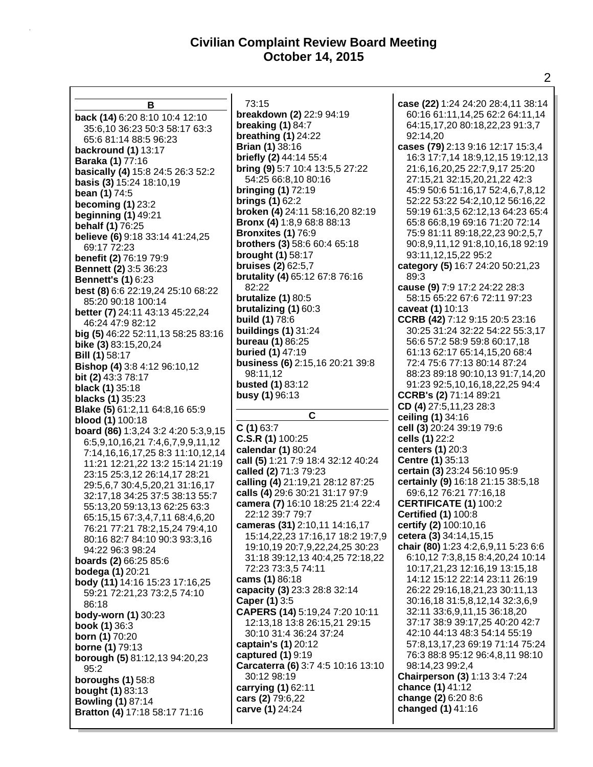# Civilian Complaint Review Board Meeting
# October 14, 2015

**B**

**back (14)** 6:20 8:10 10:4 12:10 35:6,10 36:23 50:3 58:17 63:3 65:6 81:14 88:5 96:23
**backround (1)** 13:17
**Baraka (1)** 77:16
**basically (4)** 15:8 24:5 26:3 52:2
**basis (3)** 15:24 18:10,19
**bean (1)** 74:5
**becoming (1)** 23:2
**beginning (1)** 49:21
**behalf (1)** 76:25
**believe (6)** 9:18 33:14 41:24,25 69:17 72:23
**benefit (2)** 76:19 79:9
**Bennett (2)** 3:5 36:23
**Bennett's (1)** 6:23
**best (8)** 6:6 22:19,24 25:10 68:22 85:20 90:18 100:14
**better (7)** 24:11 43:13 45:22,24 46:24 47:9 82:12
**big (5)** 46:22 52:11,13 58:25 83:16
**bike (3)** 83:15,20,24
**Bill (1)** 58:17
**Bishop (4)** 3:8 4:12 96:10,12
**bit (2)** 43:3 78:17
**black (1)** 35:18
**blacks (1)** 35:23
**Blake (5)** 61:2,11 64:8,16 65:9
**blood (1)** 100:18
**board (86)** 1:3,24 3:2 4:20 5:3,9,15 6:5,9,10,16,21 7:4,6,7,9,9,11,12 7:14,16,16,17,25 8:3 11:10,12,14 11:21 12:21,22 13:2 15:14 21:19 23:15 25:3,12 26:14,17 28:21 29:5,6,7 30:4,5,20,21 31:16,17 32:17,18 34:25 37:5 38:13 55:7 55:13,20 59:13,13 62:25 63:3 65:15,15 67:3,4,7,11 68:4,6,20 76:21 77:21 78:2,15,24 79:4,10 80:16 82:7 84:10 90:3 93:3,16 94:22 96:3 98:24
**boards (2)** 66:25 85:6
**bodega (1)** 20:21
**body (11)** 14:16 15:23 17:16,25 59:21 72:21,23 73:2,5 74:10 86:18
**body-worn (1)** 30:23
**book (1)** 36:3
**born (1)** 70:20
**borne (1)** 79:13
**borough (5)** 81:12,13 94:20,23 95:2
**boroughs (1)** 58:8
**bought (1)** 83:13
**Bowling (1)** 87:14
**Bratton (4)** 17:18 58:17 71:16 73:15
**breakdown (2)** 22:9 94:19
**breaking (1)** 84:7
**breathing (1)** 24:22
**Brian (1)** 38:16
**briefly (2)** 44:14 55:4
**bring (9)** 5:7 10:4 13:5,5 27:22 54:25 66:8,10 80:16
**bringing (1)** 72:19
**brings (1)** 62:2
**broken (4)** 24:11 58:16,20 82:19
**Bronx (4)** 1:8,9 68:8 88:13
**Bronxites (1)** 76:9
**brothers (3)** 58:6 60:4 65:18
**brought (1)** 58:17
**bruises (2)** 62:5,7
**brutality (4)** 65:12 67:8 76:16 82:22
**brutalize (1)** 80:5
**brutalizing (1)** 60:3
**build (1)** 78:6
**buildings (1)** 31:24
**bureau (1)** 86:25
**buried (1)** 47:19
**business (6)** 2:15,16 20:21 39:8 98:11,12
**busted (1)** 83:12
**busy (1)** 96:13

**C**

**C (1)** 63:7
**C.S.R (1)** 100:25
**calendar (1)** 80:24
**call (5)** 1:21 7:9 18:4 32:12 40:24
**called (2)** 71:3 79:23
**calling (4)** 21:19,21 28:12 87:25
**calls (4)** 29:6 30:21 31:17 97:9
**camera (7)** 16:10 18:25 21:4 22:4 22:12 39:7 79:7
**cameras (31)** 2:10,11 14:16,17 15:14,22,23 17:16,17 18:2 19:7,9 19:10,19 20:7,9,22,24,25 30:23 31:18 39:12,13 40:4,25 72:18,22 72:23 73:3,5 74:11
**cams (1)** 86:18
**capacity (3)** 23:3 28:8 32:14
**Caper (1)** 3:5
**CAPERS (14)** 5:19,24 7:20 10:11 12:13,18 13:8 26:15,21 29:15 30:10 31:4 36:24 37:24
**captain's (1)** 20:12
**captured (1)** 9:19
**Carcaterra (6)** 3:7 4:5 10:16 13:10 30:12 98:19
**carrying (1)** 62:11
**cars (2)** 79:6,22
**carve (1)** 24:24
**case (22)** 1:24 24:20 28:4,11 38:14 60:16 61:11,14,25 62:2 64:11,14 64:15,17,20 80:18,22,23 91:3,7 92:14,20
**cases (79)** 2:13 9:16 12:17 15:3,4 16:3 17:7,14 18:9,12,15 19:12,13 21:6,16,20,25 22:7,9,17 25:20 27:15,21 32:15,20,21,22 42:3 45:9 50:6 51:16,17 52:4,6,7,8,12 52:22 53:22 54:2,10,12 56:16,22 59:19 61:3,5 62:12,13 64:23 65:4 65:8 66:8,19 69:16 71:20 72:14 75:9 81:11 89:18,22,23 90:2,5,7 90:8,9,11,12 91:8,10,16,18 92:19 93:11,12,15,22 95:2
**category (5)** 16:7 24:20 50:21,23 89:3
**cause (9)** 7:9 17:2 24:22 28:3 58:15 65:22 67:6 72:11 97:23
**caveat (1)** 10:13
**CCRB (42)** 7:12 9:15 20:5 23:16 30:25 31:24 32:22 54:22 55:3,17 56:6 57:2 58:9 59:8 60:17,18 61:13 62:17 65:14,15,20 68:4 72:4 75:6 77:13 80:14 87:24 88:23 89:18 90:10,13 91:7,14,20 91:23 92:5,10,16,18,22,25 94:4
**CCRB's (2)** 71:14 89:21
**CD (4)** 27:5,11,23 28:3
**ceiling (1)** 34:16
**cell (3)** 20:24 39:19 79:6
**cells (1)** 22:2
**centers (1)** 20:3
**Centre (1)** 35:13
**certain (3)** 23:24 56:10 95:9
**certainly (9)** 16:18 21:15 38:5,18 69:6,12 76:21 77:16,18
**CERTIFICATE (1)** 100:2
**Certified (1)** 100:8
**certify (2)** 100:10,16
**cetera (3)** 34:14,15,15
**chair (80)** 1:23 4:2,6,9,11 5:23 6:6 6:10,12 7:3,8,15 8:4,20,24 10:14 10:17,21,23 12:16,19 13:15,18 14:12 15:12 22:14 23:11 26:19 26:22 29:16,18,21,23 30:11,13 30:16,18 31:5,8,12,14 32:3,6,9 32:11 33:6,9,11,15 36:18,20 37:17 38:9 39:17,25 40:20 42:7 42:10 44:13 48:3 54:14 55:19 57:8,13,17,23 69:19 71:14 75:24 76:3 88:8 95:12 96:4,8,11 98:10 98:14,23 99:2,4
**Chairperson (3)** 1:13 3:4 7:24
**chance (1)** 41:12
**change (2)** 6:20 8:6
**changed (1)** 41:16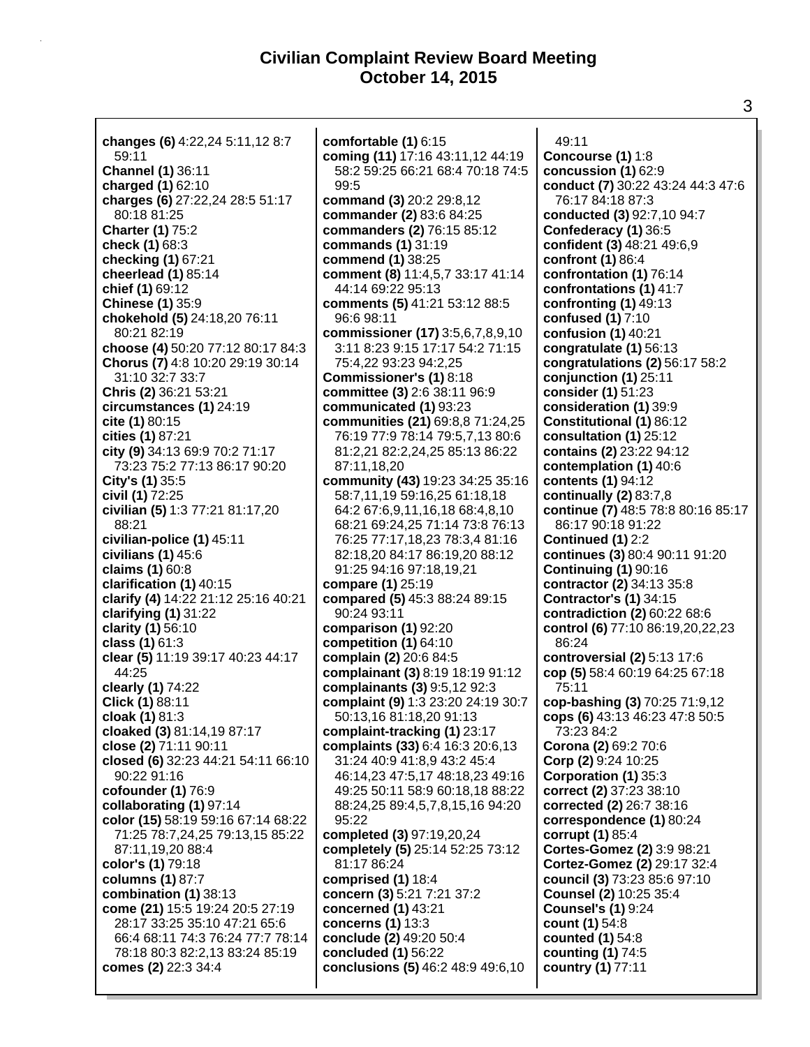# Civilian Complaint Review Board Meeting
# October 14, 2015

**changes (6)** 4:22,24 5:11,12 8:7 59:11
**Channel (1)** 36:11
**charged (1)** 62:10
**charges (6)** 27:22,24 28:5 51:17 80:18 81:25
**Charter (1)** 75:2
**check (1)** 68:3
**checking (1)** 67:21
**cheerlead (1)** 85:14
**chief (1)** 69:12
**Chinese (1)** 35:9
**chokehold (5)** 24:18,20 76:11 80:21 82:19
**choose (4)** 50:20 77:12 80:17 84:3
**Chorus (7)** 4:8 10:20 29:19 30:14 31:10 32:7 33:7
**Chris (2)** 36:21 53:21
**circumstances (1)** 24:19
**cite (1)** 80:15
**cities (1)** 87:21
**city (9)** 34:13 69:9 70:2 71:17 73:23 75:2 77:13 86:17 90:20
**City's (1)** 35:5
**civil (1)** 72:25
**civilian (5)** 1:3 77:21 81:17,20 88:21
**civilian-police (1)** 45:11
**civilians (1)** 45:6
**claims (1)** 60:8
**clarification (1)** 40:15
**clarify (4)** 14:22 21:12 25:16 40:21
**clarifying (1)** 31:22
**clarity (1)** 56:10
**class (1)** 61:3
**clear (5)** 11:19 39:17 40:23 44:17 44:25
**clearly (1)** 74:22
**Click (1)** 88:11
**cloak (1)** 81:3
**cloaked (3)** 81:14,19 87:17
**close (2)** 71:11 90:11
**closed (6)** 32:23 44:21 54:11 66:10 90:22 91:16
**cofounder (1)** 76:9
**collaborating (1)** 97:14
**color (15)** 58:19 59:16 67:14 68:22 71:25 78:7,24,25 79:13,15 85:22 87:11,19,20 88:4
**color's (1)** 79:18
**columns (1)** 87:7
**combination (1)** 38:13
**come (21)** 15:5 19:24 20:5 27:19 28:17 33:25 35:10 47:21 65:6 66:4 68:11 74:3 76:24 77:7 78:14 78:18 80:3 82:2,13 83:24 85:19
**comes (2)** 22:3 34:4
**comfortable (1)** 6:15
**coming (11)** 17:16 43:11,12 44:19 58:2 59:25 66:21 68:4 70:18 74:5 99:5
**command (3)** 20:2 29:8,12
**commander (2)** 83:6 84:25
**commanders (2)** 76:15 85:12
**commands (1)** 31:19
**commend (1)** 38:25
**comment (8)** 11:4,5,7 33:17 41:14 44:14 69:22 95:13
**comments (5)** 41:21 53:12 88:5 96:6 98:11
**commissioner (17)** 3:5,6,7,8,9,10 3:11 8:23 9:15 17:17 54:2 71:15 75:4,22 93:23 94:2,25
**Commissioner's (1)** 8:18
**committee (3)** 2:6 38:11 96:9
**communicated (1)** 93:23
**communities (21)** 69:8,8 71:24,25 76:19 77:9 78:14 79:5,7,13 80:6 81:2,21 82:2,24,25 85:13 86:22 87:11,18,20
**community (43)** 19:23 34:25 35:16 58:7,11,19 59:16,25 61:18,18 64:2 67:6,9,11,16,18 68:4,8,10 68:21 69:24,25 71:14 73:8 76:13 76:25 77:17,18,23 78:3,4 81:16 82:18,20 84:17 86:19,20 88:12 91:25 94:16 97:18,19,21
**compare (1)** 25:19
**compared (5)** 45:3 88:24 89:15 90:24 93:11
**comparison (1)** 92:20
**competition (1)** 64:10
**complain (2)** 20:6 84:5
**complainant (3)** 8:19 18:19 91:12
**complainants (3)** 9:5,12 92:3
**complaint (9)** 1:3 23:20 24:19 30:7 50:13,16 81:18,20 91:13
**complaint-tracking (1)** 23:17
**complaints (33)** 6:4 16:3 20:6,13 31:24 40:9 41:8,9 43:2 45:4 46:14,23 47:5,17 48:18,23 49:16 49:25 50:11 58:9 60:18,18 88:22 88:24,25 89:4,5,7,8,15,16 94:20 95:22
**completed (3)** 97:19,20,24
**completely (5)** 25:14 52:25 73:12 81:17 86:24
**comprised (1)** 18:4
**concern (3)** 5:21 7:21 37:2
**concerned (1)** 43:21
**concerns (1)** 13:3
**conclude (2)** 49:20 50:4
**concluded (1)** 56:22
**conclusions (5)** 46:2 48:9 49:6,10 49:11
**Concourse (1)** 1:8
**concussion (1)** 62:9
**conduct (7)** 30:22 43:24 44:3 47:6 76:17 84:18 87:3
**conducted (3)** 92:7,10 94:7
**Confederacy (1)** 36:5
**confident (3)** 48:21 49:6,9
**confront (1)** 86:4
**confrontation (1)** 76:14
**confrontations (1)** 41:7
**confronting (1)** 49:13
**confused (1)** 7:10
**confusion (1)** 40:21
**congratulate (1)** 56:13
**congratulations (2)** 56:17 58:2
**conjunction (1)** 25:11
**consider (1)** 51:23
**consideration (1)** 39:9
**Constitutional (1)** 86:12
**consultation (1)** 25:12
**contains (2)** 23:22 94:12
**contemplation (1)** 40:6
**contents (1)** 94:12
**continually (2)** 83:7,8
**continue (7)** 48:5 78:8 80:16 85:17 86:17 90:18 91:22
**Continued (1)** 2:2
**continues (3)** 80:4 90:11 91:20
**Continuing (1)** 90:16
**contractor (2)** 34:13 35:8
**Contractor's (1)** 34:15
**contradiction (2)** 60:22 68:6
**control (6)** 77:10 86:19,20,22,23 86:24
**controversial (2)** 5:13 17:6
**cop (5)** 58:4 60:19 64:25 67:18 75:11
**cop-bashing (3)** 70:25 71:9,12
**cops (6)** 43:13 46:23 47:8 50:5 73:23 84:2
**Corona (2)** 69:2 70:6
**Corp (2)** 9:24 10:25
**Corporation (1)** 35:3
**correct (2)** 37:23 38:10
**corrected (2)** 26:7 38:16
**correspondence (1)** 80:24
**corrupt (1)** 85:4
**Cortes-Gomez (2)** 3:9 98:21
**Cortez-Gomez (2)** 29:17 32:4
**council (3)** 73:23 85:6 97:10
**Counsel (2)** 10:25 35:4
**Counsel's (1)** 9:24
**count (1)** 54:8
**counted (1)** 54:8
**counting (1)** 74:5
**country (1)** 77:11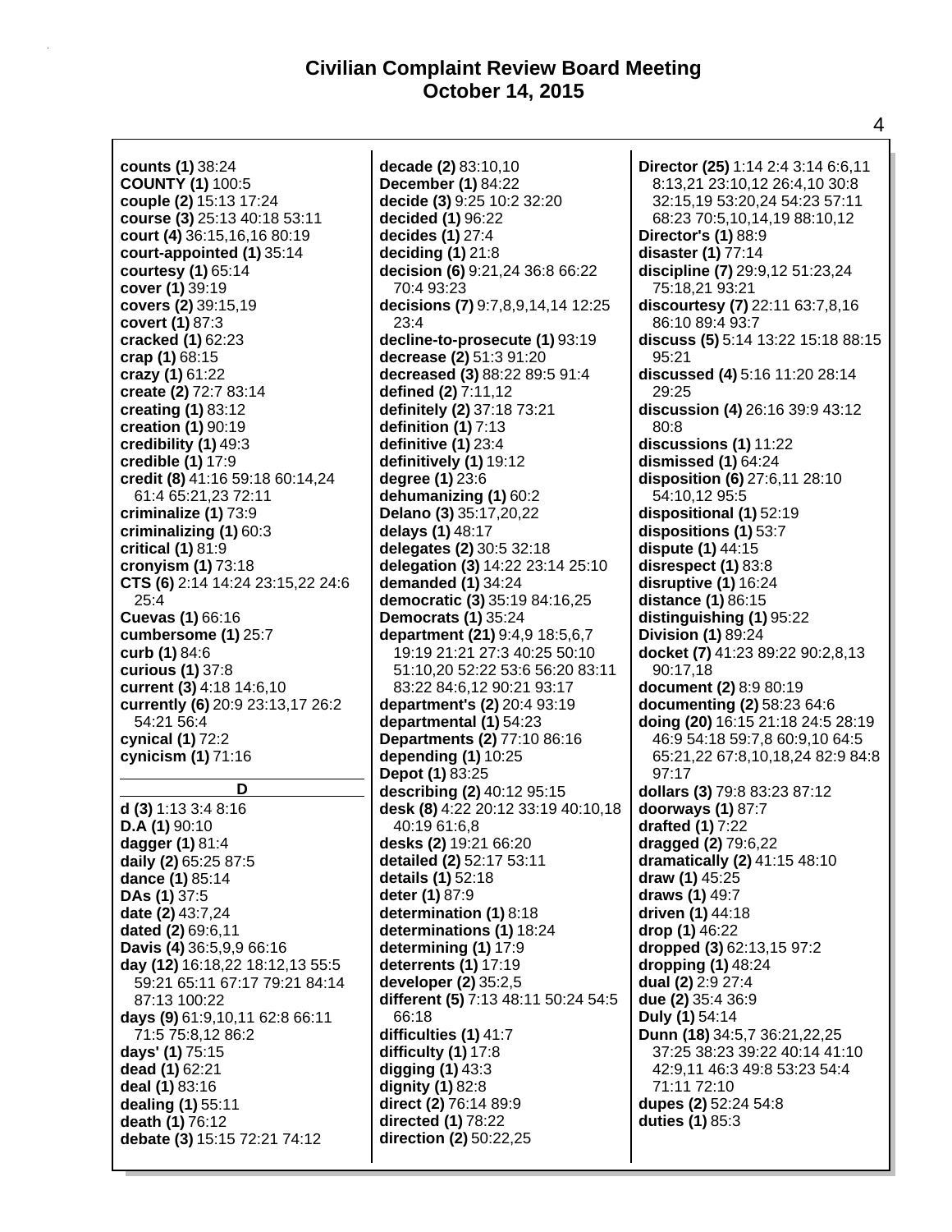# Civilian Complaint Review Board Meeting
# October 14, 2015

**counts (1)** 38:24
**COUNTY (1)** 100:5
**couple (2)** 15:13 17:24
**course (3)** 25:13 40:18 53:11
**court (4)** 36:15,16,16 80:19
**court-appointed (1)** 35:14
**courtesy (1)** 65:14
**cover (1)** 39:19
**covers (2)** 39:15,19
**covert (1)** 87:3
**cracked (1)** 62:23
**crap (1)** 68:15
**crazy (1)** 61:22
**create (2)** 72:7 83:14
**creating (1)** 83:12
**creation (1)** 90:19
**credibility (1)** 49:3
**credible (1)** 17:9
**credit (8)** 41:16 59:18 60:14,24 61:4 65:21,23 72:11
**criminalize (1)** 73:9
**criminalizing (1)** 60:3
**critical (1)** 81:9
**cronyism (1)** 73:18
**CTS (6)** 2:14 14:24 23:15,22 24:6 25:4
**Cuevas (1)** 66:16
**cumbersome (1)** 25:7
**curb (1)** 84:6
**curious (1)** 37:8
**current (3)** 4:18 14:6,10
**currently (6)** 20:9 23:13,17 26:2 54:21 56:4
**cynical (1)** 72:2
**cynicism (1)** 71:16

### D

**d (3)** 1:13 3:4 8:16
**D.A (1)** 90:10
**dagger (1)** 81:4
**daily (2)** 65:25 87:5
**dance (1)** 85:14
**DAs (1)** 37:5
**date (2)** 43:7,24
**dated (2)** 69:6,11
**Davis (4)** 36:5,9,9 66:16
**day (12)** 16:18,22 18:12,13 55:5 59:21 65:11 67:17 79:21 84:14 87:13 100:22
**days (9)** 61:9,10,11 62:8 66:11 71:5 75:8,12 86:2
**days' (1)** 75:15
**dead (1)** 62:21
**deal (1)** 83:16
**dealing (1)** 55:11
**death (1)** 76:12
**debate (3)** 15:15 72:21 74:12
**decade (2)** 83:10,10
**December (1)** 84:22
**decide (3)** 9:25 10:2 32:20
**decided (1)** 96:22
**decides (1)** 27:4
**deciding (1)** 21:8
**decision (6)** 9:21,24 36:8 66:22 70:4 93:23
**decisions (7)** 9:7,8,9,14,14 12:25 23:4
**decline-to-prosecute (1)** 93:19
**decrease (2)** 51:3 91:20
**decreased (3)** 88:22 89:5 91:4
**defined (2)** 7:11,12
**definitely (2)** 37:18 73:21
**definition (1)** 7:13
**definitive (1)** 23:4
**definitively (1)** 19:12
**degree (1)** 23:6
**dehumanizing (1)** 60:2
**Delano (3)** 35:17,20,22
**delays (1)** 48:17
**delegates (2)** 30:5 32:18
**delegation (3)** 14:22 23:14 25:10
**demanded (1)** 34:24
**democratic (3)** 35:19 84:16,25
**Democrats (1)** 35:24
**department (21)** 9:4,9 18:5,6,7 19:19 21:21 27:3 40:25 50:10 51:10,20 52:22 53:6 56:20 83:11 83:22 84:6,12 90:21 93:17
**department's (2)** 20:4 93:19
**departmental (1)** 54:23
**Departments (2)** 77:10 86:16
**depending (1)** 10:25
**Depot (1)** 83:25
**describing (2)** 40:12 95:15
**desk (8)** 4:22 20:12 33:19 40:10,18 40:19 61:6,8
**desks (2)** 19:21 66:20
**detailed (2)** 52:17 53:11
**details (1)** 52:18
**deter (1)** 87:9
**determination (1)** 8:18
**determinations (1)** 18:24
**determining (1)** 17:9
**deterrents (1)** 17:19
**developer (2)** 35:2,5
**different (5)** 7:13 48:11 50:24 54:5 66:18
**difficulties (1)** 41:7
**difficulty (1)** 17:8
**digging (1)** 43:3
**dignity (1)** 82:8
**direct (2)** 76:14 89:9
**directed (1)** 78:22
**direction (2)** 50:22,25
**Director (25)** 1:14 2:4 3:14 6:6,11 8:13,21 23:10,12 26:4,10 30:8 32:15,19 53:20,24 54:23 57:11 68:23 70:5,10,14,19 88:10,12
**Director's (1)** 88:9
**disaster (1)** 77:14
**discipline (7)** 29:9,12 51:23,24 75:18,21 93:21
**discourtesy (7)** 22:11 63:7,8,16 86:10 89:4 93:7
**discuss (5)** 5:14 13:22 15:18 88:15 95:21
**discussed (4)** 5:16 11:20 28:14 29:25
**discussion (4)** 26:16 39:9 43:12 80:8
**discussions (1)** 11:22
**dismissed (1)** 64:24
**disposition (6)** 27:6,11 28:10 54:10,12 95:5
**dispositional (1)** 52:19
**dispositions (1)** 53:7
**dispute (1)** 44:15
**disrespect (1)** 83:8
**disruptive (1)** 16:24
**distance (1)** 86:15
**distinguishing (1)** 95:22
**Division (1)** 89:24
**docket (7)** 41:23 89:22 90:2,8,13 90:17,18
**document (2)** 8:9 80:19
**documenting (2)** 58:23 64:6
**doing (20)** 16:15 21:18 24:5 28:19 46:9 54:18 59:7,8 60:9,10 64:5 65:21,22 67:8,10,18,24 82:9 84:8 97:17
**dollars (3)** 79:8 83:23 87:12
**doorways (1)** 87:7
**drafted (1)** 7:22
**dragged (2)** 79:6,22
**dramatically (2)** 41:15 48:10
**draw (1)** 45:25
**draws (1)** 49:7
**driven (1)** 44:18
**drop (1)** 46:22
**dropped (3)** 62:13,15 97:2
**dropping (1)** 48:24
**dual (2)** 2:9 27:4
**due (2)** 35:4 36:9
**Duly (1)** 54:14
**Dunn (18)** 34:5,7 36:21,22,25 37:25 38:23 39:22 40:14 41:10 42:9,11 46:3 49:8 53:23 54:4 71:11 72:10
**dupes (2)** 52:24 54:8
**duties (1)** 85:3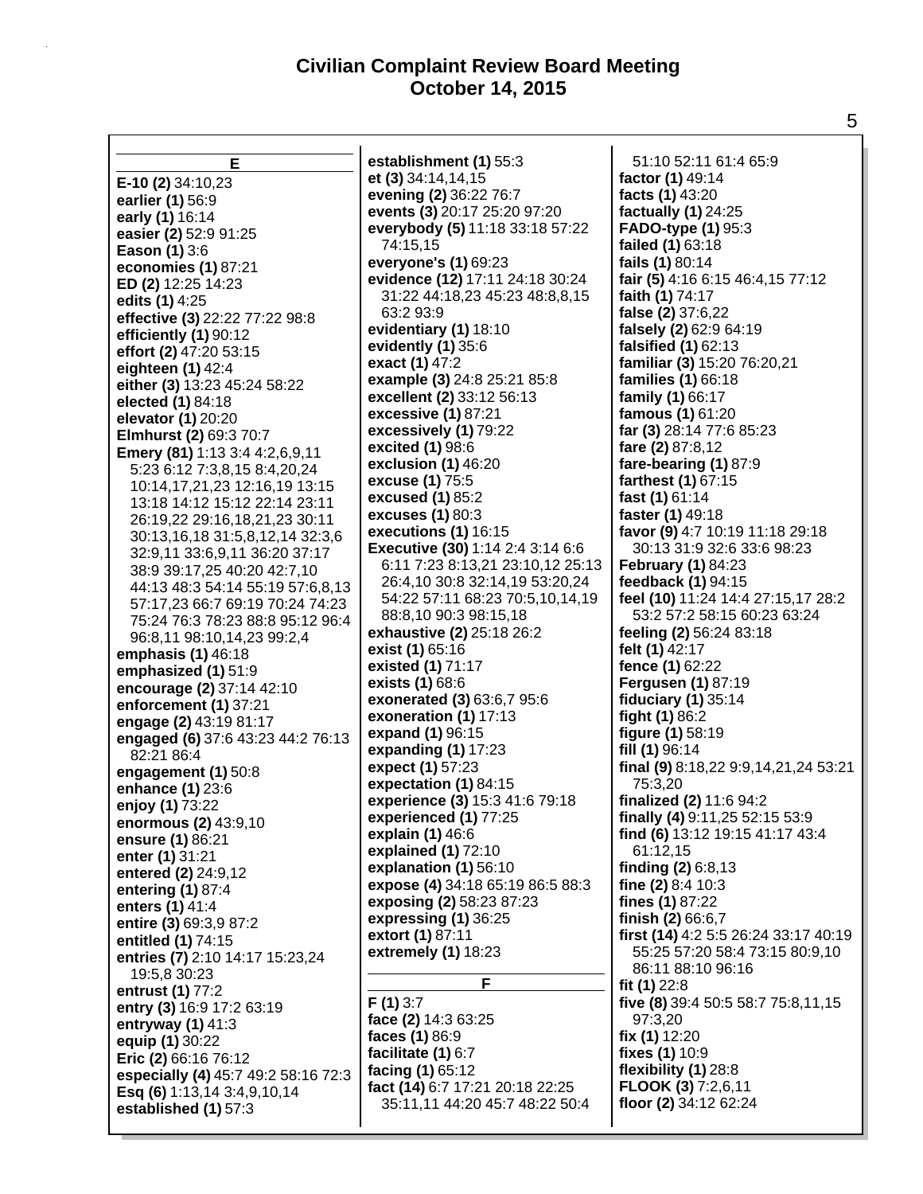# Civilian Complaint Review Board Meeting
# October 14, 2015

## E

**E-10 (2)** 34:10,23
**earlier (1)** 56:9
**early (1)** 16:14
**easier (2)** 52:9 91:25
**Eason (1)** 3:6
**economies (1)** 87:21
**ED (2)** 12:25 14:23
**edits (1)** 4:25
**effective (3)** 22:22 77:22 98:8
**efficiently (1)** 90:12
**effort (2)** 47:20 53:15
**eighteen (1)** 42:4
**either (3)** 13:23 45:24 58:22
**elected (1)** 84:18
**elevator (1)** 20:20
**Elmhurst (2)** 69:3 70:7
**Emery (81)** 1:13 3:4 4:2,6,9,11 5:23 6:12 7:3,8,15 8:4,20,24 10:14,17,21,23 12:16,19 13:15 13:18 14:12 15:12 22:14 23:11 26:19,22 29:16,18,21,23 30:11 30:13,16,18 31:5,8,12,14 32:3,6 32:9,11 33:6,9,11 36:20 37:17 38:9 39:17,25 40:20 42:7,10 44:13 48:3 54:14 55:19 57:6,8,13 57:17,23 66:7 69:19 70:24 74:23 75:24 76:3 78:23 88:8 95:12 96:4 96:8,11 98:10,14,23 99:2,4
**emphasis (1)** 46:18
**emphasized (1)** 51:9
**encourage (2)** 37:14 42:10
**enforcement (1)** 37:21
**engage (2)** 43:19 81:17
**engaged (6)** 37:6 43:23 44:2 76:13 82:21 86:4
**engagement (1)** 50:8
**enhance (1)** 23:6
**enjoy (1)** 73:22
**enormous (2)** 43:9,10
**ensure (1)** 86:21
**enter (1)** 31:21
**entered (2)** 24:9,12
**entering (1)** 87:4
**enters (1)** 41:4
**entire (3)** 69:3,9 87:2
**entitled (1)** 74:15
**entries (7)** 2:10 14:17 15:23,24 19:5,8 30:23
**entrust (1)** 77:2
**entry (3)** 16:9 17:2 63:19
**entryway (1)** 41:3
**equip (1)** 30:22
**Eric (2)** 66:16 76:12
**especially (4)** 45:7 49:2 58:16 72:3
**Esq (6)** 1:13,14 3:4,9,10,14
**established (1)** 57:3
**establishment (1)** 55:3
**et (3)** 34:14,14,15
**evening (2)** 36:22 76:7
**events (3)** 20:17 25:20 97:20
**everybody (5)** 11:18 33:18 57:22 74:15,15
**everyone's (1)** 69:23
**evidence (12)** 17:11 24:18 30:24 31:22 44:18,23 45:23 48:8,8,15 63:2 93:9
**evidentiary (1)** 18:10
**evidently (1)** 35:6
**exact (1)** 47:2
**example (3)** 24:8 25:21 85:8
**excellent (2)** 33:12 56:13
**excessive (1)** 87:21
**excessively (1)** 79:22
**excited (1)** 98:6
**exclusion (1)** 46:20
**excuse (1)** 75:5
**excused (1)** 85:2
**excuses (1)** 80:3
**executions (1)** 16:15
**Executive (30)** 1:14 2:4 3:14 6:6 6:11 7:23 8:13,21 23:10,12 25:13 26:4,10 30:8 32:14,19 53:20,24 54:22 57:11 68:23 70:5,10,14,19 88:8,10 90:3 98:15,18
**exhaustive (2)** 25:18 26:2
**exist (1)** 65:16
**existed (1)** 71:17
**exists (1)** 68:6
**exonerated (3)** 63:6,7 95:6
**exoneration (1)** 17:13
**expand (1)** 96:15
**expanding (1)** 17:23
**expect (1)** 57:23
**expectation (1)** 84:15
**experience (3)** 15:3 41:6 79:18
**experienced (1)** 77:25
**explain (1)** 46:6
**explained (1)** 72:10
**explanation (1)** 56:10
**expose (4)** 34:18 65:19 86:5 88:3
**exposing (2)** 58:23 87:23
**expressing (1)** 36:25
**extort (1)** 87:11
**extremely (1)** 18:23

## F

**F (1)** 3:7
**face (2)** 14:3 63:25
**faces (1)** 86:9
**facilitate (1)** 6:7
**facing (1)** 65:12
**fact (14)** 6:7 17:21 20:18 22:25 35:11,11 44:20 45:7 48:22 50:4 51:10 52:11 61:4 65:9
**factor (1)** 49:14
**facts (1)** 43:20
**factually (1)** 24:25
**FADO-type (1)** 95:3
**failed (1)** 63:18
**fails (1)** 80:14
**fair (5)** 4:16 6:15 46:4,15 77:12
**faith (1)** 74:17
**false (2)** 37:6,22
**falsely (2)** 62:9 64:19
**falsified (1)** 62:13
**familiar (3)** 15:20 76:20,21
**families (1)** 66:18
**family (1)** 66:17
**famous (1)** 61:20
**far (3)** 28:14 77:6 85:23
**fare (2)** 87:8,12
**fare-bearing (1)** 87:9
**farthest (1)** 67:15
**fast (1)** 61:14
**faster (1)** 49:18
**favor (9)** 4:7 10:19 11:18 29:18 30:13 31:9 32:6 33:6 98:23
**February (1)** 84:23
**feedback (1)** 94:15
**feel (10)** 11:24 14:4 27:15,17 28:2 53:2 57:2 58:15 60:23 63:24
**feeling (2)** 56:24 83:18
**felt (1)** 42:17
**fence (1)** 62:22
**Fergusen (1)** 87:19
**fiduciary (1)** 35:14
**fight (1)** 86:2
**figure (1)** 58:19
**fill (1)** 96:14
**final (9)** 8:18,22 9:9,14,21,24 53:21 75:3,20
**finalized (2)** 11:6 94:2
**finally (4)** 9:11,25 52:15 53:9
**find (6)** 13:12 19:15 41:17 43:4 61:12,15
**finding (2)** 6:8,13
**fine (2)** 8:4 10:3
**fines (1)** 87:22
**finish (2)** 66:6,7
**first (14)** 4:2 5:5 26:24 33:17 40:19 55:25 57:20 58:4 73:15 80:9,10 86:11 88:10 96:16
**fit (1)** 22:8
**five (8)** 39:4 50:5 58:7 75:8,11,15 97:3,20
**fix (1)** 12:20
**fixes (1)** 10:9
**flexibility (1)** 28:8
**FLOOK (3)** 7:2,6,11
**floor (2)** 34:12 62:24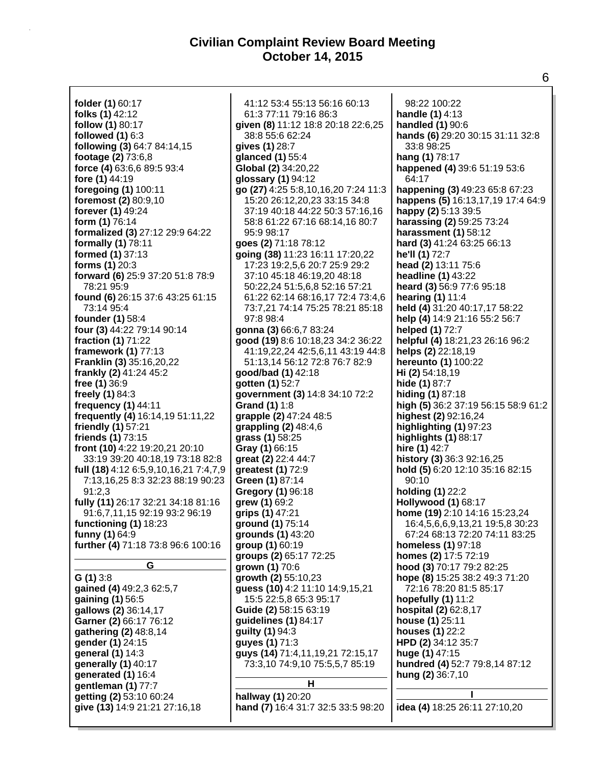# Civilian Complaint Review Board Meeting
# October 14, 2015

**folder (1)** 60:17
**folks (1)** 42:12
**follow (1)** 80:17
**followed (1)** 6:3
**following (3)** 64:7 84:14,15
**footage (2)** 73:6,8
**force (4)** 63:6,6 89:5 93:4
**fore (1)** 44:19
**foregoing (1)** 100:11
**foremost (2)** 80:9,10
**forever (1)** 49:24
**form (1)** 76:14
**formalized (3)** 27:12 29:9 64:22
**formally (1)** 78:11
**formed (1)** 37:13
**forms (1)** 20:3
**forward (6)** 25:9 37:20 51:8 78:9 78:21 95:9
**found (6)** 26:15 37:6 43:25 61:15 73:14 95:4
**founder (1)** 58:4
**four (3)** 44:22 79:14 90:14
**fraction (1)** 71:22
**framework (1)** 77:13
**Franklin (3)** 35:16,20,22
**frankly (2)** 41:24 45:2
**free (1)** 36:9
**freely (1)** 84:3
**frequency (1)** 44:11
**frequently (4)** 16:14,19 51:11,22
**friendly (1)** 57:21
**friends (1)** 73:15
**front (10)** 4:22 19:20,21 20:10 33:19 39:20 40:18,19 73:18 82:8
**full (18)** 4:12 6:5,9,10,16,21 7:4,7,9 7:13,16,25 8:3 32:23 88:19 90:23 91:2,3
**fully (11)** 26:17 32:21 34:18 81:16 91:6,7,11,15 92:19 93:2 96:19
**functioning (1)** 18:23
**funny (1)** 64:9
**further (4)** 71:18 73:8 96:6 100:16

**G**

**G (1)** 3:8
**gained (4)** 49:2,3 62:5,7
**gaining (1)** 56:5
**gallows (2)** 36:14,17
**Garner (2)** 66:17 76:12
**gathering (2)** 48:8,14
**gender (1)** 24:15
**general (1)** 14:3
**generally (1)** 40:17
**generated (1)** 16:4
**gentleman (1)** 77:7
**getting (2)** 53:10 60:24
**give (13)** 14:9 21:21 27:16,18 41:12 53:4 55:13 56:16 60:13 61:3 77:11 79:16 86:3
**given (8)** 11:12 18:8 20:18 22:6,25 38:8 55:6 62:24
**gives (1)** 28:7
**glanced (1)** 55:4
**Global (2)** 34:20,22
**glossary (1)** 94:12
**go (27)** 4:25 5:8,10,16,20 7:24 11:3 15:20 26:12,20,23 33:15 34:8 37:19 40:18 44:22 50:3 57:16,16 58:8 61:22 67:16 68:14,16 80:7 95:9 98:17
**goes (2)** 71:18 78:12
**going (38)** 11:23 16:11 17:20,22 17:23 19:2,5,6 20:7 25:9 29:2 37:10 45:18 46:19,20 48:18 50:22,24 51:5,6,8 52:16 57:21 61:22 62:14 68:16,17 72:4 73:4,6 73:7,21 74:14 75:25 78:21 85:18 97:8 98:4
**gonna (3)** 66:6,7 83:24
**good (19)** 8:6 10:18,23 34:2 36:22 41:19,22,24 42:5,6,11 43:19 44:8 51:13,14 56:12 72:8 76:7 82:9
**good/bad (1)** 42:18
**gotten (1)** 52:7
**government (3)** 14:8 34:10 72:2
**Grand (1)** 1:8
**grapple (2)** 47:24 48:5
**grappling (2)** 48:4,6
**grass (1)** 58:25
**Gray (1)** 66:15
**great (2)** 22:4 44:7
**greatest (1)** 72:9
**Green (1)** 87:14
**Gregory (1)** 96:18
**grew (1)** 69:2
**grips (1)** 47:21
**ground (1)** 75:14
**grounds (1)** 43:20
**group (1)** 60:19
**groups (2)** 65:17 72:25
**grown (1)** 70:6
**growth (2)** 55:10,23
**guess (10)** 4:2 11:10 14:9,15,21 15:5 22:5,8 65:3 95:17
**Guide (2)** 58:15 63:19
**guidelines (1)** 84:17
**guilty (1)** 94:3
**guyes (1)** 71:3
**guys (14)** 71:4,11,19,21 72:15,17 73:3,10 74:9,10 75:5,5,7 85:19

**H**

**hallway (1)** 20:20
**hand (7)** 16:4 31:7 32:5 33:5 98:20 98:22 100:22
**handle (1)** 4:13
**handled (1)** 90:6
**hands (6)** 29:20 30:15 31:11 32:8 33:8 98:25
**hang (1)** 78:17
**happened (4)** 39:6 51:19 53:6 64:17
**happening (3)** 49:23 65:8 67:23
**happens (5)** 16:13,17,19 17:4 64:9
**happy (2)** 5:13 39:5
**harassing (2)** 59:25 73:24
**harassment (1)** 58:12
**hard (3)** 41:24 63:25 66:13
**he'll (1)** 72:7
**head (2)** 13:11 75:6
**headline (1)** 43:22
**heard (3)** 56:9 77:6 95:18
**hearing (1)** 11:4
**held (4)** 31:20 40:17,17 58:22
**help (4)** 14:9 21:16 55:2 56:7
**helped (1)** 72:7
**helpful (4)** 18:21,23 26:16 96:2
**helps (2)** 22:18,19
**hereunto (1)** 100:22
**Hi (2)** 54:18,19
**hide (1)** 87:7
**hiding (1)** 87:18
**high (5)** 36:2 37:19 56:15 58:9 61:2
**highest (2)** 92:16,24
**highlighting (1)** 97:23
**highlights (1)** 88:17
**hire (1)** 42:7
**history (3)** 36:3 92:16,25
**hold (5)** 6:20 12:10 35:16 82:15 90:10
**holding (1)** 22:2
**Hollywood (1)** 68:17
**home (19)** 2:10 14:16 15:23,24 16:4,5,6,6,9,13,21 19:5,8 30:23 67:24 68:13 72:20 74:11 83:25
**homeless (1)** 97:18
**homes (2)** 17:5 72:19
**hood (3)** 70:17 79:2 82:25
**hope (8)** 15:25 38:2 49:3 71:20 72:16 78:20 81:5 85:17
**hopefully (1)** 11:2
**hospital (2)** 62:8,17
**house (1)** 25:11
**houses (1)** 22:2
**HPD (2)** 34:12 35:7
**huge (1)** 47:15
**hundred (4)** 52:7 79:8,14 87:12
**hung (2)** 36:7,10

**I**

**idea (4)** 18:25 26:11 27:10,20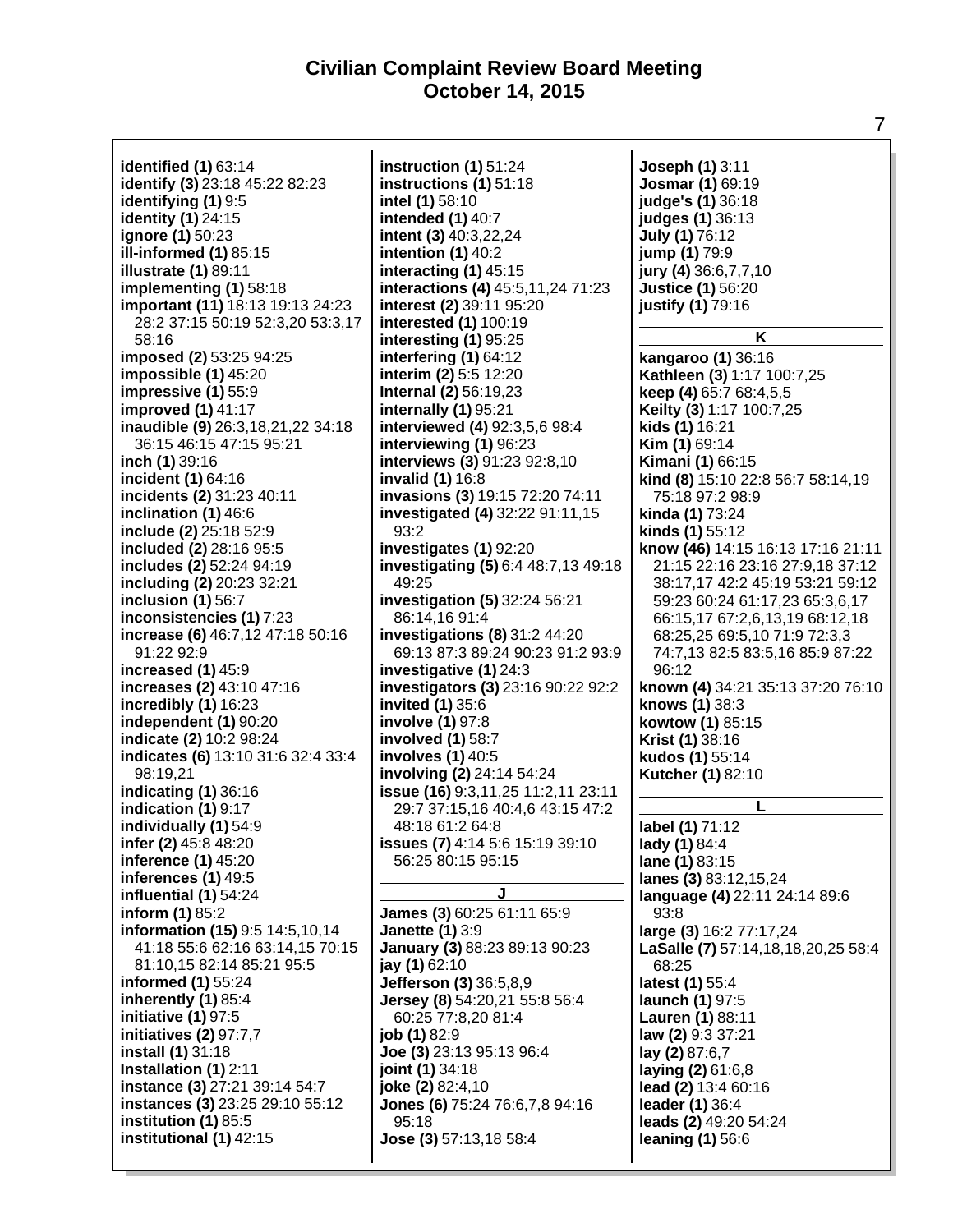# Civilian Complaint Review Board Meeting
# October 14, 2015

**identified (1)** 63:14
**identify (3)** 23:18 45:22 82:23
**identifying (1)** 9:5
**identity (1)** 24:15
**ignore (1)** 50:23
**ill-informed (1)** 85:15
**illustrate (1)** 89:11
**implementing (1)** 58:18
**important (11)** 18:13 19:13 24:23 28:2 37:15 50:19 52:3,20 53:3,17 58:16
**imposed (2)** 53:25 94:25
**impossible (1)** 45:20
**impressive (1)** 55:9
**improved (1)** 41:17
**inaudible (9)** 26:3,18,21,22 34:18 36:15 46:15 47:15 95:21
**inch (1)** 39:16
**incident (1)** 64:16
**incidents (2)** 31:23 40:11
**inclination (1)** 46:6
**include (2)** 25:18 52:9
**included (2)** 28:16 95:5
**includes (2)** 52:24 94:19
**including (2)** 20:23 32:21
**inclusion (1)** 56:7
**inconsistencies (1)** 7:23
**increase (6)** 46:7,12 47:18 50:16 91:22 92:9
**increased (1)** 45:9
**increases (2)** 43:10 47:16
**incredibly (1)** 16:23
**independent (1)** 90:20
**indicate (2)** 10:2 98:24
**indicates (6)** 13:10 31:6 32:4 33:4 98:19,21
**indicating (1)** 36:16
**indication (1)** 9:17
**individually (1)** 54:9
**infer (2)** 45:8 48:20
**inference (1)** 45:20
**inferences (1)** 49:5
**influential (1)** 54:24
**inform (1)** 85:2
**information (15)** 9:5 14:5,10,14 41:18 55:6 62:16 63:14,15 70:15 81:10,15 82:14 85:21 95:5
**informed (1)** 55:24
**inherently (1)** 85:4
**initiative (1)** 97:5
**initiatives (2)** 97:7,7
**install (1)** 31:18
**Installation (1)** 2:11
**instance (3)** 27:21 39:14 54:7
**instances (3)** 23:25 29:10 55:12
**institution (1)** 85:5
**institutional (1)** 42:15
**instruction (1)** 51:24
**instructions (1)** 51:18
**intel (1)** 58:10
**intended (1)** 40:7
**intent (3)** 40:3,22,24
**intention (1)** 40:2
**interacting (1)** 45:15
**interactions (4)** 45:5,11,24 71:23
**interest (2)** 39:11 95:20
**interested (1)** 100:19
**interesting (1)** 95:25
**interfering (1)** 64:12
**interim (2)** 5:5 12:20
**Internal (2)** 56:19,23
**internally (1)** 95:21
**interviewed (4)** 92:3,5,6 98:4
**interviewing (1)** 96:23
**interviews (3)** 91:23 92:8,10
**invalid (1)** 16:8
**invasions (3)** 19:15 72:20 74:11
**investigated (4)** 32:22 91:11,15 93:2
**investigates (1)** 92:20
**investigating (5)** 6:4 48:7,13 49:18 49:25
**investigation (5)** 32:24 56:21 86:14,16 91:4
**investigations (8)** 31:2 44:20 69:13 87:3 89:24 90:23 91:2 93:9
**investigative (1)** 24:3
**investigators (3)** 23:16 90:22 92:2
**invited (1)** 35:6
**involve (1)** 97:8
**involved (1)** 58:7
**involves (1)** 40:5
**involving (2)** 24:14 54:24
**issue (16)** 9:3,11,25 11:2,11 23:11 29:7 37:15,16 40:4,6 43:15 47:2 48:18 61:2 64:8
**issues (7)** 4:14 5:6 15:19 39:10 56:25 80:15 95:15

## J

**James (3)** 60:25 61:11 65:9
**Janette (1)** 3:9
**January (3)** 88:23 89:13 90:23
**jay (1)** 62:10
**Jefferson (3)** 36:5,8,9
**Jersey (8)** 54:20,21 55:8 56:4 60:25 77:8,20 81:4
**job (1)** 82:9
**Joe (3)** 23:13 95:13 96:4
**joint (1)** 34:18
**joke (2)** 82:4,10
**Jones (6)** 75:24 76:6,7,8 94:16 95:18
**Jose (3)** 57:13,18 58:4
**Joseph (1)** 3:11
**Josmar (1)** 69:19
**judge's (1)** 36:18
**judges (1)** 36:13
**July (1)** 76:12
**jump (1)** 79:9
**jury (4)** 36:6,7,7,10
**Justice (1)** 56:20
**justify (1)** 79:16

## K

**kangaroo (1)** 36:16
**Kathleen (3)** 1:17 100:7,25
**keep (4)** 65:7 68:4,5,5
**Keilty (3)** 1:17 100:7,25
**kids (1)** 16:21
**Kim (1)** 69:14
**Kimani (1)** 66:15
**kind (8)** 15:10 22:8 56:7 58:14,19 75:18 97:2 98:9
**kinda (1)** 73:24
**kinds (1)** 55:12
**know (46)** 14:15 16:13 17:16 21:11 21:15 22:16 23:16 27:9,18 37:12 38:17,17 42:2 45:19 53:21 59:12 59:23 60:24 61:17,23 65:3,6,17 66:15,17 67:2,6,13,19 68:12,18 68:25,25 69:5,10 71:9 72:3,3 74:7,13 82:5 83:5,16 85:9 87:22 96:12
**known (4)** 34:21 35:13 37:20 76:10
**knows (1)** 38:3
**kowtow (1)** 85:15
**Krist (1)** 38:16
**kudos (1)** 55:14
**Kutcher (1)** 82:10

## L

**label (1)** 71:12
**lady (1)** 84:4
**lane (1)** 83:15
**lanes (3)** 83:12,15,24
**language (4)** 22:11 24:14 89:6 93:8
**large (3)** 16:2 77:17,24
**LaSalle (7)** 57:14,18,18,20,25 58:4 68:25
**latest (1)** 55:4
**launch (1)** 97:5
**Lauren (1)** 88:11
**law (2)** 9:3 37:21
**lay (2)** 87:6,7
**laying (2)** 61:6,8
**lead (2)** 13:4 60:16
**leader (1)** 36:4
**leads (2)** 49:20 54:24
**leaning (1)** 56:6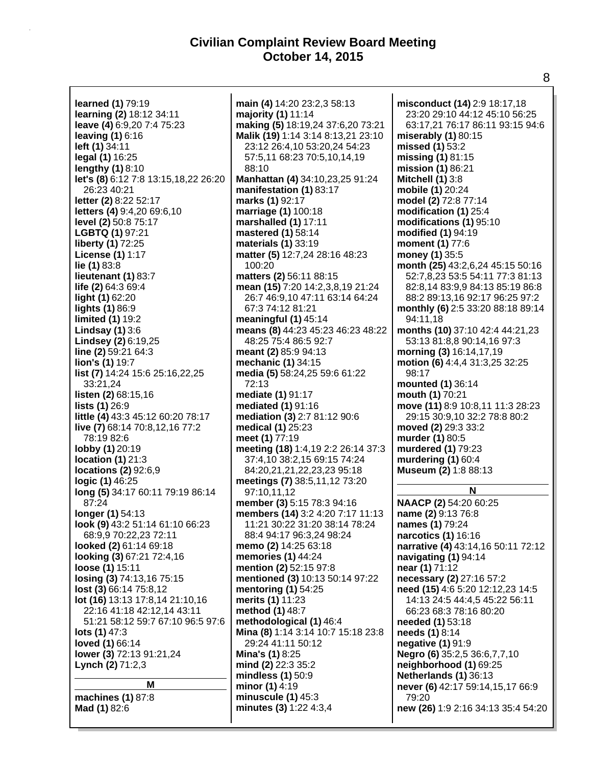# Civilian Complaint Review Board Meeting
# October 14, 2015

**learned (1)** 79:19
**learning (2)** 18:12 34:11
**leave (4)** 6:9,20 7:4 75:23
**leaving (1)** 6:16
**left (1)** 34:11
**legal (1)** 16:25
**lengthy (1)** 8:10
**let's (8)** 6:12 7:8 13:15,18,22 26:20 26:23 40:21
**letter (2)** 8:22 52:17
**letters (4)** 9:4,20 69:6,10
**level (2)** 50:8 75:17
**LGBTQ (1)** 97:21
**liberty (1)** 72:25
**License (1)** 1:17
**lie (1)** 83:8
**lieutenant (1)** 83:7
**life (2)** 64:3 69:4
**light (1)** 62:20
**lights (1)** 86:9
**limited (1)** 19:2
**Lindsay (1)** 3:6
**Lindsey (2)** 6:19,25
**line (2)** 59:21 64:3
**lion's (1)** 19:7
**list (7)** 14:24 15:6 25:16,22,25 33:21,24
**listen (2)** 68:15,16
**lists (1)** 26:9
**little (4)** 43:3 45:12 60:20 78:17
**live (7)** 68:14 70:8,12,16 77:2 78:19 82:6
**lobby (1)** 20:19
**location (1)** 21:3
**locations (2)** 92:6,9
**logic (1)** 46:25
**long (5)** 34:17 60:11 79:19 86:14 87:24
**longer (1)** 54:13
**look (9)** 43:2 51:14 61:10 66:23 68:9,9 70:22,23 72:11
**looked (2)** 61:14 69:18
**looking (3)** 67:21 72:4,16
**loose (1)** 15:11
**losing (3)** 74:13,16 75:15
**lost (3)** 66:14 75:8,12
**lot (16)** 13:13 17:8,14 21:10,16 22:16 41:18 42:12,14 43:11 51:21 58:12 59:7 67:10 96:5 97:6
**lots (1)** 47:3
**loved (1)** 66:14
**lower (3)** 72:13 91:21,24
**Lynch (2)** 71:2,3

## M

**machines (1)** 87:8
**Mad (1)** 82:6
**main (4)** 14:20 23:2,3 58:13
**majority (1)** 11:14
**making (5)** 18:19,24 37:6,20 73:21
**Malik (19)** 1:14 3:14 8:13,21 23:10 23:12 26:4,10 53:20,24 54:23 57:5,11 68:23 70:5,10,14,19 88:10
**Manhattan (4)** 34:10,23,25 91:24
**manifestation (1)** 83:17
**marks (1)** 92:17
**marriage (1)** 100:18
**marshalled (1)** 17:11
**mastered (1)** 58:14
**materials (1)** 33:19
**matter (5)** 12:7,24 28:16 48:23 100:20
**matters (2)** 56:11 88:15
**mean (15)** 7:20 14:2,3,8,19 21:24 26:7 46:9,10 47:11 63:14 64:24 67:3 74:12 81:21
**meaningful (1)** 45:14
**means (8)** 44:23 45:23 46:23 48:22 48:25 75:4 86:5 92:7
**meant (2)** 85:9 94:13
**mechanic (1)** 34:15
**media (5)** 58:24,25 59:6 61:22 72:13
**mediate (1)** 91:17
**mediated (1)** 91:16
**mediation (3)** 2:7 81:12 90:6
**medical (1)** 25:23
**meet (1)** 77:19
**meeting (18)** 1:4,19 2:2 26:14 37:3 37:4,10 38:2,15 69:15 74:24 84:20,21,21,22,23,23 95:18
**meetings (7)** 38:5,11,12 73:20 97:10,11,12
**member (3)** 5:15 78:3 94:16
**members (14)** 3:2 4:20 7:17 11:13 11:21 30:22 31:20 38:14 78:24 88:4 94:17 96:3,24 98:24
**memo (2)** 14:25 63:18
**memories (1)** 44:24
**mention (2)** 52:15 97:8
**mentioned (3)** 10:13 50:14 97:22
**mentoring (1)** 54:25
**merits (1)** 11:23
**method (1)** 48:7
**methodological (1)** 46:4
**Mina (8)** 1:14 3:14 10:7 15:18 23:8 29:24 41:11 50:12
**Mina's (1)** 8:25
**mind (2)** 22:3 35:2
**mindless (1)** 50:9
**minor (1)** 4:19
**minuscule (1)** 45:3
**minutes (3)** 1:22 4:3,4
**misconduct (14)** 2:9 18:17,18 23:20 29:10 44:12 45:10 56:25 63:17,21 76:17 86:11 93:15 94:6
**miserably (1)** 80:15
**missed (1)** 53:2
**missing (1)** 81:15
**mission (1)** 86:21
**Mitchell (1)** 3:8
**mobile (1)** 20:24
**model (2)** 72:8 77:14
**modification (1)** 25:4
**modifications (1)** 95:10
**modified (1)** 94:19
**moment (1)** 77:6
**money (1)** 35:5
**month (25)** 43:2,6,24 45:15 50:16 52:7,8,23 53:5 54:11 77:3 81:13 82:8,14 83:9,9 84:13 85:19 86:8 88:2 89:13,16 92:17 96:25 97:2
**monthly (6)** 2:5 33:20 88:18 89:14 94:11,18
**months (10)** 37:10 42:4 44:21,23 53:13 81:8,8 90:14,16 97:3
**morning (3)** 16:14,17,19
**motion (6)** 4:4,4 31:3,25 32:25 98:17
**mounted (1)** 36:14
**mouth (1)** 70:21
**move (11)** 8:9 10:8,11 11:3 28:23 29:15 30:9,10 32:2 78:8 80:2
**moved (2)** 29:3 33:2
**murder (1)** 80:5
**murdered (1)** 79:23
**murdering (1)** 60:4
**Museum (2)** 1:8 88:13

## N

**NAACP (2)** 54:20 60:25
**name (2)** 9:13 76:8
**names (1)** 79:24
**narcotics (1)** 16:16
**narrative (4)** 43:14,16 50:11 72:12
**navigating (1)** 94:14
**near (1)** 71:12
**necessary (2)** 27:16 57:2
**need (15)** 4:6 5:20 12:12,23 14:5 14:13 24:5 44:4,5 45:22 56:11 66:23 68:3 78:16 80:20
**needed (1)** 53:18
**needs (1)** 8:14
**negative (1)** 91:9
**Negro (6)** 35:2,5 36:6,7,7,10
**neighborhood (1)** 69:25
**Netherlands (1)** 36:13
**never (6)** 42:17 59:14,15,17 66:9 79:20
**new (26)** 1:9 2:16 34:13 35:4 54:20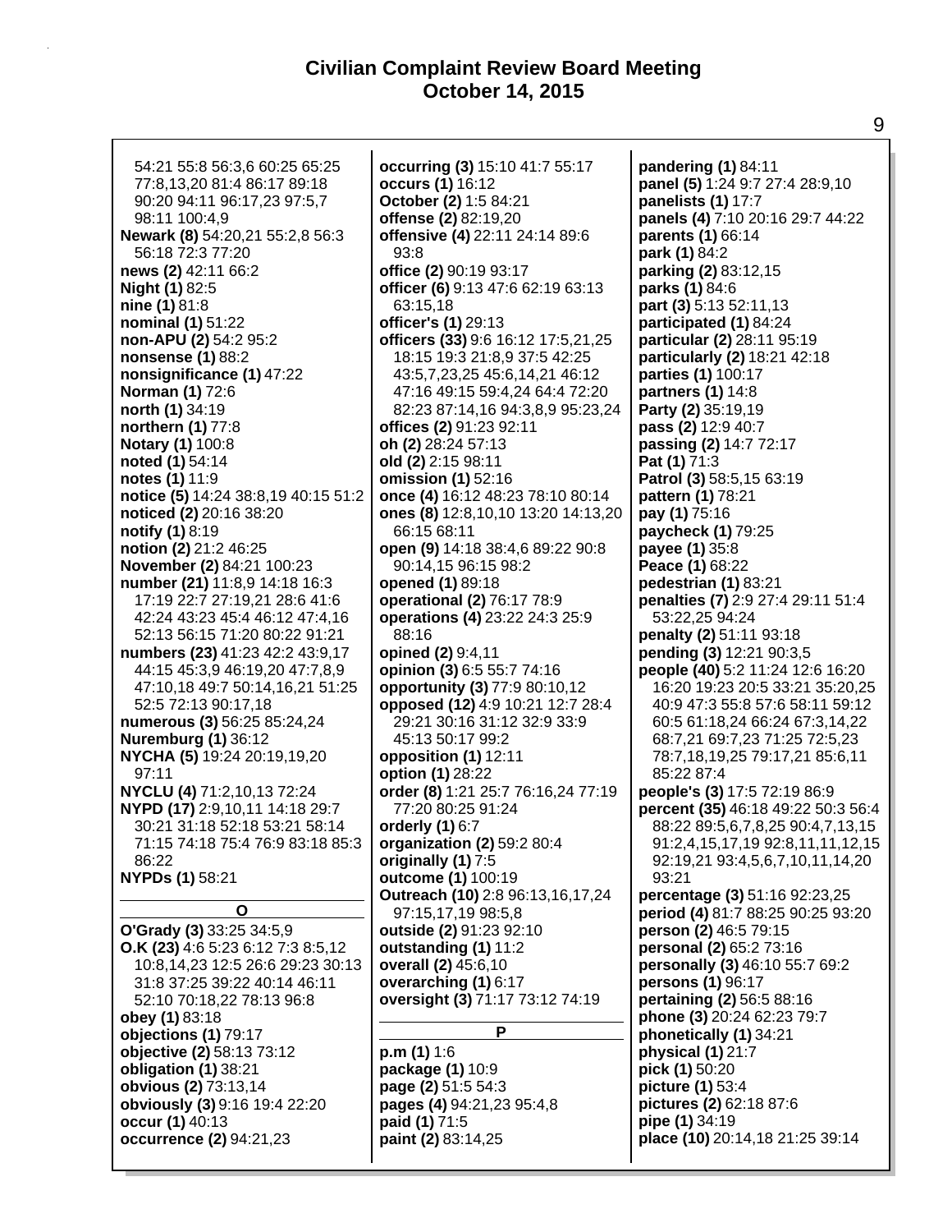54:21 55:8 56:3,6 60:25 65:25 77:8,13,20 81:4 86:17 89:18 90:20 94:11 96:17,23 97:5,7 98:11 100:4,9
**Newark (8)** 54:20,21 55:2,8 56:3 56:18 72:3 77:20
**news (2)** 42:11 66:2
**Night (1)** 82:5
**nine (1)** 81:8
**nominal (1)** 51:22
**non-APU (2)** 54:2 95:2
**nonsense (1)** 88:2
**nonsignificance (1)** 47:22
**Norman (1)** 72:6
**north (1)** 34:19
**northern (1)** 77:8
**Notary (1)** 100:8
**noted (1)** 54:14
**notes (1)** 11:9
**notice (5)** 14:24 38:8,19 40:15 51:2
**noticed (2)** 20:16 38:20
**notify (1)** 8:19
**notion (2)** 21:2 46:25
**November (2)** 84:21 100:23
**number (21)** 11:8,9 14:18 16:3 17:19 22:7 27:19,21 28:6 41:6 42:24 43:23 45:4 46:12 47:4,16 52:13 56:15 71:20 80:22 91:21
**numbers (23)** 41:23 42:2 43:9,17 44:15 45:3,9 46:19,20 47:7,8,9 47:10,18 49:7 50:14,16,21 51:25 52:5 72:13 90:17,18
**numerous (3)** 56:25 85:24,24
**Nuremburg (1)** 36:12
**NYCHA (5)** 19:24 20:19,19,20 97:11
**NYCLU (4)** 71:2,10,13 72:24
**NYPD (17)** 2:9,10,11 14:18 29:7 30:21 31:18 52:18 53:21 58:14 71:15 74:18 75:4 76:9 83:18 85:3 86:22
**NYPDs (1)** 58:21

**O**

**O'Grady (3)** 33:25 34:5,9
**O.K (23)** 4:6 5:23 6:12 7:3 8:5,12 10:8,14,23 12:5 26:6 29:23 30:13 31:8 37:25 39:22 40:14 46:11 52:10 70:18,22 78:13 96:8
**obey (1)** 83:18
**objections (1)** 79:17
**objective (2)** 58:13 73:12
**obligation (1)** 38:21
**obvious (2)** 73:13,14
**obviously (3)** 9:16 19:4 22:20
**occur (1)** 40:13
**occurrence (2)** 94:21,23
**occurring (3)** 15:10 41:7 55:17
**occurs (1)** 16:12
**October (2)** 1:5 84:21
**offense (2)** 82:19,20
**offensive (4)** 22:11 24:14 89:6 93:8
**office (2)** 90:19 93:17
**officer (6)** 9:13 47:6 62:19 63:13 63:15,18
**officer's (1)** 29:13
**officers (33)** 9:6 16:12 17:5,21,25 18:15 19:3 21:8,9 37:5 42:25 43:5,7,23,25 45:6,14,21 46:12 47:16 49:15 59:4,24 64:4 72:20 82:23 87:14,16 94:3,8,9 95:23,24
**offices (2)** 91:23 92:11
**oh (2)** 28:24 57:13
**old (2)** 2:15 98:11
**omission (1)** 52:16
**once (4)** 16:12 48:23 78:10 80:14
**ones (8)** 12:8,10,10 13:20 14:13,20 66:15 68:11
**open (9)** 14:18 38:4,6 89:22 90:8 90:14,15 96:15 98:2
**opened (1)** 89:18
**operational (2)** 76:17 78:9
**operations (4)** 23:22 24:3 25:9 88:16
**opined (2)** 9:4,11
**opinion (3)** 6:5 55:7 74:16
**opportunity (3)** 77:9 80:10,12
**opposed (12)** 4:9 10:21 12:7 28:4 29:21 30:16 31:12 32:9 33:9 45:13 50:17 99:2
**opposition (1)** 12:11
**option (1)** 28:22
**order (8)** 1:21 25:7 76:16,24 77:19 77:20 80:25 91:24
**orderly (1)** 6:7
**organization (2)** 59:2 80:4
**originally (1)** 7:5
**outcome (1)** 100:19
**Outreach (10)** 2:8 96:13,16,17,24 97:15,17,19 98:5,8
**outside (2)** 91:23 92:10
**outstanding (1)** 11:2
**overall (2)** 45:6,10
**overarching (1)** 6:17
**oversight (3)** 71:17 73:12 74:19

**P**

**p.m (1)** 1:6
**package (1)** 10:9
**page (2)** 51:5 54:3
**pages (4)** 94:21,23 95:4,8
**paid (1)** 71:5
**paint (2)** 83:14,25
**pandering (1)** 84:11
**panel (5)** 1:24 9:7 27:4 28:9,10
**panelists (1)** 17:7
**panels (4)** 7:10 20:16 29:7 44:22
**parents (1)** 66:14
**park (1)** 84:2
**parking (2)** 83:12,15
**parks (1)** 84:6
**part (3)** 5:13 52:11,13
**participated (1)** 84:24
**particular (2)** 28:11 95:19
**particularly (2)** 18:21 42:18
**parties (1)** 100:17
**partners (1)** 14:8
**Party (2)** 35:19,19
**pass (2)** 12:9 40:7
**passing (2)** 14:7 72:17
**Pat (1)** 71:3
**Patrol (3)** 58:5,15 63:19
**pattern (1)** 78:21
**pay (1)** 75:16
**paycheck (1)** 79:25
**payee (1)** 35:8
**Peace (1)** 68:22
**pedestrian (1)** 83:21
**penalties (7)** 2:9 27:4 29:11 51:4 53:22,25 94:24
**penalty (2)** 51:11 93:18
**pending (3)** 12:21 90:3,5
**people (40)** 5:2 11:24 12:6 16:20 16:20 19:23 20:5 33:21 35:20,25 40:9 47:3 55:8 57:6 58:11 59:12 60:5 61:18,24 66:24 67:3,14,22 68:7,21 69:7,23 71:25 72:5,23 78:7,18,19,25 79:17,21 85:6,11 85:22 87:4
**people's (3)** 17:5 72:19 86:9
**percent (35)** 46:18 49:22 50:3 56:4 88:22 89:5,6,7,8,25 90:4,7,13,15 91:2,4,15,17,19 92:8,11,11,12,15 92:19,21 93:4,5,6,7,10,11,14,20 93:21
**percentage (3)** 51:16 92:23,25
**period (4)** 81:7 88:25 90:25 93:20
**person (2)** 46:5 79:15
**personal (2)** 65:2 73:16
**personally (3)** 46:10 55:7 69:2
**persons (1)** 96:17
**pertaining (2)** 56:5 88:16
**phone (3)** 20:24 62:23 79:7
**phonetically (1)** 34:21
**physical (1)** 21:7
**pick (1)** 50:20
**picture (1)** 53:4
**pictures (2)** 62:18 87:6
**pipe (1)** 34:19
**place (10)** 20:14,18 21:25 39:14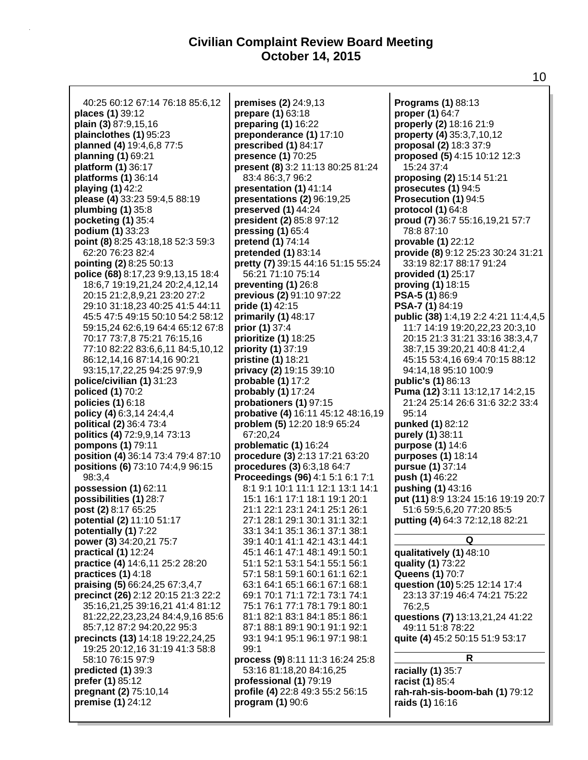# Civilian Complaint Review Board Meeting
# October 14, 2015

40:25 60:12 67:14 76:18 85:6,12
**places (1)** 39:12
**plain (3)** 87:9,15,16
**plainclothes (1)** 95:23
**planned (4)** 19:4,6,8 77:5
**planning (1)** 69:21
**platform (1)** 36:17
**platforms (1)** 36:14
**playing (1)** 42:2
**please (4)** 33:23 59:4,5 88:19
**plumbing (1)** 35:8
**pocketing (1)** 35:4
**podium (1)** 33:23
**point (8)** 8:25 43:18,18 52:3 59:3 62:20 76:23 82:4
**pointing (2)** 8:25 50:13
**police (68)** 8:17,23 9:9,13,15 18:4 18:6,7 19:19,21,24 20:2,4,12,14 20:15 21:2,8,9,21 23:20 27:2 29:10 31:18,23 40:25 41:5 44:11 45:5 47:5 49:15 50:10 54:2 58:12 59:15,24 62:6,19 64:4 65:12 67:8 70:17 73:7,8 75:21 76:15,16 77:10 82:22 83:6,6,11 84:5,10,12 86:12,14,16 87:14,16 90:21 93:15,17,22,25 94:25 97:9,9
**police/civilian (1)** 31:23
**policed (1)** 70:2
**policies (1)** 6:18
**policy (4)** 6:3,14 24:4,4
**political (2)** 36:4 73:4
**politics (4)** 72:9,9,14 73:13
**pompons (1)** 79:11
**position (4)** 36:14 73:4 79:4 87:10
**positions (6)** 73:10 74:4,9 96:15 98:3,4
**possession (1)** 62:11
**possibilities (1)** 28:7
**post (2)** 8:17 65:25
**potential (2)** 11:10 51:17
**potentially (1)** 7:22
**power (3)** 34:20,21 75:7
**practical (1)** 12:24
**practice (4)** 14:6,11 25:2 28:20
**practices (1)** 4:18
**praising (5)** 66:24,25 67:3,4,7
**precinct (26)** 2:12 20:15 21:3 22:2 35:16,21,25 39:16,21 41:4 81:12 81:22,22,23,23,24 84:4,9,16 85:6 85:7,12 87:2 94:20,22 95:3
**precincts (13)** 14:18 19:22,24,25 19:25 20:12,16 31:19 41:3 58:8 58:10 76:15 97:9
**predicted (1)** 39:3
**prefer (1)** 85:12
**pregnant (2)** 75:10,14
**premise (1)** 24:12
**premises (2)** 24:9,13
**prepare (1)** 63:18
**preparing (1)** 16:22
**preponderance (1)** 17:10
**prescribed (1)** 84:17
**presence (1)** 70:25
**present (8)** 3:2 11:13 80:25 81:24 83:4 86:3,7 96:2
**presentation (1)** 41:14
**presentations (2)** 96:19,25
**preserved (1)** 44:24
**president (2)** 85:8 97:12
**pressing (1)** 65:4
**pretend (1)** 74:14
**pretended (1)** 83:14
**pretty (7)** 39:15 44:16 51:15 55:24 56:21 71:10 75:14
**preventing (1)** 26:8
**previous (2)** 91:10 97:22
**pride (1)** 42:15
**primarily (1)** 48:17
**prior (1)** 37:4
**prioritize (1)** 18:25
**priority (1)** 37:19
**pristine (1)** 18:21
**privacy (2)** 19:15 39:10
**probable (1)** 17:2
**probably (1)** 17:24
**probationers (1)** 97:15
**probative (4)** 16:11 45:12 48:16,19
**problem (5)** 12:20 18:9 65:24 67:20,24
**problematic (1)** 16:24
**procedure (3)** 2:13 17:21 63:20
**procedures (3)** 6:3,18 64:7
**Proceedings (96)** 4:1 5:1 6:1 7:1 8:1 9:1 10:1 11:1 12:1 13:1 14:1 15:1 16:1 17:1 18:1 19:1 20:1 21:1 22:1 23:1 24:1 25:1 26:1 27:1 28:1 29:1 30:1 31:1 32:1 33:1 34:1 35:1 36:1 37:1 38:1 39:1 40:1 41:1 42:1 43:1 44:1 45:1 46:1 47:1 48:1 49:1 50:1 51:1 52:1 53:1 54:1 55:1 56:1 57:1 58:1 59:1 60:1 61:1 62:1 63:1 64:1 65:1 66:1 67:1 68:1 69:1 70:1 71:1 72:1 73:1 74:1 75:1 76:1 77:1 78:1 79:1 80:1 81:1 82:1 83:1 84:1 85:1 86:1 87:1 88:1 89:1 90:1 91:1 92:1 93:1 94:1 95:1 96:1 97:1 98:1 99:1
**process (9)** 8:11 11:3 16:24 25:8 53:16 81:18,20 84:16,25
**professional (1)** 79:19
**profile (4)** 22:8 49:3 55:2 56:15
**program (1)** 90:6
**Programs (1)** 88:13
**proper (1)** 64:7
**properly (2)** 18:16 21:9
**property (4)** 35:3,7,10,12
**proposal (2)** 18:3 37:9
**proposed (5)** 4:15 10:12 12:3 15:24 37:4
**proposing (2)** 15:14 51:21
**prosecutes (1)** 94:5
**Prosecution (1)** 94:5
**protocol (1)** 64:8
**proud (7)** 36:7 55:16,19,21 57:7 78:8 87:10
**provable (1)** 22:12
**provide (8)** 9:12 25:23 30:24 31:21 33:19 82:17 88:17 91:24
**provided (1)** 25:17
**proving (1)** 18:15
**PSA-5 (1)** 86:9
**PSA-7 (1)** 84:19
**public (38)** 1:4,19 2:2 4:21 11:4,4,5 11:7 14:19 19:20,22,23 20:3,10 20:15 21:3 31:21 33:16 38:3,4,7 38:7,15 39:20,21 40:8 41:2,4 45:15 53:4,16 69:4 70:15 88:12 94:14,18 95:10 100:9
**public's (1)** 86:13
**Puma (12)** 3:11 13:12,17 14:2,15 21:24 25:14 26:6 31:6 32:2 33:4 95:14
**punked (1)** 82:12
**purely (1)** 38:11
**purpose (1)** 14:6
**purposes (1)** 18:14
**pursue (1)** 37:14
**push (1)** 46:22
**pushing (1)** 43:16
**put (11)** 8:9 13:24 15:16 19:19 20:7 51:6 59:5,6,20 77:20 85:5
**putting (4)** 64:3 72:12,18 82:21

## Q

**qualitatively (1)** 48:10
**quality (1)** 73:22
**Queens (1)** 70:7
**question (10)** 5:25 12:14 17:4 23:13 37:19 46:4 74:21 75:22 76:2,5
**questions (7)** 13:13,21,24 41:22 49:11 51:8 78:22
**quite (4)** 45:2 50:15 51:9 53:17

## R

**racially (1)** 35:7
**racist (1)** 85:4
**rah-rah-sis-boom-bah (1)** 79:12
**raids (1)** 16:16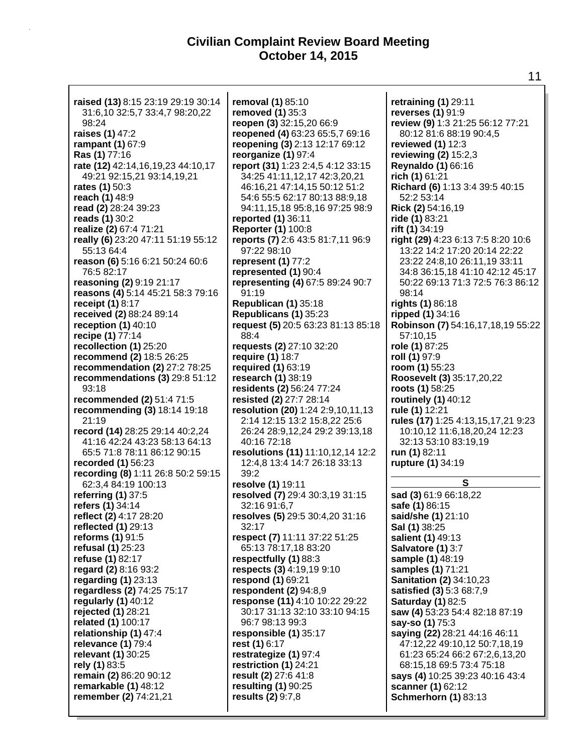# Civilian Complaint Review Board Meeting
# October 14, 2015

**raised (13)** 8:15 23:19 29:19 30:14 31:6,10 32:5,7 33:4,7 98:20,22 98:24
**raises (1)** 47:2
**rampant (1)** 67:9
**Ras (1)** 77:16
**rate (12)** 42:14,16,19,23 44:10,17 49:21 92:15,21 93:14,19,21
**rates (1)** 50:3
**reach (1)** 48:9
**read (2)** 28:24 39:23
**reads (1)** 30:2
**realize (2)** 67:4 71:21
**really (6)** 23:20 47:11 51:19 55:12 55:13 64:4
**reason (6)** 5:16 6:21 50:24 60:6 76:5 82:17
**reasoning (2)** 9:19 21:17
**reasons (4)** 5:14 45:21 58:3 79:16
**receipt (1)** 8:17
**received (2)** 88:24 89:14
**reception (1)** 40:10
**recipe (1)** 77:14
**recollection (1)** 25:20
**recommend (2)** 18:5 26:25
**recommendation (2)** 27:2 78:25
**recommendations (3)** 29:8 51:12 93:18
**recommended (2)** 51:4 71:5
**recommending (3)** 18:14 19:18 21:19
**record (14)** 28:25 29:14 40:2,24 41:16 42:24 43:23 58:13 64:13 65:5 71:8 78:11 86:12 90:15
**recorded (1)** 56:23
**recording (8)** 1:11 26:8 50:2 59:15 62:3,4 84:19 100:13
**referring (1)** 37:5
**refers (1)** 34:14
**reflect (2)** 4:17 28:20
**reflected (1)** 29:13
**reforms (1)** 91:5
**refusal (1)** 25:23
**refuse (1)** 82:17
**regard (2)** 8:16 93:2
**regarding (1)** 23:13
**regardless (2)** 74:25 75:17
**regularly (1)** 40:12
**rejected (1)** 28:21
**related (1)** 100:17
**relationship (1)** 47:4
**relevance (1)** 79:4
**relevant (1)** 30:25
**rely (1)** 83:5
**remain (2)** 86:20 90:12
**remarkable (1)** 48:12
**remember (2)** 74:21,21
**removal (1)** 85:10
**removed (1)** 35:3
**reopen (3)** 32:15,20 66:9
**reopened (4)** 63:23 65:5,7 69:16
**reopening (3)** 2:13 12:17 69:12
**reorganize (1)** 97:4
**report (31)** 1:23 2:4,5 4:12 33:15 34:25 41:11,12,17 42:3,20,21 46:16,21 47:14,15 50:12 51:2 54:6 55:5 62:17 80:13 88:9,18 94:11,15,18 95:8,16 97:25 98:9
**reported (1)** 36:11
**Reporter (1)** 100:8
**reports (7)** 2:6 43:5 81:7,11 96:9 97:22 98:10
**represent (1)** 77:2
**represented (1)** 90:4
**representing (4)** 67:5 89:24 90:7 91:19
**Republican (1)** 35:18
**Republicans (1)** 35:23
**request (5)** 20:5 63:23 81:13 85:18 88:4
**requests (2)** 27:10 32:20
**require (1)** 18:7
**required (1)** 63:19
**research (1)** 38:19
**residents (2)** 56:24 77:24
**resisted (2)** 27:7 28:14
**resolution (20)** 1:24 2:9,10,11,13 2:14 12:15 13:2 15:8,22 25:6 26:24 28:9,12,24 29:2 39:13,18 40:16 72:18
**resolutions (11)** 11:10,12,14 12:2 12:4,8 13:4 14:7 26:18 33:13 39:2
**resolve (1)** 19:11
**resolved (7)** 29:4 30:3,19 31:15 32:16 91:6,7
**resolves (5)** 29:5 30:4,20 31:16 32:17
**respect (7)** 11:11 37:22 51:25 65:13 78:17,18 83:20
**respectfully (1)** 88:3
**respects (3)** 4:19,19 9:10
**respond (1)** 69:21
**respondent (2)** 94:8,9
**response (11)** 4:10 10:22 29:22 30:17 31:13 32:10 33:10 94:15 96:7 98:13 99:3
**responsible (1)** 35:17
**rest (1)** 6:17
**restrategize (1)** 97:4
**restriction (1)** 24:21
**result (2)** 27:6 41:8
**resulting (1)** 90:25
**results (2)** 9:7,8
**retraining (1)** 29:11
**reverses (1)** 91:9
**review (9)** 1:3 21:25 56:12 77:21 80:12 81:6 88:19 90:4,5
**reviewed (1)** 12:3
**reviewing (2)** 15:2,3
**Reynaldo (1)** 66:16
**rich (1)** 61:21
**Richard (6)** 1:13 3:4 39:5 40:15 52:2 53:14
**Rick (2)** 54:16,19
**ride (1)** 83:21
**rift (1)** 34:19
**right (29)** 4:23 6:13 7:5 8:20 10:6 13:22 14:2 17:20 20:14 22:22 23:22 24:8,10 26:11,19 33:11 34:8 36:15,18 41:10 42:12 45:17 50:22 69:13 71:3 72:5 76:3 86:12 98:14
**rights (1)** 86:18
**ripped (1)** 34:16
**Robinson (7)** 54:16,17,18,19 55:22 57:10,15
**role (1)** 87:25
**roll (1)** 97:9
**room (1)** 55:23
**Roosevelt (3)** 35:17,20,22
**roots (1)** 58:25
**routinely (1)** 40:12
**rule (1)** 12:21
**rules (17)** 1:25 4:13,15,17,21 9:23 10:10,12 11:6,18,20,24 12:23 32:13 53:10 83:19,19
**run (1)** 82:11
**rupture (1)** 34:19

### S

**sad (3)** 61:9 66:18,22
**safe (1)** 86:15
**said/she (1)** 21:10
**Sal (1)** 38:25
**salient (1)** 49:13
**Salvatore (1)** 3:7
**sample (1)** 48:19
**samples (1)** 71:21
**Sanitation (2)** 34:10,23
**satisfied (3)** 5:3 68:7,9
**Saturday (1)** 82:5
**saw (4)** 53:23 54:4 82:18 87:19
**say-so (1)** 75:3
**saying (22)** 28:21 44:16 46:11 47:12,22 49:10,12 50:7,18,19 61:23 65:24 66:2 67:2,6,13,20 68:15,18 69:5 73:4 75:18
**says (4)** 10:25 39:23 40:16 43:4
**scanner (1)** 62:12
**Schmerhorn (1)** 83:13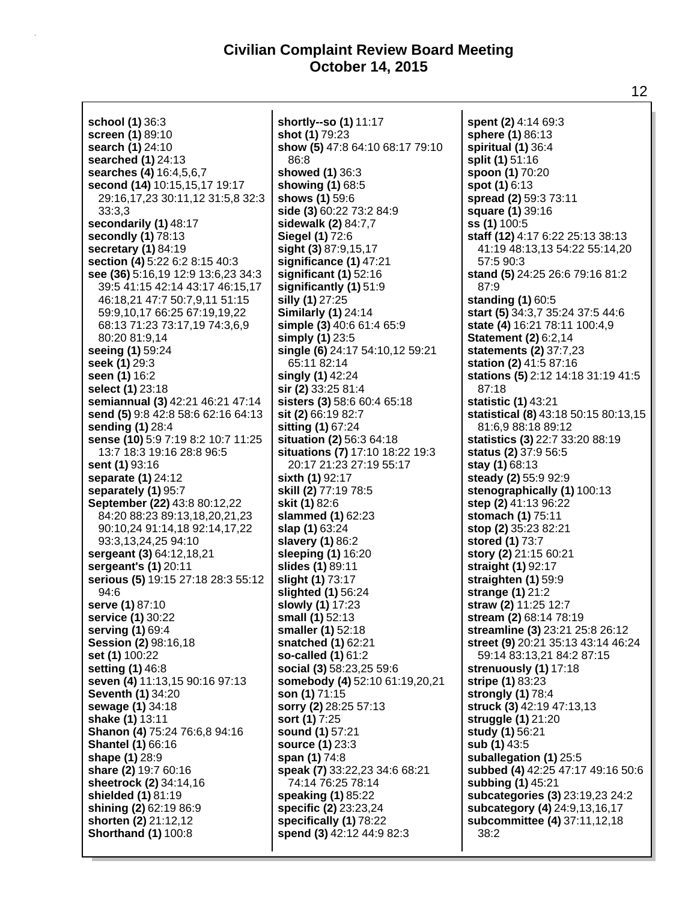# Civilian Complaint Review Board Meeting
# October 14, 2015

**school (1)** 36:3
**screen (1)** 89:10
**search (1)** 24:10
**searched (1)** 24:13
**searches (4)** 16:4,5,6,7
**second (14)** 10:15,15,17 19:17 29:16,17,23 30:11,12 31:5,8 32:3 33:3,3
**secondarily (1)** 48:17
**secondly (1)** 78:13
**secretary (1)** 84:19
**section (4)** 5:22 6:2 8:15 40:3
**see (36)** 5:16,19 12:9 13:6,23 34:3 39:5 41:15 42:14 43:17 46:15,17 46:18,21 47:7 50:7,9,11 51:15 59:9,10,17 66:25 67:19,19,22 68:13 71:23 73:17,19 74:3,6,9 80:20 81:9,14
**seeing (1)** 59:24
**seek (1)** 29:3
**seen (1)** 16:2
**select (1)** 23:18
**semiannual (3)** 42:21 46:21 47:14
**send (5)** 9:8 42:8 58:6 62:16 64:13
**sending (1)** 28:4
**sense (10)** 5:9 7:19 8:2 10:7 11:25 13:7 18:3 19:16 28:8 96:5
**sent (1)** 93:16
**separate (1)** 24:12
**separately (1)** 95:7
**September (22)** 43:8 80:12,22 84:20 88:23 89:13,18,20,21,23 90:10,24 91:14,18 92:14,17,22 93:3,13,24,25 94:10
**sergeant (3)** 64:12,18,21
**sergeant's (1)** 20:11
**serious (5)** 19:15 27:18 28:3 55:12 94:6
**serve (1)** 87:10
**service (1)** 30:22
**serving (1)** 69:4
**Session (2)** 98:16,18
**set (1)** 100:22
**setting (1)** 46:8
**seven (4)** 11:13,15 90:16 97:13
**Seventh (1)** 34:20
**sewage (1)** 34:18
**shake (1)** 13:11
**Shanon (4)** 75:24 76:6,8 94:16
**Shantel (1)** 66:16
**shape (1)** 28:9
**share (2)** 19:7 60:16
**sheetrock (2)** 34:14,16
**shielded (1)** 81:19
**shining (2)** 62:19 86:9
**shorten (2)** 21:12,12
**Shorthand (1)** 100:8
**shortly--so (1)** 11:17
**shot (1)** 79:23
**show (5)** 47:8 64:10 68:17 79:10 86:8
**showed (1)** 36:3
**showing (1)** 68:5
**shows (1)** 59:6
**side (3)** 60:22 73:2 84:9
**sidewalk (2)** 84:7,7
**Siegel (1)** 72:6
**sight (3)** 87:9,15,17
**significance (1)** 47:21
**significant (1)** 52:16
**significantly (1)** 51:9
**silly (1)** 27:25
**Similarly (1)** 24:14
**simple (3)** 40:6 61:4 65:9
**simply (1)** 23:5
**single (6)** 24:17 54:10,12 59:21 65:11 82:14
**singly (1)** 42:24
**sir (2)** 33:25 81:4
**sisters (3)** 58:6 60:4 65:18
**sit (2)** 66:19 82:7
**sitting (1)** 67:24
**situation (2)** 56:3 64:18
**situations (7)** 17:10 18:22 19:3 20:17 21:23 27:19 55:17
**sixth (1)** 92:17
**skill (2)** 77:19 78:5
**skit (1)** 82:6
**slammed (1)** 62:23
**slap (1)** 63:24
**slavery (1)** 86:2
**sleeping (1)** 16:20
**slides (1)** 89:11
**slight (1)** 73:17
**slighted (1)** 56:24
**slowly (1)** 17:23
**small (1)** 52:13
**smaller (1)** 52:18
**snatched (1)** 62:21
**so-called (1)** 61:2
**social (3)** 58:23,25 59:6
**somebody (4)** 52:10 61:19,20,21
**son (1)** 71:15
**sorry (2)** 28:25 57:13
**sort (1)** 7:25
**sound (1)** 57:21
**source (1)** 23:3
**span (1)** 74:8
**speak (7)** 33:22,23 34:6 68:21 74:14 76:25 78:14
**speaking (1)** 85:22
**specific (2)** 23:23,24
**specifically (1)** 78:22
**spend (3)** 42:12 44:9 82:3
**spent (2)** 4:14 69:3
**sphere (1)** 86:13
**spiritual (1)** 36:4
**split (1)** 51:16
**spoon (1)** 70:20
**spot (1)** 6:13
**spread (2)** 59:3 73:11
**square (1)** 39:16
**ss (1)** 100:5
**staff (12)** 4:17 6:22 25:13 38:13 41:19 48:13,13 54:22 55:14,20 57:5 90:3
**stand (5)** 24:25 26:6 79:16 81:2 87:9
**standing (1)** 60:5
**start (5)** 34:3,7 35:24 37:5 44:6
**state (4)** 16:21 78:11 100:4,9
**Statement (2)** 6:2,14
**statements (2)** 37:7,23
**station (2)** 41:5 87:16
**stations (5)** 2:12 14:18 31:19 41:5 87:18
**statistic (1)** 43:21
**statistical (8)** 43:18 50:15 80:13,15 81:6,9 88:18 89:12
**statistics (3)** 22:7 33:20 88:19
**status (2)** 37:9 56:5
**stay (1)** 68:13
**steady (2)** 55:9 92:9
**stenographically (1)** 100:13
**step (2)** 41:13 96:22
**stomach (1)** 75:11
**stop (2)** 35:23 82:21
**stored (1)** 73:7
**story (2)** 21:15 60:21
**straight (1)** 92:17
**straighten (1)** 59:9
**strange (1)** 21:2
**straw (2)** 11:25 12:7
**stream (2)** 68:14 78:19
**streamline (3)** 23:21 25:8 26:12
**street (9)** 20:21 35:13 43:14 46:24 59:14 83:13,21 84:2 87:15
**strenuously (1)** 17:18
**stripe (1)** 83:23
**strongly (1)** 78:4
**struck (3)** 42:19 47:13,13
**struggle (1)** 21:20
**study (1)** 56:21
**sub (1)** 43:5
**suballegation (1)** 25:5
**subbed (4)** 42:25 47:17 49:16 50:6
**subbing (1)** 45:21
**subcategories (3)** 23:19,23 24:2
**subcategory (4)** 24:9,13,16,17
**subcommittee (4)** 37:11,12,18 38:2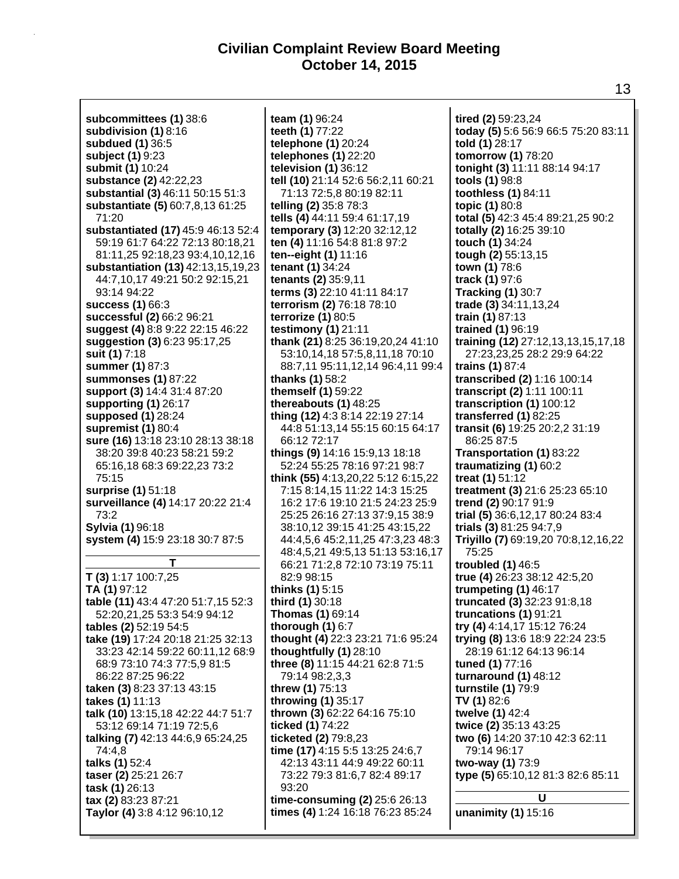# Civilian Complaint Review Board Meeting
# October 14, 2015

**subcommittees (1)** 38:6
**subdivision (1)** 8:16
**subdued (1)** 36:5
**subject (1)** 9:23
**submit (1)** 10:24
**substance (2)** 42:22,23
**substantial (3)** 46:11 50:15 51:3
**substantiate (5)** 60:7,8,13 61:25 71:20
**substantiated (17)** 45:9 46:13 52:4 59:19 61:7 64:22 72:13 80:18,21 81:11,25 92:18,23 93:4,10,12,16
**substantiation (13)** 42:13,15,19,23 44:7,10,17 49:21 50:2 92:15,21 93:14 94:22
**success (1)** 66:3
**successful (2)** 66:2 96:21
**suggest (4)** 8:8 9:22 22:15 46:22
**suggestion (3)** 6:23 95:17,25
**suit (1)** 7:18
**summer (1)** 87:3
**summonses (1)** 87:22
**support (3)** 14:4 31:4 87:20
**supporting (1)** 26:17
**supposed (1)** 28:24
**supremist (1)** 80:4
**sure (16)** 13:18 23:10 28:13 38:18 38:20 39:8 40:23 58:21 59:2 65:16,18 68:3 69:22,23 73:2 75:15
**surprise (1)** 51:18
**surveillance (4)** 14:17 20:22 21:4 73:2
**Sylvia (1)** 96:18
**system (4)** 15:9 23:18 30:7 87:5

**T**

**T (3)** 1:17 100:7,25
**TA (1)** 97:12
**table (11)** 43:4 47:20 51:7,15 52:3 52:20,21,25 53:3 54:9 94:12
**tables (2)** 52:19 54:5
**take (19)** 17:24 20:18 21:25 32:13 33:23 42:14 59:22 60:11,12 68:9 68:9 73:10 74:3 77:5,9 81:5 86:22 87:25 96:22
**taken (3)** 8:23 37:13 43:15
**takes (1)** 11:13
**talk (10)** 13:15,18 42:22 44:7 51:7 53:12 69:14 71:19 72:5,6
**talking (7)** 42:13 44:6,9 65:24,25 74:4,8
**talks (1)** 52:4
**taser (2)** 25:21 26:7
**task (1)** 26:13
**tax (2)** 83:23 87:21
**Taylor (4)** 3:8 4:12 96:10,12
**team (1)** 96:24
**teeth (1)** 77:22
**telephone (1)** 20:24
**telephones (1)** 22:20
**television (1)** 36:12
**tell (10)** 21:14 52:6 56:2,11 60:21 71:13 72:5,8 80:19 82:11
**telling (2)** 35:8 78:3
**tells (4)** 44:11 59:4 61:17,19
**temporary (3)** 12:20 32:12,12
**ten (4)** 11:16 54:8 81:8 97:2
**ten--eight (1)** 11:16
**tenant (1)** 34:24
**tenants (2)** 35:9,11
**terms (3)** 22:10 41:11 84:17
**terrorism (2)** 76:18 78:10
**terrorize (1)** 80:5
**testimony (1)** 21:11
**thank (21)** 8:25 36:19,20,24 41:10 53:10,14,18 57:5,8,11,18 70:10 88:7,11 95:11,12,14 96:4,11 99:4
**thanks (1)** 58:2
**themself (1)** 59:22
**thereabouts (1)** 48:25
**thing (12)** 4:3 8:14 22:19 27:14 44:8 51:13,14 55:15 60:15 64:17 66:12 72:17
**things (9)** 14:16 15:9,13 18:18 52:24 55:25 78:16 97:21 98:7
**think (55)** 4:13,20,22 5:12 6:15,22 7:15 8:14,15 11:22 14:3 15:25 16:2 17:6 19:10 21:5 24:23 25:9 25:25 26:16 27:13 37:9,15 38:9 38:10,12 39:15 41:25 43:15,22 44:4,5,6 45:2,11,25 47:3,23 48:3 48:4,5,21 49:5,13 51:13 53:16,17 66:21 71:2,8 72:10 73:19 75:11 82:9 98:15
**thinks (1)** 5:15
**third (1)** 30:18
**Thomas (1)** 69:14
**thorough (1)** 6:7
**thought (4)** 22:3 23:21 71:6 95:24
**thoughtfully (1)** 28:10
**three (8)** 11:15 44:21 62:8 71:5 79:14 98:2,3,3
**threw (1)** 75:13
**throwing (1)** 35:17
**thrown (3)** 62:22 64:16 75:10
**ticked (1)** 74:22
**ticketed (2)** 79:8,23
**time (17)** 4:15 5:5 13:25 24:6,7 42:13 43:11 44:9 49:22 60:11 73:22 79:3 81:6,7 82:4 89:17 93:20
**time-consuming (2)** 25:6 26:13
**times (4)** 1:24 16:18 76:23 85:24
**tired (2)** 59:23,24
**today (5)** 5:6 56:9 66:5 75:20 83:11
**told (1)** 28:17
**tomorrow (1)** 78:20
**tonight (3)** 11:11 88:14 94:17
**tools (1)** 98:8
**toothless (1)** 84:11
**topic (1)** 80:8
**total (5)** 42:3 45:4 89:21,25 90:2
**totally (2)** 16:25 39:10
**touch (1)** 34:24
**tough (2)** 55:13,15
**town (1)** 78:6
**track (1)** 97:6
**Tracking (1)** 30:7
**trade (3)** 34:11,13,24
**train (1)** 87:13
**trained (1)** 96:19
**training (12)** 27:12,13,13,15,17,18 27:23,23,25 28:2 29:9 64:22
**trains (1)** 87:4
**transcribed (2)** 1:16 100:14
**transcript (2)** 1:11 100:11
**transcription (1)** 100:12
**transferred (1)** 82:25
**transit (6)** 19:25 20:2,2 31:19 86:25 87:5
**Transportation (1)** 83:22
**traumatizing (1)** 60:2
**treat (1)** 51:12
**treatment (3)** 21:6 25:23 65:10
**trend (2)** 90:17 91:9
**trial (5)** 36:6,12,17 80:24 83:4
**trials (3)** 81:25 94:7,9
**Triyillo (7)** 69:19,20 70:8,12,16,22 75:25
**troubled (1)** 46:5
**true (4)** 26:23 38:12 42:5,20
**trumpeting (1)** 46:17
**truncated (3)** 32:23 91:8,18
**truncations (1)** 91:21
**try (4)** 4:14,17 15:12 76:24
**trying (8)** 13:6 18:9 22:24 23:5 28:19 61:12 64:13 96:14
**tuned (1)** 77:16
**turnaround (1)** 48:12
**turnstile (1)** 79:9
**TV (1)** 82:6
**twelve (1)** 42:4
**twice (2)** 35:13 43:25
**two (6)** 14:20 37:10 42:3 62:11 79:14 96:17
**two-way (1)** 73:9
**type (5)** 65:10,12 81:3 82:6 85:11

**U**

**unanimity (1)** 15:16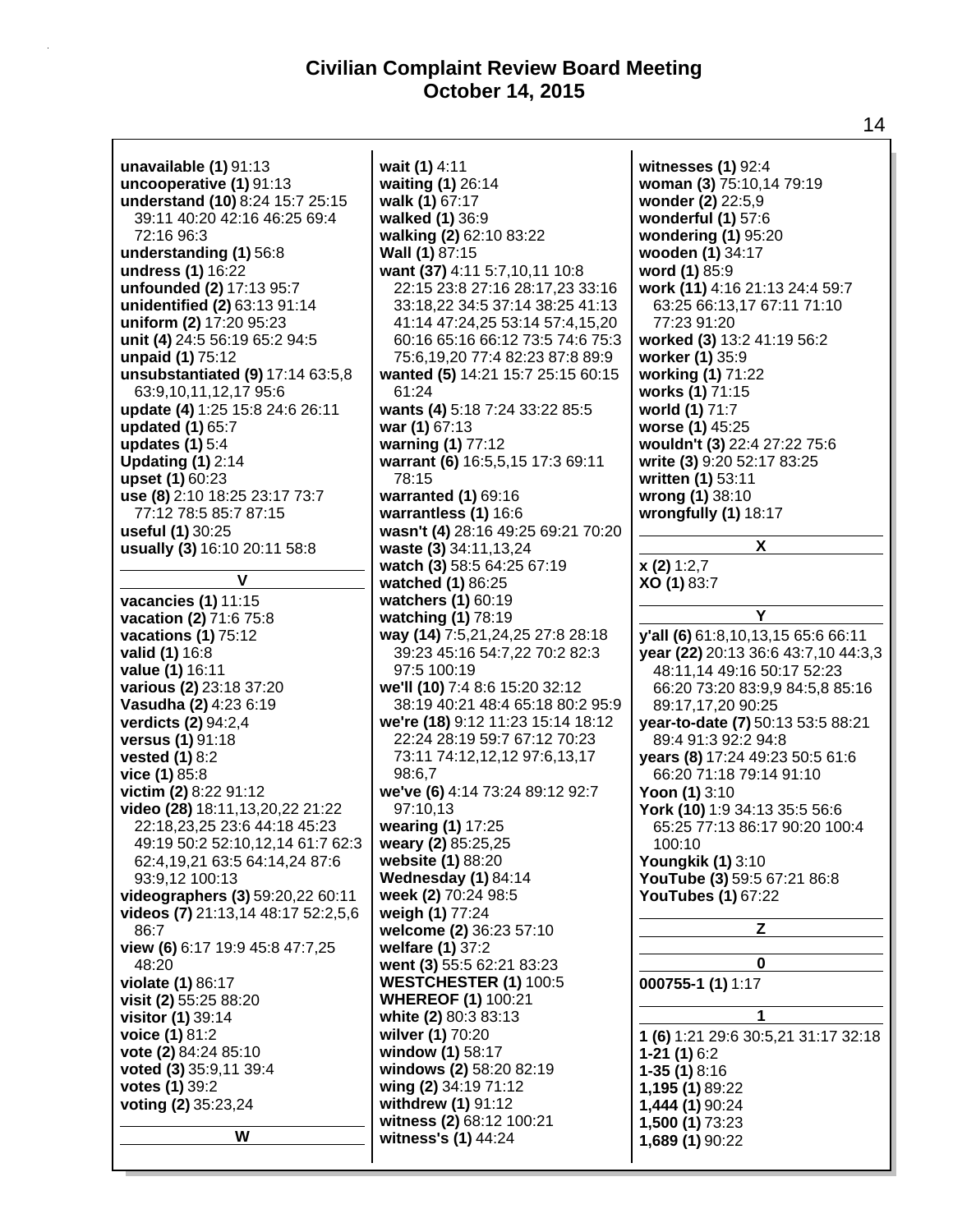# Civilian Complaint Review Board Meeting
# October 14, 2015

**unavailable (1)** 91:13
**uncooperative (1)** 91:13
**understand (10)** 8:24 15:7 25:15 39:11 40:20 42:16 46:25 69:4 72:16 96:3
**understanding (1)** 56:8
**undress (1)** 16:22
**unfounded (2)** 17:13 95:7
**unidentified (2)** 63:13 91:14
**uniform (2)** 17:20 95:23
**unit (4)** 24:5 56:19 65:2 94:5
**unpaid (1)** 75:12
**unsubstantiated (9)** 17:14 63:5,8 63:9,10,11,12,17 95:6
**update (4)** 1:25 15:8 24:6 26:11
**updated (1)** 65:7
**updates (1)** 5:4
**Updating (1)** 2:14
**upset (1)** 60:23
**use (8)** 2:10 18:25 23:17 73:7 77:12 78:5 85:7 87:15
**useful (1)** 30:25
**usually (3)** 16:10 20:11 58:8

**V**

**vacancies (1)** 11:15
**vacation (2)** 71:6 75:8
**vacations (1)** 75:12
**valid (1)** 16:8
**value (1)** 16:11
**various (2)** 23:18 37:20
**Vasudha (2)** 4:23 6:19
**verdicts (2)** 94:2,4
**versus (1)** 91:18
**vested (1)** 8:2
**vice (1)** 85:8
**victim (2)** 8:22 91:12
**video (28)** 18:11,13,20,22 21:22 22:18,23,25 23:6 44:18 45:23 49:19 50:2 52:10,12,14 61:7 62:3 62:4,19,21 63:5 64:14,24 87:6 93:9,12 100:13
**videographers (3)** 59:20,22 60:11
**videos (7)** 21:13,14 48:17 52:2,5,6 86:7
**view (6)** 6:17 19:9 45:8 47:7,25 48:20
**violate (1)** 86:17
**visit (2)** 55:25 88:20
**visitor (1)** 39:14
**voice (1)** 81:2
**vote (2)** 84:24 85:10
**voted (3)** 35:9,11 39:4
**votes (1)** 39:2
**voting (2)** 35:23,24

**W**

**wait (1)** 4:11
**waiting (1)** 26:14
**walk (1)** 67:17
**walked (1)** 36:9
**walking (2)** 62:10 83:22
**Wall (1)** 87:15
**want (37)** 4:11 5:7,10,11 10:8 22:15 23:8 27:16 28:17,23 33:16 33:18,22 34:5 37:14 38:25 41:13 41:14 47:24,25 53:14 57:4,15,20 60:16 65:16 66:12 73:5 74:6 75:3 75:6,19,20 77:4 82:23 87:8 89:9
**wanted (5)** 14:21 15:7 25:15 60:15 61:24
**wants (4)** 5:18 7:24 33:22 85:5
**war (1)** 67:13
**warning (1)** 77:12
**warrant (6)** 16:5,5,15 17:3 69:11 78:15
**warranted (1)** 69:16
**warrantless (1)** 16:6
**wasn't (4)** 28:16 49:25 69:21 70:20
**waste (3)** 34:11,13,24
**watch (3)** 58:5 64:25 67:19
**watched (1)** 86:25
**watchers (1)** 60:19
**watching (1)** 78:19
**way (14)** 7:5,21,24,25 27:8 28:18 39:23 45:16 54:7,22 70:2 82:3 97:5 100:19
**we'll (10)** 7:4 8:6 15:20 32:12 38:19 40:21 48:4 65:18 80:2 95:9
**we're (18)** 9:12 11:23 15:14 18:12 22:24 28:19 59:7 67:12 70:23 73:11 74:12,12,12 97:6,13,17 98:6,7
**we've (6)** 4:14 73:24 89:12 92:7 97:10,13
**wearing (1)** 17:25
**weary (2)** 85:25,25
**website (1)** 88:20
**Wednesday (1)** 84:14
**week (2)** 70:24 98:5
**weigh (1)** 77:24
**welcome (2)** 36:23 57:10
**welfare (1)** 37:2
**went (3)** 55:5 62:21 83:23
**WESTCHESTER (1)** 100:5
**WHEREOF (1)** 100:21
**white (2)** 80:3 83:13
**wilver (1)** 70:20
**window (1)** 58:17
**windows (2)** 58:20 82:19
**wing (2)** 34:19 71:12
**withdrew (1)** 91:12
**witness (2)** 68:12 100:21
**witness's (1)** 44:24
**witnesses (1)** 92:4
**woman (3)** 75:10,14 79:19
**wonder (2)** 22:5,9
**wonderful (1)** 57:6
**wondering (1)** 95:20
**wooden (1)** 34:17
**word (1)** 85:9
**work (11)** 4:16 21:13 24:4 59:7 63:25 66:13,17 67:11 71:10 77:23 91:20
**worked (3)** 13:2 41:19 56:2
**worker (1)** 35:9
**working (1)** 71:22
**works (1)** 71:15
**world (1)** 71:7
**worse (1)** 45:25
**wouldn't (3)** 22:4 27:22 75:6
**write (3)** 9:20 52:17 83:25
**written (1)** 53:11
**wrong (1)** 38:10
**wrongfully (1)** 18:17

**X**

**x (2)** 1:2,7
**XO (1)** 83:7

**Y**

**y'all (6)** 61:8,10,13,15 65:6 66:11
**year (22)** 20:13 36:6 43:7,10 44:3,3 48:11,14 49:16 50:17 52:23 66:20 73:20 83:9,9 84:5,8 85:16 89:17,17,20 90:25
**year-to-date (7)** 50:13 53:5 88:21 89:4 91:3 92:2 94:8
**years (8)** 17:24 49:23 50:5 61:6 66:20 71:18 79:14 91:10
**Yoon (1)** 3:10
**York (10)** 1:9 34:13 35:5 56:6 65:25 77:13 86:17 90:20 100:4 100:10
**Youngkik (1)** 3:10
**YouTube (3)** 59:5 67:21 86:8
**YouTubes (1)** 67:22

**Z**

**0**

**000755-1 (1)** 1:17

**1**

**1 (6)** 1:21 29:6 30:5,21 31:17 32:18
**1-21 (1)** 6:2
**1-35 (1)** 8:16
**1,195 (1)** 89:22
**1,444 (1)** 90:24
**1,500 (1)** 73:23
**1,689 (1)** 90:22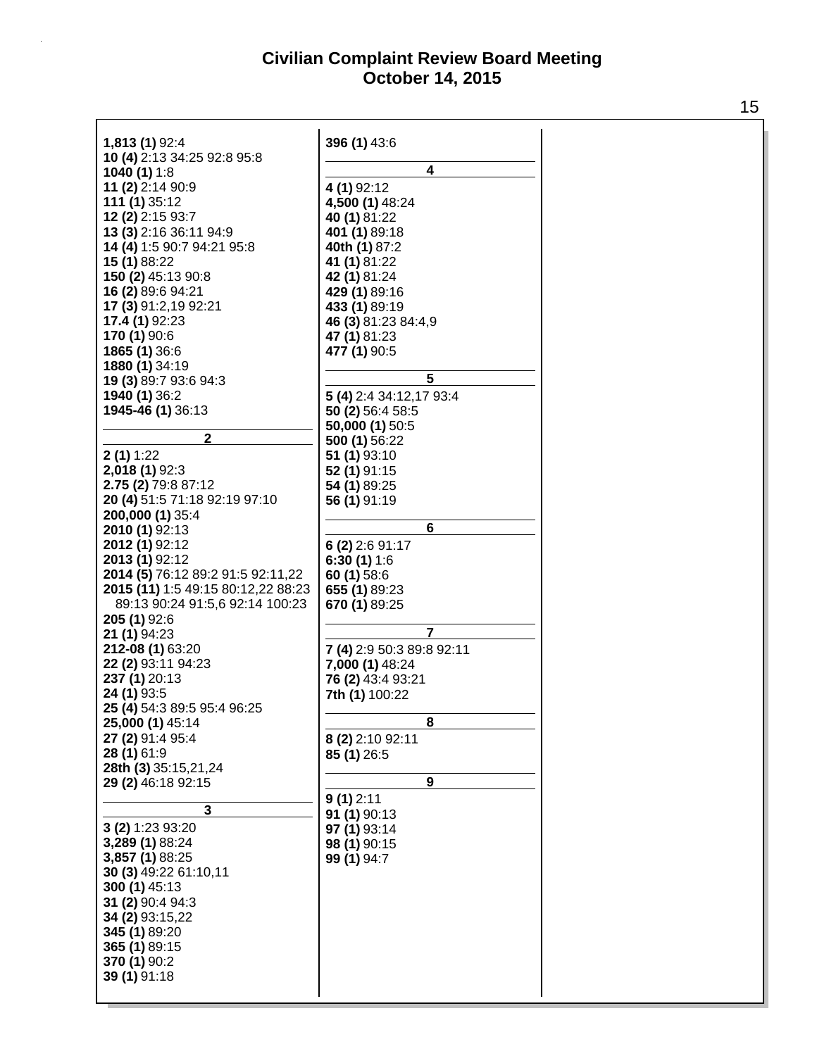**1,813 (1)** 92:4
**10 (4)** 2:13 34:25 92:8 95:8
**1040 (1)** 1:8
**11 (2)** 2:14 90:9
**111 (1)** 35:12
**12 (2)** 2:15 93:7
**13 (3)** 2:16 36:11 94:9
**14 (4)** 1:5 90:7 94:21 95:8
**15 (1)** 88:22
**150 (2)** 45:13 90:8
**16 (2)** 89:6 94:21
**17 (3)** 91:2,19 92:21
**17.4 (1)** 92:23
**170 (1)** 90:6
**1865 (1)** 36:6
**1880 (1)** 34:19
**19 (3)** 89:7 93:6 94:3
**1940 (1)** 36:2
**1945-46 (1)** 36:13

**2**

**2 (1)** 1:22
**2,018 (1)** 92:3
**2.75 (2)** 79:8 87:12
**20 (4)** 51:5 71:18 92:19 97:10
**200,000 (1)** 35:4
**2010 (1)** 92:13
**2012 (1)** 92:12
**2013 (1)** 92:12
**2014 (5)** 76:12 89:2 91:5 92:11,22
**2015 (11)** 1:5 49:15 80:12,22 88:23 89:13 90:24 91:5,6 92:14 100:23
**205 (1)** 92:6
**21 (1)** 94:23
**212-08 (1)** 63:20
**22 (2)** 93:11 94:23
**237 (1)** 20:13
**24 (1)** 93:5
**25 (4)** 54:3 89:5 95:4 96:25
**25,000 (1)** 45:14
**27 (2)** 91:4 95:4
**28 (1)** 61:9
**28th (3)** 35:15,21,24
**29 (2)** 46:18 92:15

**3**

**3 (2)** 1:23 93:20
**3,289 (1)** 88:24
**3,857 (1)** 88:25
**30 (3)** 49:22 61:10,11
**300 (1)** 45:13
**31 (2)** 90:4 94:3
**34 (2)** 93:15,22
**345 (1)** 89:20
**365 (1)** 89:15
**370 (1)** 90:2
**39 (1)** 91:18
**396 (1)** 43:6

**4**

**4 (1)** 92:12
**4,500 (1)** 48:24
**40 (1)** 81:22
**401 (1)** 89:18
**40th (1)** 87:2
**41 (1)** 81:22
**42 (1)** 81:24
**429 (1)** 89:16
**433 (1)** 89:19
**46 (3)** 81:23 84:4,9
**47 (1)** 81:23
**477 (1)** 90:5

**5**

**5 (4)** 2:4 34:12,17 93:4
**50 (2)** 56:4 58:5
**50,000 (1)** 50:5
**500 (1)** 56:22
**51 (1)** 93:10
**52 (1)** 91:15
**54 (1)** 89:25
**56 (1)** 91:19

**6**

**6 (2)** 2:6 91:17
**6:30 (1)** 1:6
**60 (1)** 58:6
**655 (1)** 89:23
**670 (1)** 89:25

**7**

**7 (4)** 2:9 50:3 89:8 92:11
**7,000 (1)** 48:24
**76 (2)** 43:4 93:21
**7th (1)** 100:22

**8**

**8 (2)** 2:10 92:11
**85 (1)** 26:5

**9**

**9 (1)** 2:11
**91 (1)** 90:13
**97 (1)** 93:14
**98 (1)** 90:15
**99 (1)** 94:7